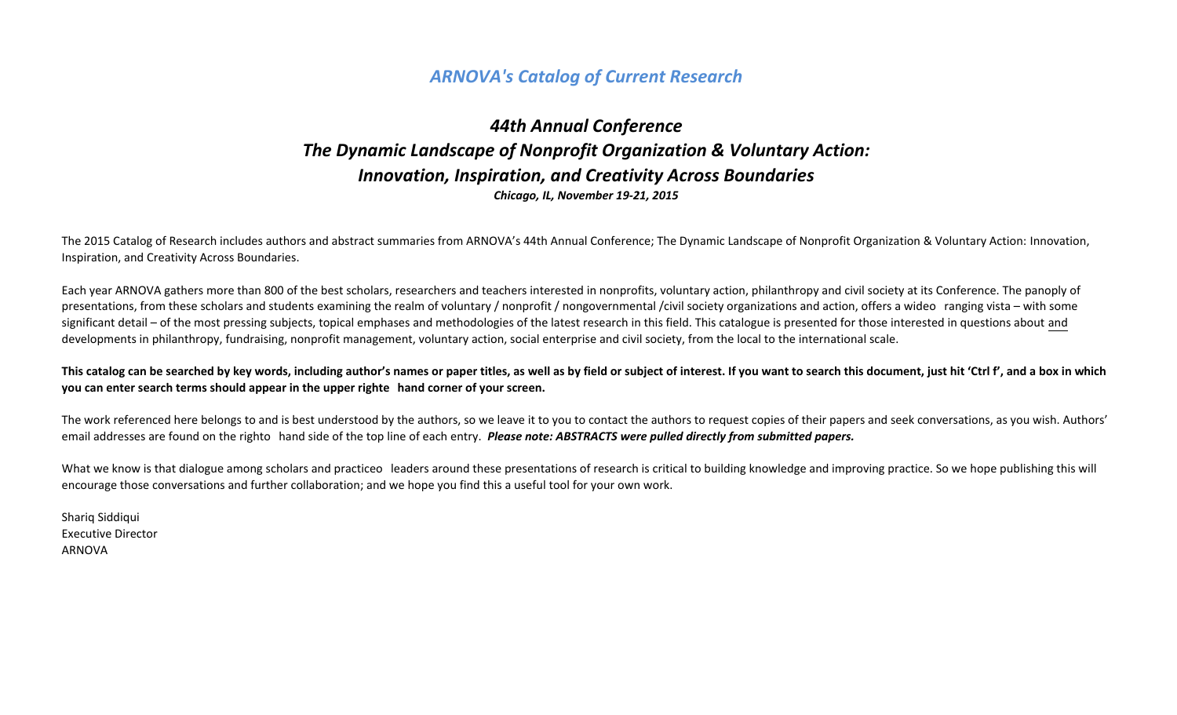# *ARNOVA's Catalog of Current Research*

## *44th Annual Conference*
## *The Dynamic Landscape of Nonprofit Organization & Voluntary Action:*
## *Innovation, Inspiration, and Creativity Across Boundaries*

***Chicago, IL, November 19-21, 2015***

The 2015 Catalog of Research includes authors and abstract summaries from ARNOVA's 44th Annual Conference; The Dynamic Landscape of Nonprofit Organization & Voluntary Action: Innovation, Inspiration, and Creativity Across Boundaries.

Each year ARNOVA gathers more than 800 of the best scholars, researchers and teachers interested in nonprofits, voluntary action, philanthropy and civil society at its Conference. The panoply of presentations, from these scholars and students examining the realm of voluntary / nonprofit / nongovernmental /civil society organizations and action, offers a wideo ranging vista – with some significant detail – of the most pressing subjects, topical emphases and methodologies of the latest research in this field. This catalogue is presented for those interested in questions about and developments in philanthropy, fundraising, nonprofit management, voluntary action, social enterprise and civil society, from the local to the international scale.

**This catalog can be searched by key words, including author's names or paper titles, as well as by field or subject of interest. If you want to search this document, just hit 'Ctrl f', and a box in which you can enter search terms should appear in the upper righte hand corner of your screen.**

The work referenced here belongs to and is best understood by the authors, so we leave it to you to contact the authors to request copies of their papers and seek conversations, as you wish. Authors' email addresses are found on the righto hand side of the top line of each entry. ***Please note: ABSTRACTS were pulled directly from submitted papers.***

What we know is that dialogue among scholars and practiceo leaders around these presentations of research is critical to building knowledge and improving practice. So we hope publishing this will encourage those conversations and further collaboration; and we hope you find this a useful tool for your own work.

Shariq Siddiqui
Executive Director
ARNOVA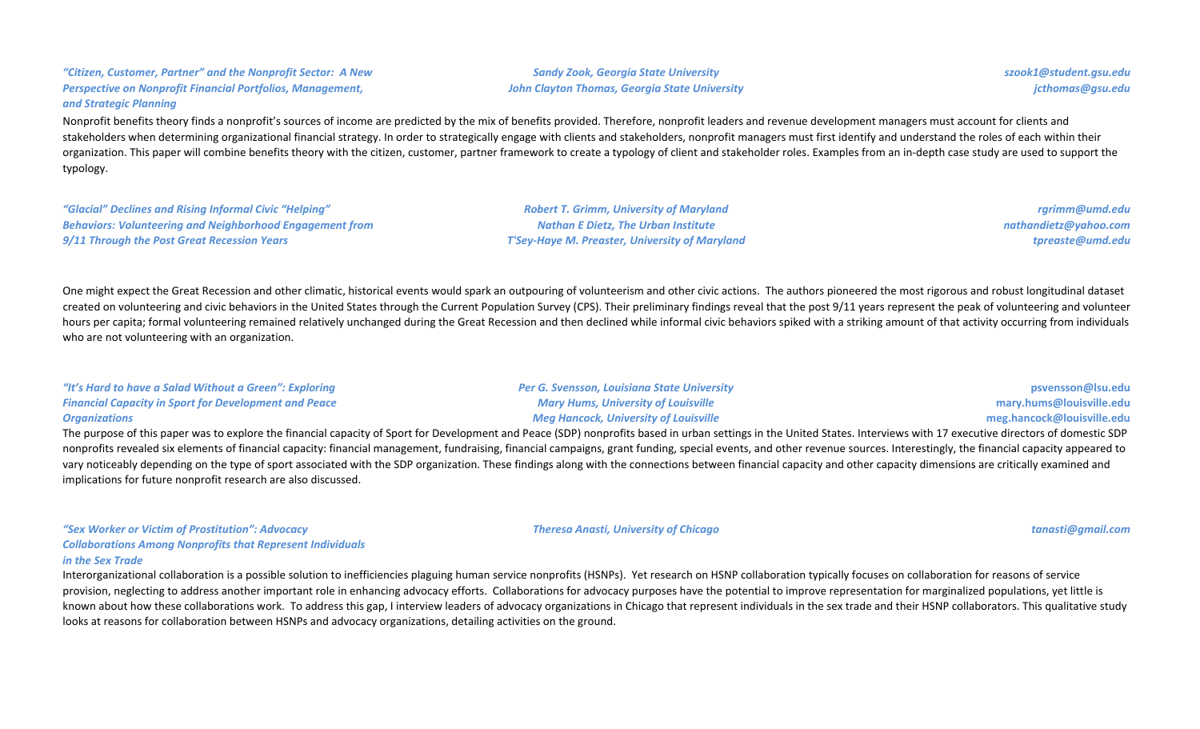### *"Citizen, Customer, Partner" and the Nonprofit Sector: A New Perspective on Nonprofit Financial Portfolios, Management, and Strategic Planning*

*Sandy Zook, Georgia State University* — *szook1@student.gsu.edu*
*John Clayton Thomas, Georgia State University* — *jcthomas@gsu.edu*

Nonprofit benefits theory finds a nonprofit's sources of income are predicted by the mix of benefits provided. Therefore, nonprofit leaders and revenue development managers must account for clients and stakeholders when determining organizational financial strategy. In order to strategically engage with clients and stakeholders, nonprofit managers must first identify and understand the roles of each within their organization. This paper will combine benefits theory with the citizen, customer, partner framework to create a typology of client and stakeholder roles. Examples from an in-depth case study are used to support the typology.

### *"Glacial" Declines and Rising Informal Civic "Helping" Behaviors: Volunteering and Neighborhood Engagement from 9/11 Through the Post Great Recession Years*

*Robert T. Grimm, University of Maryland* — *rgrimm@umd.edu*
*Nathan E Dietz, The Urban Institute* — *nathandietz@yahoo.com*
*T'Sey-Haye M. Preaster, University of Maryland* — *tpreaste@umd.edu*

One might expect the Great Recession and other climatic, historical events would spark an outpouring of volunteerism and other civic actions. The authors pioneered the most rigorous and robust longitudinal dataset created on volunteering and civic behaviors in the United States through the Current Population Survey (CPS). Their preliminary findings reveal that the post 9/11 years represent the peak of volunteering and volunteer hours per capita; formal volunteering remained relatively unchanged during the Great Recession and then declined while informal civic behaviors spiked with a striking amount of that activity occurring from individuals who are not volunteering with an organization.

### *"It's Hard to have a Salad Without a Green": Exploring Financial Capacity in Sport for Development and Peace Organizations*

*Per G. Svensson, Louisiana State University* — *psvensson@lsu.edu*
*Mary Hums, University of Louisville* — *mary.hums@louisville.edu*
*Meg Hancock, University of Louisville* — *meg.hancock@louisville.edu*

The purpose of this paper was to explore the financial capacity of Sport for Development and Peace (SDP) nonprofits based in urban settings in the United States. Interviews with 17 executive directors of domestic SDP nonprofits revealed six elements of financial capacity: financial management, fundraising, financial campaigns, grant funding, special events, and other revenue sources. Interestingly, the financial capacity appeared to vary noticeably depending on the type of sport associated with the SDP organization. These findings along with the connections between financial capacity and other capacity dimensions are critically examined and implications for future nonprofit research are also discussed.

### *"Sex Worker or Victim of Prostitution": Advocacy Collaborations Among Nonprofits that Represent Individuals in the Sex Trade*

*Theresa Anasti, University of Chicago* — *tanasti@gmail.com*

Interorganizational collaboration is a possible solution to inefficiencies plaguing human service nonprofits (HSNPs). Yet research on HSNP collaboration typically focuses on collaboration for reasons of service provision, neglecting to address another important role in enhancing advocacy efforts. Collaborations for advocacy purposes have the potential to improve representation for marginalized populations, yet little is known about how these collaborations work. To address this gap, I interview leaders of advocacy organizations in Chicago that represent individuals in the sex trade and their HSNP collaborators. This qualitative study looks at reasons for collaboration between HSNPs and advocacy organizations, detailing activities on the ground.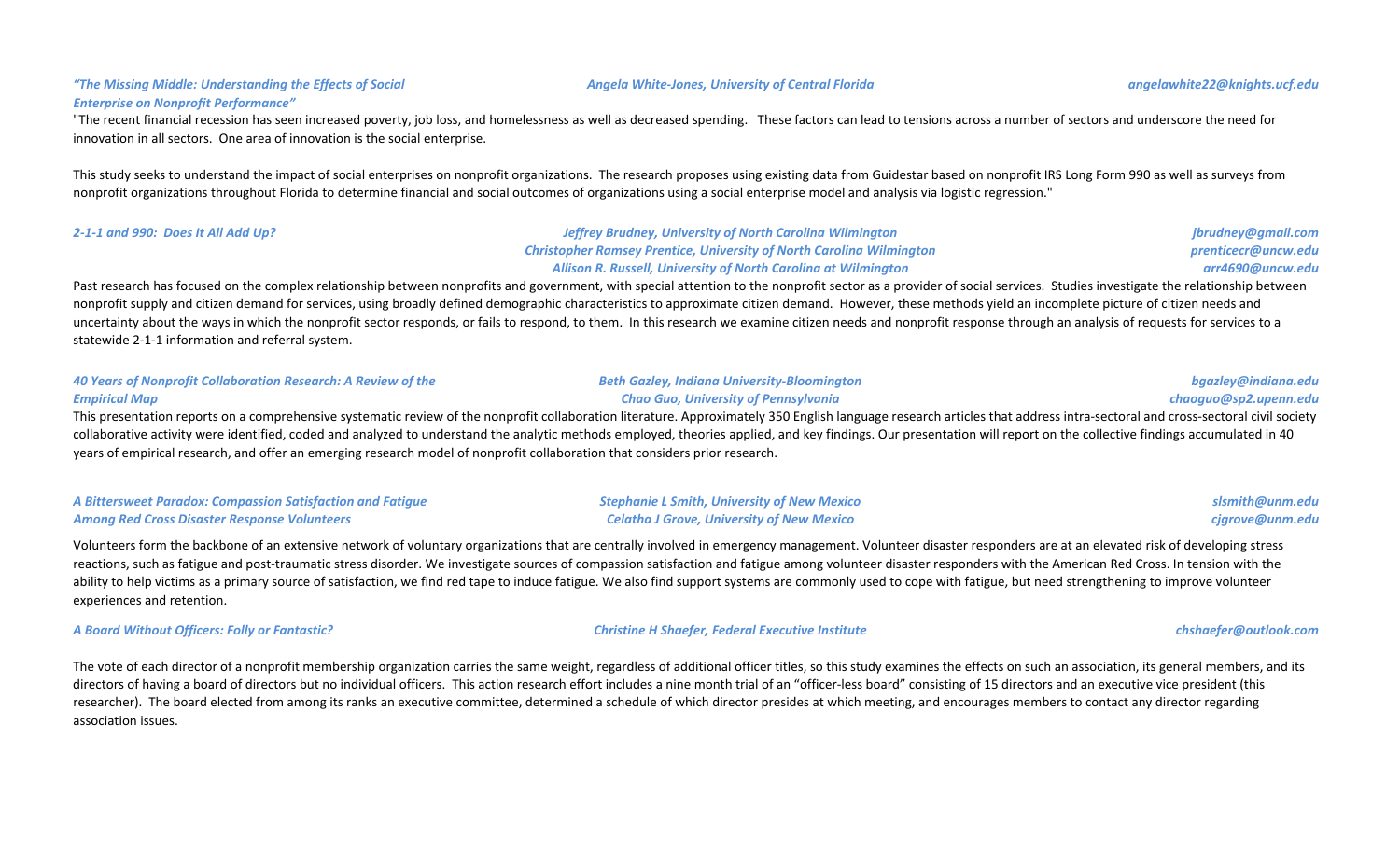***"The Missing Middle: Understanding the Effects of Social Enterprise on Nonprofit Performance"***

***Angela White-Jones, University of Central Florida*** — *angelawhite22@knights.ucf.edu*

"The recent financial recession has seen increased poverty, job loss, and homelessness as well as decreased spending. These factors can lead to tensions across a number of sectors and underscore the need for innovation in all sectors. One area of innovation is the social enterprise.

This study seeks to understand the impact of social enterprises on nonprofit organizations. The research proposes using existing data from Guidestar based on nonprofit IRS Long Form 990 as well as surveys from nonprofit organizations throughout Florida to determine financial and social outcomes of organizations using a social enterprise model and analysis via logistic regression."

***2-1-1 and 990: Does It All Add Up?***

***Jeffrey Brudney, University of North Carolina Wilmington*** — *jbrudney@gmail.com*
***Christopher Ramsey Prentice, University of North Carolina Wilmington*** — *prenticecr@uncw.edu*
***Allison R. Russell, University of North Carolina at Wilmington*** — *arr4690@uncw.edu*

Past research has focused on the complex relationship between nonprofits and government, with special attention to the nonprofit sector as a provider of social services. Studies investigate the relationship between nonprofit supply and citizen demand for services, using broadly defined demographic characteristics to approximate citizen demand. However, these methods yield an incomplete picture of citizen needs and uncertainty about the ways in which the nonprofit sector responds, or fails to respond, to them. In this research we examine citizen needs and nonprofit response through an analysis of requests for services to a statewide 2-1-1 information and referral system.

***40 Years of Nonprofit Collaboration Research: A Review of the Empirical Map***

***Beth Gazley, Indiana University-Bloomington*** — *bgazley@indiana.edu*
***Chao Guo, University of Pennsylvania*** — *chaoguo@sp2.upenn.edu*

This presentation reports on a comprehensive systematic review of the nonprofit collaboration literature. Approximately 350 English language research articles that address intra-sectoral and cross-sectoral civil society collaborative activity were identified, coded and analyzed to understand the analytic methods employed, theories applied, and key findings. Our presentation will report on the collective findings accumulated in 40 years of empirical research, and offer an emerging research model of nonprofit collaboration that considers prior research.

***A Bittersweet Paradox: Compassion Satisfaction and Fatigue Among Red Cross Disaster Response Volunteers***

***Stephanie L Smith, University of New Mexico*** — *slsmith@unm.edu*
***Celatha J Grove, University of New Mexico*** — *cjgrove@unm.edu*

Volunteers form the backbone of an extensive network of voluntary organizations that are centrally involved in emergency management. Volunteer disaster responders are at an elevated risk of developing stress reactions, such as fatigue and post-traumatic stress disorder. We investigate sources of compassion satisfaction and fatigue among volunteer disaster responders with the American Red Cross. In tension with the ability to help victims as a primary source of satisfaction, we find red tape to induce fatigue. We also find support systems are commonly used to cope with fatigue, but need strengthening to improve volunteer experiences and retention.

***A Board Without Officers: Folly or Fantastic?***

***Christine H Shaefer, Federal Executive Institute*** — *chshaefer@outlook.com*

The vote of each director of a nonprofit membership organization carries the same weight, regardless of additional officer titles, so this study examines the effects on such an association, its general members, and its directors of having a board of directors but no individual officers. This action research effort includes a nine month trial of an "officer-less board" consisting of 15 directors and an executive vice president (this researcher). The board elected from among its ranks an executive committee, determined a schedule of which director presides at which meeting, and encourages members to contact any director regarding association issues.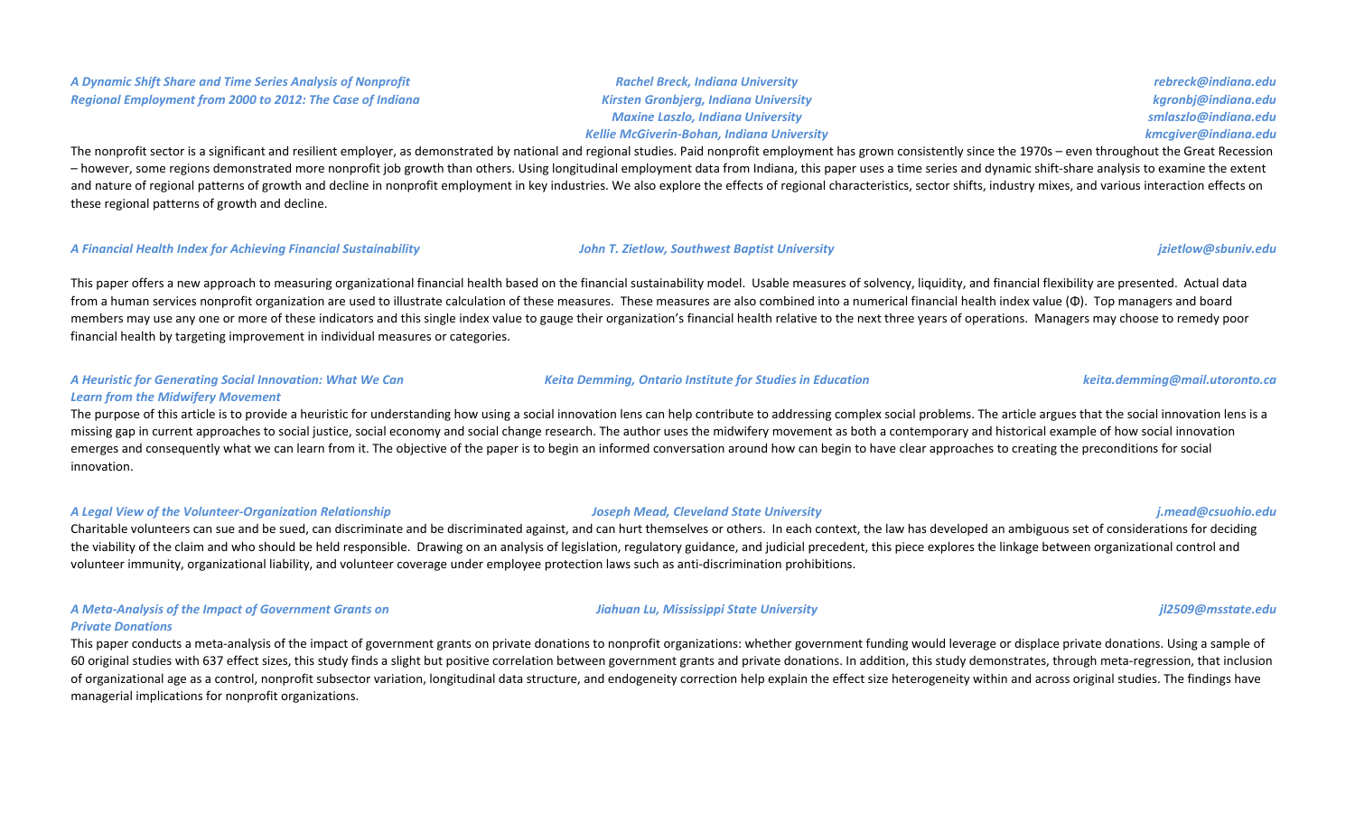### *A Dynamic Shift Share and Time Series Analysis of Nonprofit Regional Employment from 2000 to 2012: The Case of Indiana*

*Rachel Breck, Indiana University* — *rebreck@indiana.edu*
*Kirsten Gronbjerg, Indiana University* — *kgronbj@indiana.edu*
*Maxine Laszlo, Indiana University* — *smlaszlo@indiana.edu*
*Kellie McGiverin-Bohan, Indiana University* — *kmcgiver@indiana.edu*

The nonprofit sector is a significant and resilient employer, as demonstrated by national and regional studies. Paid nonprofit employment has grown consistently since the 1970s – even throughout the Great Recession – however, some regions demonstrated more nonprofit job growth than others. Using longitudinal employment data from Indiana, this paper uses a time series and dynamic shift-share analysis to examine the extent and nature of regional patterns of growth and decline in nonprofit employment in key industries. We also explore the effects of regional characteristics, sector shifts, industry mixes, and various interaction effects on these regional patterns of growth and decline.

### *A Financial Health Index for Achieving Financial Sustainability*

*John T. Zietlow, Southwest Baptist University* — *jzietlow@sbuniv.edu*

This paper offers a new approach to measuring organizational financial health based on the financial sustainability model. Usable measures of solvency, liquidity, and financial flexibility are presented. Actual data from a human services nonprofit organization are used to illustrate calculation of these measures. These measures are also combined into a numerical financial health index value (Φ). Top managers and board members may use any one or more of these indicators and this single index value to gauge their organization's financial health relative to the next three years of operations. Managers may choose to remedy poor financial health by targeting improvement in individual measures or categories.

### *A Heuristic for Generating Social Innovation: What We Can Learn from the Midwifery Movement*

*Keita Demming, Ontario Institute for Studies in Education* — *keita.demming@mail.utoronto.ca*

The purpose of this article is to provide a heuristic for understanding how using a social innovation lens can help contribute to addressing complex social problems. The article argues that the social innovation lens is a missing gap in current approaches to social justice, social economy and social change research. The author uses the midwifery movement as both a contemporary and historical example of how social innovation emerges and consequently what we can learn from it. The objective of the paper is to begin an informed conversation around how can begin to have clear approaches to creating the preconditions for social innovation.

### *A Legal View of the Volunteer-Organization Relationship*

*Joseph Mead, Cleveland State University* — *j.mead@csuohio.edu*

Charitable volunteers can sue and be sued, can discriminate and be discriminated against, and can hurt themselves or others. In each context, the law has developed an ambiguous set of considerations for deciding the viability of the claim and who should be held responsible. Drawing on an analysis of legislation, regulatory guidance, and judicial precedent, this piece explores the linkage between organizational control and volunteer immunity, organizational liability, and volunteer coverage under employee protection laws such as anti-discrimination prohibitions.

### *A Meta-Analysis of the Impact of Government Grants on Private Donations*

*Jiahuan Lu, Mississippi State University* — *jl2509@msstate.edu*

This paper conducts a meta-analysis of the impact of government grants on private donations to nonprofit organizations: whether government funding would leverage or displace private donations. Using a sample of 60 original studies with 637 effect sizes, this study finds a slight but positive correlation between government grants and private donations. In addition, this study demonstrates, through meta-regression, that inclusion of organizational age as a control, nonprofit subsector variation, longitudinal data structure, and endogeneity correction help explain the effect size heterogeneity within and across original studies. The findings have managerial implications for nonprofit organizations.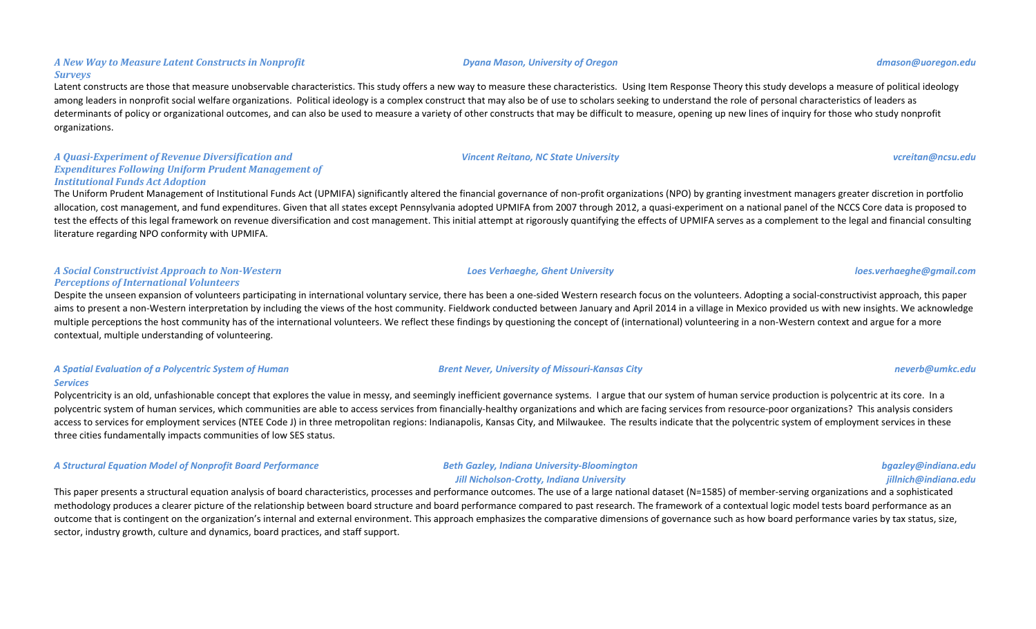### *A New Way to Measure Latent Constructs in Nonprofit Surveys*

*Dyana Mason, University of Oregon* — *dmason@uoregon.edu*

Latent constructs are those that measure unobservable characteristics. This study offers a new way to measure these characteristics. Using Item Response Theory this study develops a measure of political ideology among leaders in nonprofit social welfare organizations. Political ideology is a complex construct that may also be of use to scholars seeking to understand the role of personal characteristics of leaders as determinants of policy or organizational outcomes, and can also be used to measure a variety of other constructs that may be difficult to measure, opening up new lines of inquiry for those who study nonprofit organizations.

### *A Quasi-Experiment of Revenue Diversification and Expenditures Following Uniform Prudent Management of Institutional Funds Act Adoption*

*Vincent Reitano, NC State University* — *vcreitan@ncsu.edu*

The Uniform Prudent Management of Institutional Funds Act (UPMIFA) significantly altered the financial governance of non-profit organizations (NPO) by granting investment managers greater discretion in portfolio allocation, cost management, and fund expenditures. Given that all states except Pennsylvania adopted UPMIFA from 2007 through 2012, a quasi-experiment on a national panel of the NCCS Core data is proposed to test the effects of this legal framework on revenue diversification and cost management. This initial attempt at rigorously quantifying the effects of UPMIFA serves as a complement to the legal and financial consulting literature regarding NPO conformity with UPMIFA.

### *A Social Constructivist Approach to Non-Western Perceptions of International Volunteers*

*Loes Verhaeghe, Ghent University* — *loes.verhaeghe@gmail.com*

Despite the unseen expansion of volunteers participating in international voluntary service, there has been a one-sided Western research focus on the volunteers. Adopting a social-constructivist approach, this paper aims to present a non-Western interpretation by including the views of the host community. Fieldwork conducted between January and April 2014 in a village in Mexico provided us with new insights. We acknowledge multiple perceptions the host community has of the international volunteers. We reflect these findings by questioning the concept of (international) volunteering in a non-Western context and argue for a more contextual, multiple understanding of volunteering.

### *A Spatial Evaluation of a Polycentric System of Human Services*

*Brent Never, University of Missouri-Kansas City* — *neverb@umkc.edu*

Polycentricity is an old, unfashionable concept that explores the value in messy, and seemingly inefficient governance systems. I argue that our system of human service production is polycentric at its core. In a polycentric system of human services, which communities are able to access services from financially-healthy organizations and which are facing services from resource-poor organizations? This analysis considers access to services for employment services (NTEE Code J) in three metropolitan regions: Indianapolis, Kansas City, and Milwaukee. The results indicate that the polycentric system of employment services in these three cities fundamentally impacts communities of low SES status.

### *A Structural Equation Model of Nonprofit Board Performance*

*Beth Gazley, Indiana University-Bloomington* — *bgazley@indiana.edu*
*Jill Nicholson-Crotty, Indiana University* — *jillnich@indiana.edu*

This paper presents a structural equation analysis of board characteristics, processes and performance outcomes. The use of a large national dataset (N=1585) of member-serving organizations and a sophisticated methodology produces a clearer picture of the relationship between board structure and board performance compared to past research. The framework of a contextual logic model tests board performance as an outcome that is contingent on the organization's internal and external environment. This approach emphasizes the comparative dimensions of governance such as how board performance varies by tax status, size, sector, industry growth, culture and dynamics, board practices, and staff support.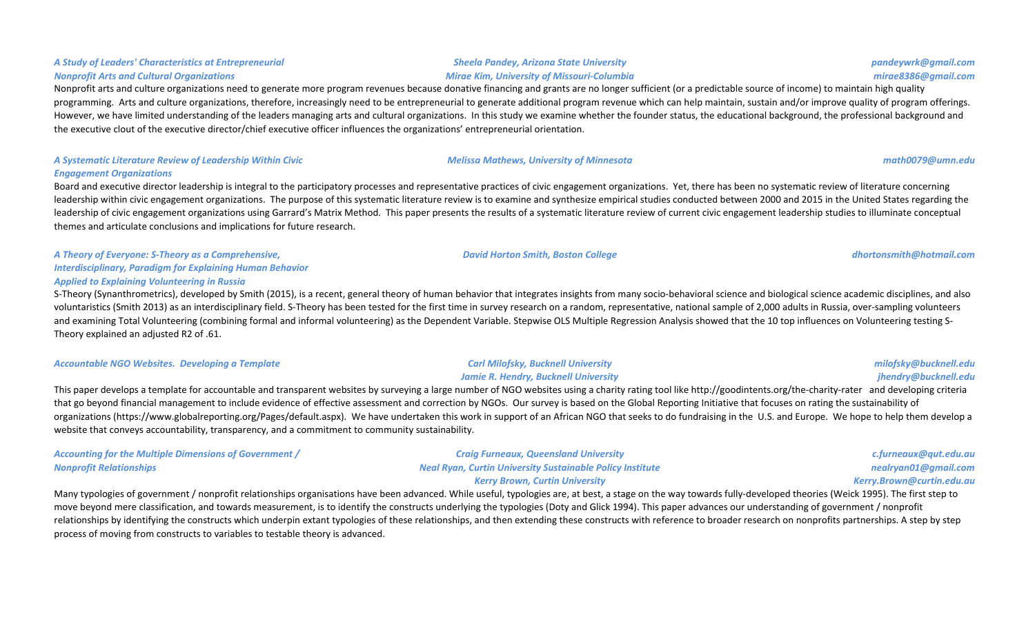***A Study of Leaders' Characteristics at Entrepreneurial Nonprofit Arts and Cultural Organizations***

*Sheela Pandey, Arizona State University* — *pandeywrk@gmail.com*
*Mirae Kim, University of Missouri-Columbia* — *mirae8386@gmail.com*

Nonprofit arts and culture organizations need to generate more program revenues because donative financing and grants are no longer sufficient (or a predictable source of income) to maintain high quality programming. Arts and culture organizations, therefore, increasingly need to be entrepreneurial to generate additional program revenue which can help maintain, sustain and/or improve quality of program offerings. However, we have limited understanding of the leaders managing arts and cultural organizations. In this study we examine whether the founder status, the educational background, the professional background and the executive clout of the executive director/chief executive officer influences the organizations' entrepreneurial orientation.

***A Systematic Literature Review of Leadership Within Civic Engagement Organizations***

*Melissa Mathews, University of Minnesota* — *math0079@umn.edu*

Board and executive director leadership is integral to the participatory processes and representative practices of civic engagement organizations. Yet, there has been no systematic review of literature concerning leadership within civic engagement organizations. The purpose of this systematic literature review is to examine and synthesize empirical studies conducted between 2000 and 2015 in the United States regarding the leadership of civic engagement organizations using Garrard's Matrix Method. This paper presents the results of a systematic literature review of current civic engagement leadership studies to illuminate conceptual themes and articulate conclusions and implications for future research.

***A Theory of Everyone: S-Theory as a Comprehensive, Interdisciplinary, Paradigm for Explaining Human Behavior Applied to Explaining Volunteering in Russia***

*David Horton Smith, Boston College* — *dhortonsmith@hotmail.com*

S-Theory (Synanthrometrics), developed by Smith (2015), is a recent, general theory of human behavior that integrates insights from many socio-behavioral science and biological science academic disciplines, and also voluntaristics (Smith 2013) as an interdisciplinary field. S-Theory has been tested for the first time in survey research on a random, representative, national sample of 2,000 adults in Russia, over-sampling volunteers and examining Total Volunteering (combining formal and informal volunteering) as the Dependent Variable. Stepwise OLS Multiple Regression Analysis showed that the 10 top influences on Volunteering testing S-Theory explained an adjusted $R^2$ of .61.

***Accountable NGO Websites. Developing a Template***

*Carl Milofsky, Bucknell University* — *milofsky@bucknell.edu*
*Jamie R. Hendry, Bucknell University* — *jhendry@bucknell.edu*

This paper develops a template for accountable and transparent websites by surveying a large number of NGO websites using a charity rating tool like http://goodintents.org/the-charity-rater and developing criteria that go beyond financial management to include evidence of effective assessment and correction by NGOs. Our survey is based on the Global Reporting Initiative that focuses on rating the sustainability of organizations (https://www.globalreporting.org/Pages/default.aspx). We have undertaken this work in support of an African NGO that seeks to do fundraising in the U.S. and Europe. We hope to help them develop a website that conveys accountability, transparency, and a commitment to community sustainability.

***Accounting for the Multiple Dimensions of Government / Nonprofit Relationships***

*Craig Furneaux, Queensland University* — *c.furneaux@qut.edu.au*
*Neal Ryan, Curtin University Sustainable Policy Institute* — *nealryan01@gmail.com*
*Kerry Brown, Curtin University* — *Kerry.Brown@curtin.edu.au*

Many typologies of government / nonprofit relationships organisations have been advanced. While useful, typologies are, at best, a stage on the way towards fully-developed theories (Weick 1995). The first step to move beyond mere classification, and towards measurement, is to identify the constructs underlying the typologies (Doty and Glick 1994). This paper advances our understanding of government / nonprofit relationships by identifying the constructs which underpin extant typologies of these relationships, and then extending these constructs with reference to broader research on nonprofits partnerships. A step by step process of moving from constructs to variables to testable theory is advanced.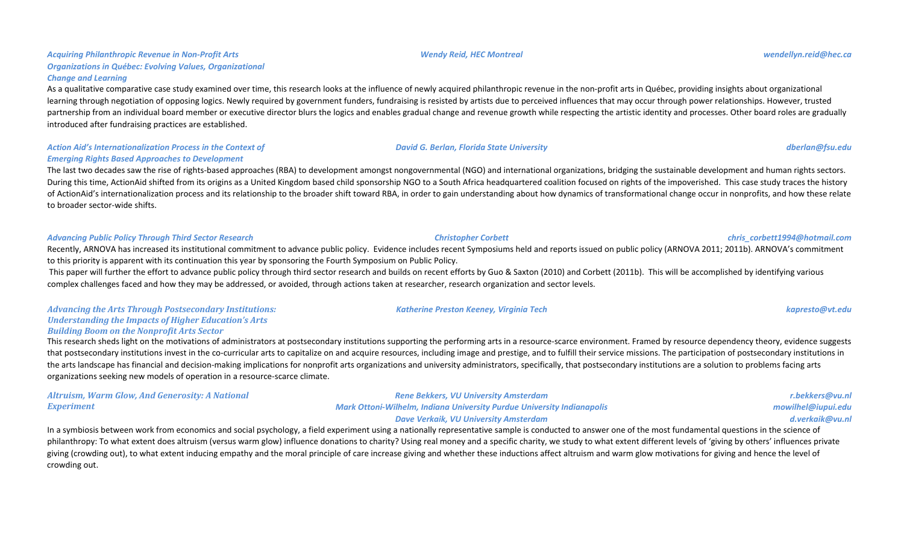### *Acquiring Philanthropic Revenue in Non-Profit Arts Organizations in Québec: Evolving Values, Organizational Change and Learning*

*Wendy Reid, HEC Montreal* — *wendellyn.reid@hec.ca*

As a qualitative comparative case study examined over time, this research looks at the influence of newly acquired philanthropic revenue in the non-profit arts in Québec, providing insights about organizational learning through negotiation of opposing logics. Newly required by government funders, fundraising is resisted by artists due to perceived influences that may occur through power relationships. However, trusted partnership from an individual board member or executive director blurs the logics and enables gradual change and revenue growth while respecting the artistic identity and processes. Other board roles are gradually introduced after fundraising practices are established.

### *Action Aid's Internationalization Process in the Context of Emerging Rights Based Approaches to Development*

*David G. Berlan, Florida State University* — *dberlan@fsu.edu*

The last two decades saw the rise of rights-based approaches (RBA) to development amongst nongovernmental (NGO) and international organizations, bridging the sustainable development and human rights sectors. During this time, ActionAid shifted from its origins as a United Kingdom based child sponsorship NGO to a South Africa headquartered coalition focused on rights of the impoverished. This case study traces the history of ActionAid's internationalization process and its relationship to the broader shift toward RBA, in order to gain understanding about how dynamics of transformational change occur in nonprofits, and how these relate to broader sector-wide shifts.

### *Advancing Public Policy Through Third Sector Research*

*Christopher Corbett* — *chris_corbett1994@hotmail.com*

Recently, ARNOVA has increased its institutional commitment to advance public policy. Evidence includes recent Symposiums held and reports issued on public policy (ARNOVA 2011; 2011b). ARNOVA's commitment to this priority is apparent with its continuation this year by sponsoring the Fourth Symposium on Public Policy.

This paper will further the effort to advance public policy through third sector research and builds on recent efforts by Guo & Saxton (2010) and Corbett (2011b). This will be accomplished by identifying various complex challenges faced and how they may be addressed, or avoided, through actions taken at researcher, research organization and sector levels.

### *Advancing the Arts Through Postsecondary Institutions: Understanding the Impacts of Higher Education's Arts Building Boom on the Nonprofit Arts Sector*

*Katherine Preston Keeney, Virginia Tech* — *kapresto@vt.edu*

This research sheds light on the motivations of administrators at postsecondary institutions supporting the performing arts in a resource-scarce environment. Framed by resource dependency theory, evidence suggests that postsecondary institutions invest in the co-curricular arts to capitalize on and acquire resources, including image and prestige, and to fulfill their service missions. The participation of postsecondary institutions in the arts landscape has financial and decision-making implications for nonprofit arts organizations and university administrators, specifically, that postsecondary institutions are a solution to problems facing arts organizations seeking new models of operation in a resource-scarce climate.

### *Altruism, Warm Glow, And Generosity: A National Experiment*

*Rene Bekkers, VU University Amsterdam* — *r.bekkers@vu.nl*
*Mark Ottoni-Wilhelm, Indiana University Purdue University Indianapolis* — *mowilhel@iupui.edu*
*Dave Verkaik, VU University Amsterdam* — *d.verkaik@vu.nl*

In a symbiosis between work from economics and social psychology, a field experiment using a nationally representative sample is conducted to answer one of the most fundamental questions in the science of philanthropy: To what extent does altruism (versus warm glow) influence donations to charity? Using real money and a specific charity, we study to what extent different levels of 'giving by others' influences private giving (crowding out), to what extent inducing empathy and the moral principle of care increase giving and whether these inductions affect altruism and warm glow motivations for giving and hence the level of crowding out.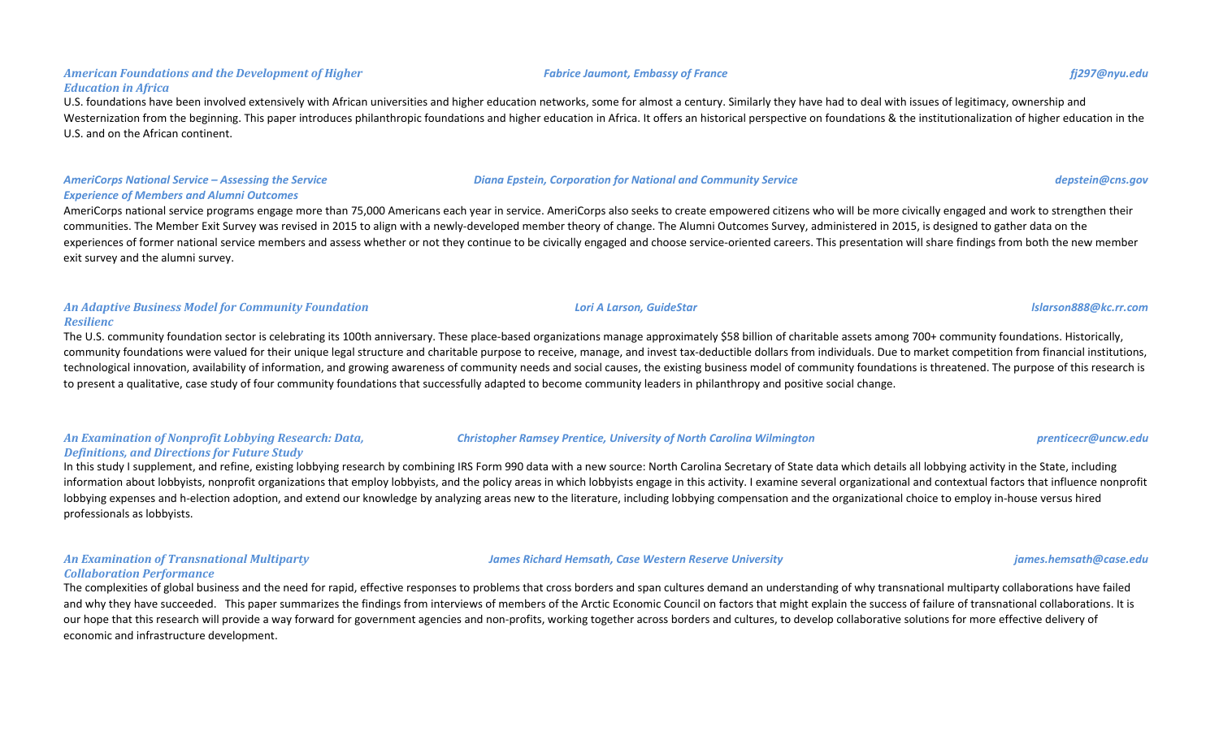***American Foundations and the Development of Higher Education in Africa*** — ***Fabrice Jaumont, Embassy of France*** — ***fj297@nyu.edu***

U.S. foundations have been involved extensively with African universities and higher education networks, some for almost a century. Similarly they have had to deal with issues of legitimacy, ownership and Westernization from the beginning. This paper introduces philanthropic foundations and higher education in Africa. It offers an historical perspective on foundations & the institutionalization of higher education in the U.S. and on the African continent.

***AmeriCorps National Service – Assessing the Service Experience of Members and Alumni Outcomes*** — ***Diana Epstein, Corporation for National and Community Service*** — ***depstein@cns.gov***

AmeriCorps national service programs engage more than 75,000 Americans each year in service. AmeriCorps also seeks to create empowered citizens who will be more civically engaged and work to strengthen their communities. The Member Exit Survey was revised in 2015 to align with a newly-developed member theory of change. The Alumni Outcomes Survey, administered in 2015, is designed to gather data on the experiences of former national service members and assess whether or not they continue to be civically engaged and choose service-oriented careers. This presentation will share findings from both the new member exit survey and the alumni survey.

***An Adaptive Business Model for Community Foundation Resilienc*** — ***Lori A Larson, GuideStar*** — ***lslarson888@kc.rr.com***

The U.S. community foundation sector is celebrating its 100th anniversary. These place-based organizations manage approximately $58 billion of charitable assets among 700+ community foundations. Historically, community foundations were valued for their unique legal structure and charitable purpose to receive, manage, and invest tax-deductible dollars from individuals. Due to market competition from financial institutions, technological innovation, availability of information, and growing awareness of community needs and social causes, the existing business model of community foundations is threatened. The purpose of this research is to present a qualitative, case study of four community foundations that successfully adapted to become community leaders in philanthropy and positive social change.

***An Examination of Nonprofit Lobbying Research: Data, Definitions, and Directions for Future Study*** — ***Christopher Ramsey Prentice, University of North Carolina Wilmington*** — ***prenticecr@uncw.edu***

In this study I supplement, and refine, existing lobbying research by combining IRS Form 990 data with a new source: North Carolina Secretary of State data which details all lobbying activity in the State, including information about lobbyists, nonprofit organizations that employ lobbyists, and the policy areas in which lobbyists engage in this activity. I examine several organizational and contextual factors that influence nonprofit lobbying expenses and h-election adoption, and extend our knowledge by analyzing areas new to the literature, including lobbying compensation and the organizational choice to employ in-house versus hired professionals as lobbyists.

***An Examination of Transnational Multiparty Collaboration Performance*** — ***James Richard Hemsath, Case Western Reserve University*** — ***james.hemsath@case.edu***

The complexities of global business and the need for rapid, effective responses to problems that cross borders and span cultures demand an understanding of why transnational multiparty collaborations have failed and why they have succeeded.   This paper summarizes the findings from interviews of members of the Arctic Economic Council on factors that might explain the success of failure of transnational collaborations. It is our hope that this research will provide a way forward for government agencies and non-profits, working together across borders and cultures, to develop collaborative solutions for more effective delivery of economic and infrastructure development.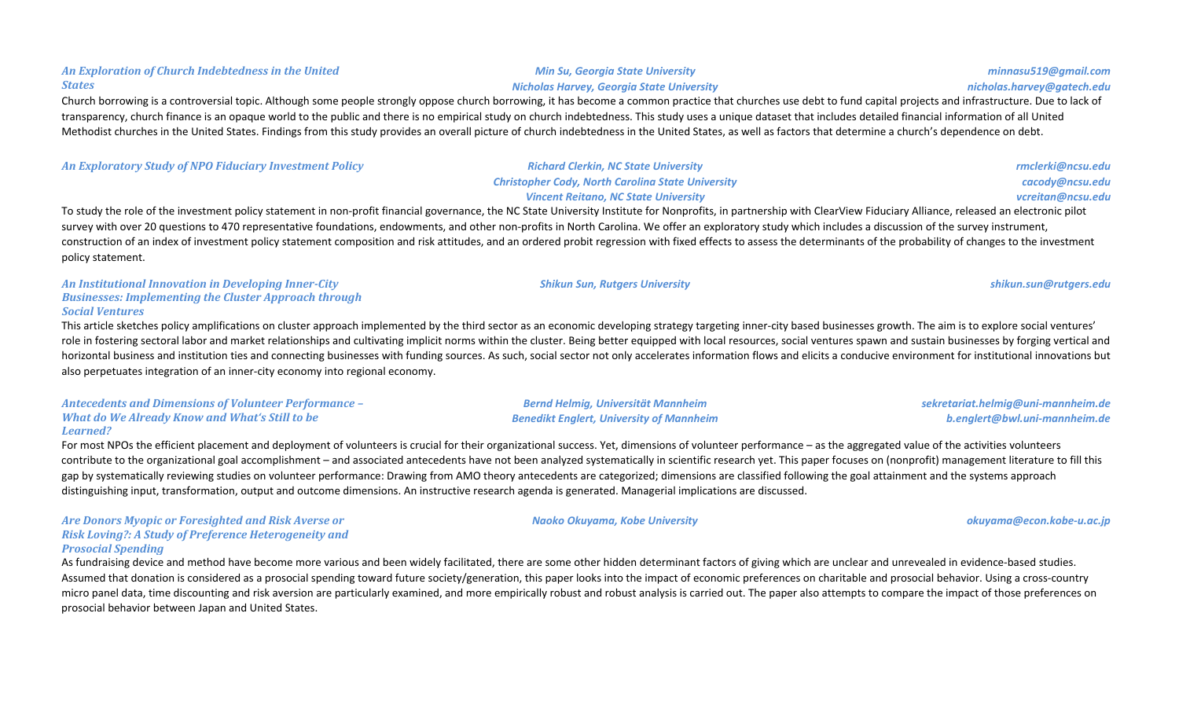### *An Exploration of Church Indebtedness in the United States*

***Min Su, Georgia State University*** — *minnasu519@gmail.com*
***Nicholas Harvey, Georgia State University*** — *nicholas.harvey@gatech.edu*

Church borrowing is a controversial topic. Although some people strongly oppose church borrowing, it has become a common practice that churches use debt to fund capital projects and infrastructure. Due to lack of transparency, church finance is an opaque world to the public and there is no empirical study on church indebtedness. This study uses a unique dataset that includes detailed financial information of all United Methodist churches in the United States. Findings from this study provides an overall picture of church indebtedness in the United States, as well as factors that determine a church's dependence on debt.

### *An Exploratory Study of NPO Fiduciary Investment Policy*

***Richard Clerkin, NC State University*** — *rmclerki@ncsu.edu*
***Christopher Cody, North Carolina State University*** — *cacody@ncsu.edu*
***Vincent Reitano, NC State University*** — *vcreitan@ncsu.edu*

To study the role of the investment policy statement in non-profit financial governance, the NC State University Institute for Nonprofits, in partnership with ClearView Fiduciary Alliance, released an electronic pilot survey with over 20 questions to 470 representative foundations, endowments, and other non-profits in North Carolina. We offer an exploratory study which includes a discussion of the survey instrument, construction of an index of investment policy statement composition and risk attitudes, and an ordered probit regression with fixed effects to assess the determinants of the probability of changes to the investment policy statement.

### *An Institutional Innovation in Developing Inner-City Businesses: Implementing the Cluster Approach through Social Ventures*

***Shikun Sun, Rutgers University*** — *shikun.sun@rutgers.edu*

This article sketches policy amplifications on cluster approach implemented by the third sector as an economic developing strategy targeting inner-city based businesses growth. The aim is to explore social ventures' role in fostering sectoral labor and market relationships and cultivating implicit norms within the cluster. Being better equipped with local resources, social ventures spawn and sustain businesses by forging vertical and horizontal business and institution ties and connecting businesses with funding sources. As such, social sector not only accelerates information flows and elicits a conducive environment for institutional innovations but also perpetuates integration of an inner-city economy into regional economy.

### *Antecedents and Dimensions of Volunteer Performance – What do We Already Know and What's Still to be Learned?*

***Bernd Helmig, Universität Mannheim*** — *sekretariat.helmig@uni-mannheim.de*
***Benedikt Englert, University of Mannheim*** — *b.englert@bwl.uni-mannheim.de*

For most NPOs the efficient placement and deployment of volunteers is crucial for their organizational success. Yet, dimensions of volunteer performance – as the aggregated value of the activities volunteers contribute to the organizational goal accomplishment – and associated antecedents have not been analyzed systematically in scientific research yet. This paper focuses on (nonprofit) management literature to fill this gap by systematically reviewing studies on volunteer performance: Drawing from AMO theory antecedents are categorized; dimensions are classified following the goal attainment and the systems approach distinguishing input, transformation, output and outcome dimensions. An instructive research agenda is generated. Managerial implications are discussed.

### *Are Donors Myopic or Foresighted and Risk Averse or Risk Loving?: A Study of Preference Heterogeneity and Prosocial Spending*

***Naoko Okuyama, Kobe University*** — *okuyama@econ.kobe-u.ac.jp*

As fundraising device and method have become more various and been widely facilitated, there are some other hidden determinant factors of giving which are unclear and unrevealed in evidence-based studies. Assumed that donation is considered as a prosocial spending toward future society/generation, this paper looks into the impact of economic preferences on charitable and prosocial behavior. Using a cross-country micro panel data, time discounting and risk aversion are particularly examined, and more empirically robust and robust analysis is carried out. The paper also attempts to compare the impact of those preferences on prosocial behavior between Japan and United States.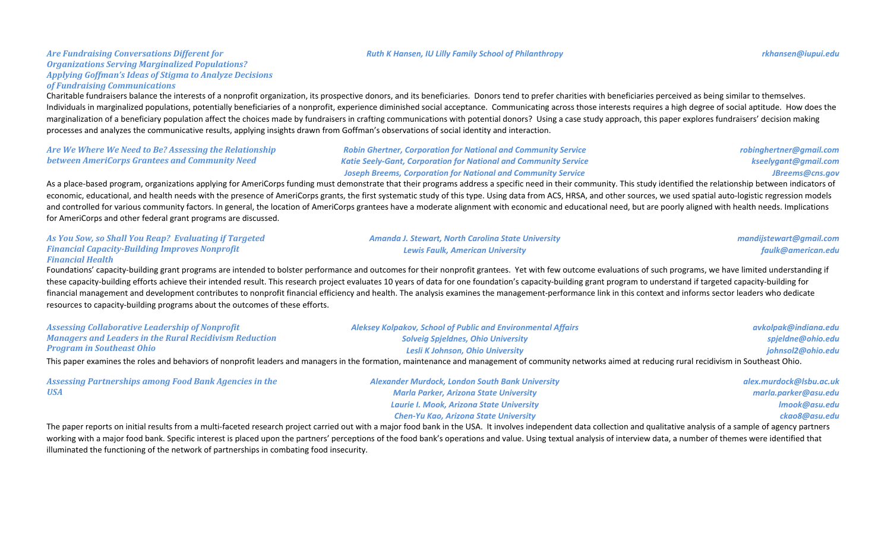### *Are Fundraising Conversations Different for Organizations Serving Marginalized Populations? Applying Goffman's Ideas of Stigma to Analyze Decisions of Fundraising Communications*

*Ruth K Hansen, IU Lilly Family School of Philanthropy* — *rkhansen@iupui.edu*

Charitable fundraisers balance the interests of a nonprofit organization, its prospective donors, and its beneficiaries. Donors tend to prefer charities with beneficiaries perceived as being similar to themselves. Individuals in marginalized populations, potentially beneficiaries of a nonprofit, experience diminished social acceptance. Communicating across those interests requires a high degree of social aptitude. How does the marginalization of a beneficiary population affect the choices made by fundraisers in crafting communications with potential donors? Using a case study approach, this paper explores fundraisers' decision making processes and analyzes the communicative results, applying insights drawn from Goffman's observations of social identity and interaction.

### *Are We Where We Need to Be? Assessing the Relationship between AmeriCorps Grantees and Community Need*

*Robin Ghertner, Corporation for National and Community Service* — *robinghertner@gmail.com*
*Katie Seely-Gant, Corporation for National and Community Service* — *kseelygant@gmail.com*
*Joseph Breems, Corporation for National and Community Service* — *JBreems@cns.gov*

As a place-based program, organizations applying for AmeriCorps funding must demonstrate that their programs address a specific need in their community. This study identified the relationship between indicators of economic, educational, and health needs with the presence of AmeriCorps grants, the first systematic study of this type. Using data from ACS, HRSA, and other sources, we used spatial auto-logistic regression models and controlled for various community factors. In general, the location of AmeriCorps grantees have a moderate alignment with economic and educational need, but are poorly aligned with health needs. Implications for AmeriCorps and other federal grant programs are discussed.

### *As You Sow, so Shall You Reap? Evaluating if Targeted Financial Capacity-Building Improves Nonprofit Financial Health*

*Amanda J. Stewart, North Carolina State University* — *mandijstewart@gmail.com*
*Lewis Faulk, American University* — *faulk@american.edu*

Foundations' capacity-building grant programs are intended to bolster performance and outcomes for their nonprofit grantees. Yet with few outcome evaluations of such programs, we have limited understanding if these capacity-building efforts achieve their intended result. This research project evaluates 10 years of data for one foundation's capacity-building grant program to understand if targeted capacity-building for financial management and development contributes to nonprofit financial efficiency and health. The analysis examines the management-performance link in this context and informs sector leaders who dedicate resources to capacity-building programs about the outcomes of these efforts.

### *Assessing Collaborative Leadership of Nonprofit Managers and Leaders in the Rural Recidivism Reduction Program in Southeast Ohio*

*Aleksey Kolpakov, School of Public and Environmental Affairs* — *avkolpak@indiana.edu*
*Solveig Spjeldnes, Ohio University* — *spjeldne@ohio.edu*
*Lesli K Johnson, Ohio University* — *johnsol2@ohio.edu*

This paper examines the roles and behaviors of nonprofit leaders and managers in the formation, maintenance and management of community networks aimed at reducing rural recidivism in Southeast Ohio.

### *Assessing Partnerships among Food Bank Agencies in the USA*

*Alexander Murdock, London South Bank University* — *alex.murdock@lsbu.ac.uk*
*Marla Parker, Arizona State University* — *marla.parker@asu.edu*
*Laurie I. Mook, Arizona State University* — *lmook@asu.edu*
*Chen-Yu Kao, Arizona State University* — *ckao8@asu.edu*

The paper reports on initial results from a multi-faceted research project carried out with a major food bank in the USA. It involves independent data collection and qualitative analysis of a sample of agency partners working with a major food bank. Specific interest is placed upon the partners' perceptions of the food bank's operations and value. Using textual analysis of interview data, a number of themes were identified that illuminated the functioning of the network of partnerships in combating food insecurity.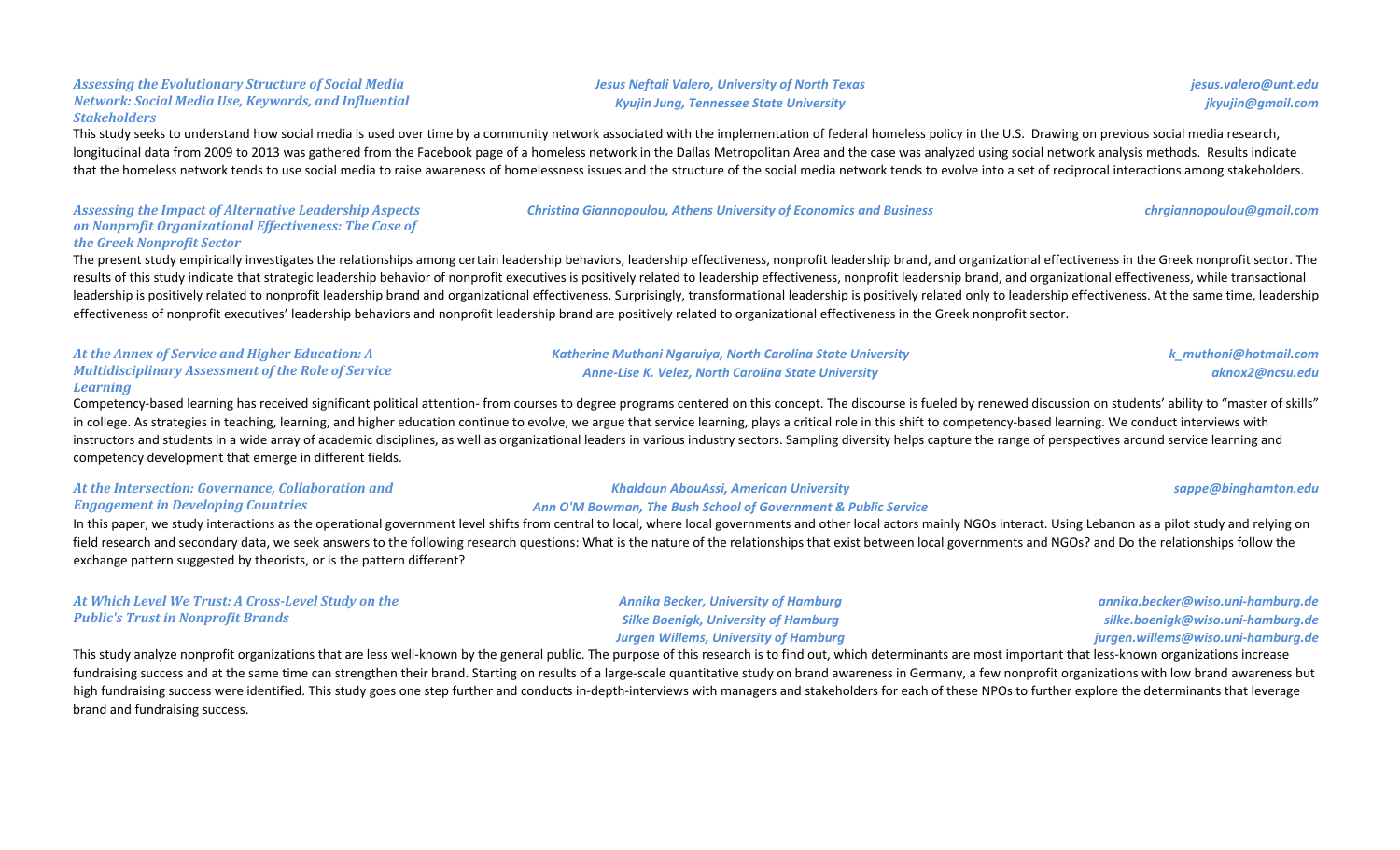### *Assessing the Evolutionary Structure of Social Media Network: Social Media Use, Keywords, and Influential Stakeholders*

*Jesus Neftali Valero, University of North Texas* — *jesus.valero@unt.edu*
*Kyujin Jung, Tennessee State University* — *jkyujin@gmail.com*

This study seeks to understand how social media is used over time by a community network associated with the implementation of federal homeless policy in the U.S. Drawing on previous social media research, longitudinal data from 2009 to 2013 was gathered from the Facebook page of a homeless network in the Dallas Metropolitan Area and the case was analyzed using social network analysis methods. Results indicate that the homeless network tends to use social media to raise awareness of homelessness issues and the structure of the social media network tends to evolve into a set of reciprocal interactions among stakeholders.

### *Assessing the Impact of Alternative Leadership Aspects on Nonprofit Organizational Effectiveness: The Case of the Greek Nonprofit Sector*

*Christina Giannopoulou, Athens University of Economics and Business* — *chrgiannopoulou@gmail.com*

The present study empirically investigates the relationships among certain leadership behaviors, leadership effectiveness, nonprofit leadership brand, and organizational effectiveness in the Greek nonprofit sector. The results of this study indicate that strategic leadership behavior of nonprofit executives is positively related to leadership effectiveness, nonprofit leadership brand, and organizational effectiveness, while transactional leadership is positively related to nonprofit leadership brand and organizational effectiveness. Surprisingly, transformational leadership is positively related only to leadership effectiveness. At the same time, leadership effectiveness of nonprofit executives' leadership behaviors and nonprofit leadership brand are positively related to organizational effectiveness in the Greek nonprofit sector.

### *At the Annex of Service and Higher Education: A Multidisciplinary Assessment of the Role of Service Learning*

*Katherine Muthoni Ngaruiya, North Carolina State University* — *k_muthoni@hotmail.com*
*Anne-Lise K. Velez, North Carolina State University* — *aknox2@ncsu.edu*

Competency-based learning has received significant political attention- from courses to degree programs centered on this concept. The discourse is fueled by renewed discussion on students' ability to "master of skills" in college. As strategies in teaching, learning, and higher education continue to evolve, we argue that service learning, plays a critical role in this shift to competency-based learning. We conduct interviews with instructors and students in a wide array of academic disciplines, as well as organizational leaders in various industry sectors. Sampling diversity helps capture the range of perspectives around service learning and competency development that emerge in different fields.

### *At the Intersection: Governance, Collaboration and Engagement in Developing Countries*

*Khaldoun AbouAssi, American University* — *sappe@binghamton.edu*
*Ann O'M Bowman, The Bush School of Government & Public Service*

In this paper, we study interactions as the operational government level shifts from central to local, where local governments and other local actors mainly NGOs interact. Using Lebanon as a pilot study and relying on field research and secondary data, we seek answers to the following research questions: What is the nature of the relationships that exist between local governments and NGOs? and Do the relationships follow the exchange pattern suggested by theorists, or is the pattern different?

### *At Which Level We Trust: A Cross-Level Study on the Public's Trust in Nonprofit Brands*

*Annika Becker, University of Hamburg* — *annika.becker@wiso.uni-hamburg.de*
*Silke Boenigk, University of Hamburg* — *silke.boenigk@wiso.uni-hamburg.de*
*Jurgen Willems, University of Hamburg* — *jurgen.willems@wiso.uni-hamburg.de*

This study analyze nonprofit organizations that are less well-known by the general public. The purpose of this research is to find out, which determinants are most important that less-known organizations increase fundraising success and at the same time can strengthen their brand. Starting on results of a large-scale quantitative study on brand awareness in Germany, a few nonprofit organizations with low brand awareness but high fundraising success were identified. This study goes one step further and conducts in-depth-interviews with managers and stakeholders for each of these NPOs to further explore the determinants that leverage brand and fundraising success.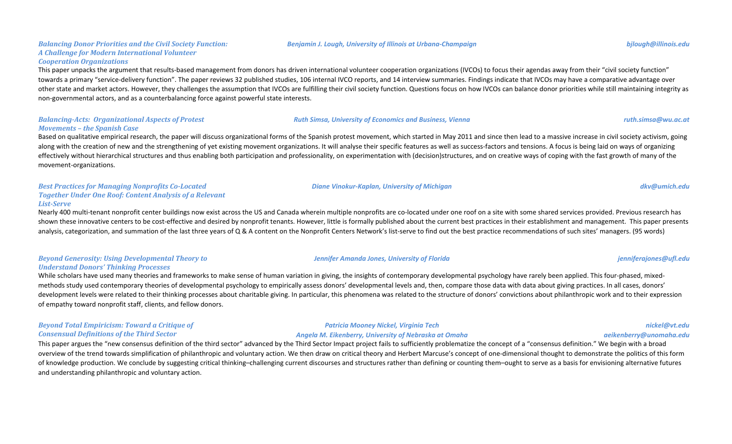### *Balancing Donor Priorities and the Civil Society Function: A Challenge for Modern International Volunteer Cooperation Organizations*

***Benjamin J. Lough, University of Illinois at Urbana-Champaign*** — ***bjlough@illinois.edu***

This paper unpacks the argument that results-based management from donors has driven international volunteer cooperation organizations (IVCOs) to focus their agendas away from their "civil society function" towards a primary "service-delivery function". The paper reviews 32 published studies, 106 internal IVCO reports, and 14 interview summaries. Findings indicate that IVCOs may have a comparative advantage over other state and market actors. However, they challenges the assumption that IVCOs are fulfilling their civil society function. Questions focus on how IVCOs can balance donor priorities while still maintaining integrity as non-governmental actors, and as a counterbalancing force against powerful state interests.

### *Balancing-Acts: Organizational Aspects of Protest Movements – the Spanish Case*

***Ruth Simsa, University of Economics and Business, Vienna*** — ***ruth.simsa@wu.ac.at***

Based on qualitative empirical research, the paper will discuss organizational forms of the Spanish protest movement, which started in May 2011 and since then lead to a massive increase in civil society activism, going along with the creation of new and the strengthening of yet existing movement organizations. It will analyse their specific features as well as success-factors and tensions. A focus is being laid on ways of organizing effectively without hierarchical structures and thus enabling both participation and professionality, on experimentation with (decision)structures, and on creative ways of coping with the fast growth of many of the movement-organizations.

### *Best Practices for Managing Nonprofits Co-Located Together Under One Roof: Content Analysis of a Relevant List-Serve*

***Diane Vinokur-Kaplan, University of Michigan*** — ***dkv@umich.edu***

Nearly 400 multi-tenant nonprofit center buildings now exist across the US and Canada wherein multiple nonprofits are co-located under one roof on a site with some shared services provided. Previous research has shown these innovative centers to be cost-effective and desired by nonprofit tenants. However, little is formally published about the current best practices in their establishment and management. This paper presents analysis, categorization, and summation of the last three years of Q & A content on the Nonprofit Centers Network's list-serve to find out the best practice recommendations of such sites' managers. (95 words)

### *Beyond Generosity: Using Developmental Theory to Understand Donors' Thinking Processes*

***Jennifer Amanda Jones, University of Florida*** — ***jenniferajones@ufl.edu***

While scholars have used many theories and frameworks to make sense of human variation in giving, the insights of contemporary developmental psychology have rarely been applied. This four-phased, mixed-methods study used contemporary theories of developmental psychology to empirically assess donors' developmental levels and, then, compare those data with data about giving practices. In all cases, donors' development levels were related to their thinking processes about charitable giving. In particular, this phenomena was related to the structure of donors' convictions about philanthropic work and to their expression of empathy toward nonprofit staff, clients, and fellow donors.

### *Beyond Total Empiricism: Toward a Critique of Consensual Definitions of the Third Sector*

***Patricia Mooney Nickel, Virginia Tech*** — ***nickel@vt.edu***
***Angela M. Eikenberry, University of Nebraska at Omaha*** — ***aeikenberry@unomaha.edu***

This paper argues the "new consensus definition of the third sector" advanced by the Third Sector Impact project fails to sufficiently problematize the concept of a "consensus definition." We begin with a broad overview of the trend towards simplification of philanthropic and voluntary action. We then draw on critical theory and Herbert Marcuse's concept of one-dimensional thought to demonstrate the politics of this form of knowledge production. We conclude by suggesting critical thinking–challenging current discourses and structures rather than defining or counting them–ought to serve as a basis for envisioning alternative futures and understanding philanthropic and voluntary action.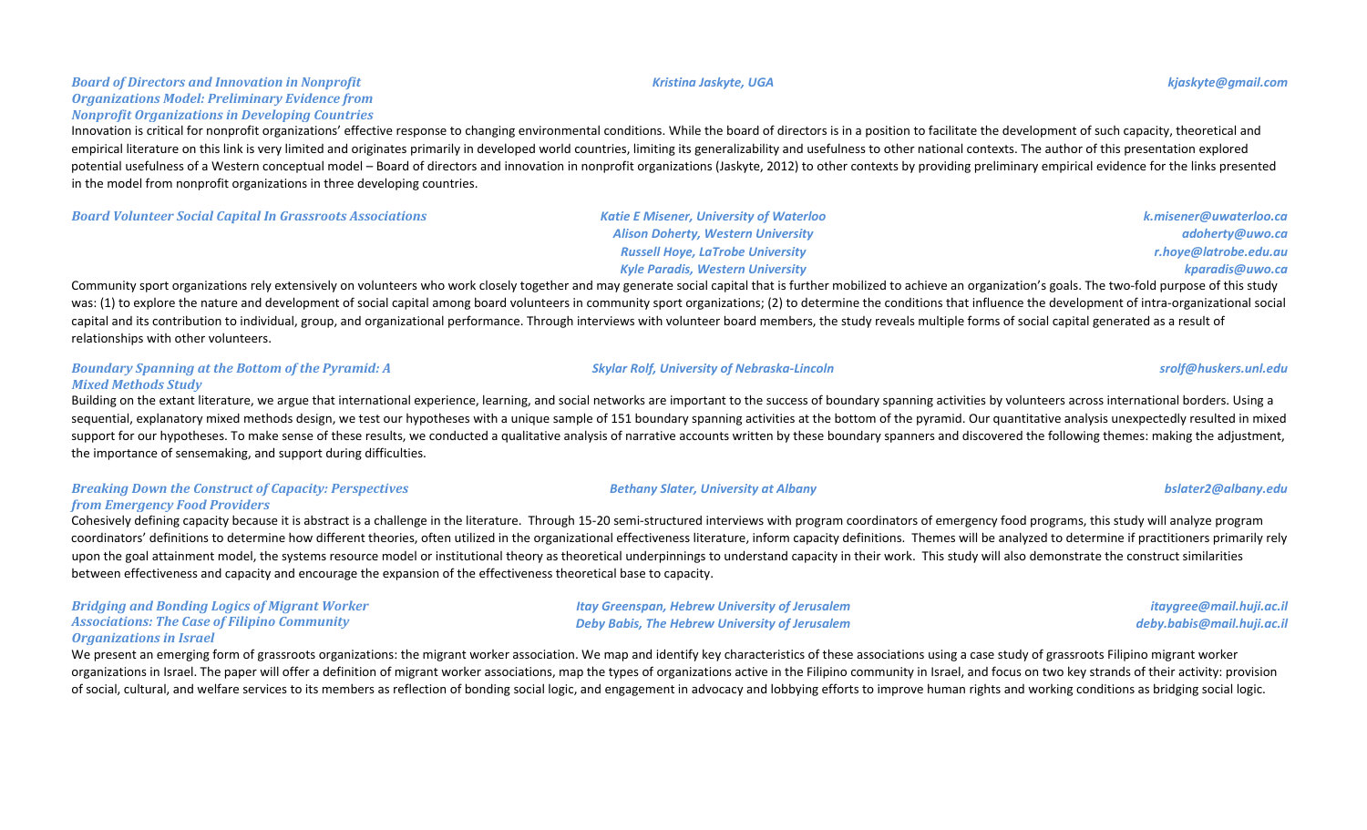### *Board of Directors and Innovation in Nonprofit Organizations Model: Preliminary Evidence from Nonprofit Organizations in Developing Countries*

*Kristina Jaskyte, UGA* — *kjaskyte@gmail.com*

Innovation is critical for nonprofit organizations' effective response to changing environmental conditions. While the board of directors is in a position to facilitate the development of such capacity, theoretical and empirical literature on this link is very limited and originates primarily in developed world countries, limiting its generalizability and usefulness to other national contexts. The author of this presentation explored potential usefulness of a Western conceptual model – Board of directors and innovation in nonprofit organizations (Jaskyte, 2012) to other contexts by providing preliminary empirical evidence for the links presented in the model from nonprofit organizations in three developing countries.

### *Board Volunteer Social Capital In Grassroots Associations*

*Katie E Misener, University of Waterloo* — *k.misener@uwaterloo.ca*
*Alison Doherty, Western University* — *adoherty@uwo.ca*
*Russell Hoye, LaTrobe University* — *r.hoye@latrobe.edu.au*
*Kyle Paradis, Western University* — *kparadis@uwo.ca*

Community sport organizations rely extensively on volunteers who work closely together and may generate social capital that is further mobilized to achieve an organization's goals. The two-fold purpose of this study was: (1) to explore the nature and development of social capital among board volunteers in community sport organizations; (2) to determine the conditions that influence the development of intra-organizational social capital and its contribution to individual, group, and organizational performance. Through interviews with volunteer board members, the study reveals multiple forms of social capital generated as a result of relationships with other volunteers.

### *Boundary Spanning at the Bottom of the Pyramid: A Mixed Methods Study*

*Skylar Rolf, University of Nebraska-Lincoln* — *srolf@huskers.unl.edu*

Building on the extant literature, we argue that international experience, learning, and social networks are important to the success of boundary spanning activities by volunteers across international borders. Using a sequential, explanatory mixed methods design, we test our hypotheses with a unique sample of 151 boundary spanning activities at the bottom of the pyramid. Our quantitative analysis unexpectedly resulted in mixed support for our hypotheses. To make sense of these results, we conducted a qualitative analysis of narrative accounts written by these boundary spanners and discovered the following themes: making the adjustment, the importance of sensemaking, and support during difficulties.

### *Breaking Down the Construct of Capacity: Perspectives from Emergency Food Providers*

*Bethany Slater, University at Albany* — *bslater2@albany.edu*

Cohesively defining capacity because it is abstract is a challenge in the literature. Through 15-20 semi-structured interviews with program coordinators of emergency food programs, this study will analyze program coordinators' definitions to determine how different theories, often utilized in the organizational effectiveness literature, inform capacity definitions. Themes will be analyzed to determine if practitioners primarily rely upon the goal attainment model, the systems resource model or institutional theory as theoretical underpinnings to understand capacity in their work. This study will also demonstrate the construct similarities between effectiveness and capacity and encourage the expansion of the effectiveness theoretical base to capacity.

### *Bridging and Bonding Logics of Migrant Worker Associations: The Case of Filipino Community Organizations in Israel*

*Itay Greenspan, Hebrew University of Jerusalem* — *itaygree@mail.huji.ac.il*
*Deby Babis, The Hebrew University of Jerusalem* — *deby.babis@mail.huji.ac.il*

We present an emerging form of grassroots organizations: the migrant worker association. We map and identify key characteristics of these associations using a case study of grassroots Filipino migrant worker organizations in Israel. The paper will offer a definition of migrant worker associations, map the types of organizations active in the Filipino community in Israel, and focus on two key strands of their activity: provision of social, cultural, and welfare services to its members as reflection of bonding social logic, and engagement in advocacy and lobbying efforts to improve human rights and working conditions as bridging social logic.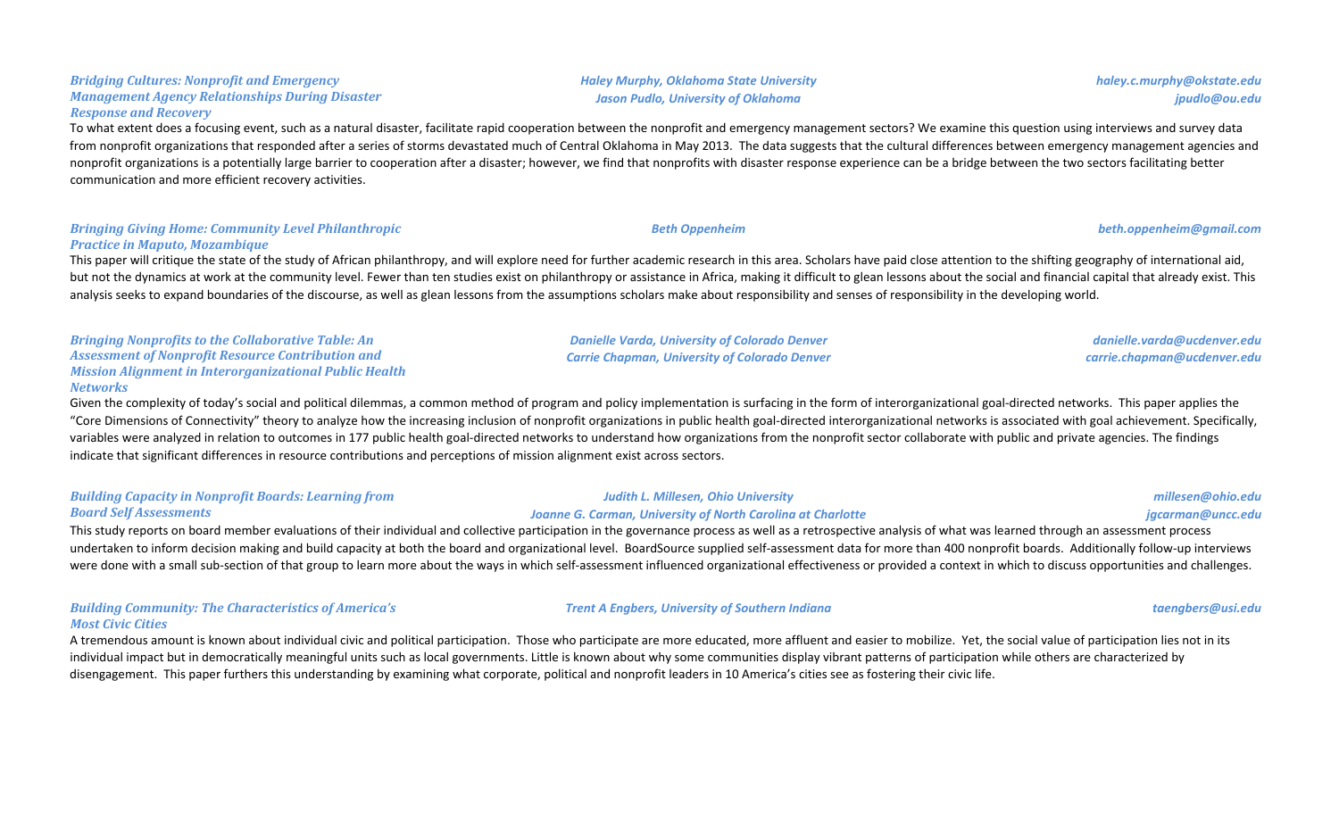### *Bridging Cultures: Nonprofit and Emergency Management Agency Relationships During Disaster Response and Recovery*

***Haley Murphy, Oklahoma State University*** — ***haley.c.murphy@okstate.edu***
***Jason Pudlo, University of Oklahoma*** — ***jpudlo@ou.edu***

To what extent does a focusing event, such as a natural disaster, facilitate rapid cooperation between the nonprofit and emergency management sectors? We examine this question using interviews and survey data from nonprofit organizations that responded after a series of storms devastated much of Central Oklahoma in May 2013. The data suggests that the cultural differences between emergency management agencies and nonprofit organizations is a potentially large barrier to cooperation after a disaster; however, we find that nonprofits with disaster response experience can be a bridge between the two sectors facilitating better communication and more efficient recovery activities.

### *Bringing Giving Home: Community Level Philanthropic Practice in Maputo, Mozambique*

***Beth Oppenheim*** — ***beth.oppenheim@gmail.com***

This paper will critique the state of the study of African philanthropy, and will explore need for further academic research in this area. Scholars have paid close attention to the shifting geography of international aid, but not the dynamics at work at the community level. Fewer than ten studies exist on philanthropy or assistance in Africa, making it difficult to glean lessons about the social and financial capital that already exist. This analysis seeks to expand boundaries of the discourse, as well as glean lessons from the assumptions scholars make about responsibility and senses of responsibility in the developing world.

### *Bringing Nonprofits to the Collaborative Table: An Assessment of Nonprofit Resource Contribution and Mission Alignment in Interorganizational Public Health Networks*

***Danielle Varda, University of Colorado Denver*** — ***danielle.varda@ucdenver.edu***
***Carrie Chapman, University of Colorado Denver*** — ***carrie.chapman@ucdenver.edu***

Given the complexity of today's social and political dilemmas, a common method of program and policy implementation is surfacing in the form of interorganizational goal-directed networks. This paper applies the "Core Dimensions of Connectivity" theory to analyze how the increasing inclusion of nonprofit organizations in public health goal-directed interorganizational networks is associated with goal achievement. Specifically, variables were analyzed in relation to outcomes in 177 public health goal-directed networks to understand how organizations from the nonprofit sector collaborate with public and private agencies. The findings indicate that significant differences in resource contributions and perceptions of mission alignment exist across sectors.

### *Building Capacity in Nonprofit Boards: Learning from Board Self Assessments*

***Judith L. Millesen, Ohio University*** — ***millesen@ohio.edu***
***Joanne G. Carman, University of North Carolina at Charlotte*** — ***jgcarman@uncc.edu***

This study reports on board member evaluations of their individual and collective participation in the governance process as well as a retrospective analysis of what was learned through an assessment process undertaken to inform decision making and build capacity at both the board and organizational level. BoardSource supplied self-assessment data for more than 400 nonprofit boards. Additionally follow-up interviews were done with a small sub-section of that group to learn more about the ways in which self-assessment influenced organizational effectiveness or provided a context in which to discuss opportunities and challenges.

### *Building Community: The Characteristics of America's Most Civic Cities*

***Trent A Engbers, University of Southern Indiana*** — ***taengbers@usi.edu***

A tremendous amount is known about individual civic and political participation. Those who participate are more educated, more affluent and easier to mobilize. Yet, the social value of participation lies not in its individual impact but in democratically meaningful units such as local governments. Little is known about why some communities display vibrant patterns of participation while others are characterized by disengagement. This paper furthers this understanding by examining what corporate, political and nonprofit leaders in 10 America's cities see as fostering their civic life.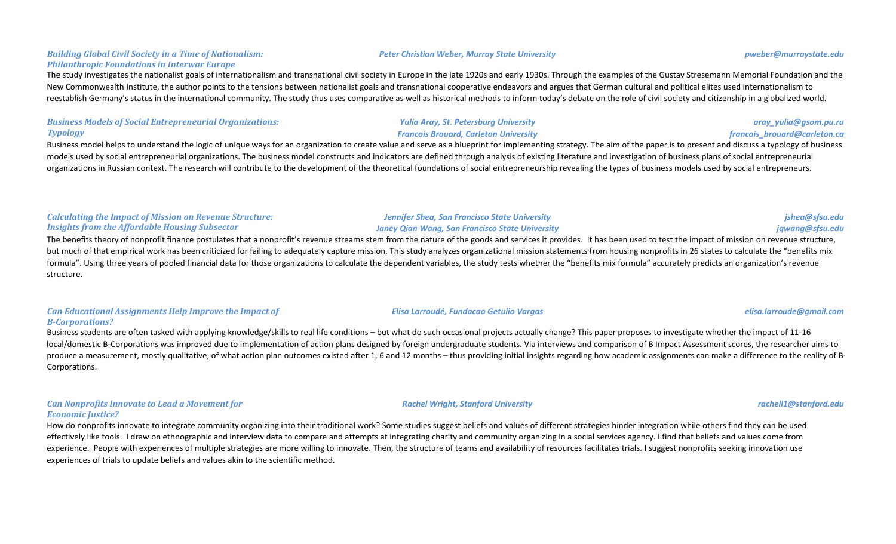***Building Global Civil Society in a Time of Nationalism: Philanthropic Foundations in Interwar Europe***

***Peter Christian Weber, Murray State University*** — *pweber@murraystate.edu*

The study investigates the nationalist goals of internationalism and transnational civil society in Europe in the late 1920s and early 1930s. Through the examples of the Gustav Stresemann Memorial Foundation and the New Commonwealth Institute, the author points to the tensions between nationalist goals and transnational cooperative endeavors and argues that German cultural and political elites used internationalism to reestablish Germany's status in the international community. The study thus uses comparative as well as historical methods to inform today's debate on the role of civil society and citizenship in a globalized world.

***Business Models of Social Entrepreneurial Organizations: Typology***

***Yulia Aray, St. Petersburg University*** — *aray_yulia@gsom.pu.ru*

***Francois Brouard, Carleton University*** — *francois_brouard@carleton.ca*

Business model helps to understand the logic of unique ways for an organization to create value and serve as a blueprint for implementing strategy. The aim of the paper is to present and discuss a typology of business models used by social entrepreneurial organizations. The business model constructs and indicators are defined through analysis of existing literature and investigation of business plans of social entrepreneurial organizations in Russian context. The research will contribute to the development of the theoretical foundations of social entrepreneurship revealing the types of business models used by social entrepreneurs.

***Calculating the Impact of Mission on Revenue Structure: Insights from the Affordable Housing Subsector***

***Jennifer Shea, San Francisco State University*** — *jshea@sfsu.edu*

***Janey Qian Wang, San Francisco State University*** — *jqwang@sfsu.edu*

The benefits theory of nonprofit finance postulates that a nonprofit's revenue streams stem from the nature of the goods and services it provides. It has been used to test the impact of mission on revenue structure, but much of that empirical work has been criticized for failing to adequately capture mission. This study analyzes organizational mission statements from housing nonprofits in 26 states to calculate the "benefits mix formula". Using three years of pooled financial data for those organizations to calculate the dependent variables, the study tests whether the "benefits mix formula" accurately predicts an organization's revenue structure.

***Can Educational Assignments Help Improve the Impact of B-Corporations?***

***Elisa Larroudé, Fundacao Getulio Vargas*** — *elisa.larroude@gmail.com*

Business students are often tasked with applying knowledge/skills to real life conditions – but what do such occasional projects actually change? This paper proposes to investigate whether the impact of 11-16 local/domestic B-Corporations was improved due to implementation of action plans designed by foreign undergraduate students. Via interviews and comparison of B Impact Assessment scores, the researcher aims to produce a measurement, mostly qualitative, of what action plan outcomes existed after 1, 6 and 12 months – thus providing initial insights regarding how academic assignments can make a difference to the reality of B-Corporations.

***Can Nonprofits Innovate to Lead a Movement for Economic Justice?***

***Rachel Wright, Stanford University*** — *rachell1@stanford.edu*

How do nonprofits innovate to integrate community organizing into their traditional work? Some studies suggest beliefs and values of different strategies hinder integration while others find they can be used effectively like tools. I draw on ethnographic and interview data to compare and attempts at integrating charity and community organizing in a social services agency. I find that beliefs and values come from experience. People with experiences of multiple strategies are more willing to innovate. Then, the structure of teams and availability of resources facilitates trials. I suggest nonprofits seeking innovation use experiences of trials to update beliefs and values akin to the scientific method.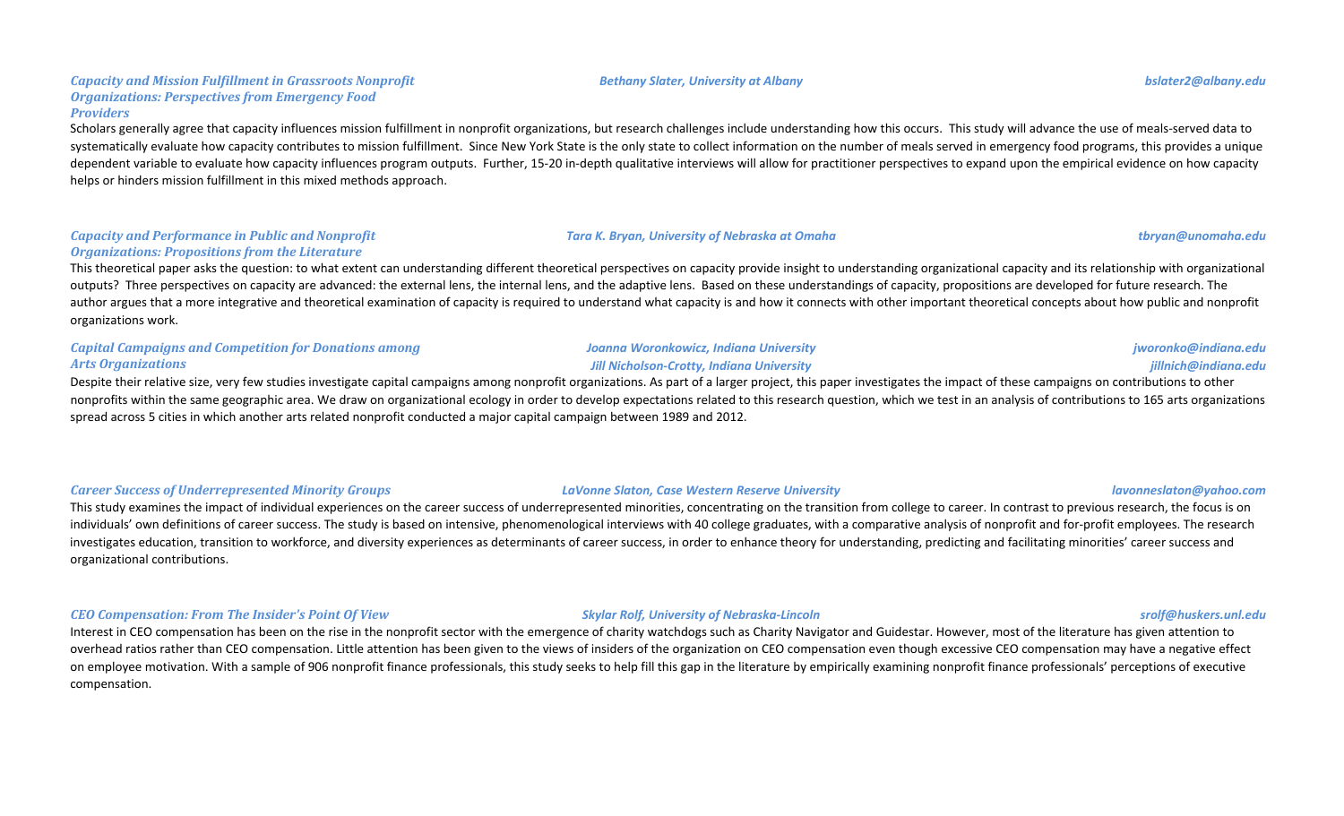### *Capacity and Mission Fulfillment in Grassroots Nonprofit Organizations: Perspectives from Emergency Food Providers*

*Bethany Slater, University at Albany* — *bslater2@albany.edu*

Scholars generally agree that capacity influences mission fulfillment in nonprofit organizations, but research challenges include understanding how this occurs. This study will advance the use of meals-served data to systematically evaluate how capacity contributes to mission fulfillment. Since New York State is the only state to collect information on the number of meals served in emergency food programs, this provides a unique dependent variable to evaluate how capacity influences program outputs. Further, 15-20 in-depth qualitative interviews will allow for practitioner perspectives to expand upon the empirical evidence on how capacity helps or hinders mission fulfillment in this mixed methods approach.

### *Capacity and Performance in Public and Nonprofit Organizations: Propositions from the Literature*

*Tara K. Bryan, University of Nebraska at Omaha* — *tbryan@unomaha.edu*

This theoretical paper asks the question: to what extent can understanding different theoretical perspectives on capacity provide insight to understanding organizational capacity and its relationship with organizational outputs? Three perspectives on capacity are advanced: the external lens, the internal lens, and the adaptive lens. Based on these understandings of capacity, propositions are developed for future research. The author argues that a more integrative and theoretical examination of capacity is required to understand what capacity is and how it connects with other important theoretical concepts about how public and nonprofit organizations work.

### *Capital Campaigns and Competition for Donations among Arts Organizations*

*Joanna Woronkowicz, Indiana University* — *jworonko@indiana.edu*
*Jill Nicholson-Crotty, Indiana University* — *jillnich@indiana.edu*

Despite their relative size, very few studies investigate capital campaigns among nonprofit organizations. As part of a larger project, this paper investigates the impact of these campaigns on contributions to other nonprofits within the same geographic area. We draw on organizational ecology in order to develop expectations related to this research question, which we test in an analysis of contributions to 165 arts organizations spread across 5 cities in which another arts related nonprofit conducted a major capital campaign between 1989 and 2012.

### *Career Success of Underrepresented Minority Groups*

*LaVonne Slaton, Case Western Reserve University* — *lavonneslaton@yahoo.com*

This study examines the impact of individual experiences on the career success of underrepresented minorities, concentrating on the transition from college to career. In contrast to previous research, the focus is on individuals' own definitions of career success. The study is based on intensive, phenomenological interviews with 40 college graduates, with a comparative analysis of nonprofit and for-profit employees. The research investigates education, transition to workforce, and diversity experiences as determinants of career success, in order to enhance theory for understanding, predicting and facilitating minorities' career success and organizational contributions.

### *CEO Compensation: From The Insider's Point Of View*

*Skylar Rolf, University of Nebraska-Lincoln* — *srolf@huskers.unl.edu*

Interest in CEO compensation has been on the rise in the nonprofit sector with the emergence of charity watchdogs such as Charity Navigator and Guidestar. However, most of the literature has given attention to overhead ratios rather than CEO compensation. Little attention has been given to the views of insiders of the organization on CEO compensation even though excessive CEO compensation may have a negative effect on employee motivation. With a sample of 906 nonprofit finance professionals, this study seeks to help fill this gap in the literature by empirically examining nonprofit finance professionals' perceptions of executive compensation.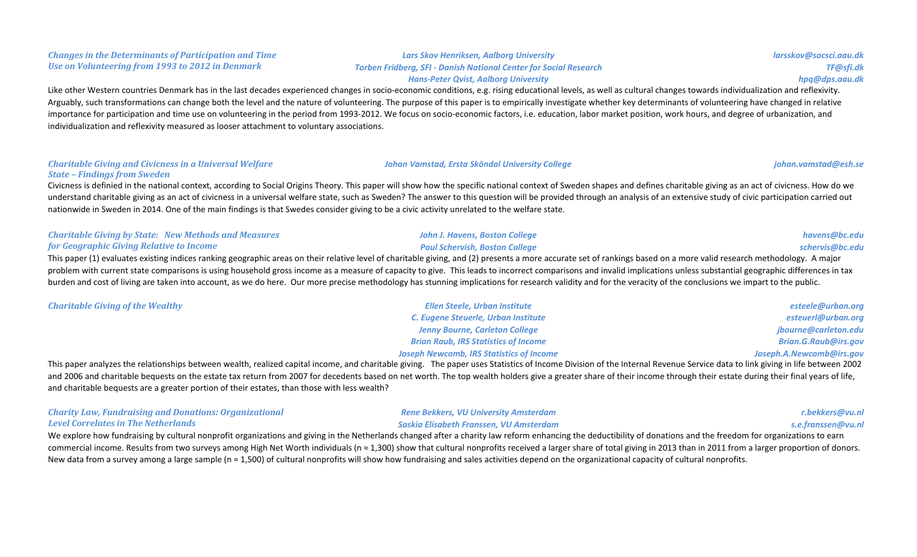### *Changes in the Determinants of Participation and Time Use on Volunteering from 1993 to 2012 in Denmark*

*Lars Skov Henriksen, Aalborg University* — *larsskov@socsci.aau.dk*
*Torben Fridberg, SFI - Danish National Center for Social Research* — *TF@sfi.dk*
*Hans-Peter Qvist, Aalborg University* — *hpq@dps.aau.dk*

Like other Western countries Denmark has in the last decades experienced changes in socio-economic conditions, e.g. rising educational levels, as well as cultural changes towards individualization and reflexivity. Arguably, such transformations can change both the level and the nature of volunteering. The purpose of this paper is to empirically investigate whether key determinants of volunteering have changed in relative importance for participation and time use on volunteering in the period from 1993-2012. We focus on socio-economic factors, i.e. education, labor market position, work hours, and degree of urbanization, and individualization and reflexivity measured as looser attachment to voluntary associations.

### *Charitable Giving and Civicness in a Universal Welfare State – Findings from Sweden*

*Johan Vamstad, Ersta Sköndal University College* — *johan.vamstad@esh.se*

Civicness is definied in the national context, according to Social Origins Theory. This paper will show how the specific national context of Sweden shapes and defines charitable giving as an act of civicness. How do we understand charitable giving as an act of civicness in a universal welfare state, such as Sweden? The answer to this question will be provided through an analysis of an extensive study of civic participation carried out nationwide in Sweden in 2014. One of the main findings is that Swedes consider giving to be a civic activity unrelated to the welfare state.

### *Charitable Giving by State: New Methods and Measures for Geographic Giving Relative to Income*

*John J. Havens, Boston College* — *havens@bc.edu*
*Paul Schervish, Boston College* — *schervis@bc.edu*

This paper (1) evaluates existing indices ranking geographic areas on their relative level of charitable giving, and (2) presents a more accurate set of rankings based on a more valid research methodology. A major problem with current state comparisons is using household gross income as a measure of capacity to give. This leads to incorrect comparisons and invalid implications unless substantial geographic differences in tax burden and cost of living are taken into account, as we do here. Our more precise methodology has stunning implications for research validity and for the veracity of the conclusions we impart to the public.

### *Charitable Giving of the Wealthy*

*Ellen Steele, Urban Institute* — *esteele@urban.org*
*C. Eugene Steuerle, Urban Institute* — *esteuerl@urban.org*
*Jenny Bourne, Carleton College* — *jbourne@carleton.edu*
*Brian Raub, IRS Statistics of Income* — *Brian.G.Raub@irs.gov*
*Joseph Newcomb, IRS Statistics of Income* — *Joseph.A.Newcomb@irs.gov*

This paper analyzes the relationships between wealth, realized capital income, and charitable giving. The paper uses Statistics of Income Division of the Internal Revenue Service data to link giving in life between 2002 and 2006 and charitable bequests on the estate tax return from 2007 for decedents based on net worth. The top wealth holders give a greater share of their income through their estate during their final years of life, and charitable bequests are a greater portion of their estates, than those with less wealth?

### *Charity Law, Fundraising and Donations: Organizational Level Correlates in The Netherlands*

*Rene Bekkers, VU University Amsterdam* — *r.bekkers@vu.nl*
*Saskia Elisabeth Franssen, VU Amsterdam* — *s.e.franssen@vu.nl*

We explore how fundraising by cultural nonprofit organizations and giving in the Netherlands changed after a charity law reform enhancing the deductibility of donations and the freedom for organizations to earn commercial income. Results from two surveys among High Net Worth individuals (n ≈ 1,300) show that cultural nonprofits received a larger share of total giving in 2013 than in 2011 from a larger proportion of donors. New data from a survey among a large sample (n ≈ 1,500) of cultural nonprofits will show how fundraising and sales activities depend on the organizational capacity of cultural nonprofits.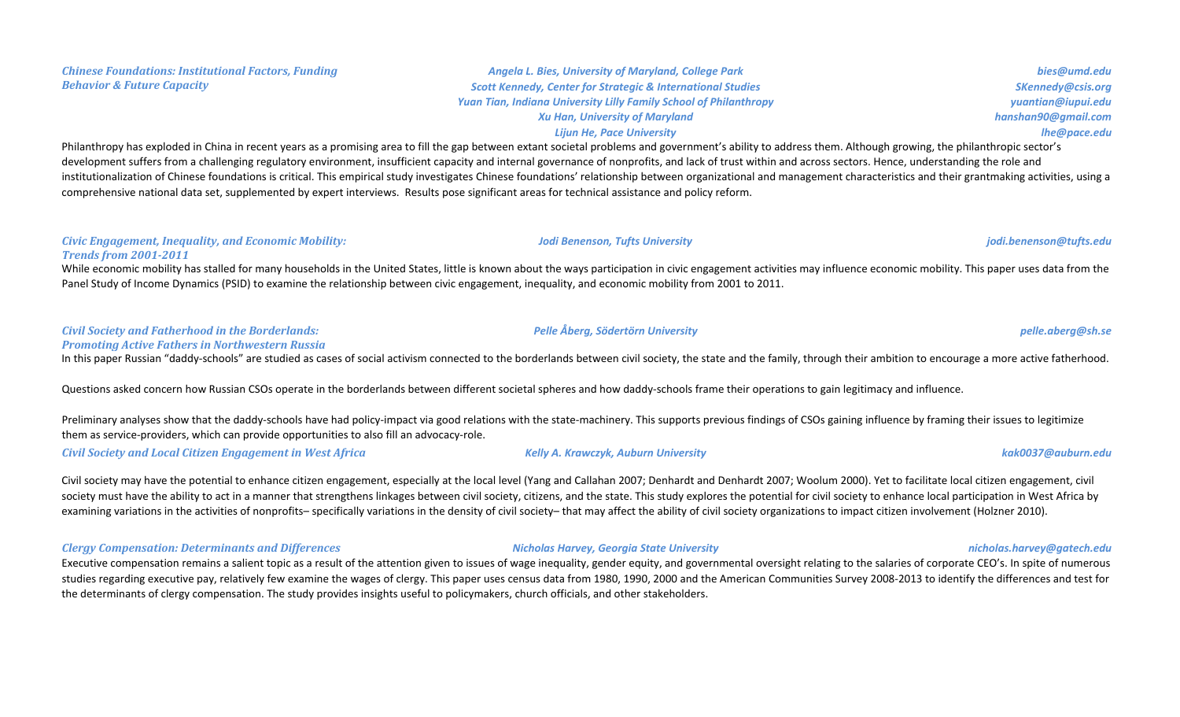### *Chinese Foundations: Institutional Factors, Funding Behavior & Future Capacity*

*Angela L. Bies, University of Maryland, College Park* — *bies@umd.edu*
*Scott Kennedy, Center for Strategic & International Studies* — *SKennedy@csis.org*
*Yuan Tian, Indiana University Lilly Family School of Philanthropy* — *yuantian@iupui.edu*
*Xu Han, University of Maryland* — *hanshan90@gmail.com*
*Lijun He, Pace University* — *lhe@pace.edu*

Philanthropy has exploded in China in recent years as a promising area to fill the gap between extant societal problems and government's ability to address them. Although growing, the philanthropic sector's development suffers from a challenging regulatory environment, insufficient capacity and internal governance of nonprofits, and lack of trust within and across sectors. Hence, understanding the role and institutionalization of Chinese foundations is critical. This empirical study investigates Chinese foundations' relationship between organizational and management characteristics and their grantmaking activities, using a comprehensive national data set, supplemented by expert interviews. Results pose significant areas for technical assistance and policy reform.

### *Civic Engagement, Inequality, and Economic Mobility: Trends from 2001-2011*

*Jodi Benenson, Tufts University* — *jodi.benenson@tufts.edu*

While economic mobility has stalled for many households in the United States, little is known about the ways participation in civic engagement activities may influence economic mobility. This paper uses data from the Panel Study of Income Dynamics (PSID) to examine the relationship between civic engagement, inequality, and economic mobility from 2001 to 2011.

### *Civil Society and Fatherhood in the Borderlands: Promoting Active Fathers in Northwestern Russia*

*Pelle Åberg, Södertörn University* — *pelle.aberg@sh.se*

In this paper Russian "daddy-schools" are studied as cases of social activism connected to the borderlands between civil society, the state and the family, through their ambition to encourage a more active fatherhood.

Questions asked concern how Russian CSOs operate in the borderlands between different societal spheres and how daddy-schools frame their operations to gain legitimacy and influence.

Preliminary analyses show that the daddy-schools have had policy-impact via good relations with the state-machinery. This supports previous findings of CSOs gaining influence by framing their issues to legitimize them as service-providers, which can provide opportunities to also fill an advocacy-role.

### *Civil Society and Local Citizen Engagement in West Africa*

*Kelly A. Krawczyk, Auburn University* — *kak0037@auburn.edu*

Civil society may have the potential to enhance citizen engagement, especially at the local level (Yang and Callahan 2007; Denhardt and Denhardt 2007; Woolum 2000). Yet to facilitate local citizen engagement, civil society must have the ability to act in a manner that strengthens linkages between civil society, citizens, and the state. This study explores the potential for civil society to enhance local participation in West Africa by examining variations in the activities of nonprofits– specifically variations in the density of civil society– that may affect the ability of civil society organizations to impact citizen involvement (Holzner 2010).

### *Clergy Compensation: Determinants and Differences*

*Nicholas Harvey, Georgia State University* — *nicholas.harvey@gatech.edu*

Executive compensation remains a salient topic as a result of the attention given to issues of wage inequality, gender equity, and governmental oversight relating to the salaries of corporate CEO's. In spite of numerous studies regarding executive pay, relatively few examine the wages of clergy. This paper uses census data from 1980, 1990, 2000 and the American Communities Survey 2008-2013 to identify the differences and test for the determinants of clergy compensation. The study provides insights useful to policymakers, church officials, and other stakeholders.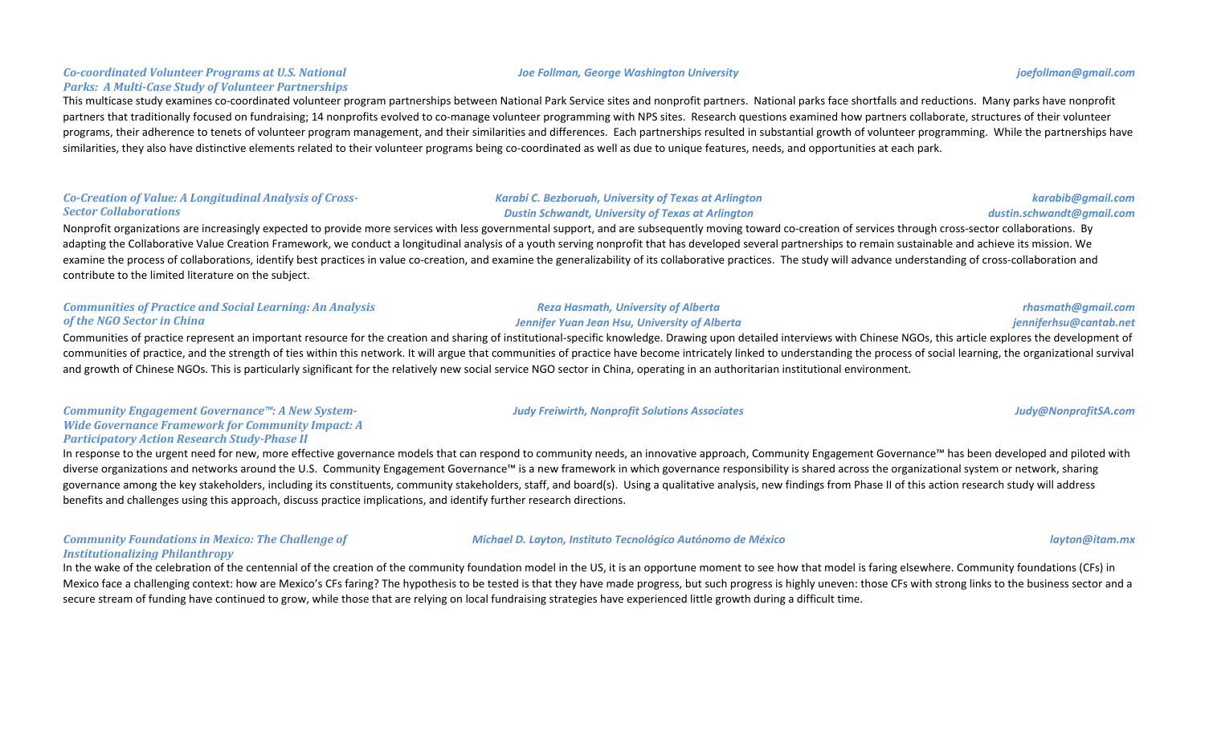### *Co-coordinated Volunteer Programs at U.S. National Parks: A Multi-Case Study of Volunteer Partnerships*

*Joe Follman, George Washington University* — *joefollman@gmail.com*

This multicase study examines co-coordinated volunteer program partnerships between National Park Service sites and nonprofit partners. National parks face shortfalls and reductions. Many parks have nonprofit partners that traditionally focused on fundraising; 14 nonprofits evolved to co-manage volunteer programming with NPS sites. Research questions examined how partners collaborate, structures of their volunteer programs, their adherence to tenets of volunteer program management, and their similarities and differences. Each partnerships resulted in substantial growth of volunteer programming. While the partnerships have similarities, they also have distinctive elements related to their volunteer programs being co-coordinated as well as due to unique features, needs, and opportunities at each park.

### *Co-Creation of Value: A Longitudinal Analysis of Cross-Sector Collaborations*

*Karabi C. Bezboruah, University of Texas at Arlington* — *karabib@gmail.com*
*Dustin Schwandt, University of Texas at Arlington* — *dustin.schwandt@gmail.com*

Nonprofit organizations are increasingly expected to provide more services with less governmental support, and are subsequently moving toward co-creation of services through cross-sector collaborations. By adapting the Collaborative Value Creation Framework, we conduct a longitudinal analysis of a youth serving nonprofit that has developed several partnerships to remain sustainable and achieve its mission. We examine the process of collaborations, identify best practices in value co-creation, and examine the generalizability of its collaborative practices. The study will advance understanding of cross-collaboration and contribute to the limited literature on the subject.

### *Communities of Practice and Social Learning: An Analysis of the NGO Sector in China*

*Reza Hasmath, University of Alberta* — *rhasmath@gmail.com*
*Jennifer Yuan Jean Hsu, University of Alberta* — *jenniferhsu@cantab.net*

Communities of practice represent an important resource for the creation and sharing of institutional-specific knowledge. Drawing upon detailed interviews with Chinese NGOs, this article explores the development of communities of practice, and the strength of ties within this network. It will argue that communities of practice have become intricately linked to understanding the process of social learning, the organizational survival and growth of Chinese NGOs. This is particularly significant for the relatively new social service NGO sector in China, operating in an authoritarian institutional environment.

### *Community Engagement Governance™: A New System-Wide Governance Framework for Community Impact: A Participatory Action Research Study-Phase II*

*Judy Freiwirth, Nonprofit Solutions Associates* — *Judy@NonprofitSA.com*

In response to the urgent need for new, more effective governance models that can respond to community needs, an innovative approach, Community Engagement Governance™ has been developed and piloted with diverse organizations and networks around the U.S. Community Engagement Governance™ is a new framework in which governance responsibility is shared across the organizational system or network, sharing governance among the key stakeholders, including its constituents, community stakeholders, staff, and board(s). Using a qualitative analysis, new findings from Phase II of this action research study will address benefits and challenges using this approach, discuss practice implications, and identify further research directions.

### *Community Foundations in Mexico: The Challenge of Institutionalizing Philanthropy*

*Michael D. Layton, Instituto Tecnológico Autónomo de México* — *layton@itam.mx*

In the wake of the celebration of the centennial of the creation of the community foundation model in the US, it is an opportune moment to see how that model is faring elsewhere. Community foundations (CFs) in Mexico face a challenging context: how are Mexico's CFs faring? The hypothesis to be tested is that they have made progress, but such progress is highly uneven: those CFs with strong links to the business sector and a secure stream of funding have continued to grow, while those that are relying on local fundraising strategies have experienced little growth during a difficult time.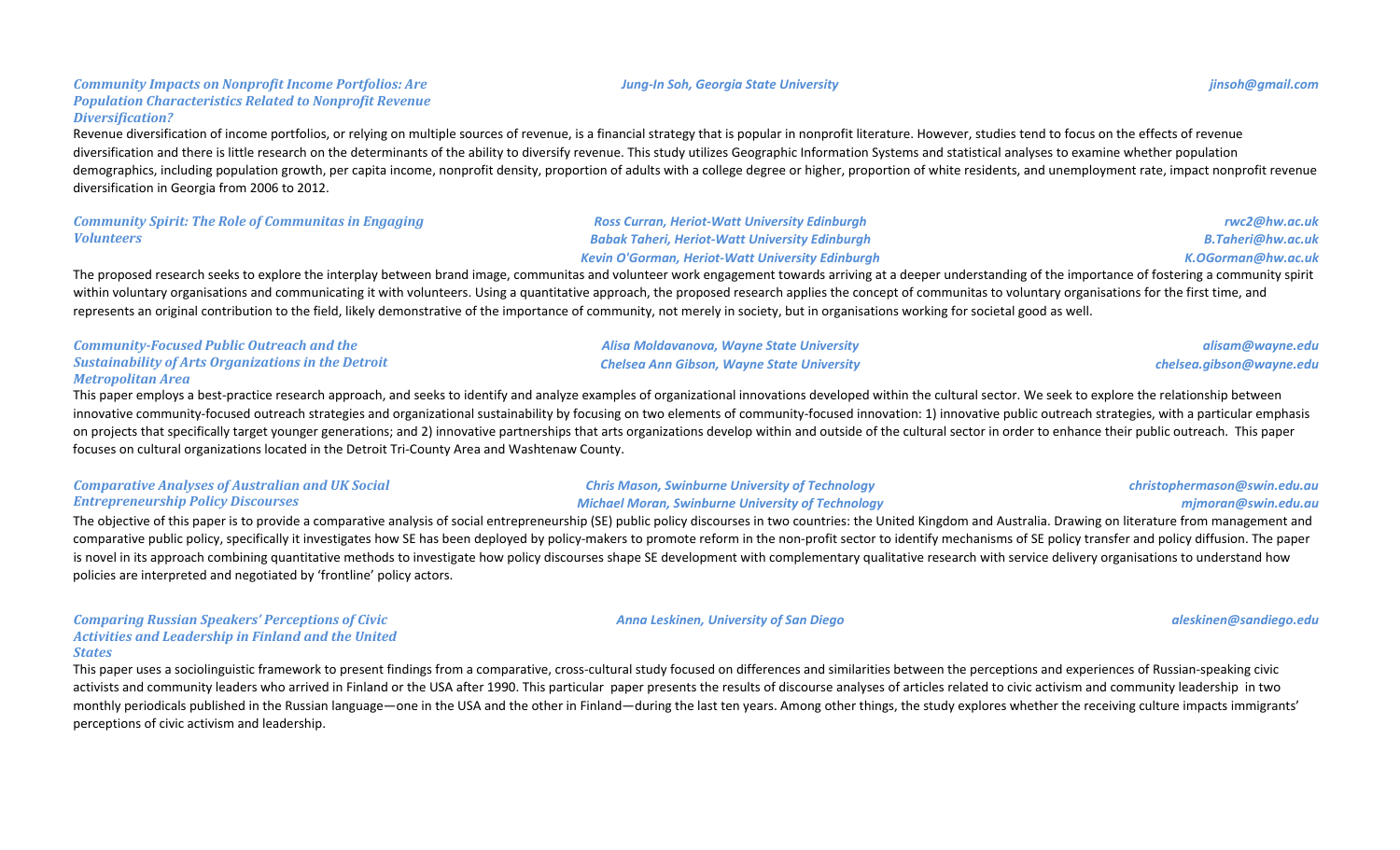### *Community Impacts on Nonprofit Income Portfolios: Are Population Characteristics Related to Nonprofit Revenue Diversification?*

*Jung-In Soh, Georgia State University* — *jinsoh@gmail.com*

Revenue diversification of income portfolios, or relying on multiple sources of revenue, is a financial strategy that is popular in nonprofit literature. However, studies tend to focus on the effects of revenue diversification and there is little research on the determinants of the ability to diversify revenue. This study utilizes Geographic Information Systems and statistical analyses to examine whether population demographics, including population growth, per capita income, nonprofit density, proportion of adults with a college degree or higher, proportion of white residents, and unemployment rate, impact nonprofit revenue diversification in Georgia from 2006 to 2012.

### *Community Spirit: The Role of Communitas in Engaging Volunteers*

*Ross Curran, Heriot-Watt University Edinburgh* — *rwc2@hw.ac.uk*
*Babak Taheri, Heriot-Watt University Edinburgh* — *B.Taheri@hw.ac.uk*
*Kevin O'Gorman, Heriot-Watt University Edinburgh* — *K.OGorman@hw.ac.uk*

The proposed research seeks to explore the interplay between brand image, communitas and volunteer work engagement towards arriving at a deeper understanding of the importance of fostering a community spirit within voluntary organisations and communicating it with volunteers. Using a quantitative approach, the proposed research applies the concept of communitas to voluntary organisations for the first time, and represents an original contribution to the field, likely demonstrative of the importance of community, not merely in society, but in organisations working for societal good as well.

### *Community-Focused Public Outreach and the Sustainability of Arts Organizations in the Detroit Metropolitan Area*

*Alisa Moldavanova, Wayne State University* — *alisam@wayne.edu*
*Chelsea Ann Gibson, Wayne State University* — *chelsea.gibson@wayne.edu*

This paper employs a best-practice research approach, and seeks to identify and analyze examples of organizational innovations developed within the cultural sector. We seek to explore the relationship between innovative community-focused outreach strategies and organizational sustainability by focusing on two elements of community-focused innovation: 1) innovative public outreach strategies, with a particular emphasis on projects that specifically target younger generations; and 2) innovative partnerships that arts organizations develop within and outside of the cultural sector in order to enhance their public outreach. This paper focuses on cultural organizations located in the Detroit Tri-County Area and Washtenaw County.

### *Comparative Analyses of Australian and UK Social Entrepreneurship Policy Discourses*

*Chris Mason, Swinburne University of Technology* — *christophermason@swin.edu.au*
*Michael Moran, Swinburne University of Technology* — *mjmoran@swin.edu.au*

The objective of this paper is to provide a comparative analysis of social entrepreneurship (SE) public policy discourses in two countries: the United Kingdom and Australia. Drawing on literature from management and comparative public policy, specifically it investigates how SE has been deployed by policy-makers to promote reform in the non-profit sector to identify mechanisms of SE policy transfer and policy diffusion. The paper is novel in its approach combining quantitative methods to investigate how policy discourses shape SE development with complementary qualitative research with service delivery organisations to understand how policies are interpreted and negotiated by 'frontline' policy actors.

### *Comparing Russian Speakers' Perceptions of Civic Activities and Leadership in Finland and the United States*

*Anna Leskinen, University of San Diego* — *aleskinen@sandiego.edu*

This paper uses a sociolinguistic framework to present findings from a comparative, cross-cultural study focused on differences and similarities between the perceptions and experiences of Russian-speaking civic activists and community leaders who arrived in Finland or the USA after 1990. This particular paper presents the results of discourse analyses of articles related to civic activism and community leadership in two monthly periodicals published in the Russian language—one in the USA and the other in Finland—during the last ten years. Among other things, the study explores whether the receiving culture impacts immigrants' perceptions of civic activism and leadership.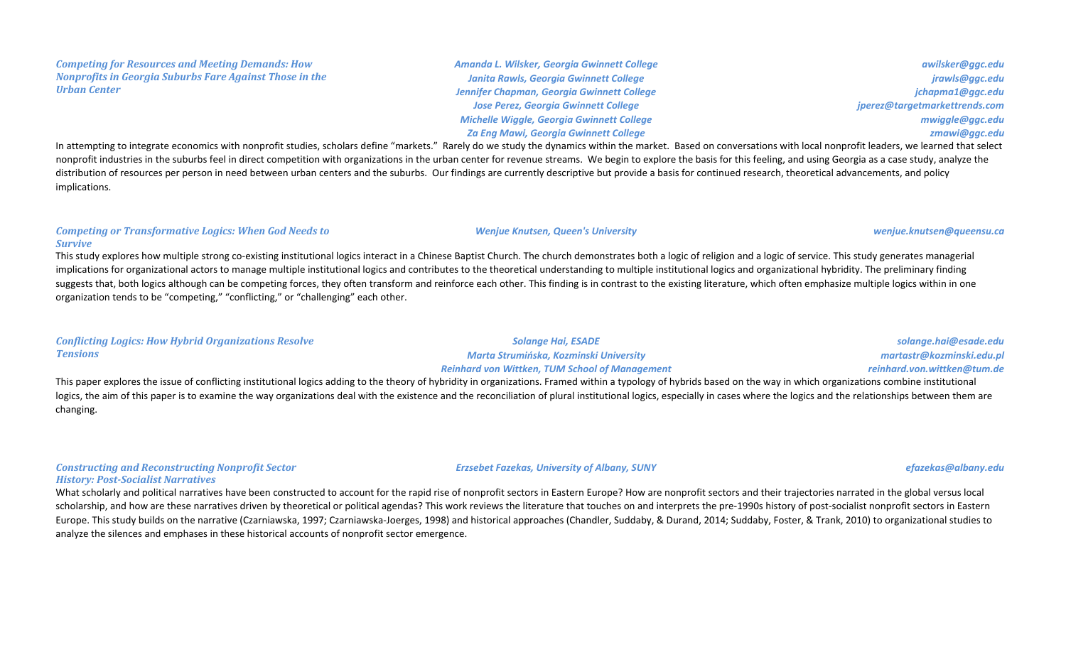### *Competing for Resources and Meeting Demands: How Nonprofits in Georgia Suburbs Fare Against Those in the Urban Center*

*Amanda L. Wilsker, Georgia Gwinnett College* — *awilsker@ggc.edu*
*Janita Rawls, Georgia Gwinnett College* — *jrawls@ggc.edu*
*Jennifer Chapman, Georgia Gwinnett College* — *jchapma1@ggc.edu*
*Jose Perez, Georgia Gwinnett College* — *jperez@targetmarkettrends.com*
*Michelle Wiggle, Georgia Gwinnett College* — *mwiggle@ggc.edu*
*Za Eng Mawi, Georgia Gwinnett College* — *zmawi@ggc.edu*

In attempting to integrate economics with nonprofit studies, scholars define "markets." Rarely do we study the dynamics within the market. Based on conversations with local nonprofit leaders, we learned that select nonprofit industries in the suburbs feel in direct competition with organizations in the urban center for revenue streams. We begin to explore the basis for this feeling, and using Georgia as a case study, analyze the distribution of resources per person in need between urban centers and the suburbs. Our findings are currently descriptive but provide a basis for continued research, theoretical advancements, and policy implications.

### *Competing or Transformative Logics: When God Needs to Survive*

*Wenjue Knutsen, Queen's University* — *wenjue.knutsen@queensu.ca*

This study explores how multiple strong co-existing institutional logics interact in a Chinese Baptist Church. The church demonstrates both a logic of religion and a logic of service. This study generates managerial implications for organizational actors to manage multiple institutional logics and contributes to the theoretical understanding to multiple institutional logics and organizational hybridity. The preliminary finding suggests that, both logics although can be competing forces, they often transform and reinforce each other. This finding is in contrast to the existing literature, which often emphasize multiple logics within in one organization tends to be "competing," "conflicting," or "challenging" each other.

### *Conflicting Logics: How Hybrid Organizations Resolve Tensions*

*Solange Hai, ESADE* — *solange.hai@esade.edu*
*Marta Strumińska, Kozminski University* — *martastr@kozminski.edu.pl*
*Reinhard von Wittken, TUM School of Management* — *reinhard.von.wittken@tum.de*

This paper explores the issue of conflicting institutional logics adding to the theory of hybridity in organizations. Framed within a typology of hybrids based on the way in which organizations combine institutional logics, the aim of this paper is to examine the way organizations deal with the existence and the reconciliation of plural institutional logics, especially in cases where the logics and the relationships between them are changing.

### *Constructing and Reconstructing Nonprofit Sector History: Post-Socialist Narratives*

*Erzsebet Fazekas, University of Albany, SUNY* — *efazekas@albany.edu*

What scholarly and political narratives have been constructed to account for the rapid rise of nonprofit sectors in Eastern Europe? How are nonprofit sectors and their trajectories narrated in the global versus local scholarship, and how are these narratives driven by theoretical or political agendas? This work reviews the literature that touches on and interprets the pre-1990s history of post-socialist nonprofit sectors in Eastern Europe. This study builds on the narrative (Czarniawska, 1997; Czarniawska-Joerges, 1998) and historical approaches (Chandler, Suddaby, & Durand, 2014; Suddaby, Foster, & Trank, 2010) to organizational studies to analyze the silences and emphases in these historical accounts of nonprofit sector emergence.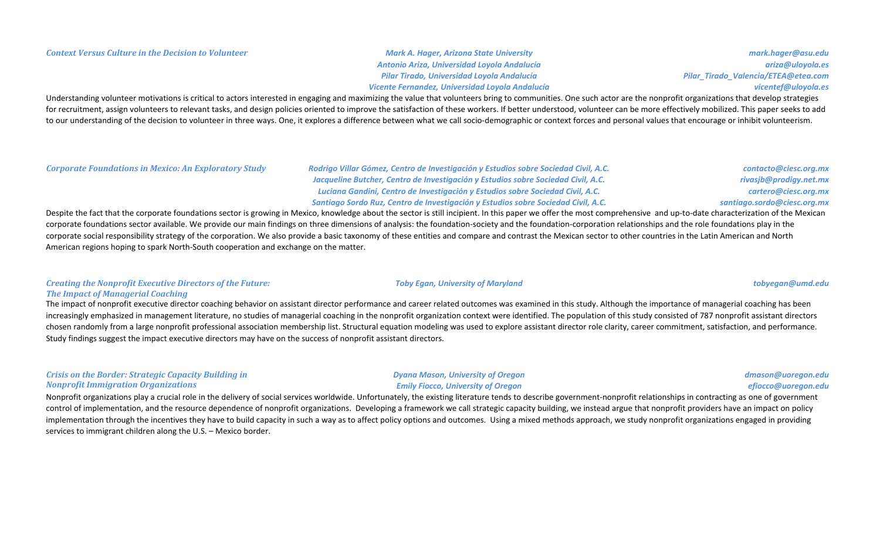### *Context Versus Culture in the Decision to Volunteer*

*Mark A. Hager, Arizona State University* — *mark.hager@asu.edu*
*Antonio Ariza, Universidad Loyola Andalucía* — *ariza@uloyola.es*
*Pilar Tirado, Universidad Loyola Andalucía* — *Pilar_Tirado_Valencia/ETEA@etea.com*
*Vicente Fernandez, Universidad Loyola Andalucía* — *vicentef@uloyola.es*

Understanding volunteer motivations is critical to actors interested in engaging and maximizing the value that volunteers bring to communities. One such actor are the nonprofit organizations that develop strategies for recruitment, assign volunteers to relevant tasks, and design policies oriented to improve the satisfaction of these workers. If better understood, volunteer can be more effectively mobilized. This paper seeks to add to our understanding of the decision to volunteer in three ways. One, it explores a difference between what we call socio-demographic or context forces and personal values that encourage or inhibit volunteerism.

### *Corporate Foundations in Mexico: An Exploratory Study*

*Rodrigo Villar Gómez, Centro de Investigación y Estudios sobre Sociedad Civil, A.C.* — *contacto@ciesc.org.mx*
*Jacqueline Butcher, Centro de Investigación y Estudios sobre Sociedad Civil, A.C.* — *rivasjb@prodigy.net.mx*
*Luciana Gandini, Centro de Investigación y Estudios sobre Sociedad Civil, A.C.* — *cartero@ciesc.org.mx*
*Santiago Sordo Ruz, Centro de Investigación y Estudios sobre Sociedad Civil, A.C.* — *santiago.sordo@ciesc.org.mx*

Despite the fact that the corporate foundations sector is growing in Mexico, knowledge about the sector is still incipient. In this paper we offer the most comprehensive and up-to-date characterization of the Mexican corporate foundations sector available. We provide our main findings on three dimensions of analysis: the foundation-society and the foundation-corporation relationships and the role foundations play in the corporate social responsibility strategy of the corporation. We also provide a basic taxonomy of these entities and compare and contrast the Mexican sector to other countries in the Latin American and North American regions hoping to spark North-South cooperation and exchange on the matter.

### *Creating the Nonprofit Executive Directors of the Future: The Impact of Managerial Coaching*

*Toby Egan, University of Maryland* — *tobyegan@umd.edu*

The impact of nonprofit executive director coaching behavior on assistant director performance and career related outcomes was examined in this study. Although the importance of managerial coaching has been increasingly emphasized in management literature, no studies of managerial coaching in the nonprofit organization context were identified. The population of this study consisted of 787 nonprofit assistant directors chosen randomly from a large nonprofit professional association membership list. Structural equation modeling was used to explore assistant director role clarity, career commitment, satisfaction, and performance. Study findings suggest the impact executive directors may have on the success of nonprofit assistant directors.

### *Crisis on the Border: Strategic Capacity Building in Nonprofit Immigration Organizations*

*Dyana Mason, University of Oregon* — *dmason@uoregon.edu*
*Emily Fiocco, University of Oregon* — *efiocco@uoregon.edu*

Nonprofit organizations play a crucial role in the delivery of social services worldwide. Unfortunately, the existing literature tends to describe government-nonprofit relationships in contracting as one of government control of implementation, and the resource dependence of nonprofit organizations. Developing a framework we call strategic capacity building, we instead argue that nonprofit providers have an impact on policy implementation through the incentives they have to build capacity in such a way as to affect policy options and outcomes. Using a mixed methods approach, we study nonprofit organizations engaged in providing services to immigrant children along the U.S. – Mexico border.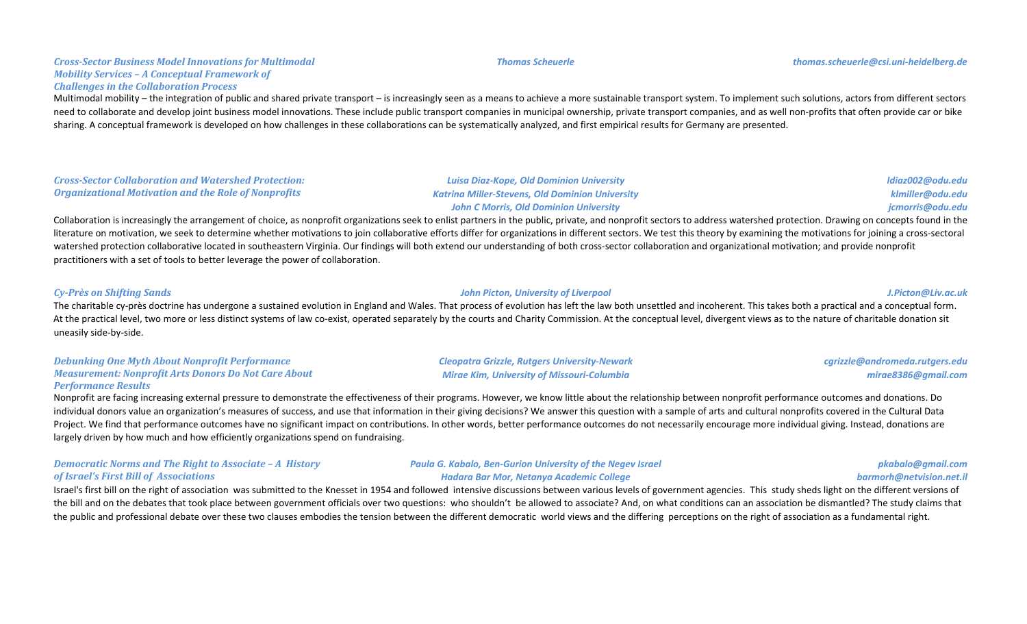### *Cross-Sector Business Model Innovations for Multimodal Mobility Services – A Conceptual Framework of Challenges in the Collaboration Process*

*Thomas Scheuerle* — *thomas.scheuerle@csi.uni-heidelberg.de*

Multimodal mobility – the integration of public and shared private transport – is increasingly seen as a means to achieve a more sustainable transport system. To implement such solutions, actors from different sectors need to collaborate and develop joint business model innovations. These include public transport companies in municipal ownership, private transport companies, and as well non-profits that often provide car or bike sharing. A conceptual framework is developed on how challenges in these collaborations can be systematically analyzed, and first empirical results for Germany are presented.

### *Cross-Sector Collaboration and Watershed Protection: Organizational Motivation and the Role of Nonprofits*

*Luisa Diaz-Kope, Old Dominion University* — *ldiaz002@odu.edu*
*Katrina Miller-Stevens, Old Dominion University* — *klmiller@odu.edu*
*John C Morris, Old Dominion University* — *jcmorris@odu.edu*

Collaboration is increasingly the arrangement of choice, as nonprofit organizations seek to enlist partners in the public, private, and nonprofit sectors to address watershed protection. Drawing on concepts found in the literature on motivation, we seek to determine whether motivations to join collaborative efforts differ for organizations in different sectors. We test this theory by examining the motivations for joining a cross-sectoral watershed protection collaborative located in southeastern Virginia. Our findings will both extend our understanding of both cross-sector collaboration and organizational motivation; and provide nonprofit practitioners with a set of tools to better leverage the power of collaboration.

### *Cy-Près on Shifting Sands*

*John Picton, University of Liverpool* — *J.Picton@Liv.ac.uk*

The charitable cy-près doctrine has undergone a sustained evolution in England and Wales. That process of evolution has left the law both unsettled and incoherent. This takes both a practical and a conceptual form. At the practical level, two more or less distinct systems of law co-exist, operated separately by the courts and Charity Commission. At the conceptual level, divergent views as to the nature of charitable donation sit uneasily side-by-side.

### *Debunking One Myth About Nonprofit Performance Measurement: Nonprofit Arts Donors Do Not Care About Performance Results*

*Cleopatra Grizzle, Rutgers University-Newark* — *cgrizzle@andromeda.rutgers.edu*
*Mirae Kim, University of Missouri-Columbia* — *mirae8386@gmail.com*

Nonprofit are facing increasing external pressure to demonstrate the effectiveness of their programs. However, we know little about the relationship between nonprofit performance outcomes and donations. Do individual donors value an organization's measures of success, and use that information in their giving decisions? We answer this question with a sample of arts and cultural nonprofits covered in the Cultural Data Project. We find that performance outcomes have no significant impact on contributions. In other words, better performance outcomes do not necessarily encourage more individual giving. Instead, donations are largely driven by how much and how efficiently organizations spend on fundraising.

### *Democratic Norms and The Right to Associate – A History of Israel's First Bill of Associations*

*Paula G. Kabalo, Ben-Gurion University of the Negev Israel* — *pkabalo@gmail.com*
*Hadara Bar Mor, Netanya Academic College* — *barmorh@netvision.net.il*

Israel's first bill on the right of association was submitted to the Knesset in 1954 and followed intensive discussions between various levels of government agencies. This study sheds light on the different versions of the bill and on the debates that took place between government officials over two questions: who shouldn't be allowed to associate? And, on what conditions can an association be dismantled? The study claims that the public and professional debate over these two clauses embodies the tension between the different democratic world views and the differing perceptions on the right of association as a fundamental right.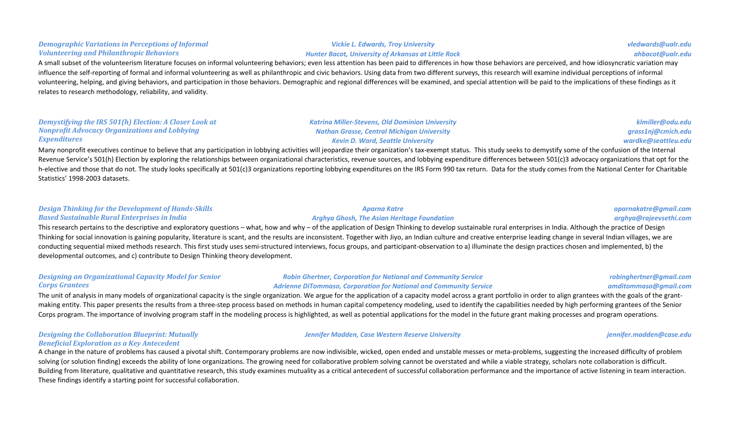### *Demographic Variations in Perceptions of Informal Volunteering and Philanthropic Behaviors*

*Vickie L. Edwards, Troy University* — *vledwards@ualr.edu*
*Hunter Bacot, University of Arkansas at Little Rock* — *ahbacot@ualr.edu*

A small subset of the volunteerism literature focuses on informal volunteering behaviors; even less attention has been paid to differences in how those behaviors are perceived, and how idiosyncratic variation may influence the self-reporting of formal and informal volunteering as well as philanthropic and civic behaviors. Using data from two different surveys, this research will examine individual perceptions of informal volunteering, helping, and giving behaviors, and participation in those behaviors. Demographic and regional differences will be examined, and special attention will be paid to the implications of these findings as it relates to research methodology, reliability, and validity.

### *Demystifying the IRS 501(h) Election: A Closer Look at Nonprofit Advocacy Organizations and Lobbying Expenditures*

*Katrina Miller-Stevens, Old Dominion University* — *klmiller@odu.edu*
*Nathan Grasse, Central Michigan University* — *grass1nj@cmich.edu*
*Kevin D. Ward, Seattle University* — *wardke@seattleu.edu*

Many nonprofit executives continue to believe that any participation in lobbying activities will jeopardize their organization's tax-exempt status. This study seeks to demystify some of the confusion of the Internal Revenue Service's 501(h) Election by exploring the relationships between organizational characteristics, revenue sources, and lobbying expenditure differences between 501(c)3 advocacy organizations that opt for the h-elective and those that do not. The study looks specifically at 501(c)3 organizations reporting lobbying expenditures on the IRS Form 990 tax return. Data for the study comes from the National Center for Charitable Statistics' 1998-2003 datasets.

### *Design Thinking for the Development of Hands-Skills Based Sustainable Rural Enterprises in India*

*Aparna Katre* — *aparnakatre@gmail.com*
*Arghya Ghosh, The Asian Heritage Foundation* — *arghya@rajeevsethi.com*

This research pertains to the descriptive and exploratory questions – what, how and why – of the application of Design Thinking to develop sustainable rural enterprises in India. Although the practice of Design Thinking for social innovation is gaining popularity, literature is scant, and the results are inconsistent. Together with Jiyo, an Indian culture and creative enterprise leading change in several Indian villages, we are conducting sequential mixed methods research. This first study uses semi-structured interviews, focus groups, and participant-observation to a) illuminate the design practices chosen and implemented, b) the developmental outcomes, and c) contribute to Design Thinking theory development.

### *Designing an Organizational Capacity Model for Senior Corps Grantees*

*Robin Ghertner, Corporation for National and Community Service* — *robinghertner@gmail.com*
*Adrienne DiTommaso, Corporation for National and Community Service* — *amditommaso@gmail.com*

The unit of analysis in many models of organizational capacity is the single organization. We argue for the application of a capacity model across a grant portfolio in order to align grantees with the goals of the grant-making entity. This paper presents the results from a three-step process based on methods in human capital competency modeling, used to identify the capabilities needed by high performing grantees of the Senior Corps program. The importance of involving program staff in the modeling process is highlighted, as well as potential applications for the model in the future grant making processes and program operations.

### *Designing the Collaboration Blueprint: Mutually Beneficial Exploration as a Key Antecedent*

*Jennifer Madden, Case Western Reserve University* — *jennifer.madden@case.edu*

A change in the nature of problems has caused a pivotal shift. Contemporary problems are now indivisible, wicked, open ended and unstable messes or meta-problems, suggesting the increased difficulty of problem solving (or solution finding) exceeds the ability of lone organizations. The growing need for collaborative problem solving cannot be overstated and while a viable strategy, scholars note collaboration is difficult. Building from literature, qualitative and quantitative research, this study examines mutuality as a critical antecedent of successful collaboration performance and the importance of active listening in team interaction. These findings identify a starting point for successful collaboration.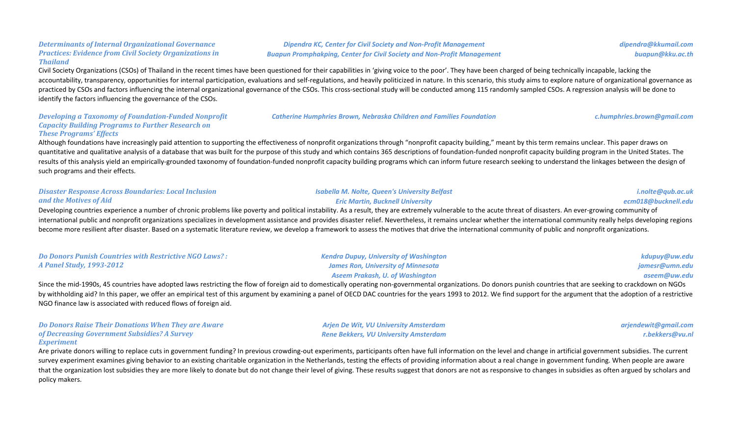### *Determinants of Internal Organizational Governance Practices: Evidence from Civil Society Organizations in Thailand*

*Dipendra KC, Center for Civil Society and Non-Profit Management* — *dipendra@kkumail.com*
*Buapun Promphakping, Center for Civil Society and Non-Profit Management* — *buapun@kku.ac.th*

Civil Society Organizations (CSOs) of Thailand in the recent times have been questioned for their capabilities in 'giving voice to the poor'. They have been charged of being technically incapable, lacking the accountability, transparency, opportunities for internal participation, evaluations and self-regulations, and heavily politicized in nature. In this scenario, this study aims to explore nature of organizational governance as practiced by CSOs and factors influencing the internal organizational governance of the CSOs. This cross-sectional study will be conducted among 115 randomly sampled CSOs. A regression analysis will be done to identify the factors influencing the governance of the CSOs.

### *Developing a Taxonomy of Foundation-Funded Nonprofit Capacity Building Programs to Further Research on These Programs' Effects*

*Catherine Humphries Brown, Nebraska Children and Families Foundation* — *c.humphries.brown@gmail.com*

Although foundations have increasingly paid attention to supporting the effectiveness of nonprofit organizations through "nonprofit capacity building," meant by this term remains unclear. This paper draws on quantitative and qualitative analysis of a database that was built for the purpose of this study and which contains 365 descriptions of foundation-funded nonprofit capacity building program in the United States. The results of this analysis yield an empirically-grounded taxonomy of foundation-funded nonprofit capacity building programs which can inform future research seeking to understand the linkages between the design of such programs and their effects.

### *Disaster Response Across Boundaries: Local Inclusion and the Motives of Aid*

*Isabella M. Nolte, Queen's University Belfast* — *i.nolte@qub.ac.uk*
*Eric Martin, Bucknell University* — *ecm018@bucknell.edu*

Developing countries experience a number of chronic problems like poverty and political instability. As a result, they are extremely vulnerable to the acute threat of disasters. An ever-growing community of international public and nonprofit organizations specializes in development assistance and provides disaster relief. Nevertheless, it remains unclear whether the international community really helps developing regions become more resilient after disaster. Based on a systematic literature review, we develop a framework to assess the motives that drive the international community of public and nonprofit organizations.

### *Do Donors Punish Countries with Restrictive NGO Laws? : A Panel Study, 1993-2012*

*Kendra Dupuy, University of Washington* — *kdupuy@uw.edu*
*James Ron, University of Minnesota* — *jamesr@umn.edu*
*Aseem Prakash, U. of Washington* — *aseem@uw.edu*

Since the mid-1990s, 45 countries have adopted laws restricting the flow of foreign aid to domestically operating non-governmental organizations. Do donors punish countries that are seeking to crackdown on NGOs by withholding aid? In this paper, we offer an empirical test of this argument by examining a panel of OECD DAC countries for the years 1993 to 2012. We find support for the argument that the adoption of a restrictive NGO finance law is associated with reduced flows of foreign aid.

### *Do Donors Raise Their Donations When They are Aware of Decreasing Government Subsidies? A Survey Experiment*

*Arjen De Wit, VU University Amsterdam* — *arjendewit@gmail.com*
*Rene Bekkers, VU University Amsterdam* — *r.bekkers@vu.nl*

Are private donors willing to replace cuts in government funding? In previous crowding-out experiments, participants often have full information on the level and change in artificial government subsidies. The current survey experiment examines giving behavior to an existing charitable organization in the Netherlands, testing the effects of providing information about a real change in government funding. When people are aware that the organization lost subsidies they are more likely to donate but do not change their level of giving. These results suggest that donors are not as responsive to changes in subsidies as often argued by scholars and policy makers.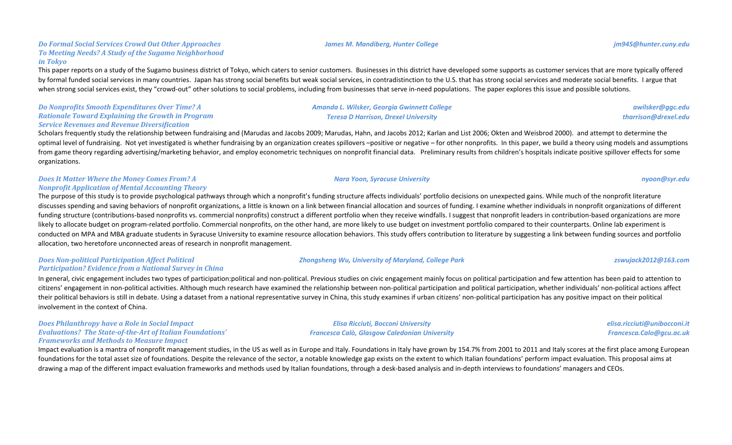### *Do Formal Social Services Crowd Out Other Approaches To Meeting Needs? A Study of the Sugamo Neighborhood in Tokyo*

*James M. Mandiberg, Hunter College* — *jm945@hunter.cuny.edu*

This paper reports on a study of the Sugamo business district of Tokyo, which caters to senior customers. Businesses in this district have developed some supports as customer services that are more typically offered by formal funded social services in many countries. Japan has strong social benefits but weak social services, in contradistinction to the U.S. that has strong social services and moderate social benefits. I argue that when strong social services exist, they "crowd-out" other solutions to social problems, including from businesses that serve in-need populations. The paper explores this issue and possible solutions.

### *Do Nonprofits Smooth Expenditures Over Time? A Rationale Toward Explaining the Growth in Program Service Revenues and Revenue Diversification*

*Amanda L. Wilsker, Georgia Gwinnett College* — *awilsker@ggc.edu*
*Teresa D Harrison, Drexel University* — *tharrison@drexel.edu*

Scholars frequently study the relationship between fundraising and (Marudas and Jacobs 2009; Marudas, Hahn, and Jacobs 2012; Karlan and List 2006; Okten and Weisbrod 2000). and attempt to determine the optimal level of fundraising. Not yet investigated is whether fundraising by an organization creates spillovers –positive or negative – for other nonprofits. In this paper, we build a theory using models and assumptions from game theory regarding advertising/marketing behavior, and employ econometric techniques on nonprofit financial data. Preliminary results from children's hospitals indicate positive spillover effects for some organizations.

### *Does It Matter Where the Money Comes From? A Nonprofit Application of Mental Accounting Theory*

*Nara Yoon, Syracuse University* — *nyoon@syr.edu*

The purpose of this study is to provide psychological pathways through which a nonprofit's funding structure affects individuals' portfolio decisions on unexpected gains. While much of the nonprofit literature discusses spending and saving behaviors of nonprofit organizations, a little is known on a link between financial allocation and sources of funding. I examine whether individuals in nonprofit organizations of different funding structure (contributions-based nonprofits vs. commercial nonprofits) construct a different portfolio when they receive windfalls. I suggest that nonprofit leaders in contribution-based organizations are more likely to allocate budget on program-related portfolio. Commercial nonprofits, on the other hand, are more likely to use budget on investment portfolio compared to their counterparts. Online lab experiment is conducted on MPA and MBA graduate students in Syracuse University to examine resource allocation behaviors. This study offers contribution to literature by suggesting a link between funding sources and portfolio allocation, two heretofore unconnected areas of research in nonprofit management.

### *Does Non-political Participation Affect Political Participation? Evidence from a National Survey in China*

*Zhongsheng Wu, University of Maryland, College Park* — *zswujack2012@163.com*

In general, civic engagement includes two types of participation:political and non-political. Previous studies on civic engagement mainly focus on political participation and few attention has been paid to attention to citizens' engagement in non-political activities. Although much research have examined the relationship between non-political participation and political participation, whether individuals' non-political actions affect their political behaviors is still in debate. Using a dataset from a national representative survey in China, this study examines if urban citizens' non-political participation has any positive impact on their political involvement in the context of China.

### *Does Philanthropy have a Role in Social Impact Evaluations? The State-of-the-Art of Italian Foundations' Frameworks and Methods to Measure Impact*

*Elisa Ricciuti, Bocconi University* — *elisa.ricciuti@unibocconi.it*
*Francesca Calò, Glasgow Caledonian University* — *Francesca.Calo@gcu.ac.uk*

Impact evaluation is a mantra of nonprofit management studies, in the US as well as in Europe and Italy. Foundations in Italy have grown by 154.7% from 2001 to 2011 and Italy scores at the first place among European foundations for the total asset size of foundations. Despite the relevance of the sector, a notable knowledge gap exists on the extent to which Italian foundations' perform impact evaluation. This proposal aims at drawing a map of the different impact evaluation frameworks and methods used by Italian foundations, through a desk-based analysis and in-depth interviews to foundations' managers and CEOs.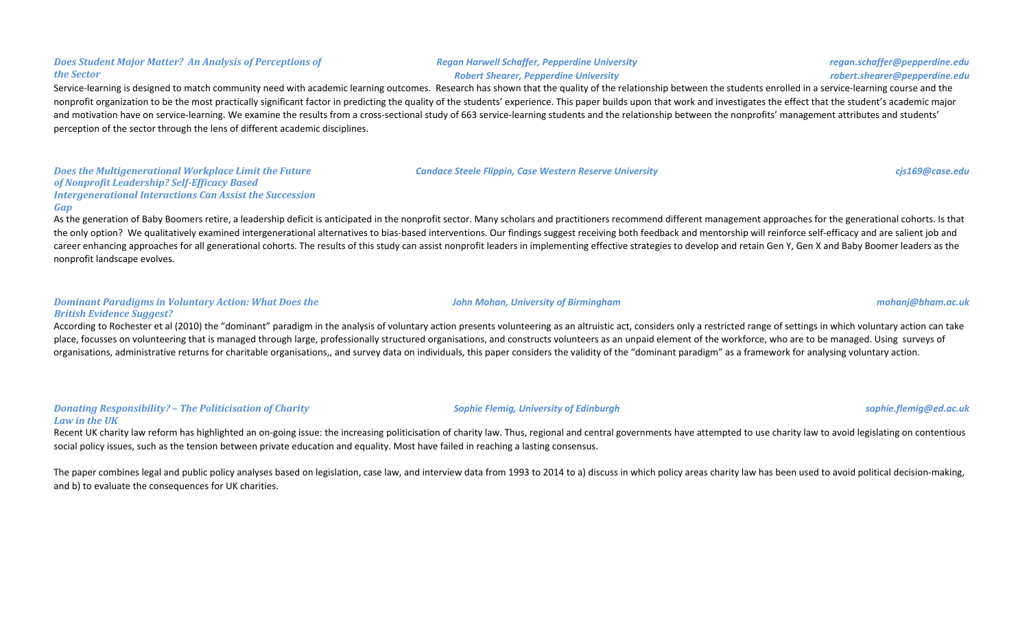### *Does Student Major Matter? An Analysis of Perceptions of the Sector*

*Regan Harwell Schaffer, Pepperdine University* — *regan.schaffer@pepperdine.edu*
*Robert Shearer, Pepperdine University* — *robert.shearer@pepperdine.edu*

Service-learning is designed to match community need with academic learning outcomes. Research has shown that the quality of the relationship between the students enrolled in a service-learning course and the nonprofit organization to be the most practically significant factor in predicting the quality of the students' experience. This paper builds upon that work and investigates the effect that the student's academic major and motivation have on service-learning. We examine the results from a cross-sectional study of 663 service-learning students and the relationship between the nonprofits' management attributes and students' perception of the sector through the lens of different academic disciplines.

### *Does the Multigenerational Workplace Limit the Future of Nonprofit Leadership? Self-Efficacy Based Intergenerational Interactions Can Assist the Succession Gap*

*Candace Steele Flippin, Case Western Reserve University* — *cjs169@case.edu*

As the generation of Baby Boomers retire, a leadership deficit is anticipated in the nonprofit sector. Many scholars and practitioners recommend different management approaches for the generational cohorts. Is that the only option? We qualitatively examined intergenerational alternatives to bias-based interventions. Our findings suggest receiving both feedback and mentorship will reinforce self-efficacy and are salient job and career enhancing approaches for all generational cohorts. The results of this study can assist nonprofit leaders in implementing effective strategies to develop and retain Gen Y, Gen X and Baby Boomer leaders as the nonprofit landscape evolves.

### *Dominant Paradigms in Voluntary Action: What Does the British Evidence Suggest?*

*John Mohan, University of Birmingham* — *mohanj@bham.ac.uk*

According to Rochester et al (2010) the "dominant" paradigm in the analysis of voluntary action presents volunteering as an altruistic act, considers only a restricted range of settings in which voluntary action can take place, focusses on volunteering that is managed through large, professionally structured organisations, and constructs volunteers as an unpaid element of the workforce, who are to be managed. Using surveys of organisations, administrative returns for charitable organisations,, and survey data on individuals, this paper considers the validity of the "dominant paradigm" as a framework for analysing voluntary action.

### *Donating Responsibility? – The Politicisation of Charity Law in the UK*

*Sophie Flemig, University of Edinburgh* — *sophie.flemig@ed.ac.uk*

Recent UK charity law reform has highlighted an on-going issue: the increasing politicisation of charity law. Thus, regional and central governments have attempted to use charity law to avoid legislating on contentious social policy issues, such as the tension between private education and equality. Most have failed in reaching a lasting consensus.

The paper combines legal and public policy analyses based on legislation, case law, and interview data from 1993 to 2014 to a) discuss in which policy areas charity law has been used to avoid political decision-making, and b) to evaluate the consequences for UK charities.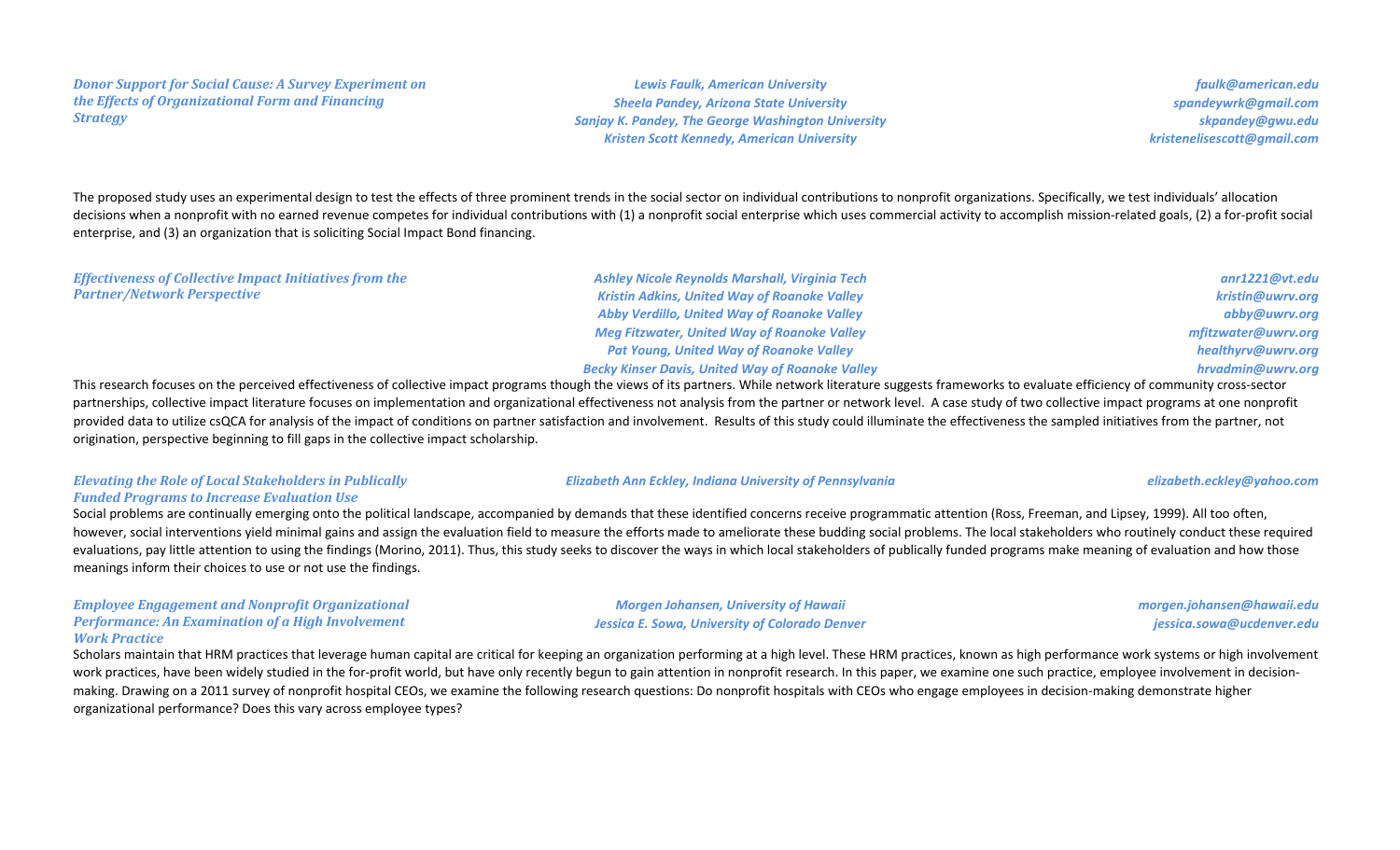### *Donor Support for Social Cause: A Survey Experiment on the Effects of Organizational Form and Financing Strategy*

*Lewis Faulk, American University* — *faulk@american.edu*
*Sheela Pandey, Arizona State University* — *spandeywrk@gmail.com*
*Sanjay K. Pandey, The George Washington University* — *skpandey@gwu.edu*
*Kristen Scott Kennedy, American University* — *kristenelisescott@gmail.com*

The proposed study uses an experimental design to test the effects of three prominent trends in the social sector on individual contributions to nonprofit organizations. Specifically, we test individuals' allocation decisions when a nonprofit with no earned revenue competes for individual contributions with (1) a nonprofit social enterprise which uses commercial activity to accomplish mission-related goals, (2) a for-profit social enterprise, and (3) an organization that is soliciting Social Impact Bond financing.

### *Effectiveness of Collective Impact Initiatives from the Partner/Network Perspective*

*Ashley Nicole Reynolds Marshall, Virginia Tech* — *anr1221@vt.edu*
*Kristin Adkins, United Way of Roanoke Valley* — *kristin@uwrv.org*
*Abby Verdillo, United Way of Roanoke Valley* — *abby@uwrv.org*
*Meg Fitzwater, United Way of Roanoke Valley* — *mfitzwater@uwrv.org*
*Pat Young, United Way of Roanoke Valley* — *healthyrv@uwrv.org*
*Becky Kinser Davis, United Way of Roanoke Valley* — *hrvadmin@uwrv.org*

This research focuses on the perceived effectiveness of collective impact programs though the views of its partners. While network literature suggests frameworks to evaluate efficiency of community cross-sector partnerships, collective impact literature focuses on implementation and organizational effectiveness not analysis from the partner or network level. A case study of two collective impact programs at one nonprofit provided data to utilize csQCA for analysis of the impact of conditions on partner satisfaction and involvement. Results of this study could illuminate the effectiveness the sampled initiatives from the partner, not origination, perspective beginning to fill gaps in the collective impact scholarship.

### *Elevating the Role of Local Stakeholders in Publically Funded Programs to Increase Evaluation Use*

*Elizabeth Ann Eckley, Indiana University of Pennsylvania* — *elizabeth.eckley@yahoo.com*

Social problems are continually emerging onto the political landscape, accompanied by demands that these identified concerns receive programmatic attention (Ross, Freeman, and Lipsey, 1999). All too often, however, social interventions yield minimal gains and assign the evaluation field to measure the efforts made to ameliorate these budding social problems. The local stakeholders who routinely conduct these required evaluations, pay little attention to using the findings (Morino, 2011). Thus, this study seeks to discover the ways in which local stakeholders of publically funded programs make meaning of evaluation and how those meanings inform their choices to use or not use the findings.

### *Employee Engagement and Nonprofit Organizational Performance: An Examination of a High Involvement Work Practice*

*Morgen Johansen, University of Hawaii* — *morgen.johansen@hawaii.edu*
*Jessica E. Sowa, University of Colorado Denver* — *jessica.sowa@ucdenver.edu*

Scholars maintain that HRM practices that leverage human capital are critical for keeping an organization performing at a high level. These HRM practices, known as high performance work systems or high involvement work practices, have been widely studied in the for-profit world, but have only recently begun to gain attention in nonprofit research. In this paper, we examine one such practice, employee involvement in decision-making. Drawing on a 2011 survey of nonprofit hospital CEOs, we examine the following research questions: Do nonprofit hospitals with CEOs who engage employees in decision-making demonstrate higher organizational performance? Does this vary across employee types?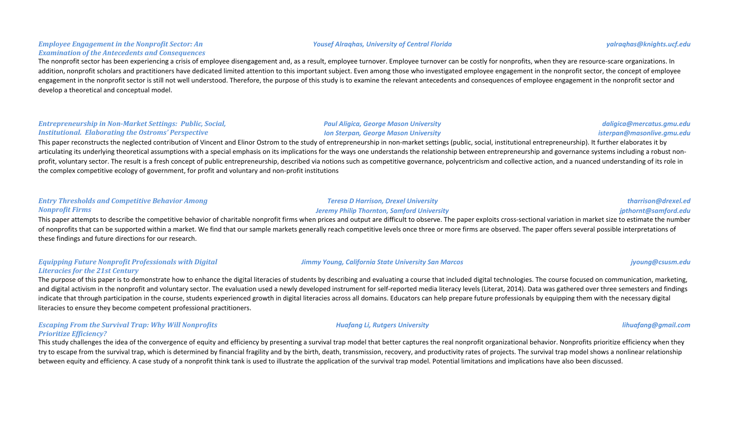***Employee Engagement in the Nonprofit Sector: An Examination of the Antecedents and Consequences***

*Yousef Alraqhas, University of Central Florida* — *yalraqhas@knights.ucf.edu*

The nonprofit sector has been experiencing a crisis of employee disengagement and, as a result, employee turnover. Employee turnover can be costly for nonprofits, when they are resource-scare organizations. In addition, nonprofit scholars and practitioners have dedicated limited attention to this important subject. Even among those who investigated employee engagement in the nonprofit sector, the concept of employee engagement in the nonprofit sector is still not well understood. Therefore, the purpose of this study is to examine the relevant antecedents and consequences of employee engagement in the nonprofit sector and develop a theoretical and conceptual model.

***Entrepreneurship in Non-Market Settings: Public, Social, Institutional. Elaborating the Ostroms' Perspective***

*Paul Aligica, George Mason University* — *daligica@mercatus.gmu.edu*
*Ion Sterpan, George Mason University* — *isterpan@masonlive.gmu.edu*

This paper reconstructs the neglected contribution of Vincent and Elinor Ostrom to the study of entrepreneurship in non-market settings (public, social, institutional entrepreneurship). It further elaborates it by articulating its underlying theoretical assumptions with a special emphasis on its implications for the ways one understands the relationship between entrepreneurship and governance systems including a robust non-profit, voluntary sector. The result is a fresh concept of public entrepreneurship, described via notions such as competitive governance, polycentricism and collective action, and a nuanced understanding of its role in the complex competitive ecology of government, for profit and voluntary and non-profit institutions

***Entry Thresholds and Competitive Behavior Among Nonprofit Firms***

*Teresa D Harrison, Drexel University* — *tharrison@drexel.ed*
*Jeremy Philip Thornton, Samford University* — *jpthornt@samford.edu*

This paper attempts to describe the competitive behavior of charitable nonprofit firms when prices and output are difficult to observe. The paper exploits cross-sectional variation in market size to estimate the number of nonprofits that can be supported within a market. We find that our sample markets generally reach competitive levels once three or more firms are observed. The paper offers several possible interpretations of these findings and future directions for our research.

***Equipping Future Nonprofit Professionals with Digital Literacies for the 21st Century***

*Jimmy Young, California State University San Marcos* — *jyoung@csusm.edu*

The purpose of this paper is to demonstrate how to enhance the digital literacies of students by describing and evaluating a course that included digital technologies. The course focused on communication, marketing, and digital activism in the nonprofit and voluntary sector. The evaluation used a newly developed instrument for self-reported media literacy levels (Literat, 2014). Data was gathered over three semesters and findings indicate that through participation in the course, students experienced growth in digital literacies across all domains. Educators can help prepare future professionals by equipping them with the necessary digital literacies to ensure they become competent professional practitioners.

***Escaping From the Survival Trap: Why Will Nonprofits Prioritize Efficiency?***

*Huafang Li, Rutgers University* — *lihuafang@gmail.com*

This study challenges the idea of the convergence of equity and efficiency by presenting a survival trap model that better captures the real nonprofit organizational behavior. Nonprofits prioritize efficiency when they try to escape from the survival trap, which is determined by financial fragility and by the birth, death, transmission, recovery, and productivity rates of projects. The survival trap model shows a nonlinear relationship between equity and efficiency. A case study of a nonprofit think tank is used to illustrate the application of the survival trap model. Potential limitations and implications have also been discussed.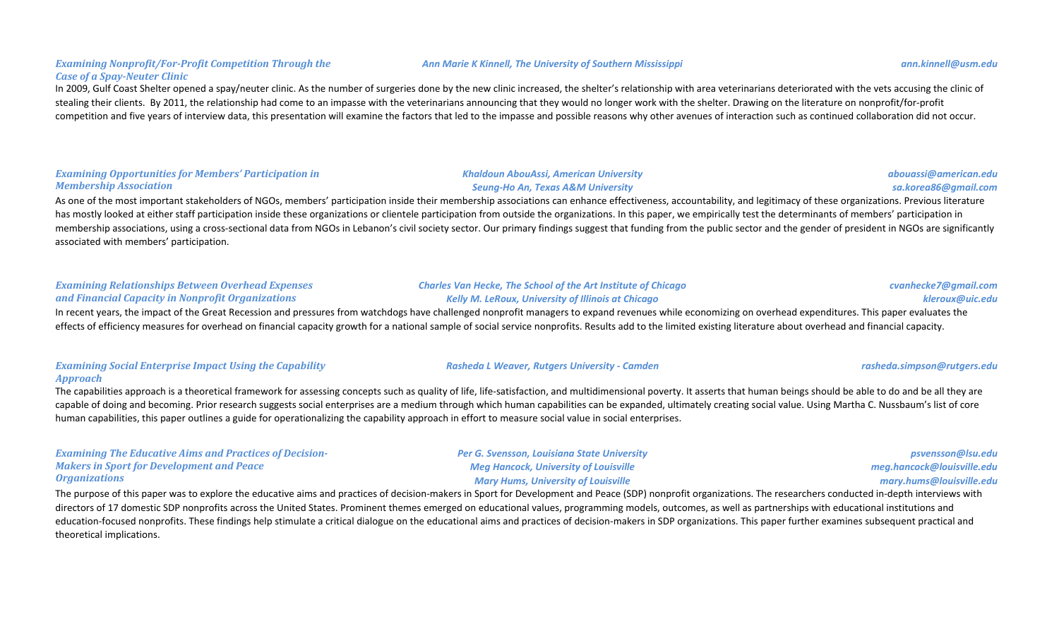### *Examining Nonprofit/For-Profit Competition Through the Case of a Spay-Neuter Clinic*

*Ann Marie K Kinnell, The University of Southern Mississippi* — *ann.kinnell@usm.edu*

In 2009, Gulf Coast Shelter opened a spay/neuter clinic. As the number of surgeries done by the new clinic increased, the shelter's relationship with area veterinarians deteriorated with the vets accusing the clinic of stealing their clients. By 2011, the relationship had come to an impasse with the veterinarians announcing that they would no longer work with the shelter. Drawing on the literature on nonprofit/for-profit competition and five years of interview data, this presentation will examine the factors that led to the impasse and possible reasons why other avenues of interaction such as continued collaboration did not occur.

### *Examining Opportunities for Members' Participation in Membership Association*

*Khaldoun AbouAssi, American University* — *abouassi@american.edu*
*Seung-Ho An, Texas A&M University* — *sa.korea86@gmail.com*

As one of the most important stakeholders of NGOs, members' participation inside their membership associations can enhance effectiveness, accountability, and legitimacy of these organizations. Previous literature has mostly looked at either staff participation inside these organizations or clientele participation from outside the organizations. In this paper, we empirically test the determinants of members' participation in membership associations, using a cross-sectional data from NGOs in Lebanon's civil society sector. Our primary findings suggest that funding from the public sector and the gender of president in NGOs are significantly associated with members' participation.

### *Examining Relationships Between Overhead Expenses and Financial Capacity in Nonprofit Organizations*

*Charles Van Hecke, The School of the Art Institute of Chicago* — *cvanhecke7@gmail.com*
*Kelly M. LeRoux, University of Illinois at Chicago* — *kleroux@uic.edu*

In recent years, the impact of the Great Recession and pressures from watchdogs have challenged nonprofit managers to expand revenues while economizing on overhead expenditures. This paper evaluates the effects of efficiency measures for overhead on financial capacity growth for a national sample of social service nonprofits. Results add to the limited existing literature about overhead and financial capacity.

### *Examining Social Enterprise Impact Using the Capability Approach*

*Rasheda L Weaver, Rutgers University - Camden* — *rasheda.simpson@rutgers.edu*

The capabilities approach is a theoretical framework for assessing concepts such as quality of life, life-satisfaction, and multidimensional poverty. It asserts that human beings should be able to do and be all they are capable of doing and becoming. Prior research suggests social enterprises are a medium through which human capabilities can be expanded, ultimately creating social value. Using Martha C. Nussbaum's list of core human capabilities, this paper outlines a guide for operationalizing the capability approach in effort to measure social value in social enterprises.

### *Examining The Educative Aims and Practices of Decision-Makers in Sport for Development and Peace Organizations*

*Per G. Svensson, Louisiana State University* — *psvensson@lsu.edu*
*Meg Hancock, University of Louisville* — *meg.hancock@louisville.edu*
*Mary Hums, University of Louisville* — *mary.hums@louisville.edu*

The purpose of this paper was to explore the educative aims and practices of decision-makers in Sport for Development and Peace (SDP) nonprofit organizations. The researchers conducted in-depth interviews with directors of 17 domestic SDP nonprofits across the United States. Prominent themes emerged on educational values, programming models, outcomes, as well as partnerships with educational institutions and education-focused nonprofits. These findings help stimulate a critical dialogue on the educational aims and practices of decision-makers in SDP organizations. This paper further examines subsequent practical and theoretical implications.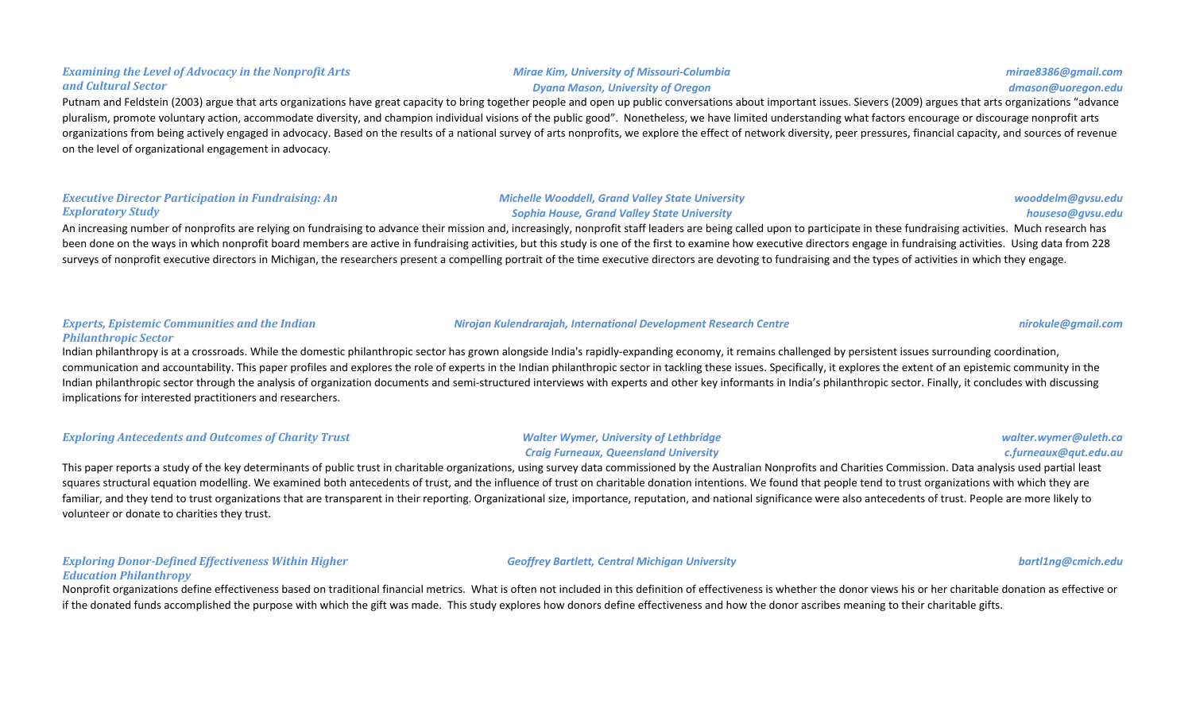### *Examining the Level of Advocacy in the Nonprofit Arts and Cultural Sector*

*Mirae Kim, University of Missouri-Columbia* — *mirae8386@gmail.com*
*Dyana Mason, University of Oregon* — *dmason@uoregon.edu*

Putnam and Feldstein (2003) argue that arts organizations have great capacity to bring together people and open up public conversations about important issues. Sievers (2009) argues that arts organizations "advance pluralism, promote voluntary action, accommodate diversity, and champion individual visions of the public good". Nonetheless, we have limited understanding what factors encourage or discourage nonprofit arts organizations from being actively engaged in advocacy. Based on the results of a national survey of arts nonprofits, we explore the effect of network diversity, peer pressures, financial capacity, and sources of revenue on the level of organizational engagement in advocacy.

### *Executive Director Participation in Fundraising: An Exploratory Study*

*Michelle Wooddell, Grand Valley State University* — *wooddelm@gvsu.edu*
*Sophia House, Grand Valley State University* — *houseso@gvsu.edu*

An increasing number of nonprofits are relying on fundraising to advance their mission and, increasingly, nonprofit staff leaders are being called upon to participate in these fundraising activities. Much research has been done on the ways in which nonprofit board members are active in fundraising activities, but this study is one of the first to examine how executive directors engage in fundraising activities. Using data from 228 surveys of nonprofit executive directors in Michigan, the researchers present a compelling portrait of the time executive directors are devoting to fundraising and the types of activities in which they engage.

### *Experts, Epistemic Communities and the Indian Philanthropic Sector*

*Nirojan Kulendrarajah, International Development Research Centre* — *nirokule@gmail.com*

Indian philanthropy is at a crossroads. While the domestic philanthropic sector has grown alongside India's rapidly-expanding economy, it remains challenged by persistent issues surrounding coordination, communication and accountability. This paper profiles and explores the role of experts in the Indian philanthropic sector in tackling these issues. Specifically, it explores the extent of an epistemic community in the Indian philanthropic sector through the analysis of organization documents and semi-structured interviews with experts and other key informants in India's philanthropic sector. Finally, it concludes with discussing implications for interested practitioners and researchers.

### *Exploring Antecedents and Outcomes of Charity Trust*

*Walter Wymer, University of Lethbridge* — *walter.wymer@uleth.ca*
*Craig Furneaux, Queensland University* — *c.furneaux@qut.edu.au*

This paper reports a study of the key determinants of public trust in charitable organizations, using survey data commissioned by the Australian Nonprofits and Charities Commission. Data analysis used partial least squares structural equation modelling. We examined both antecedents of trust, and the influence of trust on charitable donation intentions. We found that people tend to trust organizations with which they are familiar, and they tend to trust organizations that are transparent in their reporting. Organizational size, importance, reputation, and national significance were also antecedents of trust. People are more likely to volunteer or donate to charities they trust.

### *Exploring Donor-Defined Effectiveness Within Higher Education Philanthropy*

*Geoffrey Bartlett, Central Michigan University* — *bartl1ng@cmich.edu*

Nonprofit organizations define effectiveness based on traditional financial metrics. What is often not included in this definition of effectiveness is whether the donor views his or her charitable donation as effective or if the donated funds accomplished the purpose with which the gift was made. This study explores how donors define effectiveness and how the donor ascribes meaning to their charitable gifts.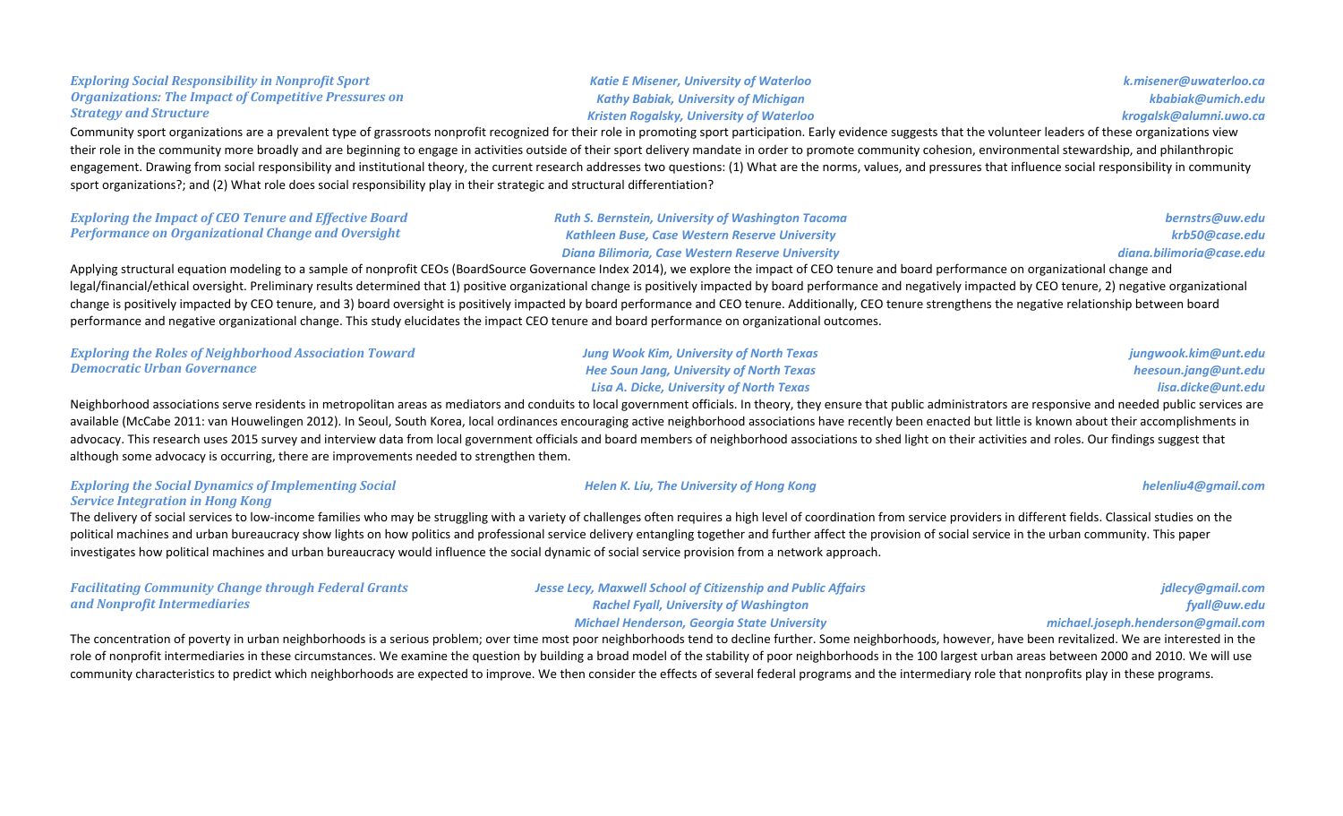### *Exploring Social Responsibility in Nonprofit Sport Organizations: The Impact of Competitive Pressures on Strategy and Structure*

*Katie E Misener, University of Waterloo* — *k.misener@uwaterloo.ca*
*Kathy Babiak, University of Michigan* — *kbabiak@umich.edu*
*Kristen Rogalsky, University of Waterloo* — *krogalsk@alumni.uwo.ca*

Community sport organizations are a prevalent type of grassroots nonprofit recognized for their role in promoting sport participation. Early evidence suggests that the volunteer leaders of these organizations view their role in the community more broadly and are beginning to engage in activities outside of their sport delivery mandate in order to promote community cohesion, environmental stewardship, and philanthropic engagement. Drawing from social responsibility and institutional theory, the current research addresses two questions: (1) What are the norms, values, and pressures that influence social responsibility in community sport organizations?; and (2) What role does social responsibility play in their strategic and structural differentiation?

### *Exploring the Impact of CEO Tenure and Effective Board Performance on Organizational Change and Oversight*

*Ruth S. Bernstein, University of Washington Tacoma* — *bernstrs@uw.edu*
*Kathleen Buse, Case Western Reserve University* — *krb50@case.edu*
*Diana Bilimoria, Case Western Reserve University* — *diana.bilimoria@case.edu*

Applying structural equation modeling to a sample of nonprofit CEOs (BoardSource Governance Index 2014), we explore the impact of CEO tenure and board performance on organizational change and legal/financial/ethical oversight. Preliminary results determined that 1) positive organizational change is positively impacted by board performance and negatively impacted by CEO tenure, 2) negative organizational change is positively impacted by CEO tenure, and 3) board oversight is positively impacted by board performance and CEO tenure. Additionally, CEO tenure strengthens the negative relationship between board performance and negative organizational change. This study elucidates the impact CEO tenure and board performance on organizational outcomes.

### *Exploring the Roles of Neighborhood Association Toward Democratic Urban Governance*

*Jung Wook Kim, University of North Texas* — *jungwook.kim@unt.edu*
*Hee Soun Jang, University of North Texas* — *heesoun.jang@unt.edu*
*Lisa A. Dicke, University of North Texas* — *lisa.dicke@unt.edu*

Neighborhood associations serve residents in metropolitan areas as mediators and conduits to local government officials. In theory, they ensure that public administrators are responsive and needed public services are available (McCabe 2011: van Houwelingen 2012). In Seoul, South Korea, local ordinances encouraging active neighborhood associations have recently been enacted but little is known about their accomplishments in advocacy. This research uses 2015 survey and interview data from local government officials and board members of neighborhood associations to shed light on their activities and roles. Our findings suggest that although some advocacy is occurring, there are improvements needed to strengthen them.

### *Exploring the Social Dynamics of Implementing Social Service Integration in Hong Kong*

*Helen K. Liu, The University of Hong Kong* — *helenliu4@gmail.com*

The delivery of social services to low-income families who may be struggling with a variety of challenges often requires a high level of coordination from service providers in different fields. Classical studies on the political machines and urban bureaucracy show lights on how politics and professional service delivery entangling together and further affect the provision of social service in the urban community. This paper investigates how political machines and urban bureaucracy would influence the social dynamic of social service provision from a network approach.

### *Facilitating Community Change through Federal Grants and Nonprofit Intermediaries*

*Jesse Lecy, Maxwell School of Citizenship and Public Affairs* — *jdlecy@gmail.com*
*Rachel Fyall, University of Washington* — *fyall@uw.edu*
*Michael Henderson, Georgia State University* — *michael.joseph.henderson@gmail.com*

The concentration of poverty in urban neighborhoods is a serious problem; over time most poor neighborhoods tend to decline further. Some neighborhoods, however, have been revitalized. We are interested in the role of nonprofit intermediaries in these circumstances. We examine the question by building a broad model of the stability of poor neighborhoods in the 100 largest urban areas between 2000 and 2010. We will use community characteristics to predict which neighborhoods are expected to improve. We then consider the effects of several federal programs and the intermediary role that nonprofits play in these programs.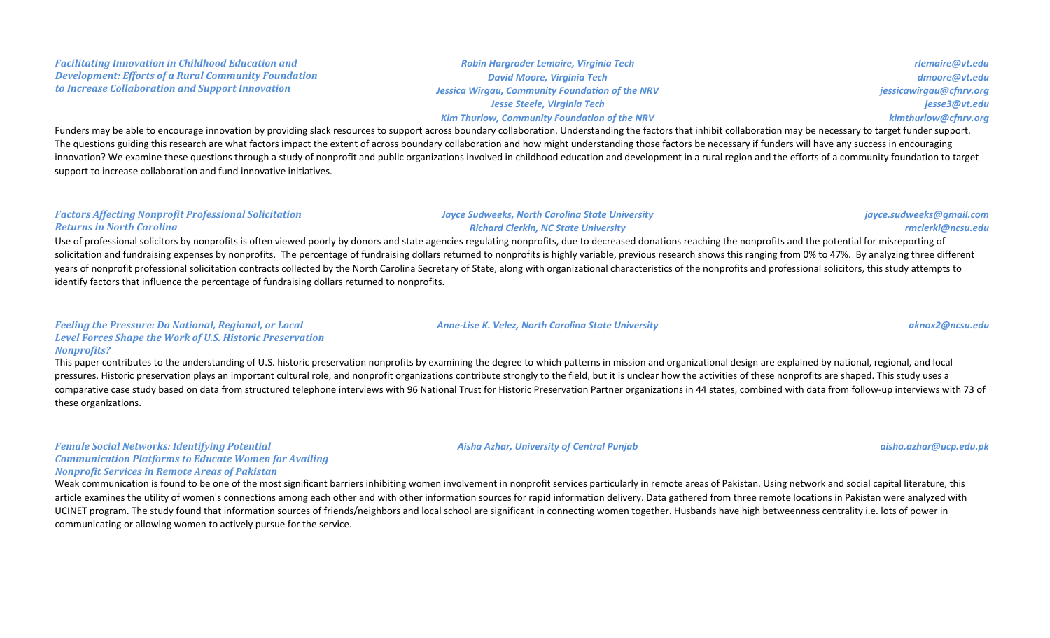### *Facilitating Innovation in Childhood Education and Development: Efforts of a Rural Community Foundation to Increase Collaboration and Support Innovation*

*Robin Hargroder Lemaire, Virginia Tech* — *rlemaire@vt.edu*
*David Moore, Virginia Tech* — *dmoore@vt.edu*
*Jessica Wirgau, Community Foundation of the NRV* — *jessicawirgau@cfnrv.org*
*Jesse Steele, Virginia Tech* — *jesse3@vt.edu*
*Kim Thurlow, Community Foundation of the NRV* — *kimthurlow@cfnrv.org*

Funders may be able to encourage innovation by providing slack resources to support across boundary collaboration. Understanding the factors that inhibit collaboration may be necessary to target funder support. The questions guiding this research are what factors impact the extent of across boundary collaboration and how might understanding those factors be necessary if funders will have any success in encouraging innovation? We examine these questions through a study of nonprofit and public organizations involved in childhood education and development in a rural region and the efforts of a community foundation to target support to increase collaboration and fund innovative initiatives.

### *Factors Affecting Nonprofit Professional Solicitation Returns in North Carolina*

*Jayce Sudweeks, North Carolina State University* — *jayce.sudweeks@gmail.com*
*Richard Clerkin, NC State University* — *rmclerki@ncsu.edu*

Use of professional solicitors by nonprofits is often viewed poorly by donors and state agencies regulating nonprofits, due to decreased donations reaching the nonprofits and the potential for misreporting of solicitation and fundraising expenses by nonprofits. The percentage of fundraising dollars returned to nonprofits is highly variable, previous research shows this ranging from 0% to 47%. By analyzing three different years of nonprofit professional solicitation contracts collected by the North Carolina Secretary of State, along with organizational characteristics of the nonprofits and professional solicitors, this study attempts to identify factors that influence the percentage of fundraising dollars returned to nonprofits.

### *Feeling the Pressure: Do National, Regional, or Local Level Forces Shape the Work of U.S. Historic Preservation Nonprofits?*

*Anne-Lise K. Velez, North Carolina State University* — *aknox2@ncsu.edu*

This paper contributes to the understanding of U.S. historic preservation nonprofits by examining the degree to which patterns in mission and organizational design are explained by national, regional, and local pressures. Historic preservation plays an important cultural role, and nonprofit organizations contribute strongly to the field, but it is unclear how the activities of these nonprofits are shaped. This study uses a comparative case study based on data from structured telephone interviews with 96 National Trust for Historic Preservation Partner organizations in 44 states, combined with data from follow-up interviews with 73 of these organizations.

### *Female Social Networks: Identifying Potential Communication Platforms to Educate Women for Availing Nonprofit Services in Remote Areas of Pakistan*

*Aisha Azhar, University of Central Punjab* — *aisha.azhar@ucp.edu.pk*

Weak communication is found to be one of the most significant barriers inhibiting women involvement in nonprofit services particularly in remote areas of Pakistan. Using network and social capital literature, this article examines the utility of women's connections among each other and with other information sources for rapid information delivery. Data gathered from three remote locations in Pakistan were analyzed with UCINET program. The study found that information sources of friends/neighbors and local school are significant in connecting women together. Husbands have high betweenness centrality i.e. lots of power in communicating or allowing women to actively pursue for the service.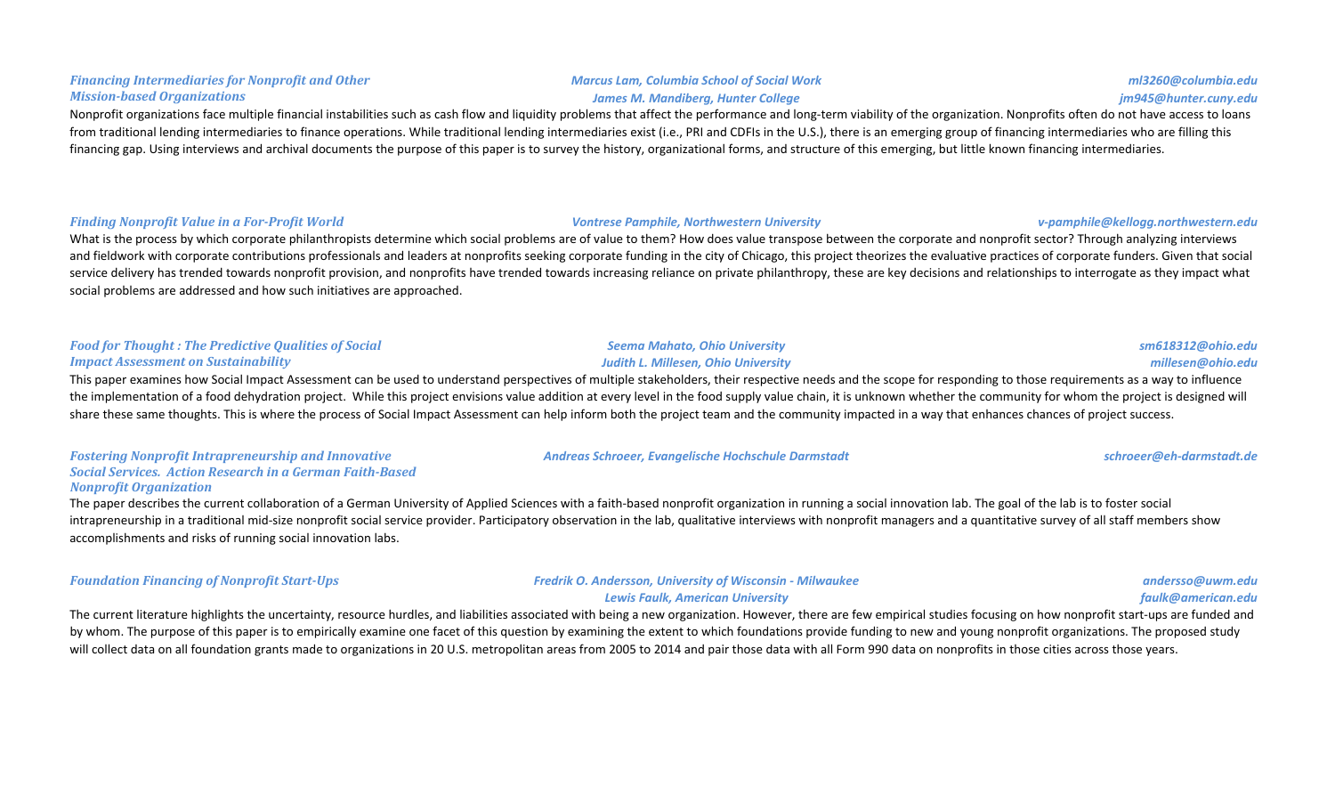### *Financing Intermediaries for Nonprofit and Other Mission-based Organizations*

*Marcus Lam, Columbia School of Social Work* — *ml3260@columbia.edu*
*James M. Mandiberg, Hunter College* — *jm945@hunter.cuny.edu*

Nonprofit organizations face multiple financial instabilities such as cash flow and liquidity problems that affect the performance and long-term viability of the organization. Nonprofits often do not have access to loans from traditional lending intermediaries to finance operations. While traditional lending intermediaries exist (i.e., PRI and CDFIs in the U.S.), there is an emerging group of financing intermediaries who are filling this financing gap. Using interviews and archival documents the purpose of this paper is to survey the history, organizational forms, and structure of this emerging, but little known financing intermediaries.

### *Finding Nonprofit Value in a For-Profit World*

*Vontrese Pamphile, Northwestern University* — *v-pamphile@kellogg.northwestern.edu*

What is the process by which corporate philanthropists determine which social problems are of value to them? How does value transpose between the corporate and nonprofit sector? Through analyzing interviews and fieldwork with corporate contributions professionals and leaders at nonprofits seeking corporate funding in the city of Chicago, this project theorizes the evaluative practices of corporate funders. Given that social service delivery has trended towards nonprofit provision, and nonprofits have trended towards increasing reliance on private philanthropy, these are key decisions and relationships to interrogate as they impact what social problems are addressed and how such initiatives are approached.

### *Food for Thought : The Predictive Qualities of Social Impact Assessment on Sustainability*

*Seema Mahato, Ohio University* — *sm618312@ohio.edu*
*Judith L. Millesen, Ohio University* — *millesen@ohio.edu*

This paper examines how Social Impact Assessment can be used to understand perspectives of multiple stakeholders, their respective needs and the scope for responding to those requirements as a way to influence the implementation of a food dehydration project. While this project envisions value addition at every level in the food supply value chain, it is unknown whether the community for whom the project is designed will share these same thoughts. This is where the process of Social Impact Assessment can help inform both the project team and the community impacted in a way that enhances chances of project success.

### *Fostering Nonprofit Intrapreneurship and Innovative Social Services. Action Research in a German Faith-Based Nonprofit Organization*

*Andreas Schroeer, Evangelische Hochschule Darmstadt* — *schroeer@eh-darmstadt.de*

The paper describes the current collaboration of a German University of Applied Sciences with a faith-based nonprofit organization in running a social innovation lab. The goal of the lab is to foster social intrapreneurship in a traditional mid-size nonprofit social service provider. Participatory observation in the lab, qualitative interviews with nonprofit managers and a quantitative survey of all staff members show accomplishments and risks of running social innovation labs.

### *Foundation Financing of Nonprofit Start-Ups*

*Fredrik O. Andersson, University of Wisconsin - Milwaukee* — *andersso@uwm.edu*
*Lewis Faulk, American University* — *faulk@american.edu*

The current literature highlights the uncertainty, resource hurdles, and liabilities associated with being a new organization. However, there are few empirical studies focusing on how nonprofit start-ups are funded and by whom. The purpose of this paper is to empirically examine one facet of this question by examining the extent to which foundations provide funding to new and young nonprofit organizations. The proposed study will collect data on all foundation grants made to organizations in 20 U.S. metropolitan areas from 2005 to 2014 and pair those data with all Form 990 data on nonprofits in those cities across those years.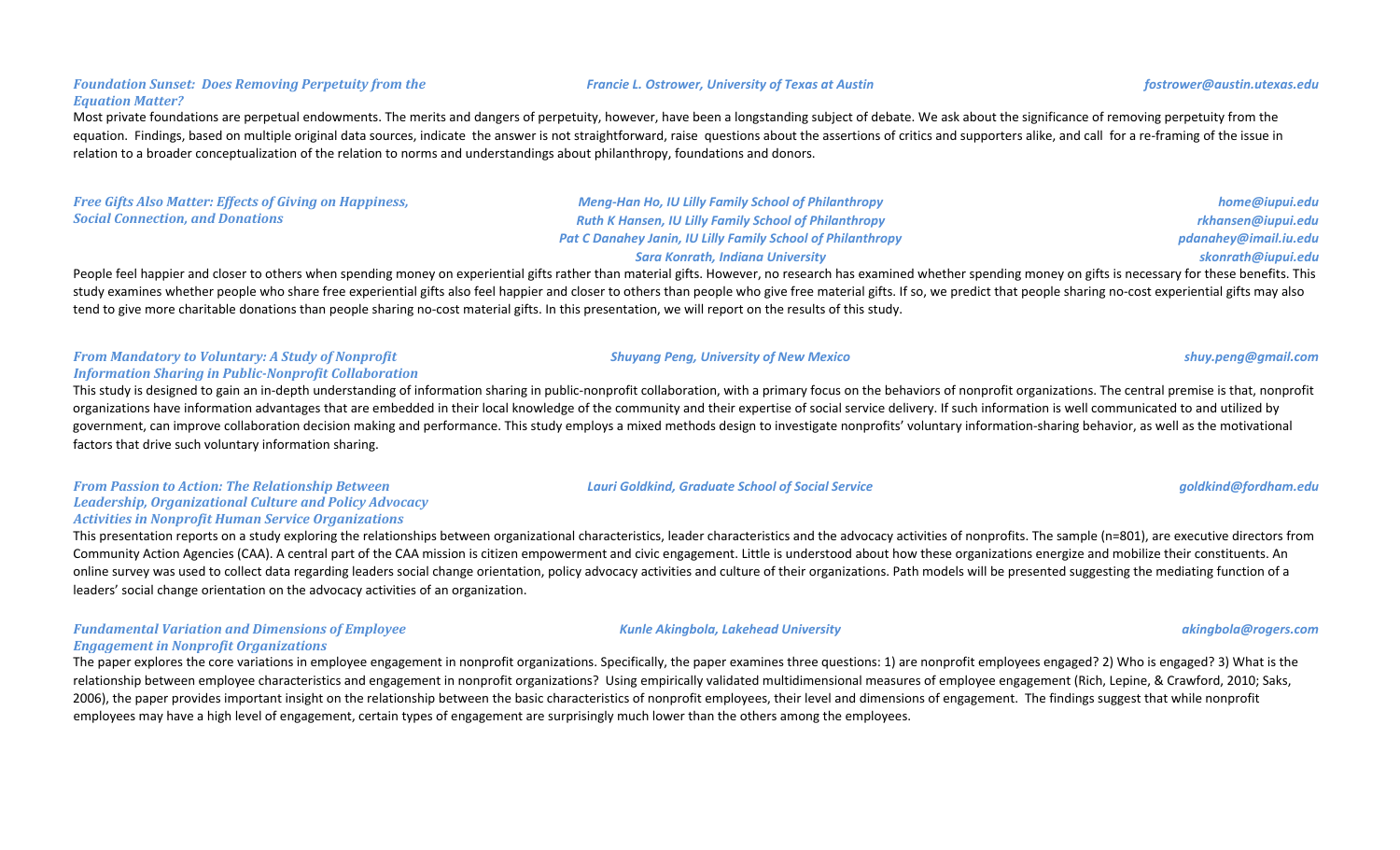### *Foundation Sunset: Does Removing Perpetuity from the Equation Matter?*

*Francie L. Ostrower, University of Texas at Austin* — *fostrower@austin.utexas.edu*

Most private foundations are perpetual endowments. The merits and dangers of perpetuity, however, have been a longstanding subject of debate. We ask about the significance of removing perpetuity from the equation. Findings, based on multiple original data sources, indicate the answer is not straightforward, raise questions about the assertions of critics and supporters alike, and call for a re-framing of the issue in relation to a broader conceptualization of the relation to norms and understandings about philanthropy, foundations and donors.

### *Free Gifts Also Matter: Effects of Giving on Happiness, Social Connection, and Donations*

*Meng-Han Ho, IU Lilly Family School of Philanthropy* — *home@iupui.edu*
*Ruth K Hansen, IU Lilly Family School of Philanthropy* — *rkhansen@iupui.edu*
*Pat C Danahey Janin, IU Lilly Family School of Philanthropy* — *pdanahey@imail.iu.edu*
*Sara Konrath, Indiana University* — *skonrath@iupui.edu*

People feel happier and closer to others when spending money on experiential gifts rather than material gifts. However, no research has examined whether spending money on gifts is necessary for these benefits. This study examines whether people who share free experiential gifts also feel happier and closer to others than people who give free material gifts. If so, we predict that people sharing no-cost experiential gifts may also tend to give more charitable donations than people sharing no-cost material gifts. In this presentation, we will report on the results of this study.

### *From Mandatory to Voluntary: A Study of Nonprofit Information Sharing in Public-Nonprofit Collaboration*

*Shuyang Peng, University of New Mexico* — *shuy.peng@gmail.com*

This study is designed to gain an in-depth understanding of information sharing in public-nonprofit collaboration, with a primary focus on the behaviors of nonprofit organizations. The central premise is that, nonprofit organizations have information advantages that are embedded in their local knowledge of the community and their expertise of social service delivery. If such information is well communicated to and utilized by government, can improve collaboration decision making and performance. This study employs a mixed methods design to investigate nonprofits' voluntary information-sharing behavior, as well as the motivational factors that drive such voluntary information sharing.

### *From Passion to Action: The Relationship Between Leadership, Organizational Culture and Policy Advocacy Activities in Nonprofit Human Service Organizations*

*Lauri Goldkind, Graduate School of Social Service* — *goldkind@fordham.edu*

This presentation reports on a study exploring the relationships between organizational characteristics, leader characteristics and the advocacy activities of nonprofits. The sample (n=801), are executive directors from Community Action Agencies (CAA). A central part of the CAA mission is citizen empowerment and civic engagement. Little is understood about how these organizations energize and mobilize their constituents. An online survey was used to collect data regarding leaders social change orientation, policy advocacy activities and culture of their organizations. Path models will be presented suggesting the mediating function of a leaders' social change orientation on the advocacy activities of an organization.

### *Fundamental Variation and Dimensions of Employee Engagement in Nonprofit Organizations*

*Kunle Akingbola, Lakehead University* — *akingbola@rogers.com*

The paper explores the core variations in employee engagement in nonprofit organizations. Specifically, the paper examines three questions: 1) are nonprofit employees engaged? 2) Who is engaged? 3) What is the relationship between employee characteristics and engagement in nonprofit organizations? Using empirically validated multidimensional measures of employee engagement (Rich, Lepine, & Crawford, 2010; Saks, 2006), the paper provides important insight on the relationship between the basic characteristics of nonprofit employees, their level and dimensions of engagement. The findings suggest that while nonprofit employees may have a high level of engagement, certain types of engagement are surprisingly much lower than the others among the employees.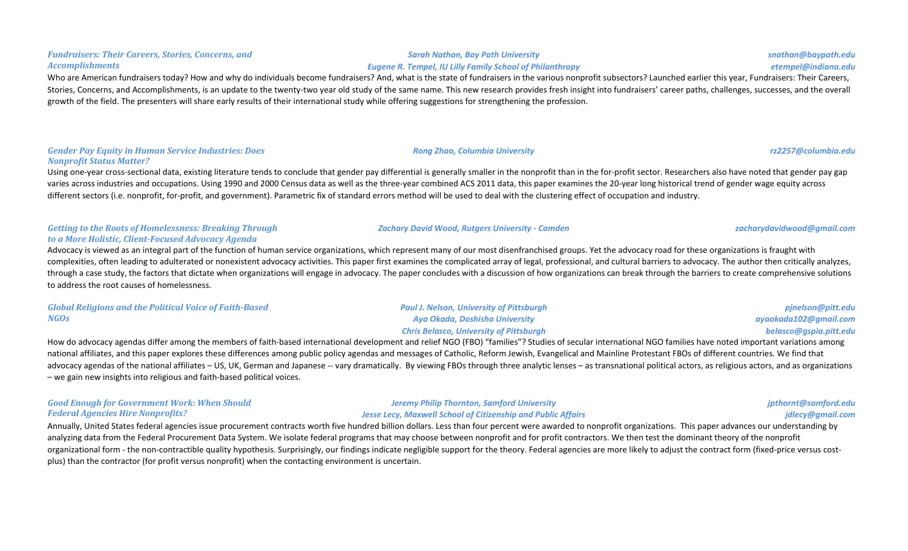### *Fundraisers: Their Careers, Stories, Concerns, and Accomplishments*

*Sarah Nathan, Bay Path University* — *snathan@baypath.edu*
*Eugene R. Tempel, IU Lilly Family School of Philanthropy* — *etempel@indiana.edu*

Who are American fundraisers today? How and why do individuals become fundraisers? And, what is the state of fundraisers in the various nonprofit subsectors? Launched earlier this year, Fundraisers: Their Careers, Stories, Concerns, and Accomplishments, is an update to the twenty-two year old study of the same name. This new research provides fresh insight into fundraisers' career paths, challenges, successes, and the overall growth of the field. The presenters will share early results of their international study while offering suggestions for strengthening the profession.

### *Gender Pay Equity in Human Service Industries: Does Nonprofit Status Matter?*

*Rong Zhao, Columbia University* — *rz2257@columbia.edu*

Using one-year cross-sectional data, existing literature tends to conclude that gender pay differential is generally smaller in the nonprofit than in the for-profit sector. Researchers also have noted that gender pay gap varies across industries and occupations. Using 1990 and 2000 Census data as well as the three-year combined ACS 2011 data, this paper examines the 20-year long historical trend of gender wage equity across different sectors (i.e. nonprofit, for-profit, and government). Parametric fix of standard errors method will be used to deal with the clustering effect of occupation and industry.

### *Getting to the Roots of Homelessness: Breaking Through to a More Holistic, Client-Focused Advocacy Agenda*

*Zachary David Wood, Rutgers University - Camden* — *zacharydavidwood@gmail.com*

Advocacy is viewed as an integral part of the function of human service organizations, which represent many of our most disenfranchised groups. Yet the advocacy road for these organizations is fraught with complexities, often leading to adulterated or nonexistent advocacy activities. This paper first examines the complicated array of legal, professional, and cultural barriers to advocacy. The author then critically analyzes, through a case study, the factors that dictate when organizations will engage in advocacy. The paper concludes with a discussion of how organizations can break through the barriers to create comprehensive solutions to address the root causes of homelessness.

### *Global Religions and the Political Voice of Faith-Based NGOs*

*Paul J. Nelson, University of Pittsburgh* — *pjnelson@pitt.edu*
*Aya Okada, Doshisha University* — *ayaokada102@gmail.com*
*Chris Belasco, University of Pittsburgh* — *belasco@gspia.pitt.edu*

How do advocacy agendas differ among the members of faith-based international development and relief NGO (FBO) "families"? Studies of secular international NGO families have noted important variations among national affiliates, and this paper explores these differences among public policy agendas and messages of Catholic, Reform Jewish, Evangelical and Mainline Protestant FBOs of different countries. We find that advocacy agendas of the national affiliates – US, UK, German and Japanese -- vary dramatically. By viewing FBOs through three analytic lenses – as transnational political actors, as religious actors, and as organizations – we gain new insights into religious and faith-based political voices.

### *Good Enough for Government Work: When Should Federal Agencies Hire Nonprofits?*

*Jeremy Philip Thornton, Samford University* — *jpthornt@samford.edu*
*Jesse Lecy, Maxwell School of Citizenship and Public Affairs* — *jdlecy@gmail.com*

Annually, United States federal agencies issue procurement contracts worth five hundred billion dollars. Less than four percent were awarded to nonprofit organizations. This paper advances our understanding by analyzing data from the Federal Procurement Data System. We isolate federal programs that may choose between nonprofit and for profit contractors. We then test the dominant theory of the nonprofit organizational form - the non-contractible quality hypothesis. Surprisingly, our findings indicate negligible support for the theory. Federal agencies are more likely to adjust the contract form (fixed-price versus cost-plus) than the contractor (for profit versus nonprofit) when the contacting environment is uncertain.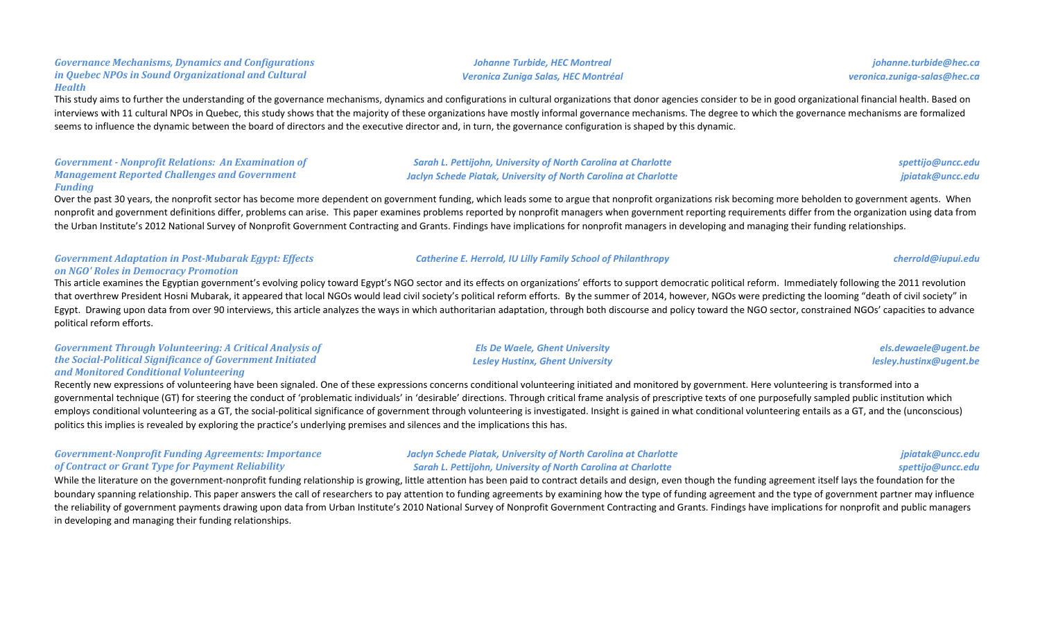### *Governance Mechanisms, Dynamics and Configurations in Quebec NPOs in Sound Organizational and Cultural Health*

*Johanne Turbide, HEC Montreal* — *johanne.turbide@hec.ca*
*Veronica Zuniga Salas, HEC Montréal* — *veronica.zuniga-salas@hec.ca*

This study aims to further the understanding of the governance mechanisms, dynamics and configurations in cultural organizations that donor agencies consider to be in good organizational financial health. Based on interviews with 11 cultural NPOs in Quebec, this study shows that the majority of these organizations have mostly informal governance mechanisms. The degree to which the governance mechanisms are formalized seems to influence the dynamic between the board of directors and the executive director and, in turn, the governance configuration is shaped by this dynamic.

### *Government - Nonprofit Relations: An Examination of Management Reported Challenges and Government Funding*

*Sarah L. Pettijohn, University of North Carolina at Charlotte* — *spettijo@uncc.edu*
*Jaclyn Schede Piatak, University of North Carolina at Charlotte* — *jpiatak@uncc.edu*

Over the past 30 years, the nonprofit sector has become more dependent on government funding, which leads some to argue that nonprofit organizations risk becoming more beholden to government agents. When nonprofit and government definitions differ, problems can arise. This paper examines problems reported by nonprofit managers when government reporting requirements differ from the organization using data from the Urban Institute's 2012 National Survey of Nonprofit Government Contracting and Grants. Findings have implications for nonprofit managers in developing and managing their funding relationships.

### *Government Adaptation in Post-Mubarak Egypt: Effects on NGO' Roles in Democracy Promotion*

*Catherine E. Herrold, IU Lilly Family School of Philanthropy* — *cherrold@iupui.edu*

This article examines the Egyptian government's evolving policy toward Egypt's NGO sector and its effects on organizations' efforts to support democratic political reform. Immediately following the 2011 revolution that overthrew President Hosni Mubarak, it appeared that local NGOs would lead civil society's political reform efforts. By the summer of 2014, however, NGOs were predicting the looming "death of civil society" in Egypt. Drawing upon data from over 90 interviews, this article analyzes the ways in which authoritarian adaptation, through both discourse and policy toward the NGO sector, constrained NGOs' capacities to advance political reform efforts.

### *Government Through Volunteering: A Critical Analysis of the Social-Political Significance of Government Initiated and Monitored Conditional Volunteering*

*Els De Waele, Ghent University* — *els.dewaele@ugent.be*
*Lesley Hustinx, Ghent University* — *lesley.hustinx@ugent.be*

Recently new expressions of volunteering have been signaled. One of these expressions concerns conditional volunteering initiated and monitored by government. Here volunteering is transformed into a governmental technique (GT) for steering the conduct of 'problematic individuals' in 'desirable' directions. Through critical frame analysis of prescriptive texts of one purposefully sampled public institution which employs conditional volunteering as a GT, the social-political significance of government through volunteering is investigated. Insight is gained in what conditional volunteering entails as a GT, and the (unconscious) politics this implies is revealed by exploring the practice's underlying premises and silences and the implications this has.

### *Government-Nonprofit Funding Agreements: Importance of Contract or Grant Type for Payment Reliability*

*Jaclyn Schede Piatak, University of North Carolina at Charlotte* — *jpiatak@uncc.edu*
*Sarah L. Pettijohn, University of North Carolina at Charlotte* — *spettijo@uncc.edu*

While the literature on the government-nonprofit funding relationship is growing, little attention has been paid to contract details and design, even though the funding agreement itself lays the foundation for the boundary spanning relationship. This paper answers the call of researchers to pay attention to funding agreements by examining how the type of funding agreement and the type of government partner may influence the reliability of government payments drawing upon data from Urban Institute's 2010 National Survey of Nonprofit Government Contracting and Grants. Findings have implications for nonprofit and public managers in developing and managing their funding relationships.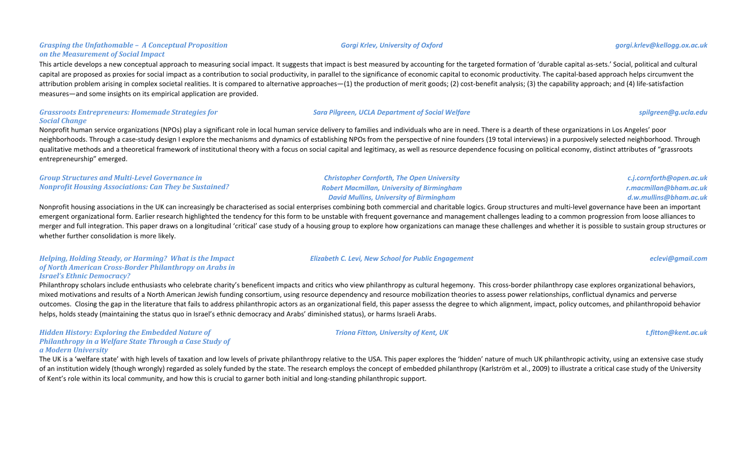***Grasping the Unfathomable – A Conceptual Proposition on the Measurement of Social Impact***

*Gorgi Krlev, University of Oxford* — *gorgi.krlev@kellogg.ox.ac.uk*

This article develops a new conceptual approach to measuring social impact. It suggests that impact is best measured by accounting for the targeted formation of 'durable capital as-sets.' Social, political and cultural capital are proposed as proxies for social impact as a contribution to social productivity, in parallel to the significance of economic capital to economic productivity. The capital-based approach helps circumvent the attribution problem arising in complex societal realities. It is compared to alternative approaches—(1) the production of merit goods; (2) cost-benefit analysis; (3) the capability approach; and (4) life-satisfaction measures—and some insights on its empirical application are provided.

***Grassroots Entrepreneurs: Homemade Strategies for Social Change***

*Sara Pilgreen, UCLA Department of Social Welfare* — *spilgreen@g.ucla.edu*

Nonprofit human service organizations (NPOs) play a significant role in local human service delivery to families and individuals who are in need. There is a dearth of these organizations in Los Angeles' poor neighborhoods. Through a case-study design I explore the mechanisms and dynamics of establishing NPOs from the perspective of nine founders (19 total interviews) in a purposively selected neighborhood. Through qualitative methods and a theoretical framework of institutional theory with a focus on social capital and legitimacy, as well as resource dependence focusing on political economy, distinct attributes of "grassroots entrepreneurship" emerged.

***Group Structures and Multi-Level Governance in Nonprofit Housing Associations: Can They be Sustained?***

*Christopher Cornforth, The Open University* — *c.j.cornforth@open.ac.uk*
*Robert Macmillan, University of Birmingham* — *r.macmillan@bham.ac.uk*
*David Mullins, University of Birmingham* — *d.w.mullins@bham.ac.uk*

Nonprofit housing associations in the UK can increasingly be characterised as social enterprises combining both commercial and charitable logics. Group structures and multi-level governance have been an important emergent organizational form. Earlier research highlighted the tendency for this form to be unstable with frequent governance and management challenges leading to a common progression from loose alliances to merger and full integration. This paper draws on a longitudinal 'critical' case study of a housing group to explore how organizations can manage these challenges and whether it is possible to sustain group structures or whether further consolidation is more likely.

***Helping, Holding Steady, or Harming? What is the Impact of North American Cross-Border Philanthropy on Arabs in Israel's Ethnic Democracy?***

*Elizabeth C. Levi, New School for Public Engagement* — *eclevi@gmail.com*

Philanthropy scholars include enthusiasts who celebrate charity's beneficent impacts and critics who view philanthropy as cultural hegemony. This cross-border philanthropy case explores organizational behaviors, mixed motivations and results of a North American Jewish funding consortium, using resource dependency and resource mobilization theories to assess power relationships, conflictual dynamics and perverse outcomes. Closing the gap in the literature that fails to address philanthropic actors as an organizational field, this paper assesss the degree to which alignment, impact, policy outcomes, and philanthropoid behavior helps, holds steady (maintaining the status quo in Israel's ethnic democracy and Arabs' diminished status), or harms Israeli Arabs.

***Hidden History: Exploring the Embedded Nature of Philanthropy in a Welfare State Through a Case Study of a Modern University***

*Triona Fitton, University of Kent, UK* — *t.fitton@kent.ac.uk*

The UK is a 'welfare state' with high levels of taxation and low levels of private philanthropy relative to the USA. This paper explores the 'hidden' nature of much UK philanthropic activity, using an extensive case study of an institution widely (though wrongly) regarded as solely funded by the state. The research employs the concept of embedded philanthropy (Karlström et al., 2009) to illustrate a critical case study of the University of Kent's role within its local community, and how this is crucial to garner both initial and long-standing philanthropic support.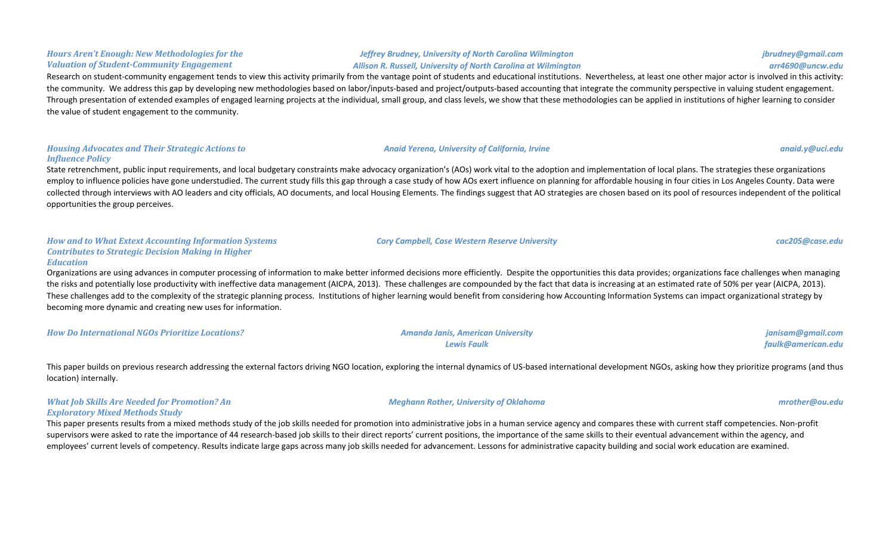### *Hours Aren't Enough: New Methodologies for the Valuation of Student-Community Engagement*

*Jeffrey Brudney, University of North Carolina Wilmington* — *jbrudney@gmail.com*
*Allison R. Russell, University of North Carolina at Wilmington* — *arr4690@uncw.edu*

Research on student-community engagement tends to view this activity primarily from the vantage point of students and educational institutions. Nevertheless, at least one other major actor is involved in this activity: the community. We address this gap by developing new methodologies based on labor/inputs-based and project/outputs-based accounting that integrate the community perspective in valuing student engagement. Through presentation of extended examples of engaged learning projects at the individual, small group, and class levels, we show that these methodologies can be applied in institutions of higher learning to consider the value of student engagement to the community.

### *Housing Advocates and Their Strategic Actions to Influence Policy*

*Anaid Yerena, University of California, Irvine* — *anaid.y@uci.edu*

State retrenchment, public input requirements, and local budgetary constraints make advocacy organization's (AOs) work vital to the adoption and implementation of local plans. The strategies these organizations employ to influence policies have gone understudied. The current study fills this gap through a case study of how AOs exert influence on planning for affordable housing in four cities in Los Angeles County. Data were collected through interviews with AO leaders and city officials, AO documents, and local Housing Elements. The findings suggest that AO strategies are chosen based on its pool of resources independent of the political opportunities the group perceives.

### *How and to What Extext Accounting Information Systems Contributes to Strategic Decision Making in Higher Education*

*Cory Campbell, Case Western Reserve University* — *cac205@case.edu*

Organizations are using advances in computer processing of information to make better informed decisions more efficiently. Despite the opportunities this data provides; organizations face challenges when managing the risks and potentially lose productivity with ineffective data management (AICPA, 2013). These challenges are compounded by the fact that data is increasing at an estimated rate of 50% per year (AICPA, 2013). These challenges add to the complexity of the strategic planning process. Institutions of higher learning would benefit from considering how Accounting Information Systems can impact organizational strategy by becoming more dynamic and creating new uses for information.

### *How Do International NGOs Prioritize Locations?*

*Amanda Janis, American University* — *janisam@gmail.com*
*Lewis Faulk* — *faulk@american.edu*

This paper builds on previous research addressing the external factors driving NGO location, exploring the internal dynamics of US-based international development NGOs, asking how they prioritize programs (and thus location) internally.

### *What Job Skills Are Needed for Promotion? An Exploratory Mixed Methods Study*

*Meghann Rother, University of Oklahoma* — *mrother@ou.edu*

This paper presents results from a mixed methods study of the job skills needed for promotion into administrative jobs in a human service agency and compares these with current staff competencies. Non-profit supervisors were asked to rate the importance of 44 research-based job skills to their direct reports' current positions, the importance of the same skills to their eventual advancement within the agency, and employees' current levels of competency. Results indicate large gaps across many job skills needed for advancement. Lessons for administrative capacity building and social work education are examined.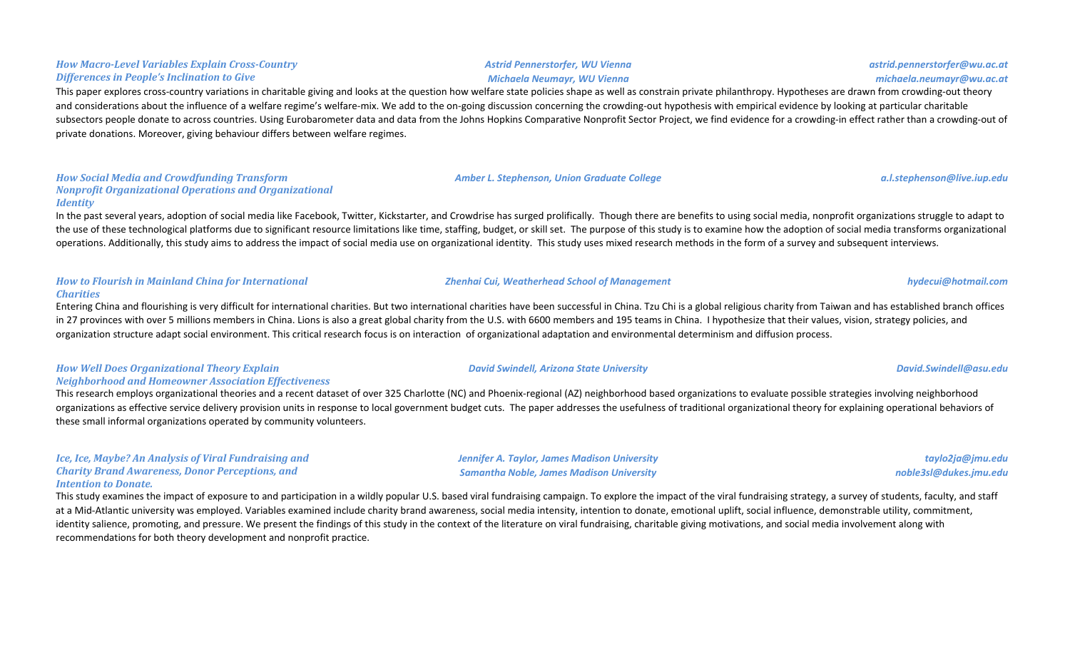***How Macro-Level Variables Explain Cross-Country Differences in People's Inclination to Give***

*Astrid Pennerstorfer, WU Vienna* — *astrid.pennerstorfer@wu.ac.at*
*Michaela Neumayr, WU Vienna* — *michaela.neumayr@wu.ac.at*

This paper explores cross-country variations in charitable giving and looks at the question how welfare state policies shape as well as constrain private philanthropy. Hypotheses are drawn from crowding-out theory and considerations about the influence of a welfare regime's welfare-mix. We add to the on-going discussion concerning the crowding-out hypothesis with empirical evidence by looking at particular charitable subsectors people donate to across countries. Using Eurobarometer data and data from the Johns Hopkins Comparative Nonprofit Sector Project, we find evidence for a crowding-in effect rather than a crowding-out of private donations. Moreover, giving behaviour differs between welfare regimes.

***How Social Media and Crowdfunding Transform Nonprofit Organizational Operations and Organizational Identity***

*Amber L. Stephenson, Union Graduate College* — *a.l.stephenson@live.iup.edu*

In the past several years, adoption of social media like Facebook, Twitter, Kickstarter, and Crowdrise has surged prolifically. Though there are benefits to using social media, nonprofit organizations struggle to adapt to the use of these technological platforms due to significant resource limitations like time, staffing, budget, or skill set. The purpose of this study is to examine how the adoption of social media transforms organizational operations. Additionally, this study aims to address the impact of social media use on organizational identity. This study uses mixed research methods in the form of a survey and subsequent interviews.

***How to Flourish in Mainland China for International Charities***

*Zhenhai Cui, Weatherhead School of Management* — *hydecui@hotmail.com*

Entering China and flourishing is very difficult for international charities. But two international charities have been successful in China. Tzu Chi is a global religious charity from Taiwan and has established branch offices in 27 provinces with over 5 millions members in China. Lions is also a great global charity from the U.S. with 6600 members and 195 teams in China. I hypothesize that their values, vision, strategy policies, and organization structure adapt social environment. This critical research focus is on interaction of organizational adaptation and environmental determinism and diffusion process.

***How Well Does Organizational Theory Explain Neighborhood and Homeowner Association Effectiveness***

*David Swindell, Arizona State University* — *David.Swindell@asu.edu*

This research employs organizational theories and a recent dataset of over 325 Charlotte (NC) and Phoenix-regional (AZ) neighborhood based organizations to evaluate possible strategies involving neighborhood organizations as effective service delivery provision units in response to local government budget cuts. The paper addresses the usefulness of traditional organizational theory for explaining operational behaviors of these small informal organizations operated by community volunteers.

***Ice, Ice, Maybe? An Analysis of Viral Fundraising and Charity Brand Awareness, Donor Perceptions, and Intention to Donate.***

*Jennifer A. Taylor, James Madison University* — *taylo2ja@jmu.edu*
*Samantha Noble, James Madison University* — *noble3sl@dukes.jmu.edu*

This study examines the impact of exposure to and participation in a wildly popular U.S. based viral fundraising campaign. To explore the impact of the viral fundraising strategy, a survey of students, faculty, and staff at a Mid-Atlantic university was employed. Variables examined include charity brand awareness, social media intensity, intention to donate, emotional uplift, social influence, demonstrable utility, commitment, identity salience, promoting, and pressure. We present the findings of this study in the context of the literature on viral fundraising, charitable giving motivations, and social media involvement along with recommendations for both theory development and nonprofit practice.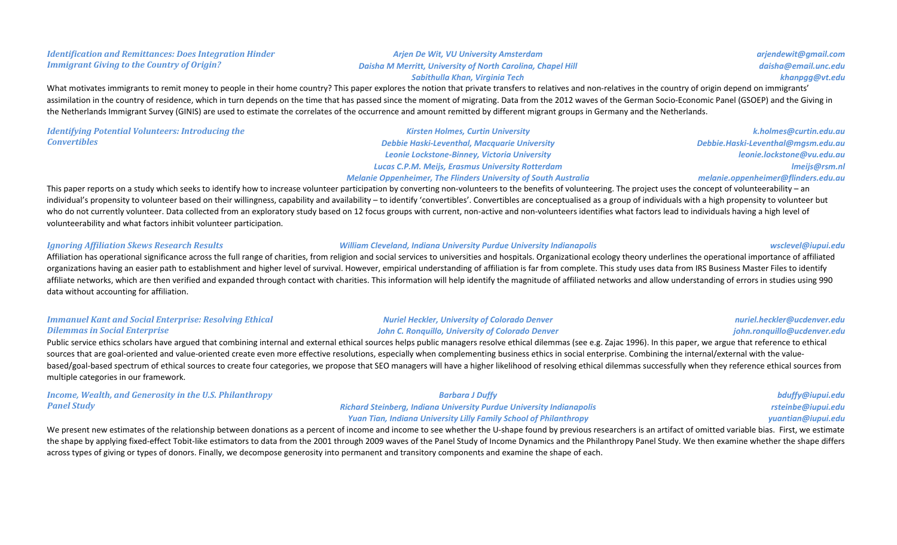### *Identification and Remittances: Does Integration Hinder Immigrant Giving to the Country of Origin?*

*Arjen De Wit, VU University Amsterdam* — *arjendewit@gmail.com*
*Daisha M Merritt, University of North Carolina, Chapel Hill* — *daisha@email.unc.edu*
*Sabithulla Khan, Virginia Tech* — *khanpgg@vt.edu*

What motivates immigrants to remit money to people in their home country? This paper explores the notion that private transfers to relatives and non-relatives in the country of origin depend on immigrants' assimilation in the country of residence, which in turn depends on the time that has passed since the moment of migrating. Data from the 2012 waves of the German Socio-Economic Panel (GSOEP) and the Giving in the Netherlands Immigrant Survey (GINIS) are used to estimate the correlates of the occurrence and amount remitted by different migrant groups in Germany and the Netherlands.

### *Identifying Potential Volunteers: Introducing the Convertibles*

*Kirsten Holmes, Curtin University* — *k.holmes@curtin.edu.au*
*Debbie Haski-Leventhal, Macquarie University* — *Debbie.Haski-Leventhal@mgsm.edu.au*
*Leonie Lockstone-Binney, Victoria University* — *leonie.lockstone@vu.edu.au*
*Lucas C.P.M. Meijs, Erasmus University Rotterdam* — *lmeijs@rsm.nl*
*Melanie Oppenheimer, The Flinders University of South Australia* — *melanie.oppenheimer@flinders.edu.au*

This paper reports on a study which seeks to identify how to increase volunteer participation by converting non-volunteers to the benefits of volunteering. The project uses the concept of volunteerability – an individual's propensity to volunteer based on their willingness, capability and availability – to identify 'convertibles'. Convertibles are conceptualised as a group of individuals with a high propensity to volunteer but who do not currently volunteer. Data collected from an exploratory study based on 12 focus groups with current, non-active and non-volunteers identifies what factors lead to individuals having a high level of volunteerability and what factors inhibit volunteer participation.

### *Ignoring Affiliation Skews Research Results*

*William Cleveland, Indiana University Purdue University Indianapolis* — *wsclevel@iupui.edu*

Affiliation has operational significance across the full range of charities, from religion and social services to universities and hospitals. Organizational ecology theory underlines the operational importance of affiliated organizations having an easier path to establishment and higher level of survival. However, empirical understanding of affiliation is far from complete. This study uses data from IRS Business Master Files to identify affiliate networks, which are then verified and expanded through contact with charities. This information will help identify the magnitude of affiliated networks and allow understanding of errors in studies using 990 data without accounting for affiliation.

### *Immanuel Kant and Social Enterprise: Resolving Ethical Dilemmas in Social Enterprise*

*Nuriel Heckler, University of Colorado Denver* — *nuriel.heckler@ucdenver.edu*
*John C. Ronquillo, University of Colorado Denver* — *john.ronquillo@ucdenver.edu*

Public service ethics scholars have argued that combining internal and external ethical sources helps public managers resolve ethical dilemmas (see e.g. Zajac 1996). In this paper, we argue that reference to ethical sources that are goal-oriented and value-oriented create even more effective resolutions, especially when complementing business ethics in social enterprise. Combining the internal/external with the value-based/goal-based spectrum of ethical sources to create four categories, we propose that SEO managers will have a higher likelihood of resolving ethical dilemmas successfully when they reference ethical sources from multiple categories in our framework.

### *Income, Wealth, and Generosity in the U.S. Philanthropy Panel Study*

*Barbara J Duffy* — *bduffy@iupui.edu*
*Richard Steinberg, Indiana University Purdue University Indianapolis* — *rsteinbe@iupui.edu*
*Yuan Tian, Indiana University Lilly Family School of Philanthropy* — *yuantian@iupui.edu*

We present new estimates of the relationship between donations as a percent of income and income to see whether the U-shape found by previous researchers is an artifact of omitted variable bias. First, we estimate the shape by applying fixed-effect Tobit-like estimators to data from the 2001 through 2009 waves of the Panel Study of Income Dynamics and the Philanthropy Panel Study. We then examine whether the shape differs across types of giving or types of donors. Finally, we decompose generosity into permanent and transitory components and examine the shape of each.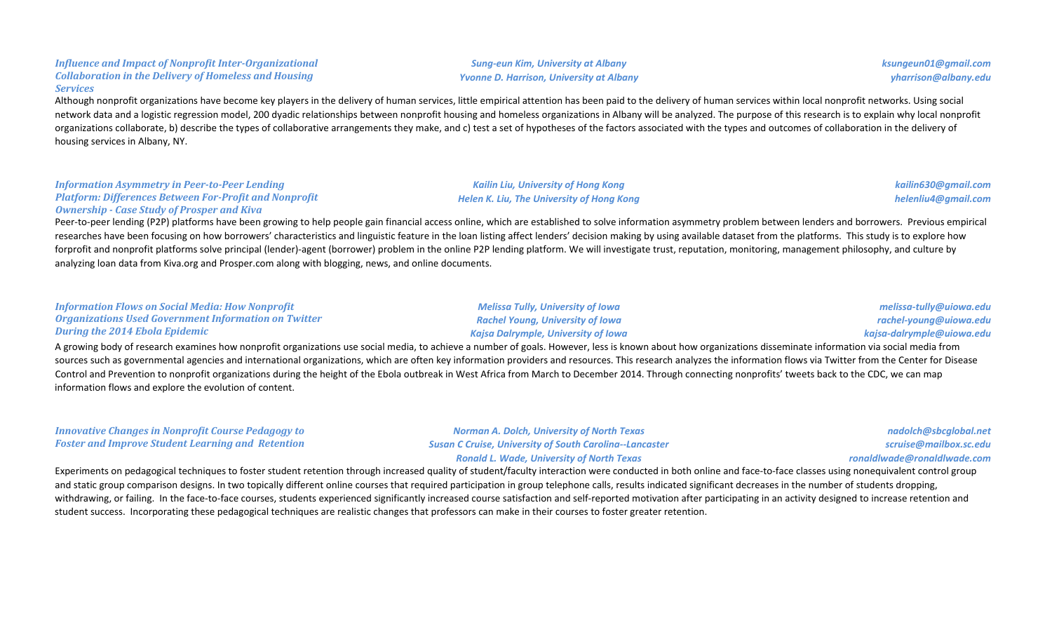### *Influence and Impact of Nonprofit Inter-Organizational Collaboration in the Delivery of Homeless and Housing Services*

*Sung-eun Kim, University at Albany* — *ksungeun01@gmail.com*
*Yvonne D. Harrison, University at Albany* — *yharrison@albany.edu*

Although nonprofit organizations have become key players in the delivery of human services, little empirical attention has been paid to the delivery of human services within local nonprofit networks. Using social network data and a logistic regression model, 200 dyadic relationships between nonprofit housing and homeless organizations in Albany will be analyzed. The purpose of this research is to explain why local nonprofit organizations collaborate, b) describe the types of collaborative arrangements they make, and c) test a set of hypotheses of the factors associated with the types and outcomes of collaboration in the delivery of housing services in Albany, NY.

### *Information Asymmetry in Peer-to-Peer Lending Platform: Differences Between For-Profit and Nonprofit Ownership - Case Study of Prosper and Kiva*

*Kailin Liu, University of Hong Kong* — *kailin630@gmail.com*
*Helen K. Liu, The University of Hong Kong* — *helenliu4@gmail.com*

Peer-to-peer lending (P2P) platforms have been growing to help people gain financial access online, which are established to solve information asymmetry problem between lenders and borrowers. Previous empirical researches have been focusing on how borrowers' characteristics and linguistic feature in the loan listing affect lenders' decision making by using available dataset from the platforms. This study is to explore how forprofit and nonprofit platforms solve principal (lender)-agent (borrower) problem in the online P2P lending platform. We will investigate trust, reputation, monitoring, management philosophy, and culture by analyzing loan data from Kiva.org and Prosper.com along with blogging, news, and online documents.

### *Information Flows on Social Media: How Nonprofit Organizations Used Government Information on Twitter During the 2014 Ebola Epidemic*

*Melissa Tully, University of Iowa* — *melissa-tully@uiowa.edu*
*Rachel Young, University of Iowa* — *rachel-young@uiowa.edu*
*Kajsa Dalrymple, University of Iowa* — *kajsa-dalrymple@uiowa.edu*

A growing body of research examines how nonprofit organizations use social media, to achieve a number of goals. However, less is known about how organizations disseminate information via social media from sources such as governmental agencies and international organizations, which are often key information providers and resources. This research analyzes the information flows via Twitter from the Center for Disease Control and Prevention to nonprofit organizations during the height of the Ebola outbreak in West Africa from March to December 2014. Through connecting nonprofits' tweets back to the CDC, we can map information flows and explore the evolution of content.

### *Innovative Changes in Nonprofit Course Pedagogy to Foster and Improve Student Learning and Retention*

*Norman A. Dolch, University of North Texas* — *nadolch@sbcglobal.net*
*Susan C Cruise, University of South Carolina--Lancaster* — *scruise@mailbox.sc.edu*
*Ronald L. Wade, University of North Texas* — *ronaldlwade@ronaldlwade.com*

Experiments on pedagogical techniques to foster student retention through increased quality of student/faculty interaction were conducted in both online and face-to-face classes using nonequivalent control group and static group comparison designs. In two topically different online courses that required participation in group telephone calls, results indicated significant decreases in the number of students dropping, withdrawing, or failing. In the face-to-face courses, students experienced significantly increased course satisfaction and self-reported motivation after participating in an activity designed to increase retention and student success. Incorporating these pedagogical techniques are realistic changes that professors can make in their courses to foster greater retention.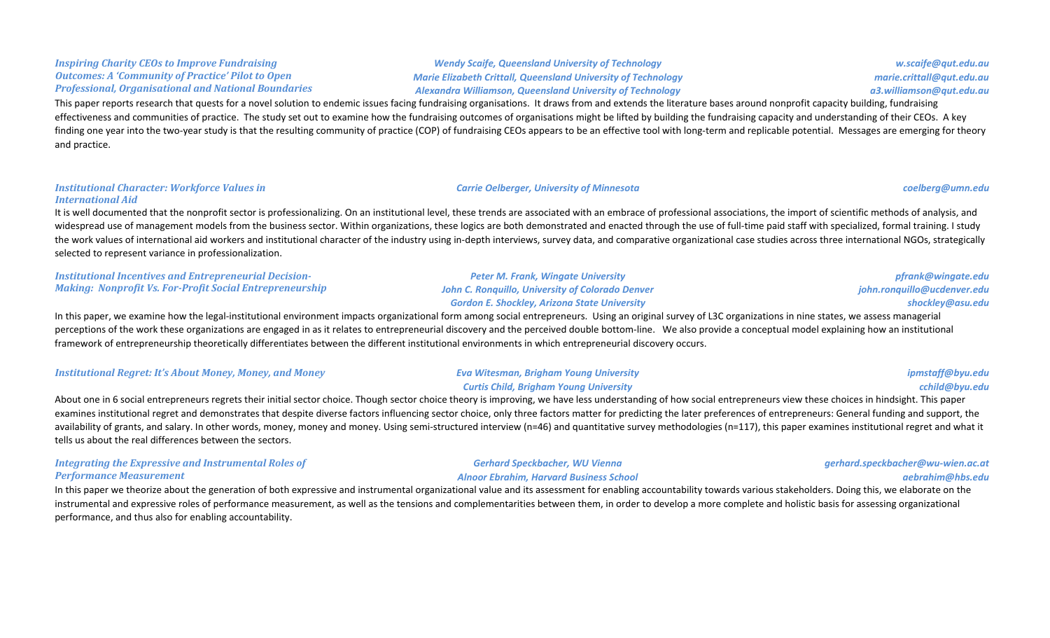### *Inspiring Charity CEOs to Improve Fundraising Outcomes: A 'Community of Practice' Pilot to Open Professional, Organisational and National Boundaries*

*Wendy Scaife, Queensland University of Technology* — *w.scaife@qut.edu.au*
*Marie Elizabeth Crittall, Queensland University of Technology* — *marie.crittall@qut.edu.au*
*Alexandra Williamson, Queensland University of Technology* — *a3.williamson@qut.edu.au*

This paper reports research that quests for a novel solution to endemic issues facing fundraising organisations. It draws from and extends the literature bases around nonprofit capacity building, fundraising effectiveness and communities of practice. The study set out to examine how the fundraising outcomes of organisations might be lifted by building the fundraising capacity and understanding of their CEOs. A key finding one year into the two-year study is that the resulting community of practice (COP) of fundraising CEOs appears to be an effective tool with long-term and replicable potential. Messages are emerging for theory and practice.

### *Institutional Character: Workforce Values in International Aid*

*Carrie Oelberger, University of Minnesota* — *coelberg@umn.edu*

It is well documented that the nonprofit sector is professionalizing. On an institutional level, these trends are associated with an embrace of professional associations, the import of scientific methods of analysis, and widespread use of management models from the business sector. Within organizations, these logics are both demonstrated and enacted through the use of full-time paid staff with specialized, formal training. I study the work values of international aid workers and institutional character of the industry using in-depth interviews, survey data, and comparative organizational case studies across three international NGOs, strategically selected to represent variance in professionalization.

### *Institutional Incentives and Entrepreneurial Decision-Making: Nonprofit Vs. For-Profit Social Entrepreneurship*

*Peter M. Frank, Wingate University* — *pfrank@wingate.edu*
*John C. Ronquillo, University of Colorado Denver* — *john.ronquillo@ucdenver.edu*
*Gordon E. Shockley, Arizona State University* — *shockley@asu.edu*

In this paper, we examine how the legal-institutional environment impacts organizational form among social entrepreneurs. Using an original survey of L3C organizations in nine states, we assess managerial perceptions of the work these organizations are engaged in as it relates to entrepreneurial discovery and the perceived double bottom-line. We also provide a conceptual model explaining how an institutional framework of entrepreneurship theoretically differentiates between the different institutional environments in which entrepreneurial discovery occurs.

### *Institutional Regret: It's About Money, Money, and Money*

*Eva Witesman, Brigham Young University* — *ipmstaff@byu.edu*
*Curtis Child, Brigham Young University* — *cchild@byu.edu*

About one in 6 social entrepreneurs regrets their initial sector choice. Though sector choice theory is improving, we have less understanding of how social entrepreneurs view these choices in hindsight. This paper examines institutional regret and demonstrates that despite diverse factors influencing sector choice, only three factors matter for predicting the later preferences of entrepreneurs: General funding and support, the availability of grants, and salary. In other words, money, money and money. Using semi-structured interview (n=46) and quantitative survey methodologies (n=117), this paper examines institutional regret and what it tells us about the real differences between the sectors.

### *Integrating the Expressive and Instrumental Roles of Performance Measurement*

*Gerhard Speckbacher, WU Vienna* — *gerhard.speckbacher@wu-wien.ac.at*
*Alnoor Ebrahim, Harvard Business School* — *aebrahim@hbs.edu*

In this paper we theorize about the generation of both expressive and instrumental organizational value and its assessment for enabling accountability towards various stakeholders. Doing this, we elaborate on the instrumental and expressive roles of performance measurement, as well as the tensions and complementarities between them, in order to develop a more complete and holistic basis for assessing organizational performance, and thus also for enabling accountability.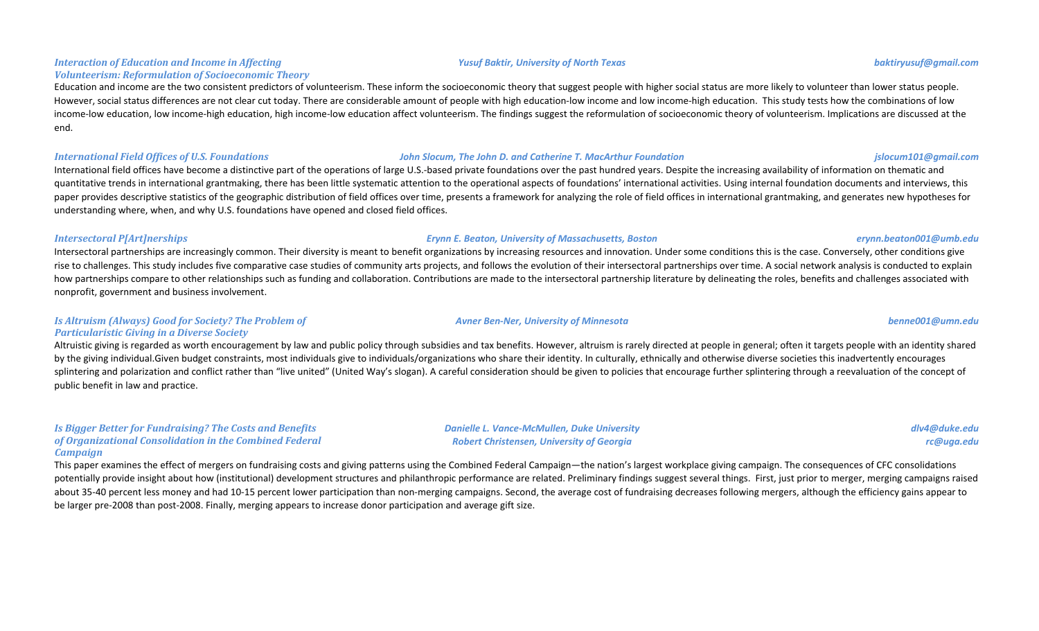### *Interaction of Education and Income in Affecting Volunteerism: Reformulation of Socioeconomic Theory*

*Yusuf Baktir, University of North Texas* — *baktiryusuf@gmail.com*

Education and income are the two consistent predictors of volunteerism. These inform the socioeconomic theory that suggest people with higher social status are more likely to volunteer than lower status people. However, social status differences are not clear cut today. There are considerable amount of people with high education-low income and low income-high education. This study tests how the combinations of low income-low education, low income-high education, high income-low education affect volunteerism. The findings suggest the reformulation of socioeconomic theory of volunteerism. Implications are discussed at the end.

### *International Field Offices of U.S. Foundations*

*John Slocum, The John D. and Catherine T. MacArthur Foundation* — *jslocum101@gmail.com*

International field offices have become a distinctive part of the operations of large U.S.-based private foundations over the past hundred years. Despite the increasing availability of information on thematic and quantitative trends in international grantmaking, there has been little systematic attention to the operational aspects of foundations' international activities. Using internal foundation documents and interviews, this paper provides descriptive statistics of the geographic distribution of field offices over time, presents a framework for analyzing the role of field offices in international grantmaking, and generates new hypotheses for understanding where, when, and why U.S. foundations have opened and closed field offices.

### *Intersectoral P[Art]nerships*

*Erynn E. Beaton, University of Massachusetts, Boston* — *erynn.beaton001@umb.edu*

Intersectoral partnerships are increasingly common. Their diversity is meant to benefit organizations by increasing resources and innovation. Under some conditions this is the case. Conversely, other conditions give rise to challenges. This study includes five comparative case studies of community arts projects, and follows the evolution of their intersectoral partnerships over time. A social network analysis is conducted to explain how partnerships compare to other relationships such as funding and collaboration. Contributions are made to the intersectoral partnership literature by delineating the roles, benefits and challenges associated with nonprofit, government and business involvement.

### *Is Altruism (Always) Good for Society? The Problem of Particularistic Giving in a Diverse Society*

*Avner Ben-Ner, University of Minnesota* — *benne001@umn.edu*

Altruistic giving is regarded as worth encouragement by law and public policy through subsidies and tax benefits. However, altruism is rarely directed at people in general; often it targets people with an identity shared by the giving individual.Given budget constraints, most individuals give to individuals/organizations who share their identity. In culturally, ethnically and otherwise diverse societies this inadvertently encourages splintering and polarization and conflict rather than "live united" (United Way's slogan). A careful consideration should be given to policies that encourage further splintering through a reevaluation of the concept of public benefit in law and practice.

### *Is Bigger Better for Fundraising? The Costs and Benefits of Organizational Consolidation in the Combined Federal Campaign*

*Danielle L. Vance-McMullen, Duke University* — *dlv4@duke.edu*
*Robert Christensen, University of Georgia* — *rc@uga.edu*

This paper examines the effect of mergers on fundraising costs and giving patterns using the Combined Federal Campaign—the nation's largest workplace giving campaign. The consequences of CFC consolidations potentially provide insight about how (institutional) development structures and philanthropic performance are related. Preliminary findings suggest several things. First, just prior to merger, merging campaigns raised about 35-40 percent less money and had 10-15 percent lower participation than non-merging campaigns. Second, the average cost of fundraising decreases following mergers, although the efficiency gains appear to be larger pre-2008 than post-2008. Finally, merging appears to increase donor participation and average gift size.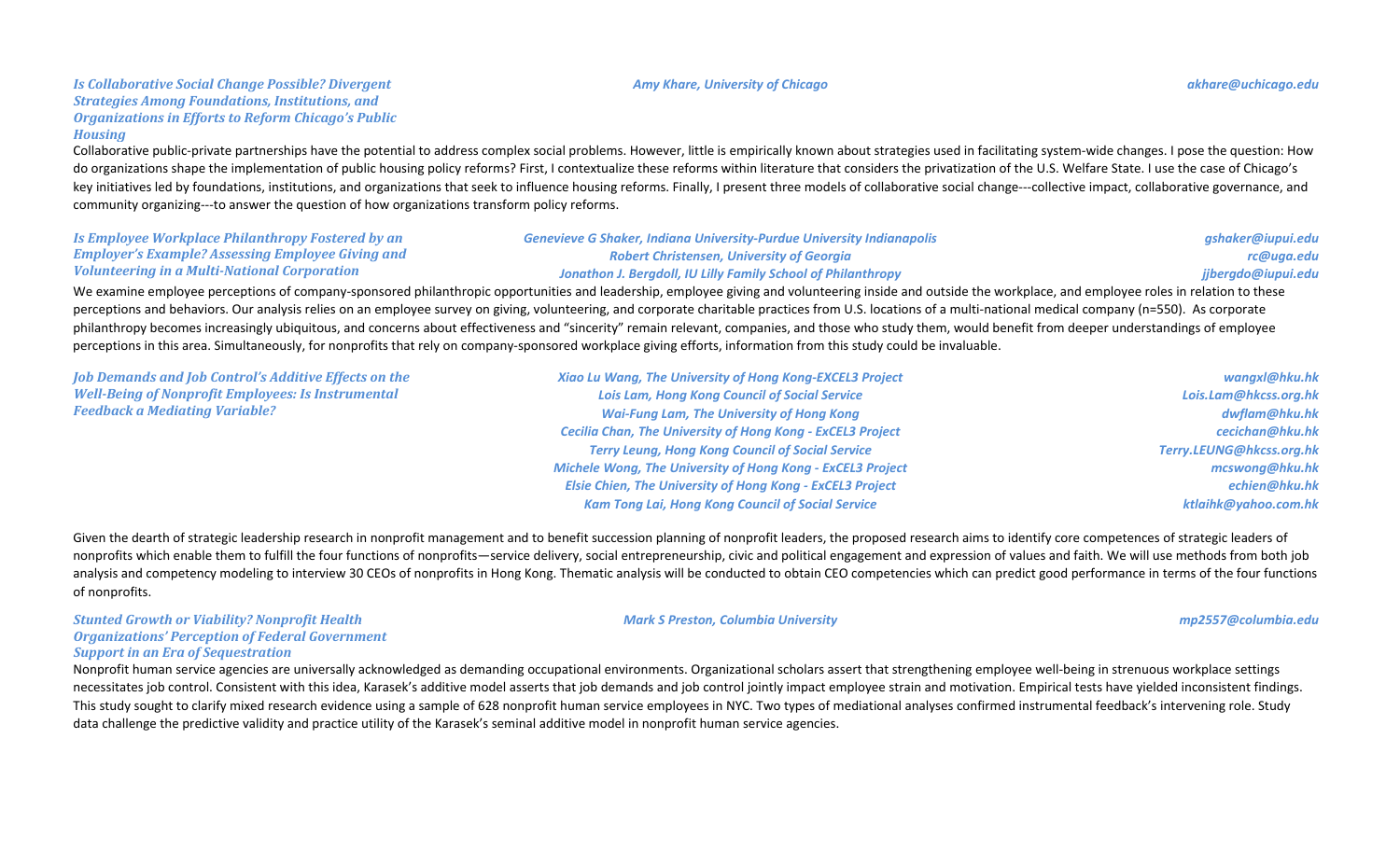### *Is Collaborative Social Change Possible? Divergent Strategies Among Foundations, Institutions, and Organizations in Efforts to Reform Chicago's Public Housing*

*Amy Khare, University of Chicago* — *akhare@uchicago.edu*

Collaborative public-private partnerships have the potential to address complex social problems. However, little is empirically known about strategies used in facilitating system-wide changes. I pose the question: How do organizations shape the implementation of public housing policy reforms? First, I contextualize these reforms within literature that considers the privatization of the U.S. Welfare State. I use the case of Chicago's key initiatives led by foundations, institutions, and organizations that seek to influence housing reforms. Finally, I present three models of collaborative social change---collective impact, collaborative governance, and community organizing---to answer the question of how organizations transform policy reforms.

### *Is Employee Workplace Philanthropy Fostered by an Employer's Example? Assessing Employee Giving and Volunteering in a Multi-National Corporation*

*Genevieve G Shaker, Indiana University-Purdue University Indianapolis* — *gshaker@iupui.edu*
*Robert Christensen, University of Georgia* — *rc@uga.edu*
*Jonathon J. Bergdoll, IU Lilly Family School of Philanthropy* — *jjbergdo@iupui.edu*

We examine employee perceptions of company-sponsored philanthropic opportunities and leadership, employee giving and volunteering inside and outside the workplace, and employee roles in relation to these perceptions and behaviors. Our analysis relies on an employee survey on giving, volunteering, and corporate charitable practices from U.S. locations of a multi-national medical company (n=550). As corporate philanthropy becomes increasingly ubiquitous, and concerns about effectiveness and "sincerity" remain relevant, companies, and those who study them, would benefit from deeper understandings of employee perceptions in this area. Simultaneously, for nonprofits that rely on company-sponsored workplace giving efforts, information from this study could be invaluable.

### *Job Demands and Job Control's Additive Effects on the Well-Being of Nonprofit Employees: Is Instrumental Feedback a Mediating Variable?*

*Xiao Lu Wang, The University of Hong Kong-EXCEL3 Project* — *wangxl@hku.hk*
*Lois Lam, Hong Kong Council of Social Service* — *Lois.Lam@hkcss.org.hk*
*Wai-Fung Lam, The University of Hong Kong* — *dwflam@hku.hk*
*Cecilia Chan, The University of Hong Kong - ExCEL3 Project* — *cecichan@hku.hk*
*Terry Leung, Hong Kong Council of Social Service* — *Terry.LEUNG@hkcss.org.hk*
*Michele Wong, The University of Hong Kong - ExCEL3 Project* — *mcswong@hku.hk*
*Elsie Chien, The University of Hong Kong - ExCEL3 Project* — *echien@hku.hk*
*Kam Tong Lai, Hong Kong Council of Social Service* — *ktlaihk@yahoo.com.hk*

Given the dearth of strategic leadership research in nonprofit management and to benefit succession planning of nonprofit leaders, the proposed research aims to identify core competences of strategic leaders of nonprofits which enable them to fulfill the four functions of nonprofits—service delivery, social entrepreneurship, civic and political engagement and expression of values and faith. We will use methods from both job analysis and competency modeling to interview 30 CEOs of nonprofits in Hong Kong. Thematic analysis will be conducted to obtain CEO competencies which can predict good performance in terms of the four functions of nonprofits.

### *Stunted Growth or Viability? Nonprofit Health Organizations' Perception of Federal Government Support in an Era of Sequestration*

*Mark S Preston, Columbia University* — *mp2557@columbia.edu*

Nonprofit human service agencies are universally acknowledged as demanding occupational environments. Organizational scholars assert that strengthening employee well-being in strenuous workplace settings necessitates job control. Consistent with this idea, Karasek's additive model asserts that job demands and job control jointly impact employee strain and motivation. Empirical tests have yielded inconsistent findings. This study sought to clarify mixed research evidence using a sample of 628 nonprofit human service employees in NYC. Two types of mediational analyses confirmed instrumental feedback's intervening role. Study data challenge the predictive validity and practice utility of the Karasek's seminal additive model in nonprofit human service agencies.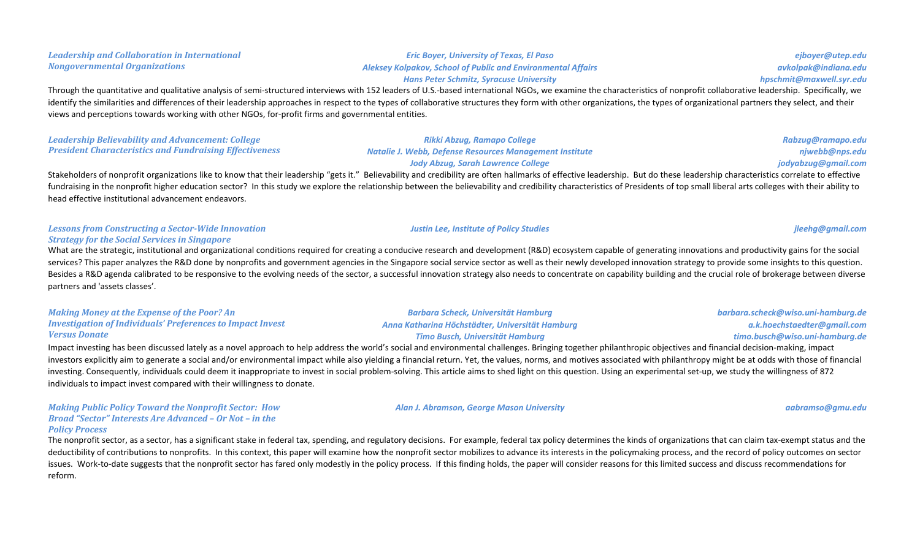### *Leadership and Collaboration in International Nongovernmental Organizations*

*Eric Boyer, University of Texas, El Paso* — *ejboyer@utep.edu*
*Aleksey Kolpakov, School of Public and Environmental Affairs* — *avkolpak@indiana.edu*
*Hans Peter Schmitz, Syracuse University* — *hpschmit@maxwell.syr.edu*

Through the quantitative and qualitative analysis of semi-structured interviews with 152 leaders of U.S.-based international NGOs, we examine the characteristics of nonprofit collaborative leadership. Specifically, we identify the similarities and differences of their leadership approaches in respect to the types of collaborative structures they form with other organizations, the types of organizational partners they select, and their views and perceptions towards working with other NGOs, for-profit firms and governmental entities.

### *Leadership Believability and Advancement: College President Characteristics and Fundraising Effectiveness*

*Rikki Abzug, Ramapo College* — *Rabzug@ramapo.edu*
*Natalie J. Webb, Defense Resources Management Institute* — *njwebb@nps.edu*
*Jody Abzug, Sarah Lawrence College* — *jodyabzug@gmail.com*

Stakeholders of nonprofit organizations like to know that their leadership "gets it." Believability and credibility are often hallmarks of effective leadership. But do these leadership characteristics correlate to effective fundraising in the nonprofit higher education sector? In this study we explore the relationship between the believability and credibility characteristics of Presidents of top small liberal arts colleges with their ability to head effective institutional advancement endeavors.

### *Lessons from Constructing a Sector-Wide Innovation Strategy for the Social Services in Singapore*

*Justin Lee, Institute of Policy Studies* — *jleehg@gmail.com*

What are the strategic, institutional and organizational conditions required for creating a conducive research and development (R&D) ecosystem capable of generating innovations and productivity gains for the social services? This paper analyzes the R&D done by nonprofits and government agencies in the Singapore social service sector as well as their newly developed innovation strategy to provide some insights to this question. Besides a R&D agenda calibrated to be responsive to the evolving needs of the sector, a successful innovation strategy also needs to concentrate on capability building and the crucial role of brokerage between diverse partners and 'assets classes'.

### *Making Money at the Expense of the Poor? An Investigation of Individuals' Preferences to Impact Invest Versus Donate*

*Barbara Scheck, Universität Hamburg* — *barbara.scheck@wiso.uni-hamburg.de*
*Anna Katharina Höchstädter, Universität Hamburg* — *a.k.hoechstaedter@gmail.com*
*Timo Busch, Universität Hamburg* — *timo.busch@wiso.uni-hamburg.de*

Impact investing has been discussed lately as a novel approach to help address the world's social and environmental challenges. Bringing together philanthropic objectives and financial decision-making, impact investors explicitly aim to generate a social and/or environmental impact while also yielding a financial return. Yet, the values, norms, and motives associated with philanthropy might be at odds with those of financial investing. Consequently, individuals could deem it inappropriate to invest in social problem-solving. This article aims to shed light on this question. Using an experimental set-up, we study the willingness of 872 individuals to impact invest compared with their willingness to donate.

### *Making Public Policy Toward the Nonprofit Sector: How Broad "Sector" Interests Are Advanced – Or Not – in the Policy Process*

*Alan J. Abramson, George Mason University* — *aabramso@gmu.edu*

The nonprofit sector, as a sector, has a significant stake in federal tax, spending, and regulatory decisions. For example, federal tax policy determines the kinds of organizations that can claim tax-exempt status and the deductibility of contributions to nonprofits. In this context, this paper will examine how the nonprofit sector mobilizes to advance its interests in the policymaking process, and the record of policy outcomes on sector issues. Work-to-date suggests that the nonprofit sector has fared only modestly in the policy process. If this finding holds, the paper will consider reasons for this limited success and discuss recommendations for reform.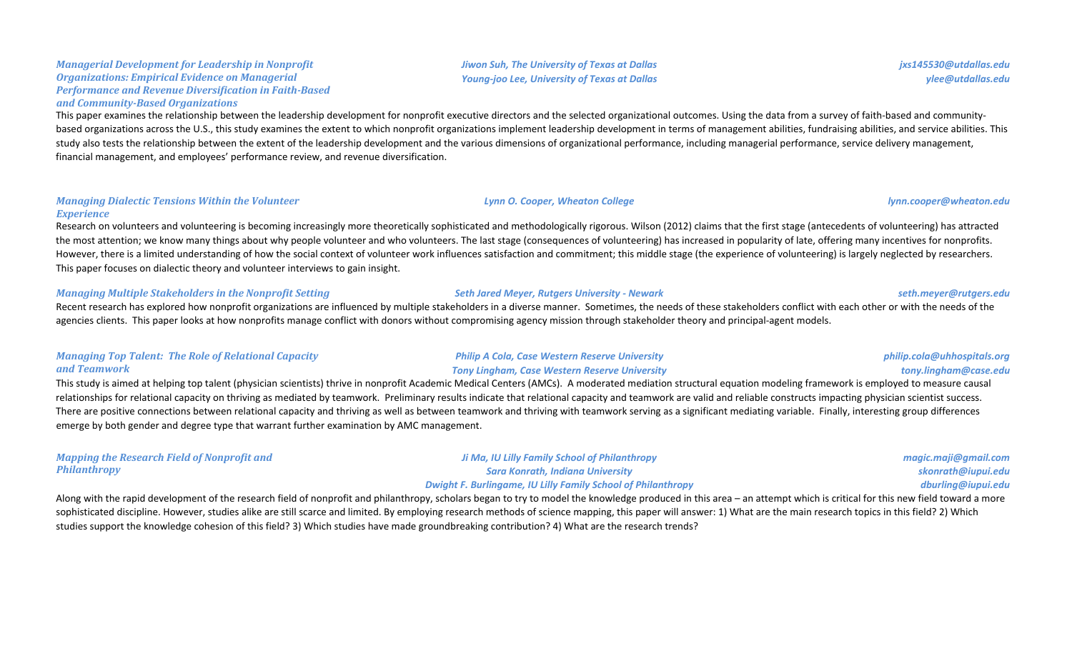### *Managerial Development for Leadership in Nonprofit Organizations: Empirical Evidence on Managerial Performance and Revenue Diversification in Faith-Based and Community-Based Organizations*

*Jiwon Suh, The University of Texas at Dallas* — *jxs145530@utdallas.edu*
*Young-joo Lee, University of Texas at Dallas* — *ylee@utdallas.edu*

This paper examines the relationship between the leadership development for nonprofit executive directors and the selected organizational outcomes. Using the data from a survey of faith-based and community-based organizations across the U.S., this study examines the extent to which nonprofit organizations implement leadership development in terms of management abilities, fundraising abilities, and service abilities. This study also tests the relationship between the extent of the leadership development and the various dimensions of organizational performance, including managerial performance, service delivery management, financial management, and employees' performance review, and revenue diversification.

### *Managing Dialectic Tensions Within the Volunteer Experience*

*Lynn O. Cooper, Wheaton College* — *lynn.cooper@wheaton.edu*

Research on volunteers and volunteering is becoming increasingly more theoretically sophisticated and methodologically rigorous. Wilson (2012) claims that the first stage (antecedents of volunteering) has attracted the most attention; we know many things about why people volunteer and who volunteers. The last stage (consequences of volunteering) has increased in popularity of late, offering many incentives for nonprofits. However, there is a limited understanding of how the social context of volunteer work influences satisfaction and commitment; this middle stage (the experience of volunteering) is largely neglected by researchers. This paper focuses on dialectic theory and volunteer interviews to gain insight.

### *Managing Multiple Stakeholders in the Nonprofit Setting*

*Seth Jared Meyer, Rutgers University - Newark* — *seth.meyer@rutgers.edu*

Recent research has explored how nonprofit organizations are influenced by multiple stakeholders in a diverse manner. Sometimes, the needs of these stakeholders conflict with each other or with the needs of the agencies clients. This paper looks at how nonprofits manage conflict with donors without compromising agency mission through stakeholder theory and principal-agent models.

### *Managing Top Talent: The Role of Relational Capacity and Teamwork*

*Philip A Cola, Case Western Reserve University* — *philip.cola@uhhospitals.org*
*Tony Lingham, Case Western Reserve University* — *tony.lingham@case.edu*

This study is aimed at helping top talent (physician scientists) thrive in nonprofit Academic Medical Centers (AMCs). A moderated mediation structural equation modeling framework is employed to measure causal relationships for relational capacity on thriving as mediated by teamwork. Preliminary results indicate that relational capacity and teamwork are valid and reliable constructs impacting physician scientist success. There are positive connections between relational capacity and thriving as well as between teamwork and thriving with teamwork serving as a significant mediating variable. Finally, interesting group differences emerge by both gender and degree type that warrant further examination by AMC management.

### *Mapping the Research Field of Nonprofit and Philanthropy*

*Ji Ma, IU Lilly Family School of Philanthropy* — *magic.maji@gmail.com*
*Sara Konrath, Indiana University* — *skonrath@iupui.edu*
*Dwight F. Burlingame, IU Lilly Family School of Philanthropy* — *dburling@iupui.edu*

Along with the rapid development of the research field of nonprofit and philanthropy, scholars began to try to model the knowledge produced in this area – an attempt which is critical for this new field toward a more sophisticated discipline. However, studies alike are still scarce and limited. By employing research methods of science mapping, this paper will answer: 1) What are the main research topics in this field? 2) Which studies support the knowledge cohesion of this field? 3) Which studies have made groundbreaking contribution? 4) What are the research trends?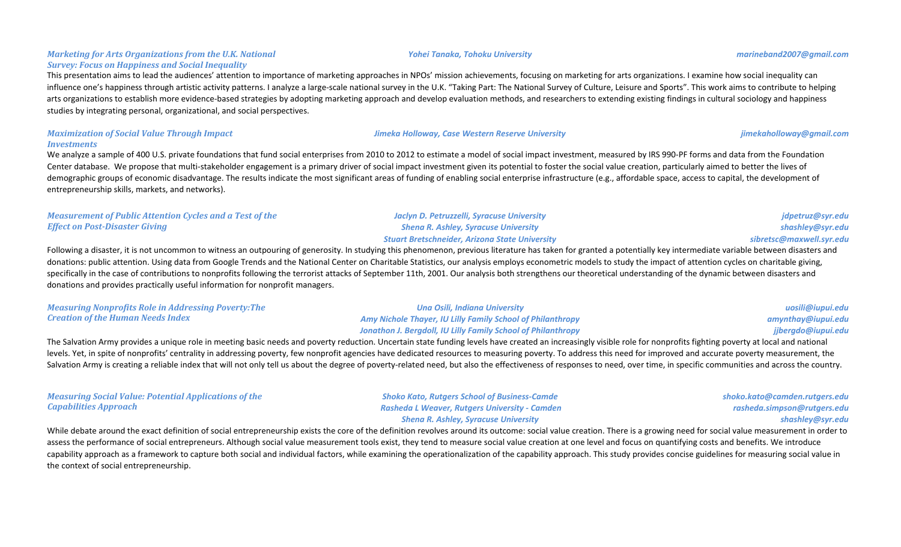### *Marketing for Arts Organizations from the U.K. National Survey: Focus on Happiness and Social Inequality*

*Yohei Tanaka, Tohoku University* — *marineband2007@gmail.com*

This presentation aims to lead the audiences' attention to importance of marketing approaches in NPOs' mission achievements, focusing on marketing for arts organizations. I examine how social inequality can influence one's happiness through artistic activity patterns. I analyze a large-scale national survey in the U.K. "Taking Part: The National Survey of Culture, Leisure and Sports". This work aims to contribute to helping arts organizations to establish more evidence-based strategies by adopting marketing approach and develop evaluation methods, and researchers to extending existing findings in cultural sociology and happiness studies by integrating personal, organizational, and social perspectives.

### *Maximization of Social Value Through Impact Investments*

*Jimeka Holloway, Case Western Reserve University* — *jimekaholloway@gmail.com*

We analyze a sample of 400 U.S. private foundations that fund social enterprises from 2010 to 2012 to estimate a model of social impact investment, measured by IRS 990-PF forms and data from the Foundation Center database. We propose that multi-stakeholder engagement is a primary driver of social impact investment given its potential to foster the social value creation, particularly aimed to better the lives of demographic groups of economic disadvantage. The results indicate the most significant areas of funding of enabling social enterprise infrastructure (e.g., affordable space, access to capital, the development of entrepreneurship skills, markets, and networks).

### *Measurement of Public Attention Cycles and a Test of the Effect on Post-Disaster Giving*

*Jaclyn D. Petruzzelli, Syracuse University* — *jdpetruz@syr.edu*
*Shena R. Ashley, Syracuse University* — *shashley@syr.edu*
*Stuart Bretschneider, Arizona State University* — *sibretsc@maxwell.syr.edu*

Following a disaster, it is not uncommon to witness an outpouring of generosity. In studying this phenomenon, previous literature has taken for granted a potentially key intermediate variable between disasters and donations: public attention. Using data from Google Trends and the National Center on Charitable Statistics, our analysis employs econometric models to study the impact of attention cycles on charitable giving, specifically in the case of contributions to nonprofits following the terrorist attacks of September 11th, 2001. Our analysis both strengthens our theoretical understanding of the dynamic between disasters and donations and provides practically useful information for nonprofit managers.

### *Measuring Nonprofits Role in Addressing Poverty:The Creation of the Human Needs Index*

*Una Osili, Indiana University* — *uosili@iupui.edu*
*Amy Nichole Thayer, IU Lilly Family School of Philanthropy* — *amynthay@iupui.edu*
*Jonathon J. Bergdoll, IU Lilly Family School of Philanthropy* — *jjbergdo@iupui.edu*

The Salvation Army provides a unique role in meeting basic needs and poverty reduction. Uncertain state funding levels have created an increasingly visible role for nonprofits fighting poverty at local and national levels. Yet, in spite of nonprofits' centrality in addressing poverty, few nonprofit agencies have dedicated resources to measuring poverty. To address this need for improved and accurate poverty measurement, the Salvation Army is creating a reliable index that will not only tell us about the degree of poverty-related need, but also the effectiveness of responses to need, over time, in specific communities and across the country.

### *Measuring Social Value: Potential Applications of the Capabilities Approach*

*Shoko Kato, Rutgers School of Business-Camde* — *shoko.kato@camden.rutgers.edu*
*Rasheda L Weaver, Rutgers University - Camden* — *rasheda.simpson@rutgers.edu*
*Shena R. Ashley, Syracuse University* — *shashley@syr.edu*

While debate around the exact definition of social entrepreneurship exists the core of the definition revolves around its outcome: social value creation. There is a growing need for social value measurement in order to assess the performance of social entrepreneurs. Although social value measurement tools exist, they tend to measure social value creation at one level and focus on quantifying costs and benefits. We introduce capability approach as a framework to capture both social and individual factors, while examining the operationalization of the capability approach. This study provides concise guidelines for measuring social value in the context of social entrepreneurship.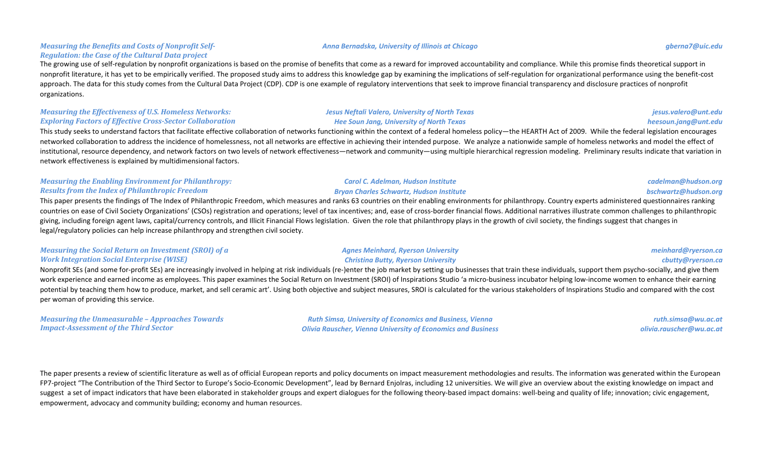### *Measuring the Benefits and Costs of Nonprofit Self-Regulation: the Case of the Cultural Data project*

*Anna Bernadska, University of Illinois at Chicago* — *gberna7@uic.edu*

The growing use of self-regulation by nonprofit organizations is based on the promise of benefits that come as a reward for improved accountability and compliance. While this promise finds theoretical support in nonprofit literature, it has yet to be empirically verified. The proposed study aims to address this knowledge gap by examining the implications of self-regulation for organizational performance using the benefit-cost approach. The data for this study comes from the Cultural Data Project (CDP). CDP is one example of regulatory interventions that seek to improve financial transparency and disclosure practices of nonprofit organizations.

### *Measuring the Effectiveness of U.S. Homeless Networks: Exploring Factors of Effective Cross-Sector Collaboration*

*Jesus Neftali Valero, University of North Texas* — *jesus.valero@unt.edu*
*Hee Soun Jang, University of North Texas* — *heesoun.jang@unt.edu*

This study seeks to understand factors that facilitate effective collaboration of networks functioning within the context of a federal homeless policy—the HEARTH Act of 2009. While the federal legislation encourages networked collaboration to address the incidence of homelessness, not all networks are effective in achieving their intended purpose. We analyze a nationwide sample of homeless networks and model the effect of institutional, resource dependency, and network factors on two levels of network effectiveness—network and community—using multiple hierarchical regression modeling. Preliminary results indicate that variation in network effectiveness is explained by multidimensional factors.

### *Measuring the Enabling Environment for Philanthropy: Results from the Index of Philanthropic Freedom*

*Carol C. Adelman, Hudson Institute* — *cadelman@hudson.org*
*Bryan Charles Schwartz, Hudson Institute* — *bschwartz@hudson.org*

This paper presents the findings of The Index of Philanthropic Freedom, which measures and ranks 63 countries on their enabling environments for philanthropy. Country experts administered questionnaires ranking countries on ease of Civil Society Organizations' (CSOs) registration and operations; level of tax incentives; and, ease of cross-border financial flows. Additional narratives illustrate common challenges to philanthropic giving, including foreign agent laws, capital/currency controls, and Illicit Financial Flows legislation. Given the role that philanthropy plays in the growth of civil society, the findings suggest that changes in legal/regulatory policies can help increase philanthropy and strengthen civil society.

### *Measuring the Social Return on Investment (SROI) of a Work Integration Social Enterprise (WISE)*

*Agnes Meinhard, Ryerson University* — *meinhard@ryerson.ca*
*Christina Butty, Ryerson University* — *cbutty@ryerson.ca*

Nonprofit SEs (and some for-profit SEs) are increasingly involved in helping at risk individuals (re-)enter the job market by setting up businesses that train these individuals, support them psycho-socially, and give them work experience and earned income as employees. This paper examines the Social Return on Investment (SROI) of Inspirations Studio 'a micro-business incubator helping low-income women to enhance their earning potential by teaching them how to produce, market, and sell ceramic art'. Using both objective and subject measures, SROI is calculated for the various stakeholders of Inspirations Studio and compared with the cost per woman of providing this service.

### *Measuring the Unmeasurable – Approaches Towards Impact-Assessment of the Third Sector*

*Ruth Simsa, University of Economics and Business, Vienna* — *ruth.simsa@wu.ac.at*
*Olivia Rauscher, Vienna University of Economics and Business* — *olivia.rauscher@wu.ac.at*

The paper presents a review of scientific literature as well as of official European reports and policy documents on impact measurement methodologies and results. The information was generated within the European FP7-project "The Contribution of the Third Sector to Europe's Socio-Economic Development", lead by Bernard Enjolras, including 12 universities. We will give an overview about the existing knowledge on impact and suggest a set of impact indicators that have been elaborated in stakeholder groups and expert dialogues for the following theory-based impact domains: well-being and quality of life; innovation; civic engagement, empowerment, advocacy and community building; economy and human resources.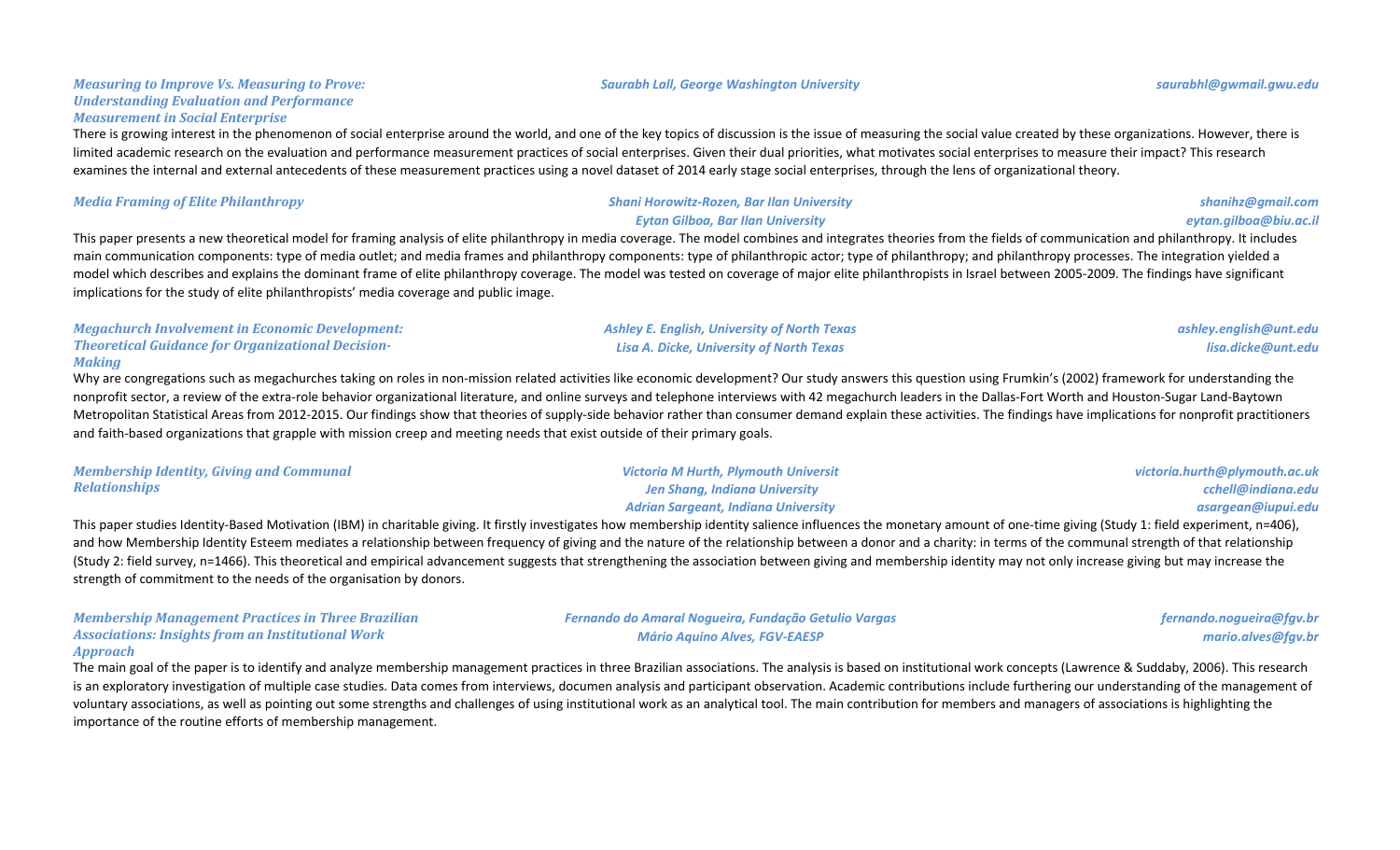### *Measuring to Improve Vs. Measuring to Prove: Understanding Evaluation and Performance Measurement in Social Enterprise*

*Saurabh Lall, George Washington University* — *saurabhl@gwmail.gwu.edu*

There is growing interest in the phenomenon of social enterprise around the world, and one of the key topics of discussion is the issue of measuring the social value created by these organizations. However, there is limited academic research on the evaluation and performance measurement practices of social enterprises. Given their dual priorities, what motivates social enterprises to measure their impact? This research examines the internal and external antecedents of these measurement practices using a novel dataset of 2014 early stage social enterprises, through the lens of organizational theory.

### *Media Framing of Elite Philanthropy*

*Shani Horowitz-Rozen, Bar Ilan University* — *shanihz@gmail.com*
*Eytan Gilboa, Bar Ilan University* — *eytan.gilboa@biu.ac.il*

This paper presents a new theoretical model for framing analysis of elite philanthropy in media coverage. The model combines and integrates theories from the fields of communication and philanthropy. It includes main communication components: type of media outlet; and media frames and philanthropy components: type of philanthropic actor; type of philanthropy; and philanthropy processes. The integration yielded a model which describes and explains the dominant frame of elite philanthropy coverage. The model was tested on coverage of major elite philanthropists in Israel between 2005-2009. The findings have significant implications for the study of elite philanthropists' media coverage and public image.

### *Megachurch Involvement in Economic Development: Theoretical Guidance for Organizational Decision-Making*

*Ashley E. English, University of North Texas* — *ashley.english@unt.edu*
*Lisa A. Dicke, University of North Texas* — *lisa.dicke@unt.edu*

Why are congregations such as megachurches taking on roles in non-mission related activities like economic development? Our study answers this question using Frumkin's (2002) framework for understanding the nonprofit sector, a review of the extra-role behavior organizational literature, and online surveys and telephone interviews with 42 megachurch leaders in the Dallas-Fort Worth and Houston-Sugar Land-Baytown Metropolitan Statistical Areas from 2012-2015. Our findings show that theories of supply-side behavior rather than consumer demand explain these activities. The findings have implications for nonprofit practitioners and faith-based organizations that grapple with mission creep and meeting needs that exist outside of their primary goals.

### *Membership Identity, Giving and Communal Relationships*

*Victoria M Hurth, Plymouth Universit* — *victoria.hurth@plymouth.ac.uk*
*Jen Shang, Indiana University* — *cchell@indiana.edu*
*Adrian Sargeant, Indiana University* — *asargean@iupui.edu*

This paper studies Identity-Based Motivation (IBM) in charitable giving. It firstly investigates how membership identity salience influences the monetary amount of one-time giving (Study 1: field experiment, n=406), and how Membership Identity Esteem mediates a relationship between frequency of giving and the nature of the relationship between a donor and a charity: in terms of the communal strength of that relationship (Study 2: field survey, n=1466). This theoretical and empirical advancement suggests that strengthening the association between giving and membership identity may not only increase giving but may increase the strength of commitment to the needs of the organisation by donors.

### *Membership Management Practices in Three Brazilian Associations: Insights from an Institutional Work Approach*

*Fernando do Amaral Nogueira, Fundação Getulio Vargas* — *fernando.nogueira@fgv.br*
*Mário Aquino Alves, FGV-EAESP* — *mario.alves@fgv.br*

The main goal of the paper is to identify and analyze membership management practices in three Brazilian associations. The analysis is based on institutional work concepts (Lawrence & Suddaby, 2006). This research is an exploratory investigation of multiple case studies. Data comes from interviews, documen analysis and participant observation. Academic contributions include furthering our understanding of the management of voluntary associations, as well as pointing out some strengths and challenges of using institutional work as an analytical tool. The main contribution for members and managers of associations is highlighting the importance of the routine efforts of membership management.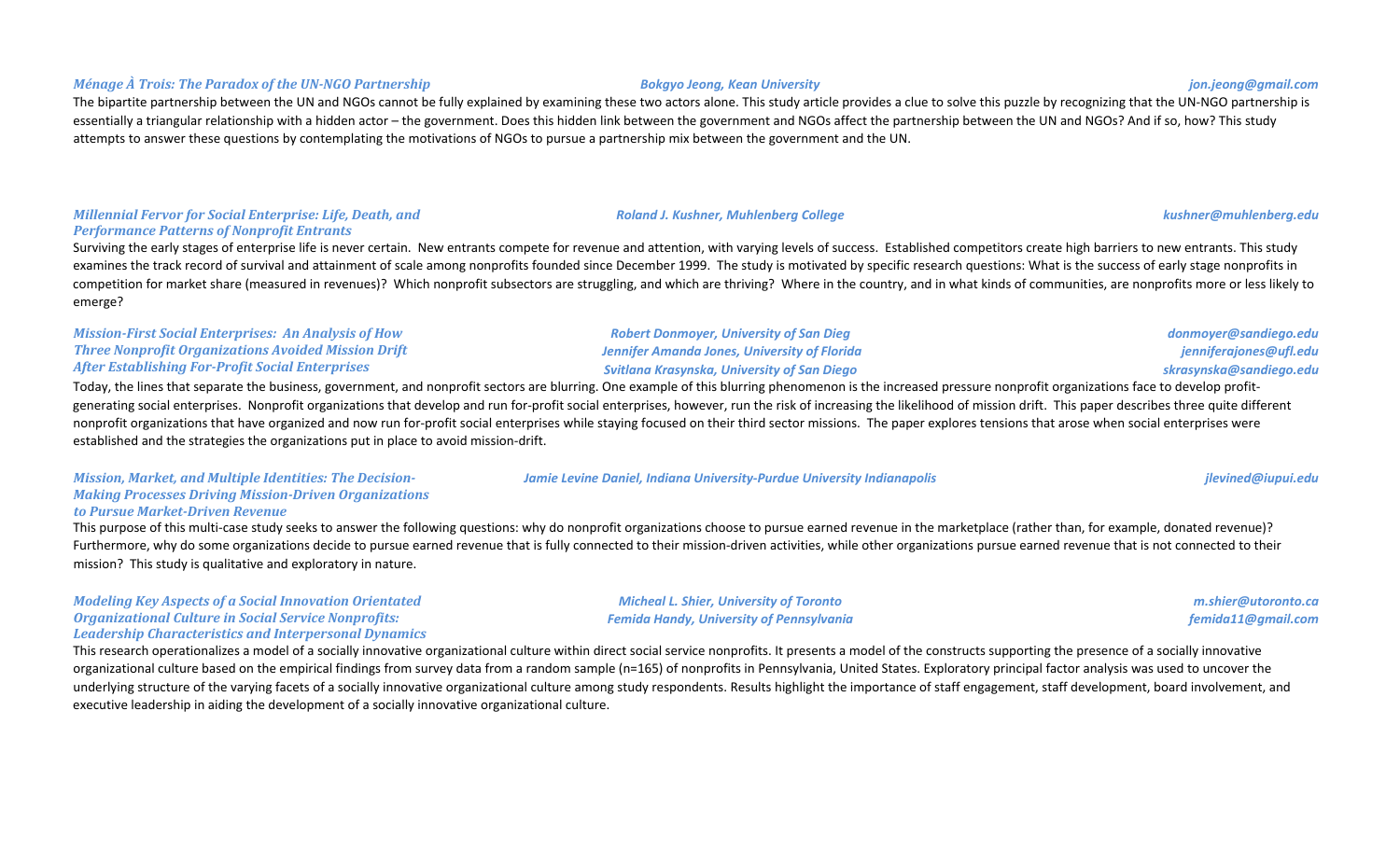### *Ménage À Trois: The Paradox of the UN-NGO Partnership*

*Bokgyo Jeong, Kean University* — *jon.jeong@gmail.com*

The bipartite partnership between the UN and NGOs cannot be fully explained by examining these two actors alone. This study article provides a clue to solve this puzzle by recognizing that the UN-NGO partnership is essentially a triangular relationship with a hidden actor – the government. Does this hidden link between the government and NGOs affect the partnership between the UN and NGOs? And if so, how? This study attempts to answer these questions by contemplating the motivations of NGOs to pursue a partnership mix between the government and the UN.

### *Millennial Fervor for Social Enterprise: Life, Death, and Performance Patterns of Nonprofit Entrants*

*Roland J. Kushner, Muhlenberg College* — *kushner@muhlenberg.edu*

Surviving the early stages of enterprise life is never certain. New entrants compete for revenue and attention, with varying levels of success. Established competitors create high barriers to new entrants. This study examines the track record of survival and attainment of scale among nonprofits founded since December 1999. The study is motivated by specific research questions: What is the success of early stage nonprofits in competition for market share (measured in revenues)? Which nonprofit subsectors are struggling, and which are thriving? Where in the country, and in what kinds of communities, are nonprofits more or less likely to emerge?

### *Mission-First Social Enterprises: An Analysis of How Three Nonprofit Organizations Avoided Mission Drift After Establishing For-Profit Social Enterprises*

*Robert Donmoyer, University of San Dieg* — *donmoyer@sandiego.edu*
*Jennifer Amanda Jones, University of Florida* — *jenniferajones@ufl.edu*
*Svitlana Krasynska, University of San Diego* — *skrasynska@sandiego.edu*

Today, the lines that separate the business, government, and nonprofit sectors are blurring. One example of this blurring phenomenon is the increased pressure nonprofit organizations face to develop profit-generating social enterprises. Nonprofit organizations that develop and run for-profit social enterprises, however, run the risk of increasing the likelihood of mission drift. This paper describes three quite different nonprofit organizations that have organized and now run for-profit social enterprises while staying focused on their third sector missions. The paper explores tensions that arose when social enterprises were established and the strategies the organizations put in place to avoid mission-drift.

### *Mission, Market, and Multiple Identities: The Decision-Making Processes Driving Mission-Driven Organizations to Pursue Market-Driven Revenue*

*Jamie Levine Daniel, Indiana University-Purdue University Indianapolis* — *jlevined@iupui.edu*

This purpose of this multi-case study seeks to answer the following questions: why do nonprofit organizations choose to pursue earned revenue in the marketplace (rather than, for example, donated revenue)? Furthermore, why do some organizations decide to pursue earned revenue that is fully connected to their mission-driven activities, while other organizations pursue earned revenue that is not connected to their mission? This study is qualitative and exploratory in nature.

### *Modeling Key Aspects of a Social Innovation Orientated Organizational Culture in Social Service Nonprofits: Leadership Characteristics and Interpersonal Dynamics*

*Micheal L. Shier, University of Toronto* — *m.shier@utoronto.ca*
*Femida Handy, University of Pennsylvania* — *femida11@gmail.com*

This research operationalizes a model of a socially innovative organizational culture within direct social service nonprofits. It presents a model of the constructs supporting the presence of a socially innovative organizational culture based on the empirical findings from survey data from a random sample (n=165) of nonprofits in Pennsylvania, United States. Exploratory principal factor analysis was used to uncover the underlying structure of the varying facets of a socially innovative organizational culture among study respondents. Results highlight the importance of staff engagement, staff development, board involvement, and executive leadership in aiding the development of a socially innovative organizational culture.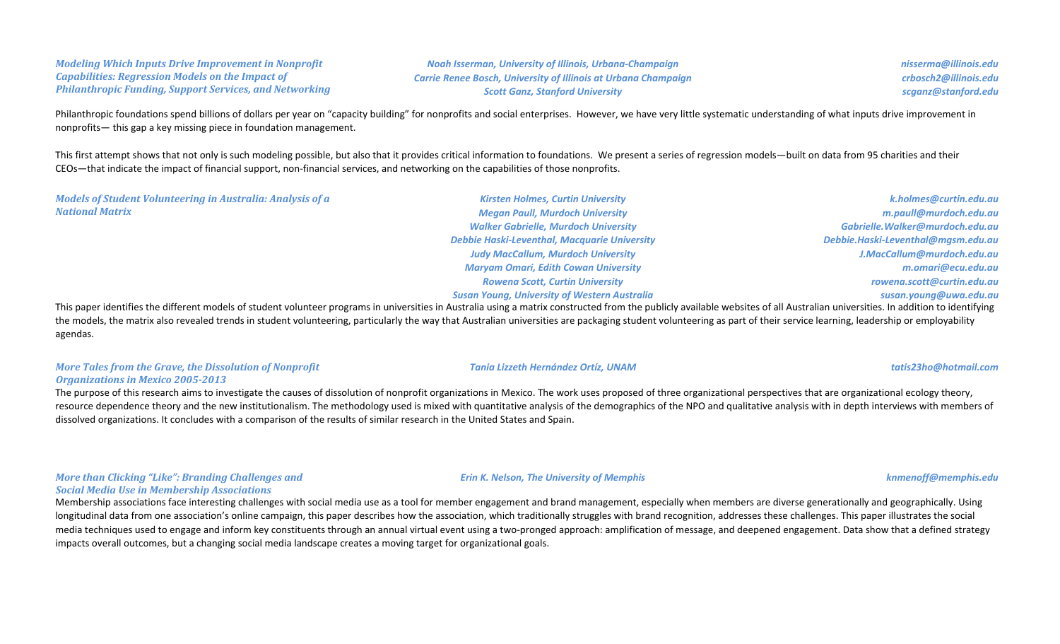### *Modeling Which Inputs Drive Improvement in Nonprofit Capabilities: Regression Models on the Impact of Philanthropic Funding, Support Services, and Networking*

*Noah Isserman, University of Illinois, Urbana-Champaign* — *nisserma@illinois.edu*
*Carrie Renee Bosch, University of Illinois at Urbana Champaign* — *crbosch2@illinois.edu*
*Scott Ganz, Stanford University* — *scganz@stanford.edu*

Philanthropic foundations spend billions of dollars per year on "capacity building" for nonprofits and social enterprises. However, we have very little systematic understanding of what inputs drive improvement in nonprofits— this gap a key missing piece in foundation management.

This first attempt shows that not only is such modeling possible, but also that it provides critical information to foundations. We present a series of regression models—built on data from 95 charities and their CEOs—that indicate the impact of financial support, non-financial services, and networking on the capabilities of those nonprofits.

### *Models of Student Volunteering in Australia: Analysis of a National Matrix*

*Kirsten Holmes, Curtin University* — *k.holmes@curtin.edu.au*
*Megan Paull, Murdoch University* — *m.paull@murdoch.edu.au*
*Walker Gabrielle, Murdoch University* — *Gabrielle.Walker@murdoch.edu.au*
*Debbie Haski-Leventhal, Macquarie University* — *Debbie.Haski-Leventhal@mgsm.edu.au*
*Judy MacCallum, Murdoch University* — *J.MacCallum@murdoch.edu.au*
*Maryam Omari, Edith Cowan University* — *m.omari@ecu.edu.au*
*Rowena Scott, Curtin University* — *rowena.scott@curtin.edu.au*
*Susan Young, University of Western Australia* — *susan.young@uwa.edu.au*

This paper identifies the different models of student volunteer programs in universities in Australia using a matrix constructed from the publicly available websites of all Australian universities. In addition to identifying the models, the matrix also revealed trends in student volunteering, particularly the way that Australian universities are packaging student volunteering as part of their service learning, leadership or employability agendas.

### *More Tales from the Grave, the Dissolution of Nonprofit Organizations in Mexico 2005-2013*

*Tania Lizzeth Hernández Ortíz, UNAM* — *tatis23ho@hotmail.com*

The purpose of this research aims to investigate the causes of dissolution of nonprofit organizations in Mexico. The work uses proposed of three organizational perspectives that are organizational ecology theory, resource dependence theory and the new institutionalism. The methodology used is mixed with quantitative analysis of the demographics of the NPO and qualitative analysis with in depth interviews with members of dissolved organizations. It concludes with a comparison of the results of similar research in the United States and Spain.

### *More than Clicking "Like": Branding Challenges and Social Media Use in Membership Associations*

*Erin K. Nelson, The University of Memphis* — *knmenoff@memphis.edu*

Membership associations face interesting challenges with social media use as a tool for member engagement and brand management, especially when members are diverse generationally and geographically. Using longitudinal data from one association's online campaign, this paper describes how the association, which traditionally struggles with brand recognition, addresses these challenges. This paper illustrates the social media techniques used to engage and inform key constituents through an annual virtual event using a two-pronged approach: amplification of message, and deepened engagement. Data show that a defined strategy impacts overall outcomes, but a changing social media landscape creates a moving target for organizational goals.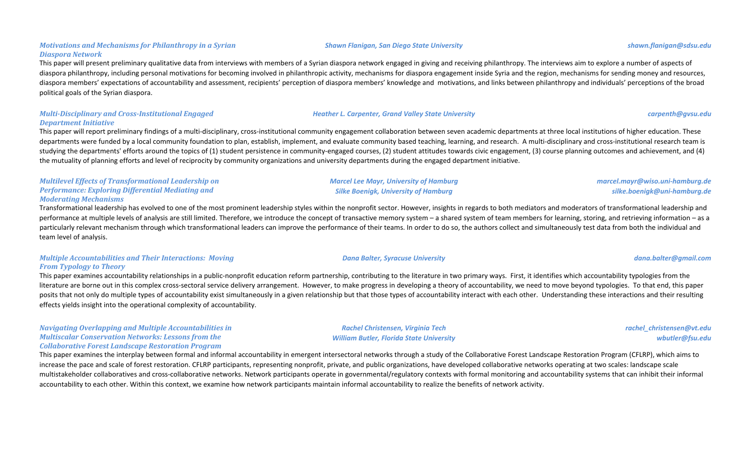### *Motivations and Mechanisms for Philanthropy in a Syrian Diaspora Network*

*Shawn Flanigan, San Diego State University* — *shawn.flanigan@sdsu.edu*

This paper will present preliminary qualitative data from interviews with members of a Syrian diaspora network engaged in giving and receiving philanthropy. The interviews aim to explore a number of aspects of diaspora philanthropy, including personal motivations for becoming involved in philanthropic activity, mechanisms for diaspora engagement inside Syria and the region, mechanisms for sending money and resources, diaspora members' expectations of accountability and assessment, recipients' perception of diaspora members' knowledge and motivations, and links between philanthropy and individuals' perceptions of the broad political goals of the Syrian diaspora.

### *Multi-Disciplinary and Cross-Institutional Engaged Department Initiative*

*Heather L. Carpenter, Grand Valley State University* — *carpenth@gvsu.edu*

This paper will report preliminary findings of a multi-disciplinary, cross-institutional community engagement collaboration between seven academic departments at three local institutions of higher education. These departments were funded by a local community foundation to plan, establish, implement, and evaluate community based teaching, learning, and research. A multi-disciplinary and cross-institutional research team is studying the departments' efforts around the topics of (1) student persistence in community-engaged courses, (2) student attitudes towards civic engagement, (3) course planning outcomes and achievement, and (4) the mutuality of planning efforts and level of reciprocity by community organizations and university departments during the engaged department initiative.

### *Multilevel Effects of Transformational Leadership on Performance: Exploring Differential Mediating and Moderating Mechanisms*

*Marcel Lee Mayr, University of Hamburg* — *marcel.mayr@wiso.uni-hamburg.de*
*Silke Boenigk, University of Hamburg* — *silke.boenigk@uni-hamburg.de*

Transformational leadership has evolved to one of the most prominent leadership styles within the nonprofit sector. However, insights in regards to both mediators and moderators of transformational leadership and performance at multiple levels of analysis are still limited. Therefore, we introduce the concept of transactive memory system – a shared system of team members for learning, storing, and retrieving information – as a particularly relevant mechanism through which transformational leaders can improve the performance of their teams. In order to do so, the authors collect and simultaneously test data from both the individual and team level of analysis.

### *Multiple Accountabilities and Their Interactions: Moving From Typology to Theory*

*Dana Balter, Syracuse University* — *dana.balter@gmail.com*

This paper examines accountability relationships in a public-nonprofit education reform partnership, contributing to the literature in two primary ways. First, it identifies which accountability typologies from the literature are borne out in this complex cross-sectoral service delivery arrangement. However, to make progress in developing a theory of accountability, we need to move beyond typologies. To that end, this paper posits that not only do multiple types of accountability exist simultaneously in a given relationship but that those types of accountability interact with each other. Understanding these interactions and their resulting effects yields insight into the operational complexity of accountability.

### *Navigating Overlapping and Multiple Accountabilities in Multiscalar Conservation Networks: Lessons from the Collaborative Forest Landscape Restoration Program*

*Rachel Christensen, Virginia Tech* — *rachel_christensen@vt.edu*
*William Butler, Florida State University* — *wbutler@fsu.edu*

This paper examines the interplay between formal and informal accountability in emergent intersectoral networks through a study of the Collaborative Forest Landscape Restoration Program (CFLRP), which aims to increase the pace and scale of forest restoration. CFLRP participants, representing nonprofit, private, and public organizations, have developed collaborative networks operating at two scales: landscape scale multistakeholder collaboratives and cross-collaborative networks. Network participants operate in governmental/regulatory contexts with formal monitoring and accountability systems that can inhibit their informal accountability to each other. Within this context, we examine how network participants maintain informal accountability to realize the benefits of network activity.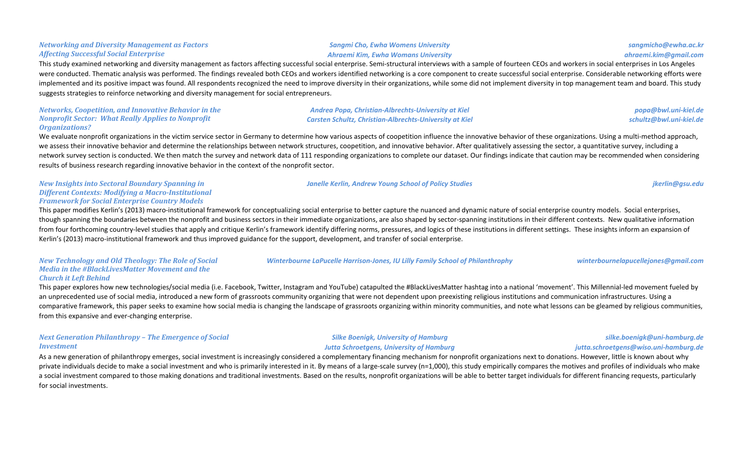### *Networking and Diversity Management as Factors Affecting Successful Social Enterprise*

*Sangmi Cho, Ewha Womens University* — *sangmicho@ewha.ac.kr*
*Ahraemi Kim, Ewha Womans University* — *ahraemi.kim@gmail.com*

This study examined networking and diversity management as factors affecting successful social enterprise. Semi-structural interviews with a sample of fourteen CEOs and workers in social enterprises in Los Angeles were conducted. Thematic analysis was performed. The findings revealed both CEOs and workers identified networking is a core component to create successful social enterprise. Considerable networking efforts were implemented and its positive impact was found. All respondents recognized the need to improve diversity in their organizations, while some did not implement diversity in top management team and board. This study suggests strategies to reinforce networking and diversity management for social entrepreneurs.

### *Networks, Coopetition, and Innovative Behavior in the Nonprofit Sector: What Really Applies to Nonprofit Organizations?*

*Andrea Popa, Christian-Albrechts-University at Kiel* — *popa@bwl.uni-kiel.de*
*Carsten Schultz, Christian-Albrechts-University at Kiel* — *schultz@bwl.uni-kiel.de*

We evaluate nonprofit organizations in the victim service sector in Germany to determine how various aspects of coopetition influence the innovative behavior of these organizations. Using a multi-method approach, we assess their innovative behavior and determine the relationships between network structures, coopetition, and innovative behavior. After qualitatively assessing the sector, a quantitative survey, including a network survey section is conducted. We then match the survey and network data of 111 responding organizations to complete our dataset. Our findings indicate that caution may be recommended when considering results of business research regarding innovative behavior in the context of the nonprofit sector.

### *New Insights into Sectoral Boundary Spanning in Different Contexts: Modifying a Macro-Institutional Framework for Social Enterprise Country Models*

*Janelle Kerlin, Andrew Young School of Policy Studies* — *jkerlin@gsu.edu*

This paper modifies Kerlin's (2013) macro-institutional framework for conceptualizing social enterprise to better capture the nuanced and dynamic nature of social enterprise country models. Social enterprises, though spanning the boundaries between the nonprofit and business sectors in their immediate organizations, are also shaped by sector-spanning institutions in their different contexts. New qualitative information from four forthcoming country-level studies that apply and critique Kerlin's framework identify differing norms, pressures, and logics of these institutions in different settings. These insights inform an expansion of Kerlin's (2013) macro-institutional framework and thus improved guidance for the support, development, and transfer of social enterprise.

### *New Technology and Old Theology: The Role of Social Media in the #BlackLivesMatter Movement and the Church it Left Behind*

*Winterbourne LaPucelle Harrison-Jones, IU Lilly Family School of Philanthropy* — *winterbournelapucellejones@gmail.com*

This paper explores how new technologies/social media (i.e. Facebook, Twitter, Instagram and YouTube) catapulted the #BlackLivesMatter hashtag into a national 'movement'. This Millennial-led movement fueled by an unprecedented use of social media, introduced a new form of grassroots community organizing that were not dependent upon preexisting religious institutions and communication infrastructures. Using a comparative framework, this paper seeks to examine how social media is changing the landscape of grassroots organizing within minority communities, and note what lessons can be gleamed by religious communities, from this expansive and ever-changing enterprise.

### *Next Generation Philanthropy – The Emergence of Social Investment*

*Silke Boenigk, University of Hamburg* — *silke.boenigk@uni-hamburg.de*
*Jutta Schroetgens, University of Hamburg* — *jutta.schroetgens@wiso.uni-hamburg.de*

As a new generation of philanthropy emerges, social investment is increasingly considered a complementary financing mechanism for nonprofit organizations next to donations. However, little is known about why private individuals decide to make a social investment and who is primarily interested in it. By means of a large-scale survey (n=1,000), this study empirically compares the motives and profiles of individuals who make a social investment compared to those making donations and traditional investments. Based on the results, nonprofit organizations will be able to better target individuals for different financing requests, particularly for social investments.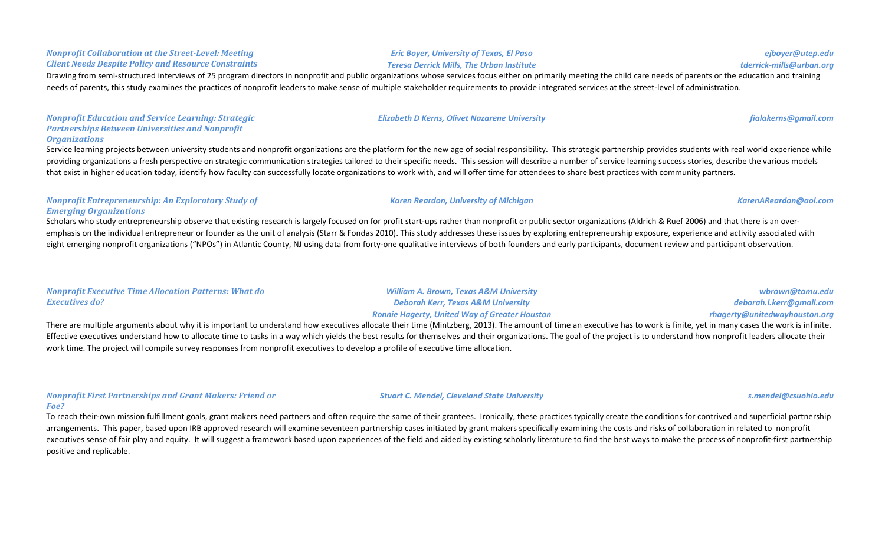### *Nonprofit Collaboration at the Street-Level: Meeting Client Needs Despite Policy and Resource Constraints*

*Eric Boyer, University of Texas, El Paso* — *ejboyer@utep.edu*
*Teresa Derrick Mills, The Urban Institute* — *tderrick-mills@urban.org*

Drawing from semi-structured interviews of 25 program directors in nonprofit and public organizations whose services focus either on primarily meeting the child care needs of parents or the education and training needs of parents, this study examines the practices of nonprofit leaders to make sense of multiple stakeholder requirements to provide integrated services at the street-level of administration.

### *Nonprofit Education and Service Learning: Strategic Partnerships Between Universities and Nonprofit Organizations*

*Elizabeth D Kerns, Olivet Nazarene University* — *fialakerns@gmail.com*

Service learning projects between university students and nonprofit organizations are the platform for the new age of social responsibility. This strategic partnership provides students with real world experience while providing organizations a fresh perspective on strategic communication strategies tailored to their specific needs. This session will describe a number of service learning success stories, describe the various models that exist in higher education today, identify how faculty can successfully locate organizations to work with, and will offer time for attendees to share best practices with community partners.

### *Nonprofit Entrepreneurship: An Exploratory Study of Emerging Organizations*

*Karen Reardon, University of Michigan* — *KarenAReardon@aol.com*

Scholars who study entrepreneurship observe that existing research is largely focused on for profit start-ups rather than nonprofit or public sector organizations (Aldrich & Ruef 2006) and that there is an over-emphasis on the individual entrepreneur or founder as the unit of analysis (Starr & Fondas 2010). This study addresses these issues by exploring entrepreneurship exposure, experience and activity associated with eight emerging nonprofit organizations ("NPOs") in Atlantic County, NJ using data from forty-one qualitative interviews of both founders and early participants, document review and participant observation.

### *Nonprofit Executive Time Allocation Patterns: What do Executives do?*

*William A. Brown, Texas A&M University* — *wbrown@tamu.edu*
*Deborah Kerr, Texas A&M University* — *deborah.l.kerr@gmail.com*
*Ronnie Hagerty, United Way of Greater Houston* — *rhagerty@unitedwayhouston.org*

There are multiple arguments about why it is important to understand how executives allocate their time (Mintzberg, 2013). The amount of time an executive has to work is finite, yet in many cases the work is infinite. Effective executives understand how to allocate time to tasks in a way which yields the best results for themselves and their organizations. The goal of the project is to understand how nonprofit leaders allocate their work time. The project will compile survey responses from nonprofit executives to develop a profile of executive time allocation.

### *Nonprofit First Partnerships and Grant Makers: Friend or Foe?*

*Stuart C. Mendel, Cleveland State University* — *s.mendel@csuohio.edu*

To reach their-own mission fulfillment goals, grant makers need partners and often require the same of their grantees. Ironically, these practices typically create the conditions for contrived and superficial partnership arrangements. This paper, based upon IRB approved research will examine seventeen partnership cases initiated by grant makers specifically examining the costs and risks of collaboration in related to nonprofit executives sense of fair play and equity. It will suggest a framework based upon experiences of the field and aided by existing scholarly literature to find the best ways to make the process of nonprofit-first partnership positive and replicable.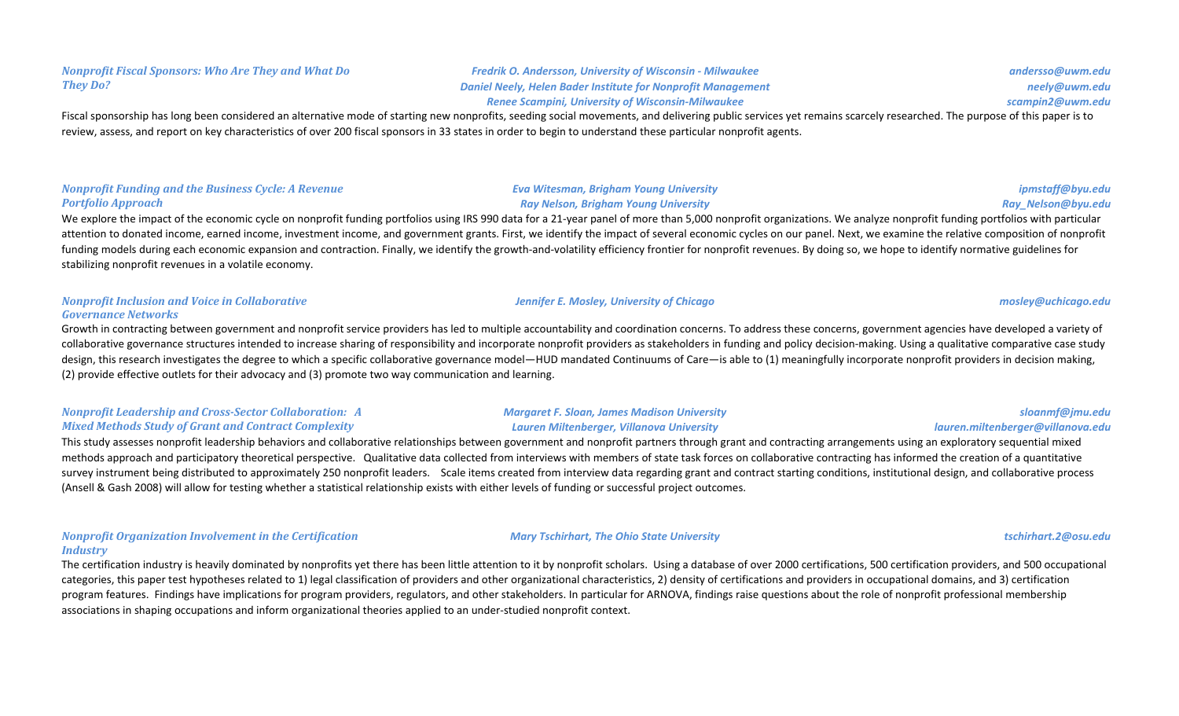### *Nonprofit Fiscal Sponsors: Who Are They and What Do They Do?*

*Fredrik O. Andersson, University of Wisconsin - Milwaukee* — *andersso@uwm.edu*
*Daniel Neely, Helen Bader Institute for Nonprofit Management* — *neely@uwm.edu*
*Renee Scampini, University of Wisconsin-Milwaukee* — *scampin2@uwm.edu*

Fiscal sponsorship has long been considered an alternative mode of starting new nonprofits, seeding social movements, and delivering public services yet remains scarcely researched. The purpose of this paper is to review, assess, and report on key characteristics of over 200 fiscal sponsors in 33 states in order to begin to understand these particular nonprofit agents.

### *Nonprofit Funding and the Business Cycle: A Revenue Portfolio Approach*

*Eva Witesman, Brigham Young University* — *ipmstaff@byu.edu*
*Ray Nelson, Brigham Young University* — *Ray_Nelson@byu.edu*

We explore the impact of the economic cycle on nonprofit funding portfolios using IRS 990 data for a 21-year panel of more than 5,000 nonprofit organizations. We analyze nonprofit funding portfolios with particular attention to donated income, earned income, investment income, and government grants. First, we identify the impact of several economic cycles on our panel. Next, we examine the relative composition of nonprofit funding models during each economic expansion and contraction. Finally, we identify the growth-and-volatility efficiency frontier for nonprofit revenues. By doing so, we hope to identify normative guidelines for stabilizing nonprofit revenues in a volatile economy.

### *Nonprofit Inclusion and Voice in Collaborative Governance Networks*

*Jennifer E. Mosley, University of Chicago* — *mosley@uchicago.edu*

Growth in contracting between government and nonprofit service providers has led to multiple accountability and coordination concerns. To address these concerns, government agencies have developed a variety of collaborative governance structures intended to increase sharing of responsibility and incorporate nonprofit providers as stakeholders in funding and policy decision-making. Using a qualitative comparative case study design, this research investigates the degree to which a specific collaborative governance model—HUD mandated Continuums of Care—is able to (1) meaningfully incorporate nonprofit providers in decision making, (2) provide effective outlets for their advocacy and (3) promote two way communication and learning.

### *Nonprofit Leadership and Cross-Sector Collaboration: A Mixed Methods Study of Grant and Contract Complexity*

*Margaret F. Sloan, James Madison University* — *sloanmf@jmu.edu*
*Lauren Miltenberger, Villanova University* — *lauren.miltenberger@villanova.edu*

This study assesses nonprofit leadership behaviors and collaborative relationships between government and nonprofit partners through grant and contracting arrangements using an exploratory sequential mixed methods approach and participatory theoretical perspective. Qualitative data collected from interviews with members of state task forces on collaborative contracting has informed the creation of a quantitative survey instrument being distributed to approximately 250 nonprofit leaders. Scale items created from interview data regarding grant and contract starting conditions, institutional design, and collaborative process (Ansell & Gash 2008) will allow for testing whether a statistical relationship exists with either levels of funding or successful project outcomes.

### *Nonprofit Organization Involvement in the Certification Industry*

*Mary Tschirhart, The Ohio State University* — *tschirhart.2@osu.edu*

The certification industry is heavily dominated by nonprofits yet there has been little attention to it by nonprofit scholars. Using a database of over 2000 certifications, 500 certification providers, and 500 occupational categories, this paper test hypotheses related to 1) legal classification of providers and other organizational characteristics, 2) density of certifications and providers in occupational domains, and 3) certification program features. Findings have implications for program providers, regulators, and other stakeholders. In particular for ARNOVA, findings raise questions about the role of nonprofit professional membership associations in shaping occupations and inform organizational theories applied to an under-studied nonprofit context.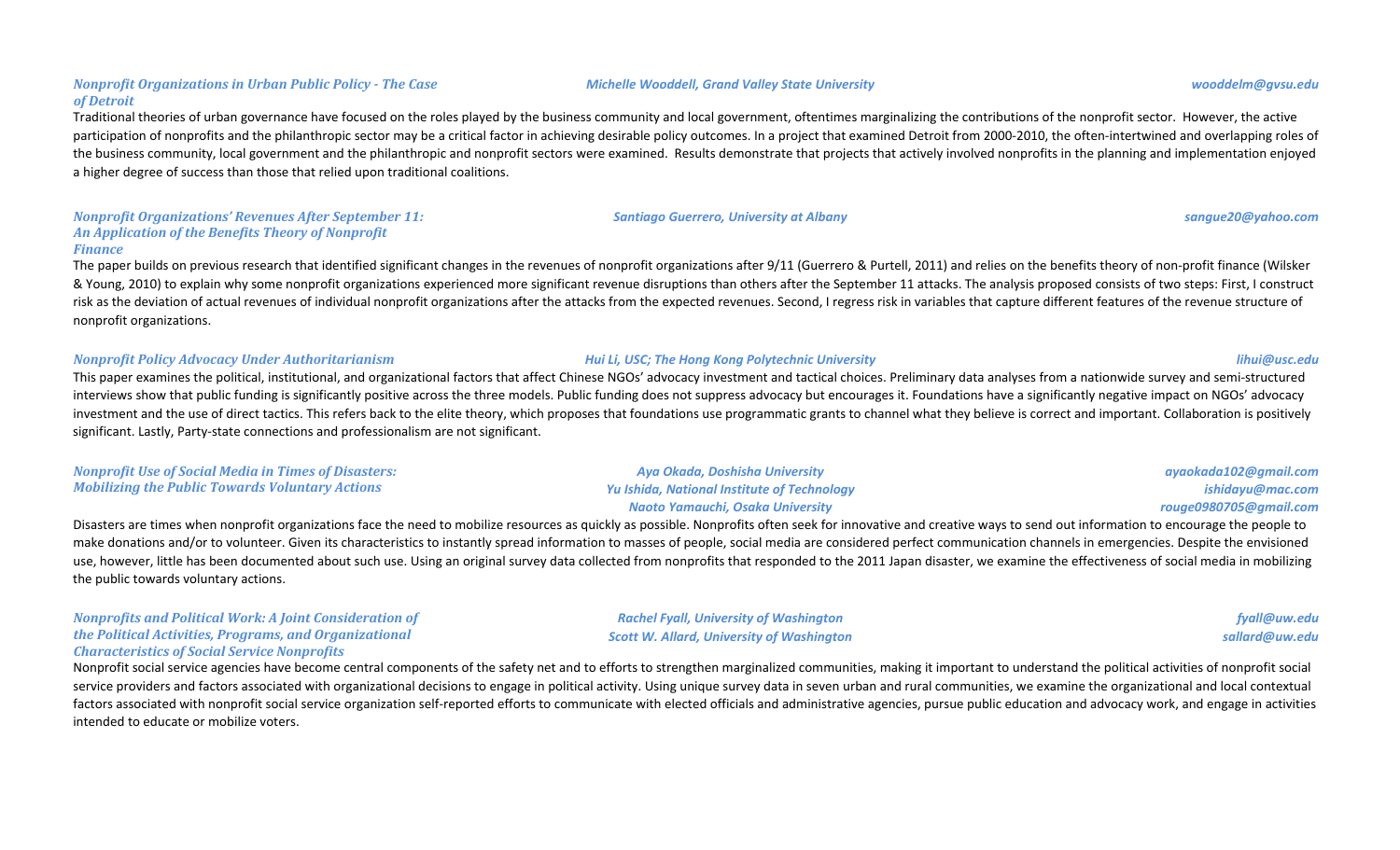### *Nonprofit Organizations in Urban Public Policy - The Case of Detroit*

*Michelle Wooddell, Grand Valley State University* — *wooddelm@gvsu.edu*

Traditional theories of urban governance have focused on the roles played by the business community and local government, oftentimes marginalizing the contributions of the nonprofit sector. However, the active participation of nonprofits and the philanthropic sector may be a critical factor in achieving desirable policy outcomes. In a project that examined Detroit from 2000-2010, the often-intertwined and overlapping roles of the business community, local government and the philanthropic and nonprofit sectors were examined. Results demonstrate that projects that actively involved nonprofits in the planning and implementation enjoyed a higher degree of success than those that relied upon traditional coalitions.

### *Nonprofit Organizations' Revenues After September 11: An Application of the Benefits Theory of Nonprofit Finance*

*Santiago Guerrero, University at Albany* — *sangue20@yahoo.com*

The paper builds on previous research that identified significant changes in the revenues of nonprofit organizations after 9/11 (Guerrero & Purtell, 2011) and relies on the benefits theory of non-profit finance (Wilsker & Young, 2010) to explain why some nonprofit organizations experienced more significant revenue disruptions than others after the September 11 attacks. The analysis proposed consists of two steps: First, I construct risk as the deviation of actual revenues of individual nonprofit organizations after the attacks from the expected revenues. Second, I regress risk in variables that capture different features of the revenue structure of nonprofit organizations.

### *Nonprofit Policy Advocacy Under Authoritarianism*

*Hui Li, USC; The Hong Kong Polytechnic University* — *lihui@usc.edu*

This paper examines the political, institutional, and organizational factors that affect Chinese NGOs' advocacy investment and tactical choices. Preliminary data analyses from a nationwide survey and semi-structured interviews show that public funding is significantly positive across the three models. Public funding does not suppress advocacy but encourages it. Foundations have a significantly negative impact on NGOs' advocacy investment and the use of direct tactics. This refers back to the elite theory, which proposes that foundations use programmatic grants to channel what they believe is correct and important. Collaboration is positively significant. Lastly, Party-state connections and professionalism are not significant.

### *Nonprofit Use of Social Media in Times of Disasters: Mobilizing the Public Towards Voluntary Actions*

*Aya Okada, Doshisha University* — *ayaokada102@gmail.com*
*Yu Ishida, National Institute of Technology* — *ishidayu@mac.com*
*Naoto Yamauchi, Osaka University* — *rouge0980705@gmail.com*

Disasters are times when nonprofit organizations face the need to mobilize resources as quickly as possible. Nonprofits often seek for innovative and creative ways to send out information to encourage the people to make donations and/or to volunteer. Given its characteristics to instantly spread information to masses of people, social media are considered perfect communication channels in emergencies. Despite the envisioned use, however, little has been documented about such use. Using an original survey data collected from nonprofits that responded to the 2011 Japan disaster, we examine the effectiveness of social media in mobilizing the public towards voluntary actions.

### *Nonprofits and Political Work: A Joint Consideration of the Political Activities, Programs, and Organizational Characteristics of Social Service Nonprofits*

*Rachel Fyall, University of Washington* — *fyall@uw.edu*
*Scott W. Allard, University of Washington* — *sallard@uw.edu*

Nonprofit social service agencies have become central components of the safety net and to efforts to strengthen marginalized communities, making it important to understand the political activities of nonprofit social service providers and factors associated with organizational decisions to engage in political activity. Using unique survey data in seven urban and rural communities, we examine the organizational and local contextual factors associated with nonprofit social service organization self-reported efforts to communicate with elected officials and administrative agencies, pursue public education and advocacy work, and engage in activities intended to educate or mobilize voters.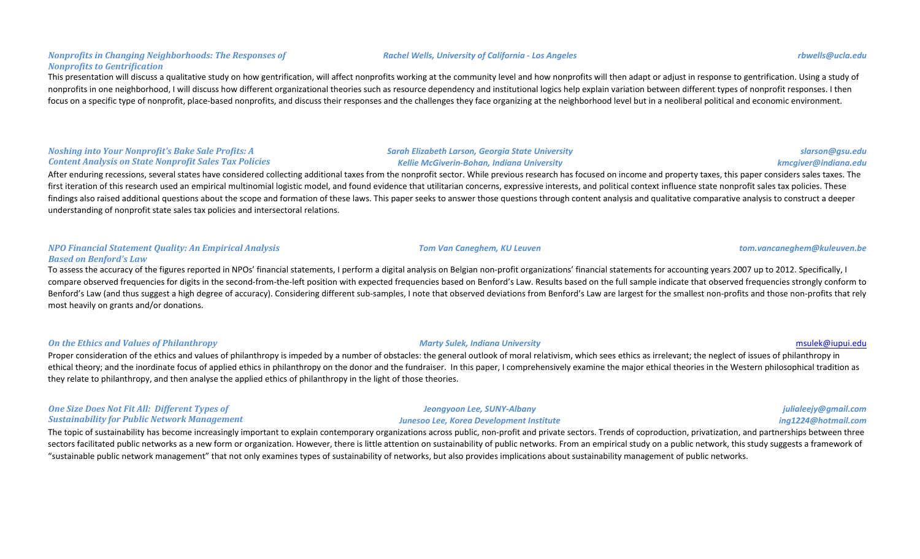### *Nonprofits in Changing Neighborhoods: The Responses of Nonprofits to Gentrification*

*Rachel Wells, University of California - Los Angeles* — *rbwells@ucla.edu*

This presentation will discuss a qualitative study on how gentrification, will affect nonprofits working at the community level and how nonprofits will then adapt or adjust in response to gentrification. Using a study of nonprofits in one neighborhood, I will discuss how different organizational theories such as resource dependency and institutional logics help explain variation between different types of nonprofit responses. I then focus on a specific type of nonprofit, place-based nonprofits, and discuss their responses and the challenges they face organizing at the neighborhood level but in a neoliberal political and economic environment.

### *Noshing into Your Nonprofit's Bake Sale Profits: A Content Analysis on State Nonprofit Sales Tax Policies*

*Sarah Elizabeth Larson, Georgia State University* — *slarson@gsu.edu*
*Kellie McGiverin-Bohan, Indiana University* — *kmcgiver@indiana.edu*

After enduring recessions, several states have considered collecting additional taxes from the nonprofit sector. While previous research has focused on income and property taxes, this paper considers sales taxes. The first iteration of this research used an empirical multinomial logistic model, and found evidence that utilitarian concerns, expressive interests, and political context influence state nonprofit sales tax policies. These findings also raised additional questions about the scope and formation of these laws. This paper seeks to answer those questions through content analysis and qualitative comparative analysis to construct a deeper understanding of nonprofit state sales tax policies and intersectoral relations.

### *NPO Financial Statement Quality: An Empirical Analysis Based on Benford's Law*

*Tom Van Caneghem, KU Leuven* — *tom.vancaneghem@kuleuven.be*

To assess the accuracy of the figures reported in NPOs' financial statements, I perform a digital analysis on Belgian non-profit organizations' financial statements for accounting years 2007 up to 2012. Specifically, I compare observed frequencies for digits in the second-from-the-left position with expected frequencies based on Benford's Law. Results based on the full sample indicate that observed frequencies strongly conform to Benford's Law (and thus suggest a high degree of accuracy). Considering different sub-samples, I note that observed deviations from Benford's Law are largest for the smallest non-profits and those non-profits that rely most heavily on grants and/or donations.

### *On the Ethics and Values of Philanthropy*

*Marty Sulek, Indiana University* — msulek@iupui.edu

Proper consideration of the ethics and values of philanthropy is impeded by a number of obstacles: the general outlook of moral relativism, which sees ethics as irrelevant; the neglect of issues of philanthropy in ethical theory; and the inordinate focus of applied ethics in philanthropy on the donor and the fundraiser. In this paper, I comprehensively examine the major ethical theories in the Western philosophical tradition as they relate to philanthropy, and then analyse the applied ethics of philanthropy in the light of those theories.

### *One Size Does Not Fit All: Different Types of Sustainability for Public Network Management*

*Jeongyoon Lee, SUNY-Albany* — *julialeejy@gmail.com*
*Junesoo Lee, Korea Development Institute* — *ing1224@hotmail.com*

The topic of sustainability has become increasingly important to explain contemporary organizations across public, non-profit and private sectors. Trends of coproduction, privatization, and partnerships between three sectors facilitated public networks as a new form or organization. However, there is little attention on sustainability of public networks. From an empirical study on a public network, this study suggests a framework of "sustainable public network management" that not only examines types of sustainability of networks, but also provides implications about sustainability management of public networks.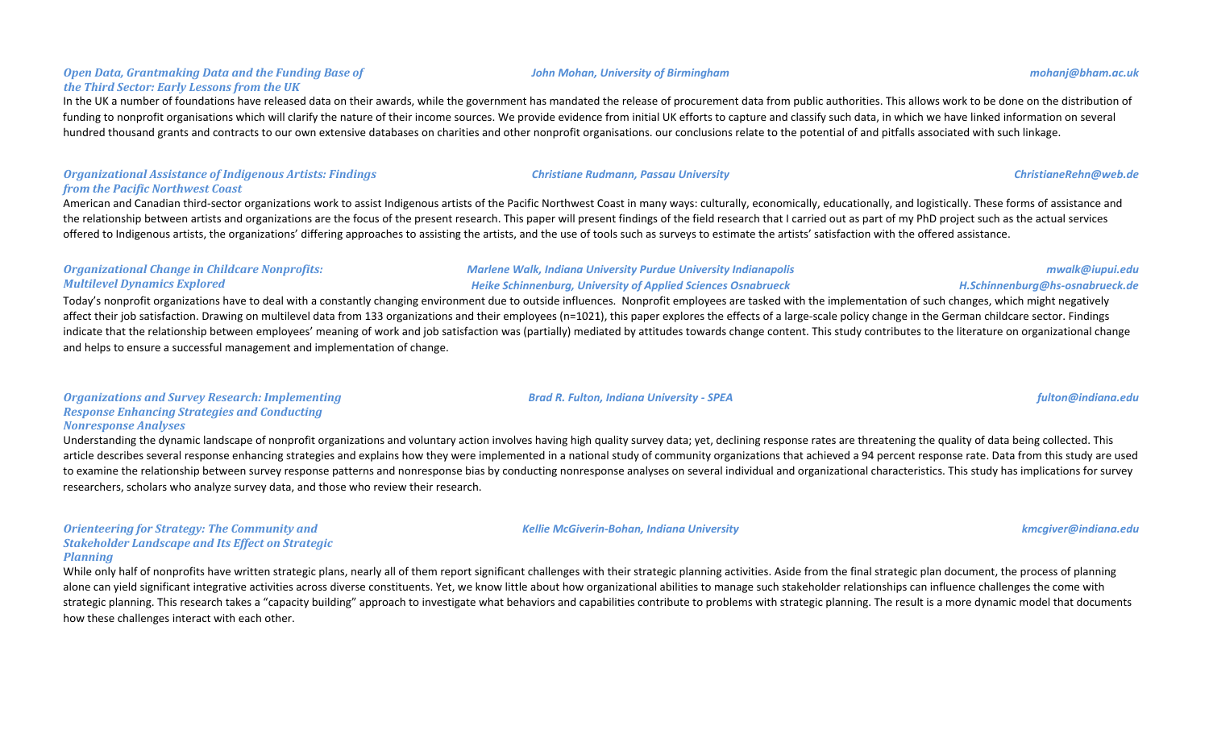### *Open Data, Grantmaking Data and the Funding Base of the Third Sector: Early Lessons from the UK*

*John Mohan, University of Birmingham* — *mohanj@bham.ac.uk*

In the UK a number of foundations have released data on their awards, while the government has mandated the release of procurement data from public authorities. This allows work to be done on the distribution of funding to nonprofit organisations which will clarify the nature of their income sources. We provide evidence from initial UK efforts to capture and classify such data, in which we have linked information on several hundred thousand grants and contracts to our own extensive databases on charities and other nonprofit organisations. our conclusions relate to the potential of and pitfalls associated with such linkage.

### *Organizational Assistance of Indigenous Artists: Findings from the Pacific Northwest Coast*

*Christiane Rudmann, Passau University* — *ChristianeRehn@web.de*

American and Canadian third-sector organizations work to assist Indigenous artists of the Pacific Northwest Coast in many ways: culturally, economically, educationally, and logistically. These forms of assistance and the relationship between artists and organizations are the focus of the present research. This paper will present findings of the field research that I carried out as part of my PhD project such as the actual services offered to Indigenous artists, the organizations' differing approaches to assisting the artists, and the use of tools such as surveys to estimate the artists' satisfaction with the offered assistance.

### *Organizational Change in Childcare Nonprofits: Multilevel Dynamics Explored*

*Marlene Walk, Indiana University Purdue University Indianapolis* — *mwalk@iupui.edu*
*Heike Schinnenburg, University of Applied Sciences Osnabrueck* — *H.Schinnenburg@hs-osnabrueck.de*

Today's nonprofit organizations have to deal with a constantly changing environment due to outside influences. Nonprofit employees are tasked with the implementation of such changes, which might negatively affect their job satisfaction. Drawing on multilevel data from 133 organizations and their employees (n=1021), this paper explores the effects of a large-scale policy change in the German childcare sector. Findings indicate that the relationship between employees' meaning of work and job satisfaction was (partially) mediated by attitudes towards change content. This study contributes to the literature on organizational change and helps to ensure a successful management and implementation of change.

### *Organizations and Survey Research: Implementing Response Enhancing Strategies and Conducting Nonresponse Analyses*

*Brad R. Fulton, Indiana University - SPEA* — *fulton@indiana.edu*

Understanding the dynamic landscape of nonprofit organizations and voluntary action involves having high quality survey data; yet, declining response rates are threatening the quality of data being collected. This article describes several response enhancing strategies and explains how they were implemented in a national study of community organizations that achieved a 94 percent response rate. Data from this study are used to examine the relationship between survey response patterns and nonresponse bias by conducting nonresponse analyses on several individual and organizational characteristics. This study has implications for survey researchers, scholars who analyze survey data, and those who review their research.

### *Orienteering for Strategy: The Community and Stakeholder Landscape and Its Effect on Strategic Planning*

*Kellie McGiverin-Bohan, Indiana University* — *kmcgiver@indiana.edu*

While only half of nonprofits have written strategic plans, nearly all of them report significant challenges with their strategic planning activities. Aside from the final strategic plan document, the process of planning alone can yield significant integrative activities across diverse constituents. Yet, we know little about how organizational abilities to manage such stakeholder relationships can influence challenges the come with strategic planning. This research takes a "capacity building" approach to investigate what behaviors and capabilities contribute to problems with strategic planning. The result is a more dynamic model that documents how these challenges interact with each other.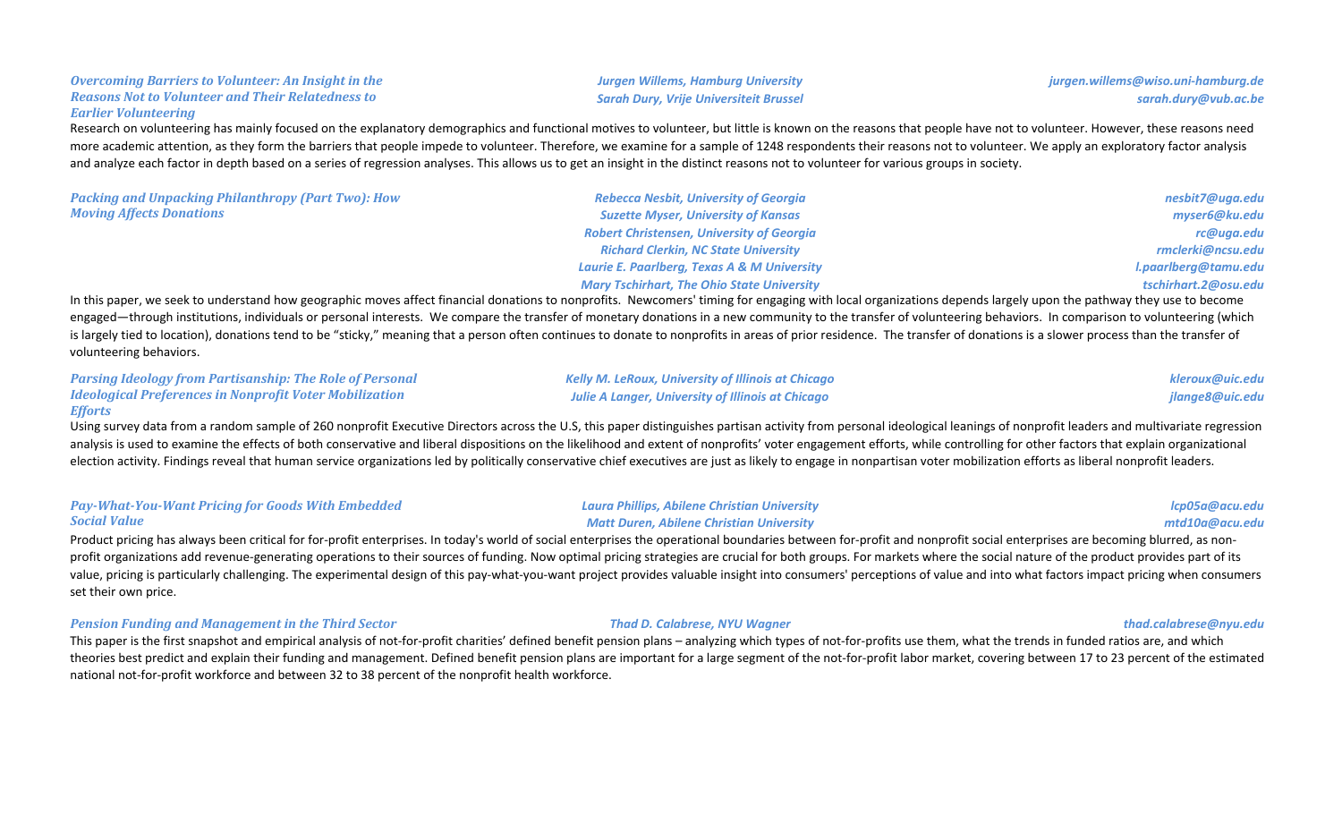### *Overcoming Barriers to Volunteer: An Insight in the Reasons Not to Volunteer and Their Relatedness to Earlier Volunteering*

*Jurgen Willems, Hamburg University* — *jurgen.willems@wiso.uni-hamburg.de*
*Sarah Dury, Vrije Universiteit Brussel* — *sarah.dury@vub.ac.be*

Research on volunteering has mainly focused on the explanatory demographics and functional motives to volunteer, but little is known on the reasons that people have not to volunteer. However, these reasons need more academic attention, as they form the barriers that people impede to volunteer. Therefore, we examine for a sample of 1248 respondents their reasons not to volunteer. We apply an exploratory factor analysis and analyze each factor in depth based on a series of regression analyses. This allows us to get an insight in the distinct reasons not to volunteer for various groups in society.

### *Packing and Unpacking Philanthropy (Part Two): How Moving Affects Donations*

*Rebecca Nesbit, University of Georgia* — *nesbit7@uga.edu*
*Suzette Myser, University of Kansas* — *myser6@ku.edu*
*Robert Christensen, University of Georgia* — *rc@uga.edu*
*Richard Clerkin, NC State University* — *rmclerki@ncsu.edu*
*Laurie E. Paarlberg, Texas A & M University* — *l.paarlberg@tamu.edu*
*Mary Tschirhart, The Ohio State University* — *tschirhart.2@osu.edu*

In this paper, we seek to understand how geographic moves affect financial donations to nonprofits. Newcomers' timing for engaging with local organizations depends largely upon the pathway they use to become engaged—through institutions, individuals or personal interests. We compare the transfer of monetary donations in a new community to the transfer of volunteering behaviors. In comparison to volunteering (which is largely tied to location), donations tend to be "sticky," meaning that a person often continues to donate to nonprofits in areas of prior residence. The transfer of donations is a slower process than the transfer of volunteering behaviors.

### *Parsing Ideology from Partisanship: The Role of Personal Ideological Preferences in Nonprofit Voter Mobilization Efforts*

*Kelly M. LeRoux, University of Illinois at Chicago* — *kleroux@uic.edu*
*Julie A Langer, University of Illinois at Chicago* — *jlange8@uic.edu*

Using survey data from a random sample of 260 nonprofit Executive Directors across the U.S, this paper distinguishes partisan activity from personal ideological leanings of nonprofit leaders and multivariate regression analysis is used to examine the effects of both conservative and liberal dispositions on the likelihood and extent of nonprofits' voter engagement efforts, while controlling for other factors that explain organizational election activity. Findings reveal that human service organizations led by politically conservative chief executives are just as likely to engage in nonpartisan voter mobilization efforts as liberal nonprofit leaders.

### *Pay-What-You-Want Pricing for Goods With Embedded Social Value*

*Laura Phillips, Abilene Christian University* — *lcp05a@acu.edu*
*Matt Duren, Abilene Christian University* — *mtd10a@acu.edu*

Product pricing has always been critical for for-profit enterprises. In today's world of social enterprises the operational boundaries between for-profit and nonprofit social enterprises are becoming blurred, as non-profit organizations add revenue-generating operations to their sources of funding. Now optimal pricing strategies are crucial for both groups. For markets where the social nature of the product provides part of its value, pricing is particularly challenging. The experimental design of this pay-what-you-want project provides valuable insight into consumers' perceptions of value and into what factors impact pricing when consumers set their own price.

### *Pension Funding and Management in the Third Sector*

*Thad D. Calabrese, NYU Wagner* — *thad.calabrese@nyu.edu*

This paper is the first snapshot and empirical analysis of not-for-profit charities' defined benefit pension plans – analyzing which types of not-for-profits use them, what the trends in funded ratios are, and which theories best predict and explain their funding and management. Defined benefit pension plans are important for a large segment of the not-for-profit labor market, covering between 17 to 23 percent of the estimated national not-for-profit workforce and between 32 to 38 percent of the nonprofit health workforce.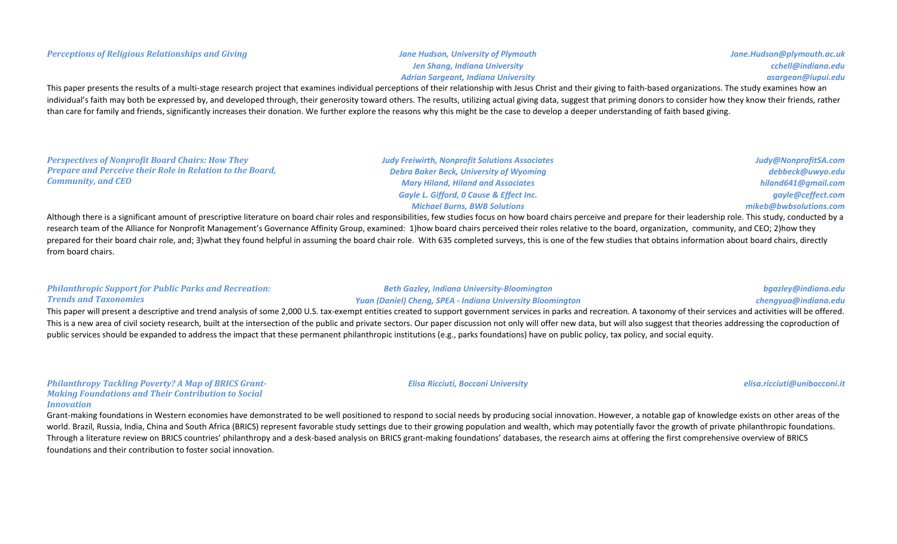### *Perceptions of Religious Relationships and Giving*

*Jane Hudson, University of Plymouth* — *Jane.Hudson@plymouth.ac.uk*
*Jen Shang, Indiana University* — *cchell@indiana.edu*
*Adrian Sargeant, Indiana University* — *asargean@iupui.edu*

This paper presents the results of a multi-stage research project that examines individual perceptions of their relationship with Jesus Christ and their giving to faith-based organizations. The study examines how an individual's faith may both be expressed by, and developed through, their generosity toward others. The results, utilizing actual giving data, suggest that priming donors to consider how they know their friends, rather than care for family and friends, significantly increases their donation. We further explore the reasons why this might be the case to develop a deeper understanding of faith based giving.

### *Perspectives of Nonprofit Board Chairs: How They Prepare and Perceive their Role in Relation to the Board, Community, and CEO*

*Judy Freiwirth, Nonprofit Solutions Associates* — *Judy@NonprofitSA.com*
*Debra Baker Beck, University of Wyoming* — *debbeck@uwyo.edu*
*Mary Hiland, Hiland and Associates* — *hiland641@gmail.com*
*Gayle L. Gifford, 0 Cause & Effect Inc.* — *gayle@ceffect.com*
*Michael Burns, BWB Solutions* — *mikeb@bwbsolutions.com*

Although there is a significant amount of prescriptive literature on board chair roles and responsibilities, few studies focus on how board chairs perceive and prepare for their leadership role. This study, conducted by a research team of the Alliance for Nonprofit Management's Governance Affinity Group, examined: 1)how board chairs perceived their roles relative to the board, organization, community, and CEO; 2)how they prepared for their board chair role, and; 3)what they found helpful in assuming the board chair role. With 635 completed surveys, this is one of the few studies that obtains information about board chairs, directly from board chairs.

### *Philanthropic Support for Public Parks and Recreation: Trends and Taxonomies*

*Beth Gazley, Indiana University-Bloomington* — *bgazley@indiana.edu*
*Yuan (Daniel) Cheng, SPEA - Indiana University Bloomington* — *chengyua@indiana.edu*

This paper will present a descriptive and trend analysis of some 2,000 U.S. tax-exempt entities created to support government services in parks and recreation. A taxonomy of their services and activities will be offered. This is a new area of civil society research, built at the intersection of the public and private sectors. Our paper discussion not only will offer new data, but will also suggest that theories addressing the coproduction of public services should be expanded to address the impact that these permanent philanthropic institutions (e.g., parks foundations) have on public policy, tax policy, and social equity.

### *Philanthropy Tackling Poverty? A Map of BRICS Grant-Making Foundations and Their Contribution to Social Innovation*

*Elisa Ricciuti, Bocconi University* — *elisa.ricciuti@unibocconi.it*

Grant-making foundations in Western economies have demonstrated to be well positioned to respond to social needs by producing social innovation. However, a notable gap of knowledge exists on other areas of the world. Brazil, Russia, India, China and South Africa (BRICS) represent favorable study settings due to their growing population and wealth, which may potentially favor the growth of private philanthropic foundations. Through a literature review on BRICS countries' philanthropy and a desk-based analysis on BRICS grant-making foundations' databases, the research aims at offering the first comprehensive overview of BRICS foundations and their contribution to foster social innovation.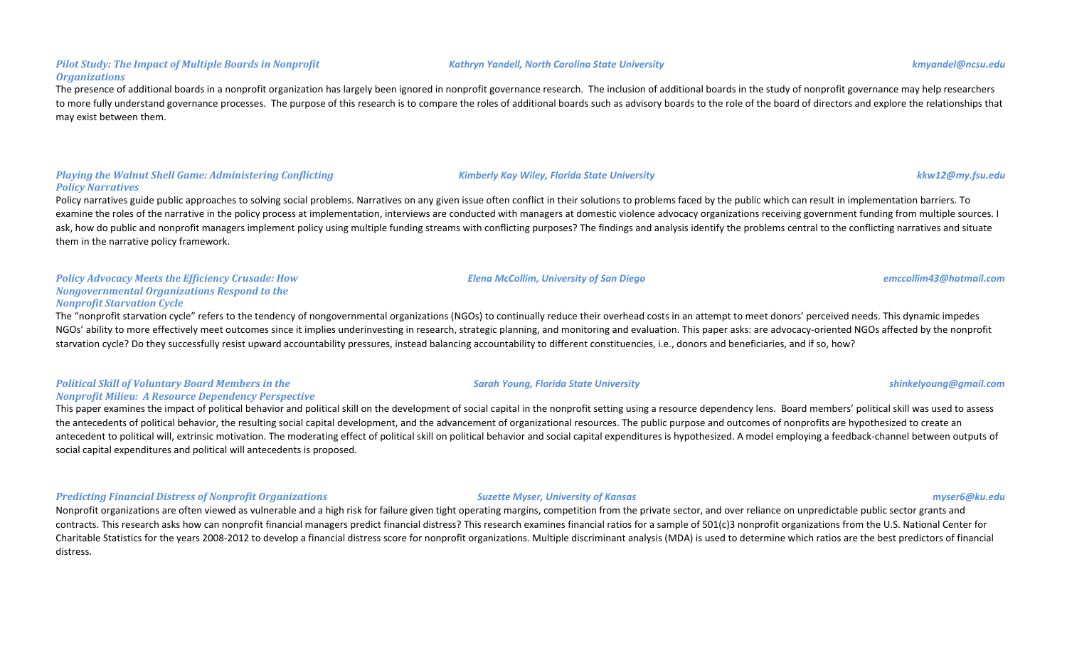### *Pilot Study: The Impact of Multiple Boards in Nonprofit Organizations*

*Kathryn Yandell, North Carolina State University* — *kmyandel@ncsu.edu*

The presence of additional boards in a nonprofit organization has largely been ignored in nonprofit governance research. The inclusion of additional boards in the study of nonprofit governance may help researchers to more fully understand governance processes. The purpose of this research is to compare the roles of additional boards such as advisory boards to the role of the board of directors and explore the relationships that may exist between them.

### *Playing the Walnut Shell Game: Administering Conflicting Policy Narratives*

*Kimberly Kay Wiley, Florida State University* — *kkw12@my.fsu.edu*

Policy narratives guide public approaches to solving social problems. Narratives on any given issue often conflict in their solutions to problems faced by the public which can result in implementation barriers. To examine the roles of the narrative in the policy process at implementation, interviews are conducted with managers at domestic violence advocacy organizations receiving government funding from multiple sources. I ask, how do public and nonprofit managers implement policy using multiple funding streams with conflicting purposes? The findings and analysis identify the problems central to the conflicting narratives and situate them in the narrative policy framework.

### *Policy Advocacy Meets the Efficiency Crusade: How Nongovernmental Organizations Respond to the Nonprofit Starvation Cycle*

*Elena McCollim, University of San Diego* — *emccollim43@hotmail.com*

The "nonprofit starvation cycle" refers to the tendency of nongovernmental organizations (NGOs) to continually reduce their overhead costs in an attempt to meet donors' perceived needs. This dynamic impedes NGOs' ability to more effectively meet outcomes since it implies underinvesting in research, strategic planning, and monitoring and evaluation. This paper asks: are advocacy-oriented NGOs affected by the nonprofit starvation cycle? Do they successfully resist upward accountability pressures, instead balancing accountability to different constituencies, i.e., donors and beneficiaries, and if so, how?

### *Political Skill of Voluntary Board Members in the Nonprofit Milieu: A Resource Dependency Perspective*

*Sarah Young, Florida State University* — *shinkelyoung@gmail.com*

This paper examines the impact of political behavior and political skill on the development of social capital in the nonprofit setting using a resource dependency lens. Board members' political skill was used to assess the antecedents of political behavior, the resulting social capital development, and the advancement of organizational resources. The public purpose and outcomes of nonprofits are hypothesized to create an antecedent to political will, extrinsic motivation. The moderating effect of political skill on political behavior and social capital expenditures is hypothesized. A model employing a feedback-channel between outputs of social capital expenditures and political will antecedents is proposed.

### *Predicting Financial Distress of Nonprofit Organizations*

*Suzette Myser, University of Kansas* — *myser6@ku.edu*

Nonprofit organizations are often viewed as vulnerable and a high risk for failure given tight operating margins, competition from the private sector, and over reliance on unpredictable public sector grants and contracts. This research asks how can nonprofit financial managers predict financial distress? This research examines financial ratios for a sample of 501(c)3 nonprofit organizations from the U.S. National Center for Charitable Statistics for the years 2008-2012 to develop a financial distress score for nonprofit organizations. Multiple discriminant analysis (MDA) is used to determine which ratios are the best predictors of financial distress.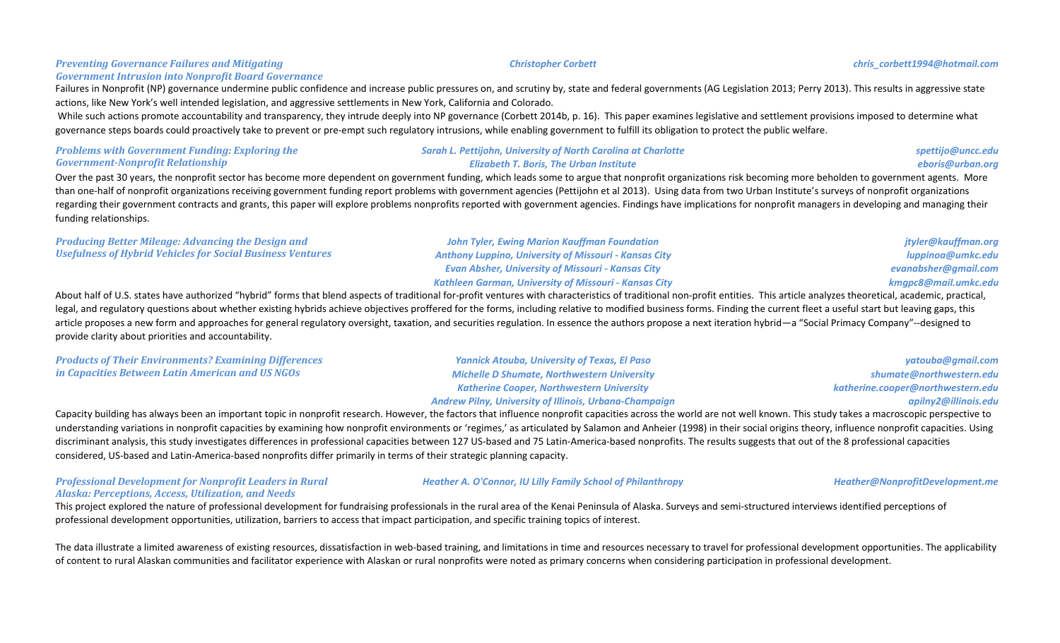### *Preventing Governance Failures and Mitigating Government Intrusion into Nonprofit Board Governance*

*Christopher Corbett* — *chris_corbett1994@hotmail.com*

Failures in Nonprofit (NP) governance undermine public confidence and increase public pressures on, and scrutiny by, state and federal governments (AG Legislation 2013; Perry 2013). This results in aggressive state actions, like New York's well intended legislation, and aggressive settlements in New York, California and Colorado.

While such actions promote accountability and transparency, they intrude deeply into NP governance (Corbett 2014b, p. 16). This paper examines legislative and settlement provisions imposed to determine what governance steps boards could proactively take to prevent or pre-empt such regulatory intrusions, while enabling government to fulfill its obligation to protect the public welfare.

### *Problems with Government Funding: Exploring the Government-Nonprofit Relationship*

*Sarah L. Pettijohn, University of North Carolina at Charlotte* — *spettijo@uncc.edu*
*Elizabeth T. Boris, The Urban Institute* — *eboris@urban.org*

Over the past 30 years, the nonprofit sector has become more dependent on government funding, which leads some to argue that nonprofit organizations risk becoming more beholden to government agents. More than one-half of nonprofit organizations receiving government funding report problems with government agencies (Pettijohn et al 2013). Using data from two Urban Institute's surveys of nonprofit organizations regarding their government contracts and grants, this paper will explore problems nonprofits reported with government agencies. Findings have implications for nonprofit managers in developing and managing their funding relationships.

### *Producing Better Mileage: Advancing the Design and Usefulness of Hybrid Vehicles for Social Business Ventures*

*John Tyler, Ewing Marion Kauffman Foundation* — *jtyler@kauffman.org*
*Anthony Luppino, University of Missouri - Kansas City* — *luppinoa@umkc.edu*
*Evan Absher, University of Missouri - Kansas City* — *evanabsher@gmail.com*
*Kathleen Garman, University of Missouri - Kansas City* — *kmgpc8@mail.umkc.edu*

About half of U.S. states have authorized "hybrid" forms that blend aspects of traditional for-profit ventures with characteristics of traditional non-profit entities. This article analyzes theoretical, academic, practical, legal, and regulatory questions about whether existing hybrids achieve objectives proffered for the forms, including relative to modified business forms. Finding the current fleet a useful start but leaving gaps, this article proposes a new form and approaches for general regulatory oversight, taxation, and securities regulation. In essence the authors propose a next iteration hybrid—a "Social Primacy Company"--designed to provide clarity about priorities and accountability.

### *Products of Their Environments? Examining Differences in Capacities Between Latin American and US NGOs*

*Yannick Atouba, University of Texas, El Paso* — *yatouba@gmail.com*
*Michelle D Shumate, Northwestern University* — *shumate@northwestern.edu*
*Katherine Cooper, Northwestern University* — *katherine.cooper@northwestern.edu*
*Andrew Pilny, University of Illinois, Urbana-Champaign* — *apilny2@illinois.edu*

Capacity building has always been an important topic in nonprofit research. However, the factors that influence nonprofit capacities across the world are not well known. This study takes a macroscopic perspective to understanding variations in nonprofit capacities by examining how nonprofit environments or 'regimes,' as articulated by Salamon and Anheier (1998) in their social origins theory, influence nonprofit capacities. Using discriminant analysis, this study investigates differences in professional capacities between 127 US-based and 75 Latin-America-based nonprofits. The results suggests that out of the 8 professional capacities considered, US-based and Latin-America-based nonprofits differ primarily in terms of their strategic planning capacity.

### *Professional Development for Nonprofit Leaders in Rural Alaska: Perceptions, Access, Utilization, and Needs*

*Heather A. O'Connor, IU Lilly Family School of Philanthropy* — *Heather@NonprofitDevelopment.me*

This project explored the nature of professional development for fundraising professionals in the rural area of the Kenai Peninsula of Alaska. Surveys and semi-structured interviews identified perceptions of professional development opportunities, utilization, barriers to access that impact participation, and specific training topics of interest.

The data illustrate a limited awareness of existing resources, dissatisfaction in web-based training, and limitations in time and resources necessary to travel for professional development opportunities. The applicability of content to rural Alaskan communities and facilitator experience with Alaskan or rural nonprofits were noted as primary concerns when considering participation in professional development.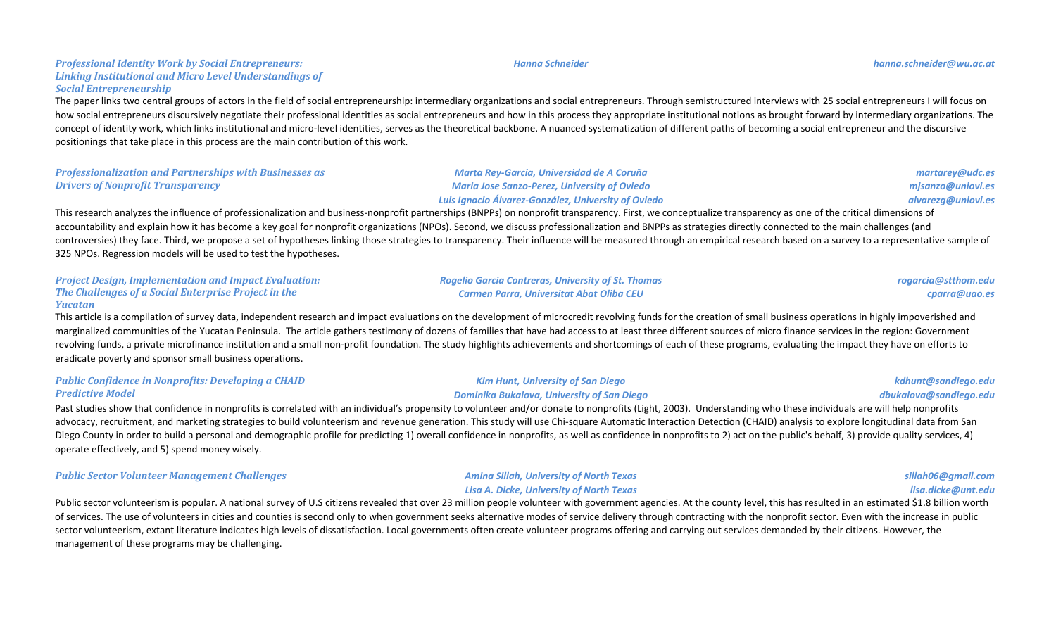### *Professional Identity Work by Social Entrepreneurs: Linking Institutional and Micro Level Understandings of Social Entrepreneurship*

*Hanna Schneider* — *hanna.schneider@wu.ac.at*

The paper links two central groups of actors in the field of social entrepreneurship: intermediary organizations and social entrepreneurs. Through semistructured interviews with 25 social entrepreneurs I will focus on how social entrepreneurs discursively negotiate their professional identities as social entrepreneurs and how in this process they appropriate institutional notions as brought forward by intermediary organizations. The concept of identity work, which links institutional and micro-level identities, serves as the theoretical backbone. A nuanced systematization of different paths of becoming a social entrepreneur and the discursive positionings that take place in this process are the main contribution of this work.

### *Professionalization and Partnerships with Businesses as Drivers of Nonprofit Transparency*

*Marta Rey-Garcia, Universidad de A Coruña* — *martarey@udc.es*
*Maria Jose Sanzo-Perez, University of Oviedo* — *mjsanzo@uniovi.es*
*Luis Ignacio Álvarez-González, University of Oviedo* — *alvarezg@uniovi.es*

This research analyzes the influence of professionalization and business-nonprofit partnerships (BNPPs) on nonprofit transparency. First, we conceptualize transparency as one of the critical dimensions of accountability and explain how it has become a key goal for nonprofit organizations (NPOs). Second, we discuss professionalization and BNPPs as strategies directly connected to the main challenges (and controversies) they face. Third, we propose a set of hypotheses linking those strategies to transparency. Their influence will be measured through an empirical research based on a survey to a representative sample of 325 NPOs. Regression models will be used to test the hypotheses.

### *Project Design, Implementation and Impact Evaluation: The Challenges of a Social Enterprise Project in the Yucatan*

*Rogelio Garcia Contreras, University of St. Thomas* — *rogarcia@stthom.edu*
*Carmen Parra, Universitat Abat Oliba CEU* — *cparra@uao.es*

This article is a compilation of survey data, independent research and impact evaluations on the development of microcredit revolving funds for the creation of small business operations in highly impoverished and marginalized communities of the Yucatan Peninsula. The article gathers testimony of dozens of families that have had access to at least three different sources of micro finance services in the region: Government revolving funds, a private microfinance institution and a small non-profit foundation. The study highlights achievements and shortcomings of each of these programs, evaluating the impact they have on efforts to eradicate poverty and sponsor small business operations.

### *Public Confidence in Nonprofits: Developing a CHAID Predictive Model*

*Kim Hunt, University of San Diego* — *kdhunt@sandiego.edu*
*Dominika Bukalova, University of San Diego* — *dbukalova@sandiego.edu*

Past studies show that confidence in nonprofits is correlated with an individual's propensity to volunteer and/or donate to nonprofits (Light, 2003). Understanding who these individuals are will help nonprofits advocacy, recruitment, and marketing strategies to build volunteerism and revenue generation. This study will use Chi-square Automatic Interaction Detection (CHAID) analysis to explore longitudinal data from San Diego County in order to build a personal and demographic profile for predicting 1) overall confidence in nonprofits, as well as confidence in nonprofits to 2) act on the public's behalf, 3) provide quality services, 4) operate effectively, and 5) spend money wisely.

### *Public Sector Volunteer Management Challenges*

*Amina Sillah, University of North Texas* — *sillah06@gmail.com*
*Lisa A. Dicke, University of North Texas* — *lisa.dicke@unt.edu*

Public sector volunteerism is popular. A national survey of U.S citizens revealed that over 23 million people volunteer with government agencies. At the county level, this has resulted in an estimated $1.8 billion worth of services. The use of volunteers in cities and counties is second only to when government seeks alternative modes of service delivery through contracting with the nonprofit sector. Even with the increase in public sector volunteerism, extant literature indicates high levels of dissatisfaction. Local governments often create volunteer programs offering and carrying out services demanded by their citizens. However, the management of these programs may be challenging.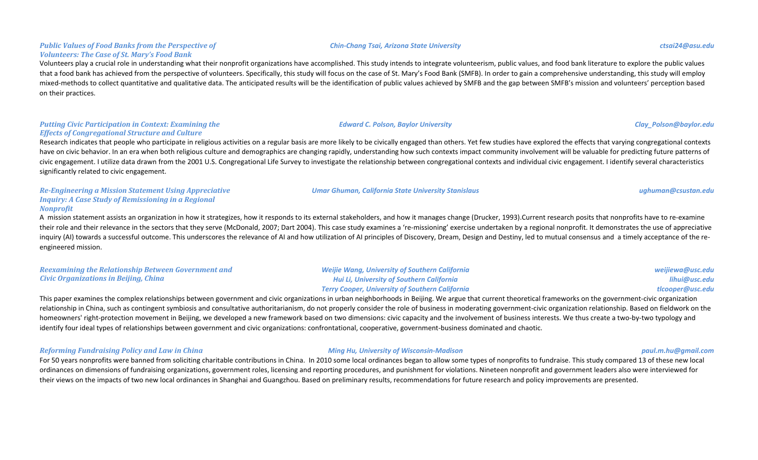### *Public Values of Food Banks from the Perspective of Volunteers: The Case of St. Mary's Food Bank*

*Chin-Chang Tsai, Arizona State University* — *ctsai24@asu.edu*

Volunteers play a crucial role in understanding what their nonprofit organizations have accomplished. This study intends to integrate volunteerism, public values, and food bank literature to explore the public values that a food bank has achieved from the perspective of volunteers. Specifically, this study will focus on the case of St. Mary's Food Bank (SMFB). In order to gain a comprehensive understanding, this study will employ mixed-methods to collect quantitative and qualitative data. The anticipated results will be the identification of public values achieved by SMFB and the gap between SMFB's mission and volunteers' perception based on their practices.

### *Putting Civic Participation in Context: Examining the Effects of Congregational Structure and Culture*

*Edward C. Polson, Baylor University* — *Clay_Polson@baylor.edu*

Research indicates that people who participate in religious activities on a regular basis are more likely to be civically engaged than others. Yet few studies have explored the effects that varying congregational contexts have on civic behavior. In an era when both religious culture and demographics are changing rapidly, understanding how such contexts impact community involvement will be valuable for predicting future patterns of civic engagement. I utilize data drawn from the 2001 U.S. Congregational Life Survey to investigate the relationship between congregational contexts and individual civic engagement. I identify several characteristics significantly related to civic engagement.

### *Re-Engineering a Mission Statement Using Appreciative Inquiry: A Case Study of Remissioning in a Regional Nonprofit*

*Umar Ghuman, California State University Stanislaus* — *ughuman@csustan.edu*

A mission statement assists an organization in how it strategizes, how it responds to its external stakeholders, and how it manages change (Drucker, 1993).Current research posits that nonprofits have to re-examine their role and their relevance in the sectors that they serve (McDonald, 2007; Dart 2004). This case study examines a 're-missioning' exercise undertaken by a regional nonprofit. It demonstrates the use of appreciative inquiry (AI) towards a successful outcome. This underscores the relevance of AI and how utilization of AI principles of Discovery, Dream, Design and Destiny, led to mutual consensus and a timely acceptance of the re-engineered mission.

### *Reexamining the Relationship Between Government and Civic Organizations in Beijing, China*

*Weijie Wang, University of Southern California* — *weijiewa@usc.edu*
*Hui Li, University of Southern California* — *lihui@usc.edu*
*Terry Cooper, University of Southern California* — *tlcooper@usc.edu*

This paper examines the complex relationships between government and civic organizations in urban neighborhoods in Beijing. We argue that current theoretical frameworks on the government-civic organization relationship in China, such as contingent symbiosis and consultative authoritarianism, do not properly consider the role of business in moderating government-civic organization relationship. Based on fieldwork on the homeowners' right-protection movement in Beijing, we developed a new framework based on two dimensions: civic capacity and the involvement of business interests. We thus create a two-by-two typology and identify four ideal types of relationships between government and civic organizations: confrontational, cooperative, government-business dominated and chaotic.

### *Reforming Fundraising Policy and Law in China*

*Ming Hu, University of Wisconsin-Madison* — *paul.m.hu@gmail.com*

For 50 years nonprofits were banned from soliciting charitable contributions in China. In 2010 some local ordinances began to allow some types of nonprofits to fundraise. This study compared 13 of these new local ordinances on dimensions of fundraising organizations, government roles, licensing and reporting procedures, and punishment for violations. Nineteen nonprofit and government leaders also were interviewed for their views on the impacts of two new local ordinances in Shanghai and Guangzhou. Based on preliminary results, recommendations for future research and policy improvements are presented.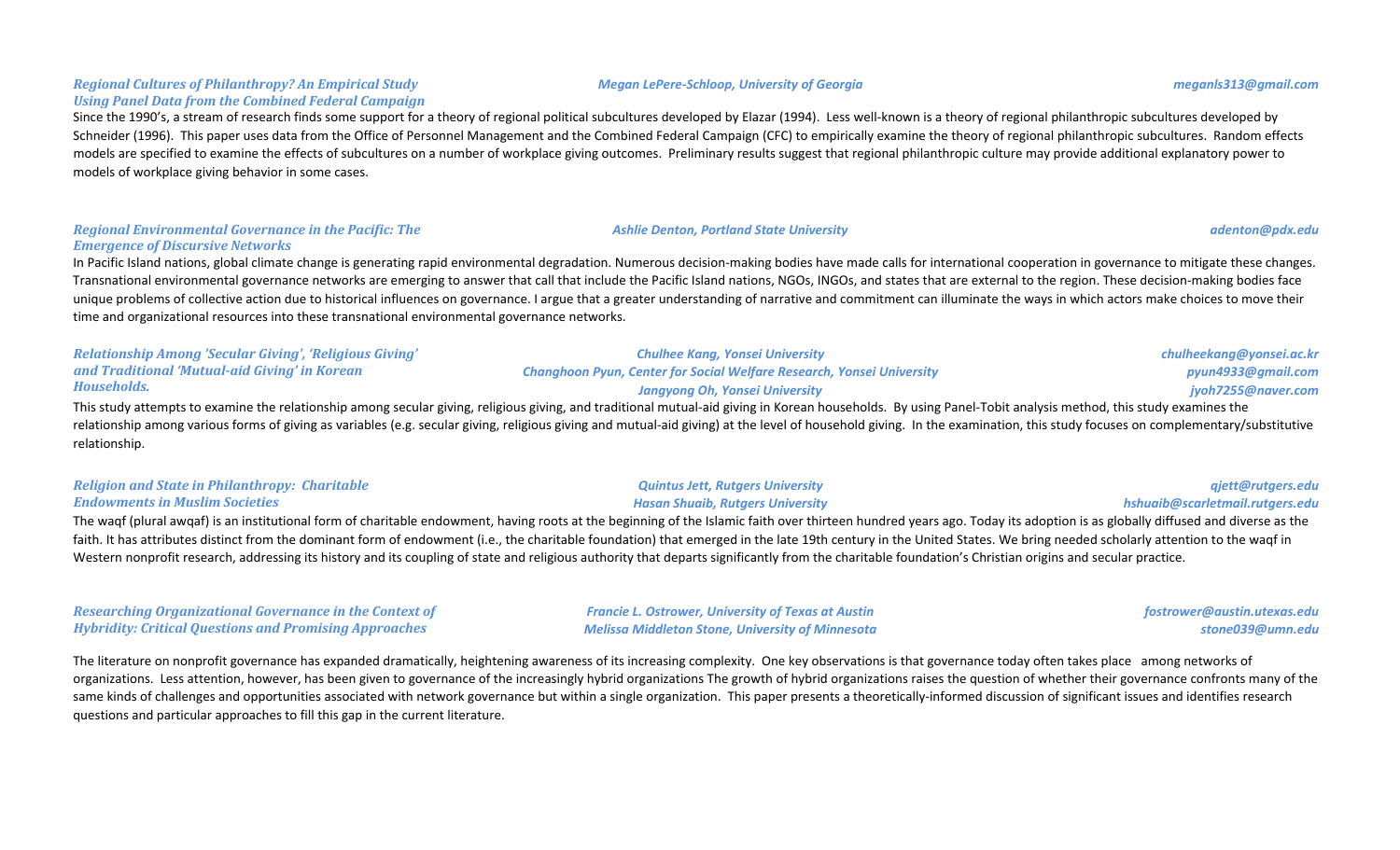***Regional Cultures of Philanthropy? An Empirical Study Using Panel Data from the Combined Federal Campaign***

*Megan LePere-Schloop, University of Georgia* — *meganls313@gmail.com*

Since the 1990's, a stream of research finds some support for a theory of regional political subcultures developed by Elazar (1994). Less well-known is a theory of regional philanthropic subcultures developed by Schneider (1996). This paper uses data from the Office of Personnel Management and the Combined Federal Campaign (CFC) to empirically examine the theory of regional philanthropic subcultures. Random effects models are specified to examine the effects of subcultures on a number of workplace giving outcomes. Preliminary results suggest that regional philanthropic culture may provide additional explanatory power to models of workplace giving behavior in some cases.

***Regional Environmental Governance in the Pacific: The Emergence of Discursive Networks***

*Ashlie Denton, Portland State University* — *adenton@pdx.edu*

In Pacific Island nations, global climate change is generating rapid environmental degradation. Numerous decision-making bodies have made calls for international cooperation in governance to mitigate these changes. Transnational environmental governance networks are emerging to answer that call that include the Pacific Island nations, NGOs, INGOs, and states that are external to the region. These decision-making bodies face unique problems of collective action due to historical influences on governance. I argue that a greater understanding of narrative and commitment can illuminate the ways in which actors make choices to move their time and organizational resources into these transnational environmental governance networks.

***Relationship Among 'Secular Giving', 'Religious Giving' and Traditional 'Mutual-aid Giving' in Korean Households.***

*Chulhee Kang, Yonsei University* — *chulheekang@yonsei.ac.kr*
*Changhoon Pyun, Center for Social Welfare Research, Yonsei University* — *pyun4933@gmail.com*
*Jangyong Oh, Yonsei University* — *jyoh7255@naver.com*

This study attempts to examine the relationship among secular giving, religious giving, and traditional mutual-aid giving in Korean households. By using Panel-Tobit analysis method, this study examines the relationship among various forms of giving as variables (e.g. secular giving, religious giving and mutual-aid giving) at the level of household giving. In the examination, this study focuses on complementary/substitutive relationship.

***Religion and State in Philanthropy: Charitable Endowments in Muslim Societies***

*Quintus Jett, Rutgers University* — *qjett@rutgers.edu*
*Hasan Shuaib, Rutgers University* — *hshuaib@scarletmail.rutgers.edu*

The waqf (plural awqaf) is an institutional form of charitable endowment, having roots at the beginning of the Islamic faith over thirteen hundred years ago. Today its adoption is as globally diffused and diverse as the faith. It has attributes distinct from the dominant form of endowment (i.e., the charitable foundation) that emerged in the late 19th century in the United States. We bring needed scholarly attention to the waqf in Western nonprofit research, addressing its history and its coupling of state and religious authority that departs significantly from the charitable foundation's Christian origins and secular practice.

***Researching Organizational Governance in the Context of Hybridity: Critical Questions and Promising Approaches***

*Francie L. Ostrower, University of Texas at Austin* — *fostrower@austin.utexas.edu*
*Melissa Middleton Stone, University of Minnesota* — *stone039@umn.edu*

The literature on nonprofit governance has expanded dramatically, heightening awareness of its increasing complexity. One key observations is that governance today often takes place among networks of organizations. Less attention, however, has been given to governance of the increasingly hybrid organizations The growth of hybrid organizations raises the question of whether their governance confronts many of the same kinds of challenges and opportunities associated with network governance but within a single organization. This paper presents a theoretically-informed discussion of significant issues and identifies research questions and particular approaches to fill this gap in the current literature.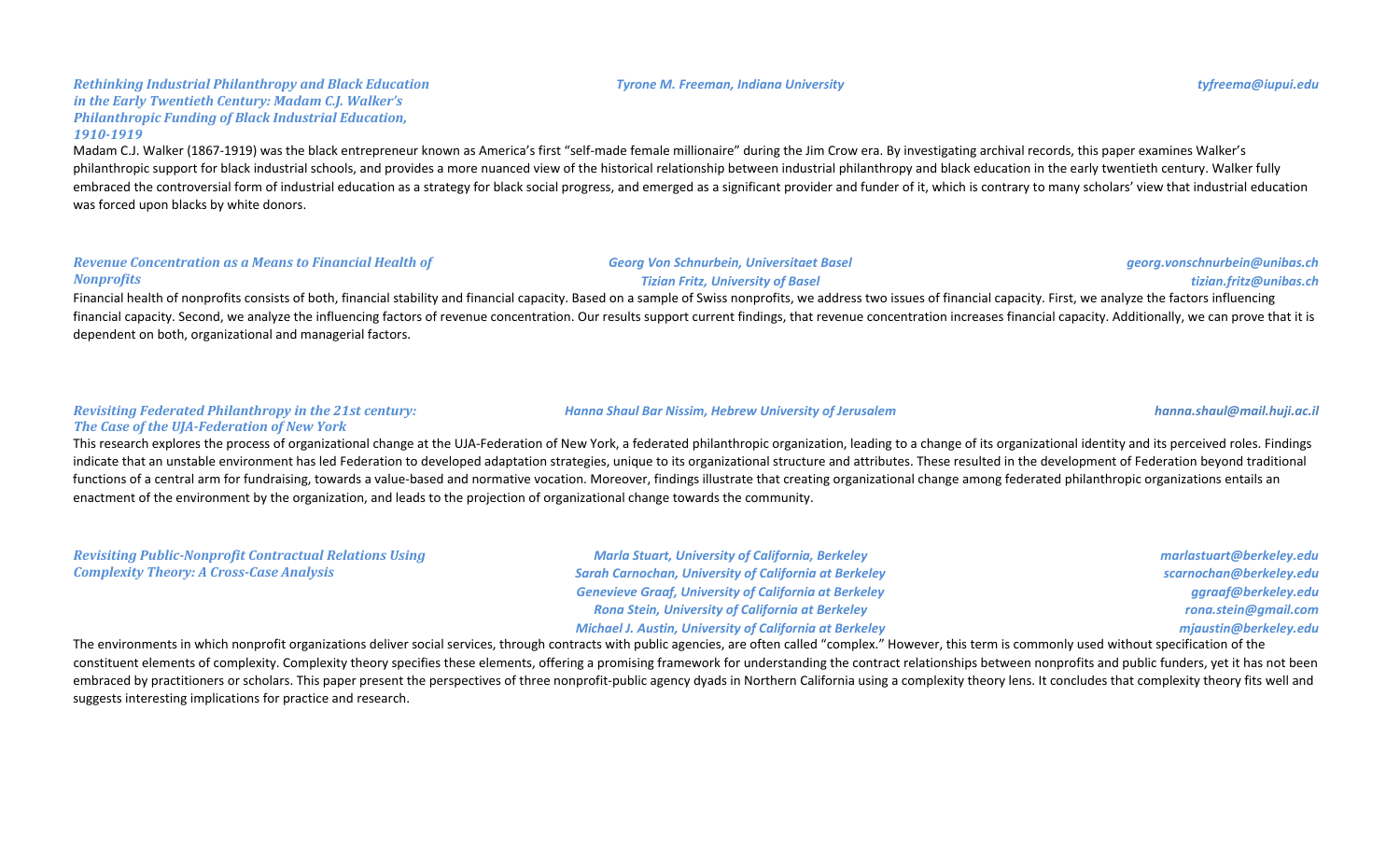### *Rethinking Industrial Philanthropy and Black Education in the Early Twentieth Century: Madam C.J. Walker's Philanthropic Funding of Black Industrial Education, 1910-1919*

*Tyrone M. Freeman, Indiana University* — *tyfreema@iupui.edu*

Madam C.J. Walker (1867-1919) was the black entrepreneur known as America's first "self-made female millionaire" during the Jim Crow era. By investigating archival records, this paper examines Walker's philanthropic support for black industrial schools, and provides a more nuanced view of the historical relationship between industrial philanthropy and black education in the early twentieth century. Walker fully embraced the controversial form of industrial education as a strategy for black social progress, and emerged as a significant provider and funder of it, which is contrary to many scholars' view that industrial education was forced upon blacks by white donors.

### *Revenue Concentration as a Means to Financial Health of Nonprofits*

*Georg Von Schnurbein, Universitaet Basel* — *georg.vonschnurbein@unibas.ch*
*Tizian Fritz, University of Basel* — *tizian.fritz@unibas.ch*

Financial health of nonprofits consists of both, financial stability and financial capacity. Based on a sample of Swiss nonprofits, we address two issues of financial capacity. First, we analyze the factors influencing financial capacity. Second, we analyze the influencing factors of revenue concentration. Our results support current findings, that revenue concentration increases financial capacity. Additionally, we can prove that it is dependent on both, organizational and managerial factors.

### *Revisiting Federated Philanthropy in the 21st century: The Case of the UJA-Federation of New York*

*Hanna Shaul Bar Nissim, Hebrew University of Jerusalem* — *hanna.shaul@mail.huji.ac.il*

This research explores the process of organizational change at the UJA-Federation of New York, a federated philanthropic organization, leading to a change of its organizational identity and its perceived roles. Findings indicate that an unstable environment has led Federation to developed adaptation strategies, unique to its organizational structure and attributes. These resulted in the development of Federation beyond traditional functions of a central arm for fundraising, towards a value-based and normative vocation. Moreover, findings illustrate that creating organizational change among federated philanthropic organizations entails an enactment of the environment by the organization, and leads to the projection of organizational change towards the community.

### *Revisiting Public-Nonprofit Contractual Relations Using Complexity Theory: A Cross-Case Analysis*

*Marla Stuart, University of California, Berkeley* — *marlastuart@berkeley.edu*
*Sarah Carnochan, University of California at Berkeley* — *scarnochan@berkeley.edu*
*Genevieve Graaf, University of California at Berkeley* — *ggraaf@berkeley.edu*
*Rona Stein, University of California at Berkeley* — *rona.stein@gmail.com*
*Michael J. Austin, University of California at Berkeley* — *mjaustin@berkeley.edu*

The environments in which nonprofit organizations deliver social services, through contracts with public agencies, are often called "complex." However, this term is commonly used without specification of the constituent elements of complexity. Complexity theory specifies these elements, offering a promising framework for understanding the contract relationships between nonprofits and public funders, yet it has not been embraced by practitioners or scholars. This paper present the perspectives of three nonprofit-public agency dyads in Northern California using a complexity theory lens. It concludes that complexity theory fits well and suggests interesting implications for practice and research.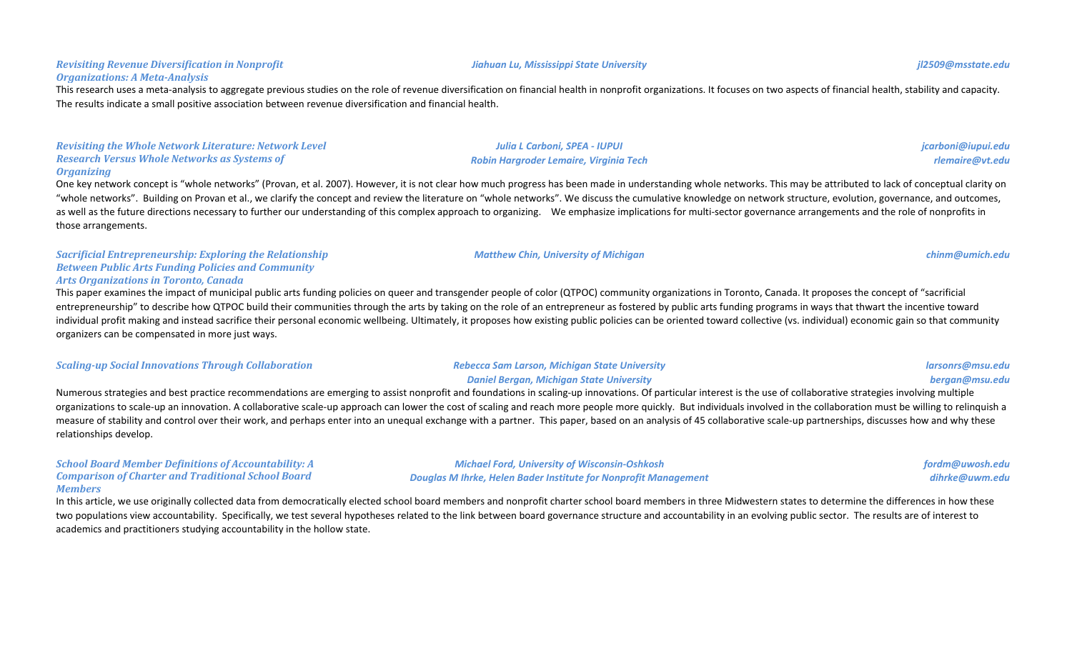***Revisiting Revenue Diversification in Nonprofit Organizations: A Meta-Analysis***

*Jiahuan Lu, Mississippi State University* — *jl2509@msstate.edu*

This research uses a meta-analysis to aggregate previous studies on the role of revenue diversification on financial health in nonprofit organizations. It focuses on two aspects of financial health, stability and capacity. The results indicate a small positive association between revenue diversification and financial health.

***Revisiting the Whole Network Literature: Network Level Research Versus Whole Networks as Systems of Organizing***

*Julia L Carboni, SPEA - IUPUI* — *jcarboni@iupui.edu*
*Robin Hargroder Lemaire, Virginia Tech* — *rlemaire@vt.edu*

One key network concept is "whole networks" (Provan, et al. 2007). However, it is not clear how much progress has been made in understanding whole networks. This may be attributed to lack of conceptual clarity on "whole networks". Building on Provan et al., we clarify the concept and review the literature on "whole networks". We discuss the cumulative knowledge on network structure, evolution, governance, and outcomes, as well as the future directions necessary to further our understanding of this complex approach to organizing. We emphasize implications for multi-sector governance arrangements and the role of nonprofits in those arrangements.

***Sacrificial Entrepreneurship: Exploring the Relationship Between Public Arts Funding Policies and Community Arts Organizations in Toronto, Canada***

*Matthew Chin, University of Michigan* — *chinm@umich.edu*

This paper examines the impact of municipal public arts funding policies on queer and transgender people of color (QTPOC) community organizations in Toronto, Canada. It proposes the concept of "sacrificial entrepreneurship" to describe how QTPOC build their communities through the arts by taking on the role of an entrepreneur as fostered by public arts funding programs in ways that thwart the incentive toward individual profit making and instead sacrifice their personal economic wellbeing. Ultimately, it proposes how existing public policies can be oriented toward collective (vs. individual) economic gain so that community organizers can be compensated in more just ways.

***Scaling-up Social Innovations Through Collaboration***

*Rebecca Sam Larson, Michigan State University* — *larsonrs@msu.edu*
*Daniel Bergan, Michigan State University* — *bergan@msu.edu*

Numerous strategies and best practice recommendations are emerging to assist nonprofit and foundations in scaling-up innovations. Of particular interest is the use of collaborative strategies involving multiple organizations to scale-up an innovation. A collaborative scale-up approach can lower the cost of scaling and reach more people more quickly. But individuals involved in the collaboration must be willing to relinquish a measure of stability and control over their work, and perhaps enter into an unequal exchange with a partner. This paper, based on an analysis of 45 collaborative scale-up partnerships, discusses how and why these relationships develop.

***School Board Member Definitions of Accountability: A Comparison of Charter and Traditional School Board Members***

*Michael Ford, University of Wisconsin-Oshkosh* — *fordm@uwosh.edu*
*Douglas M Ihrke, Helen Bader Institute for Nonprofit Management* — *dihrke@uwm.edu*

In this article, we use originally collected data from democratically elected school board members and nonprofit charter school board members in three Midwestern states to determine the differences in how these two populations view accountability. Specifically, we test several hypotheses related to the link between board governance structure and accountability in an evolving public sector. The results are of interest to academics and practitioners studying accountability in the hollow state.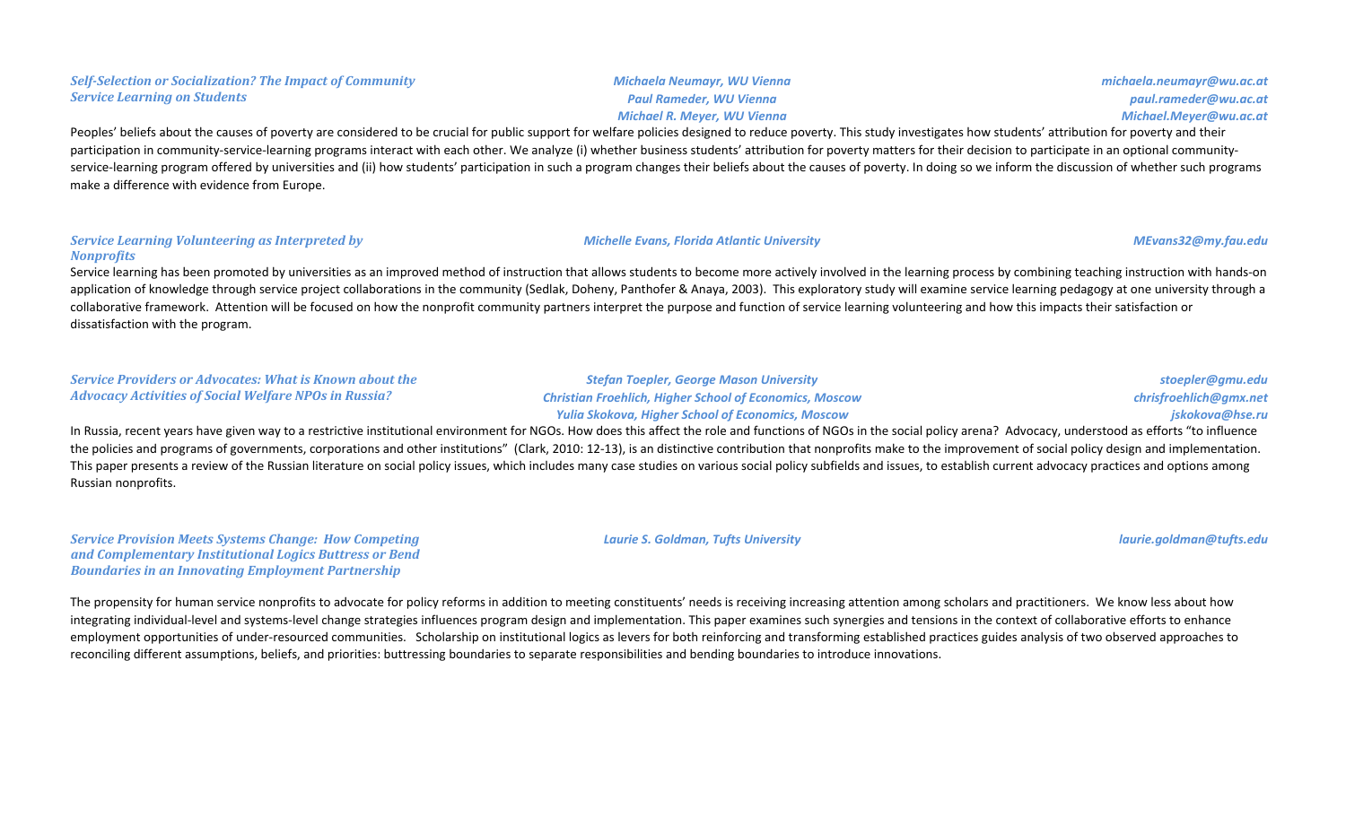### *Self-Selection or Socialization? The Impact of Community Service Learning on Students*

*Michaela Neumayr, WU Vienna* — *michaela.neumayr@wu.ac.at*
*Paul Rameder, WU Vienna* — *paul.rameder@wu.ac.at*
*Michael R. Meyer, WU Vienna* — *Michael.Meyer@wu.ac.at*

Peoples' beliefs about the causes of poverty are considered to be crucial for public support for welfare policies designed to reduce poverty. This study investigates how students' attribution for poverty and their participation in community-service-learning programs interact with each other. We analyze (i) whether business students' attribution for poverty matters for their decision to participate in an optional community-service-learning program offered by universities and (ii) how students' participation in such a program changes their beliefs about the causes of poverty. In doing so we inform the discussion of whether such programs make a difference with evidence from Europe.

### *Service Learning Volunteering as Interpreted by Nonprofits*

*Michelle Evans, Florida Atlantic University* — *MEvans32@my.fau.edu*

Service learning has been promoted by universities as an improved method of instruction that allows students to become more actively involved in the learning process by combining teaching instruction with hands-on application of knowledge through service project collaborations in the community (Sedlak, Doheny, Panthofer & Anaya, 2003). This exploratory study will examine service learning pedagogy at one university through a collaborative framework. Attention will be focused on how the nonprofit community partners interpret the purpose and function of service learning volunteering and how this impacts their satisfaction or dissatisfaction with the program.

### *Service Providers or Advocates: What is Known about the Advocacy Activities of Social Welfare NPOs in Russia?*

*Stefan Toepler, George Mason University* — *stoepler@gmu.edu*
*Christian Froehlich, Higher School of Economics, Moscow* — *chrisfroehlich@gmx.net*
*Yulia Skokova, Higher School of Economics, Moscow* — *jskokova@hse.ru*

In Russia, recent years have given way to a restrictive institutional environment for NGOs. How does this affect the role and functions of NGOs in the social policy arena? Advocacy, understood as efforts "to influence the policies and programs of governments, corporations and other institutions" (Clark, 2010: 12-13), is an distinctive contribution that nonprofits make to the improvement of social policy design and implementation. This paper presents a review of the Russian literature on social policy issues, which includes many case studies on various social policy subfields and issues, to establish current advocacy practices and options among Russian nonprofits.

### *Service Provision Meets Systems Change: How Competing and Complementary Institutional Logics Buttress or Bend Boundaries in an Innovating Employment Partnership*

*Laurie S. Goldman, Tufts University* — *laurie.goldman@tufts.edu*

The propensity for human service nonprofits to advocate for policy reforms in addition to meeting constituents' needs is receiving increasing attention among scholars and practitioners. We know less about how integrating individual-level and systems-level change strategies influences program design and implementation. This paper examines such synergies and tensions in the context of collaborative efforts to enhance employment opportunities of under-resourced communities. Scholarship on institutional logics as levers for both reinforcing and transforming established practices guides analysis of two observed approaches to reconciling different assumptions, beliefs, and priorities: buttressing boundaries to separate responsibilities and bending boundaries to introduce innovations.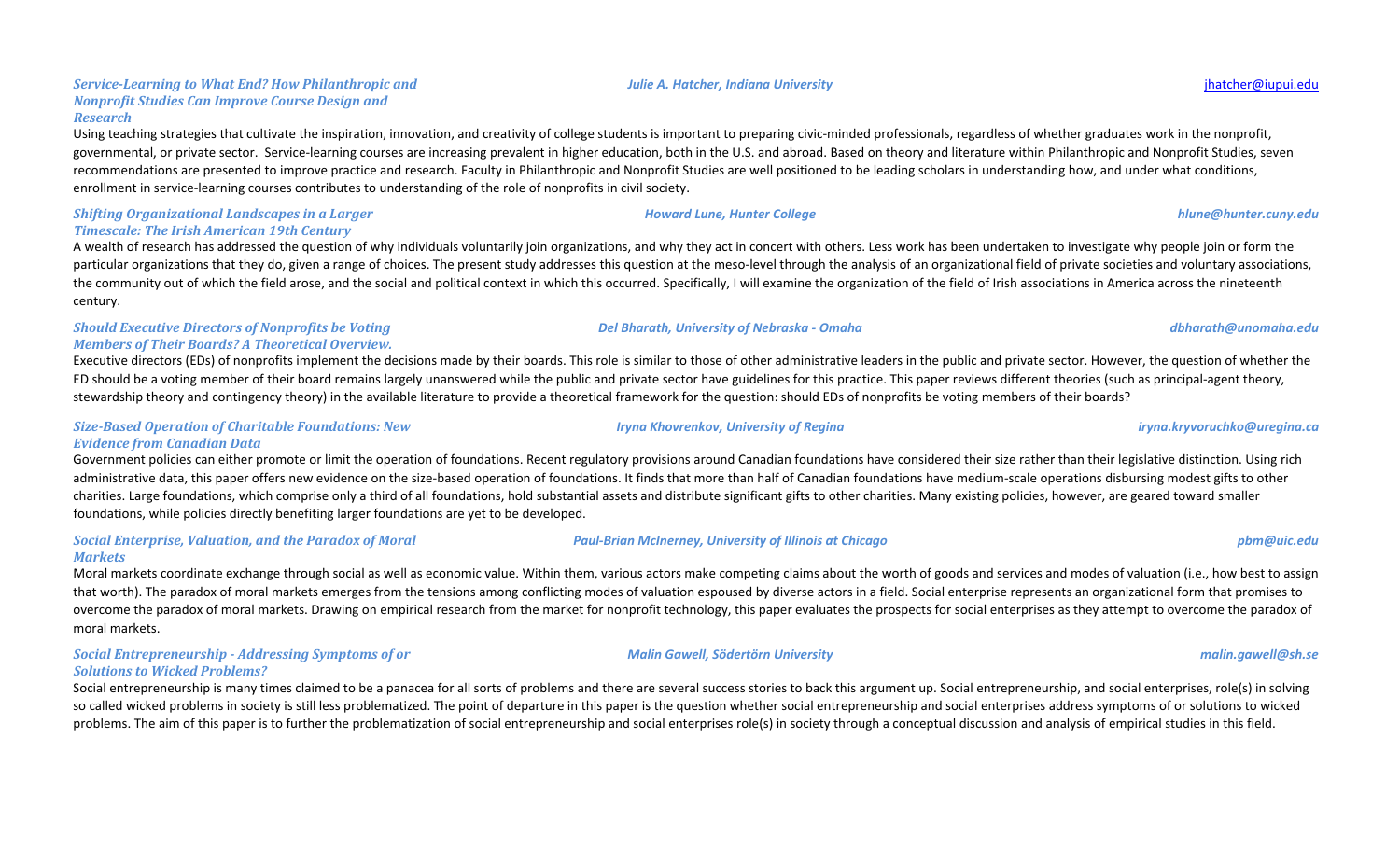### *Service-Learning to What End? How Philanthropic and Nonprofit Studies Can Improve Course Design and Research*

***Julie A. Hatcher, Indiana University*** — jhatcher@iupui.edu

Using teaching strategies that cultivate the inspiration, innovation, and creativity of college students is important to preparing civic-minded professionals, regardless of whether graduates work in the nonprofit, governmental, or private sector. Service-learning courses are increasing prevalent in higher education, both in the U.S. and abroad. Based on theory and literature within Philanthropic and Nonprofit Studies, seven recommendations are presented to improve practice and research. Faculty in Philanthropic and Nonprofit Studies are well positioned to be leading scholars in understanding how, and under what conditions, enrollment in service-learning courses contributes to understanding of the role of nonprofits in civil society.

### *Shifting Organizational Landscapes in a Larger Timescale: The Irish American 19th Century*

***Howard Lune, Hunter College*** — *hlune@hunter.cuny.edu*

A wealth of research has addressed the question of why individuals voluntarily join organizations, and why they act in concert with others. Less work has been undertaken to investigate why people join or form the particular organizations that they do, given a range of choices. The present study addresses this question at the meso-level through the analysis of an organizational field of private societies and voluntary associations, the community out of which the field arose, and the social and political context in which this occurred. Specifically, I will examine the organization of the field of Irish associations in America across the nineteenth century.

### *Should Executive Directors of Nonprofits be Voting Members of Their Boards? A Theoretical Overview.*

***Del Bharath, University of Nebraska - Omaha*** — *dbharath@unomaha.edu*

Executive directors (EDs) of nonprofits implement the decisions made by their boards. This role is similar to those of other administrative leaders in the public and private sector. However, the question of whether the ED should be a voting member of their board remains largely unanswered while the public and private sector have guidelines for this practice. This paper reviews different theories (such as principal-agent theory, stewardship theory and contingency theory) in the available literature to provide a theoretical framework for the question: should EDs of nonprofits be voting members of their boards?

### *Size-Based Operation of Charitable Foundations: New Evidence from Canadian Data*

***Iryna Khovrenkov, University of Regina*** — *iryna.kryvoruchko@uregina.ca*

Government policies can either promote or limit the operation of foundations. Recent regulatory provisions around Canadian foundations have considered their size rather than their legislative distinction. Using rich administrative data, this paper offers new evidence on the size-based operation of foundations. It finds that more than half of Canadian foundations have medium-scale operations disbursing modest gifts to other charities. Large foundations, which comprise only a third of all foundations, hold substantial assets and distribute significant gifts to other charities. Many existing policies, however, are geared toward smaller foundations, while policies directly benefiting larger foundations are yet to be developed.

### *Social Enterprise, Valuation, and the Paradox of Moral Markets*

***Paul-Brian McInerney, University of Illinois at Chicago*** — *pbm@uic.edu*

Moral markets coordinate exchange through social as well as economic value. Within them, various actors make competing claims about the worth of goods and services and modes of valuation (i.e., how best to assign that worth). The paradox of moral markets emerges from the tensions among conflicting modes of valuation espoused by diverse actors in a field. Social enterprise represents an organizational form that promises to overcome the paradox of moral markets. Drawing on empirical research from the market for nonprofit technology, this paper evaluates the prospects for social enterprises as they attempt to overcome the paradox of moral markets.

### *Social Entrepreneurship - Addressing Symptoms of or Solutions to Wicked Problems?*

***Malin Gawell, Södertörn University*** — *malin.gawell@sh.se*

Social entrepreneurship is many times claimed to be a panacea for all sorts of problems and there are several success stories to back this argument up. Social entrepreneurship, and social enterprises, role(s) in solving so called wicked problems in society is still less problematized. The point of departure in this paper is the question whether social entrepreneurship and social enterprises address symptoms of or solutions to wicked problems. The aim of this paper is to further the problematization of social entrepreneurship and social enterprises role(s) in society through a conceptual discussion and analysis of empirical studies in this field.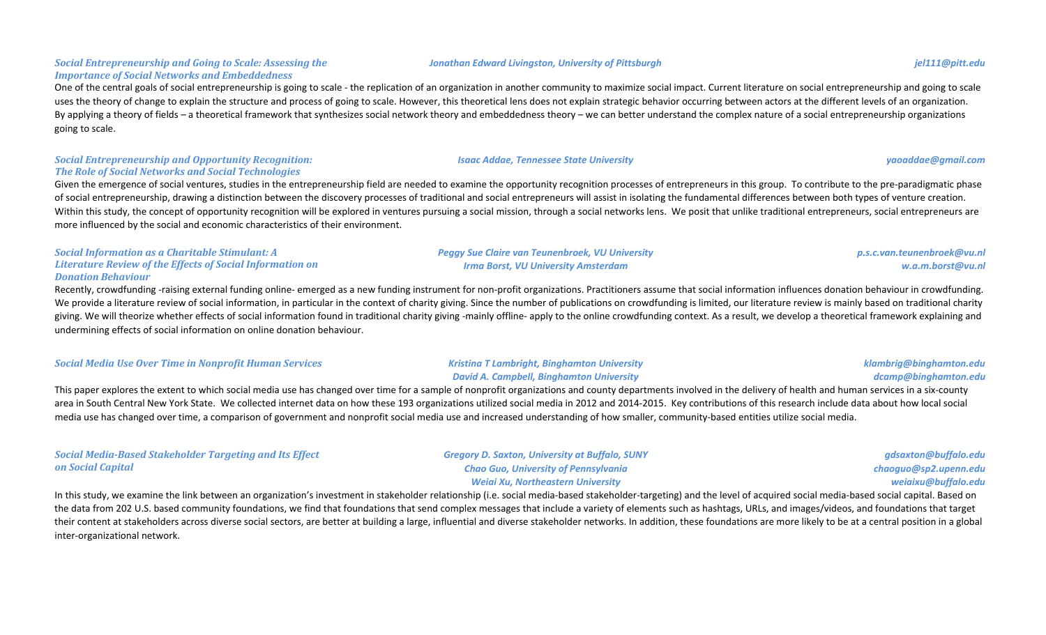### *Social Entrepreneurship and Going to Scale: Assessing the Importance of Social Networks and Embeddedness*

*Jonathan Edward Livingston, University of Pittsburgh* — *jel111@pitt.edu*

One of the central goals of social entrepreneurship is going to scale - the replication of an organization in another community to maximize social impact. Current literature on social entrepreneurship and going to scale uses the theory of change to explain the structure and process of going to scale. However, this theoretical lens does not explain strategic behavior occurring between actors at the different levels of an organization. By applying a theory of fields – a theoretical framework that synthesizes social network theory and embeddedness theory – we can better understand the complex nature of a social entrepreneurship organizations going to scale.

### *Social Entrepreneurship and Opportunity Recognition: The Role of Social Networks and Social Technologies*

*Isaac Addae, Tennessee State University* — *yaoaddae@gmail.com*

Given the emergence of social ventures, studies in the entrepreneurship field are needed to examine the opportunity recognition processes of entrepreneurs in this group. To contribute to the pre-paradigmatic phase of social entrepreneurship, drawing a distinction between the discovery processes of traditional and social entrepreneurs will assist in isolating the fundamental differences between both types of venture creation. Within this study, the concept of opportunity recognition will be explored in ventures pursuing a social mission, through a social networks lens. We posit that unlike traditional entrepreneurs, social entrepreneurs are more influenced by the social and economic characteristics of their environment.

### *Social Information as a Charitable Stimulant: A Literature Review of the Effects of Social Information on Donation Behaviour*

*Peggy Sue Claire van Teunenbroek, VU University* — *p.s.c.van.teunenbroek@vu.nl*
*Irma Borst, VU University Amsterdam* — *w.a.m.borst@vu.nl*

Recently, crowdfunding -raising external funding online- emerged as a new funding instrument for non-profit organizations. Practitioners assume that social information influences donation behaviour in crowdfunding. We provide a literature review of social information, in particular in the context of charity giving. Since the number of publications on crowdfunding is limited, our literature review is mainly based on traditional charity giving. We will theorize whether effects of social information found in traditional charity giving -mainly offline- apply to the online crowdfunding context. As a result, we develop a theoretical framework explaining and undermining effects of social information on online donation behaviour.

### *Social Media Use Over Time in Nonprofit Human Services*

*Kristina T Lambright, Binghamton University* — *klambrig@binghamton.edu*
*David A. Campbell, Binghamton University* — *dcamp@binghamton.edu*

This paper explores the extent to which social media use has changed over time for a sample of nonprofit organizations and county departments involved in the delivery of health and human services in a six-county area in South Central New York State. We collected internet data on how these 193 organizations utilized social media in 2012 and 2014-2015. Key contributions of this research include data about how local social media use has changed over time, a comparison of government and nonprofit social media use and increased understanding of how smaller, community-based entities utilize social media.

### *Social Media-Based Stakeholder Targeting and Its Effect on Social Capital*

*Gregory D. Saxton, University at Buffalo, SUNY* — *gdsaxton@buffalo.edu*
*Chao Guo, University of Pennsylvania* — *chaoguo@sp2.upenn.edu*
*Weiai Xu, Northeastern University* — *weiaixu@buffalo.edu*

In this study, we examine the link between an organization's investment in stakeholder relationship (i.e. social media-based stakeholder-targeting) and the level of acquired social media-based social capital. Based on the data from 202 U.S. based community foundations, we find that foundations that send complex messages that include a variety of elements such as hashtags, URLs, and images/videos, and foundations that target their content at stakeholders across diverse social sectors, are better at building a large, influential and diverse stakeholder networks. In addition, these foundations are more likely to be at a central position in a global inter-organizational network.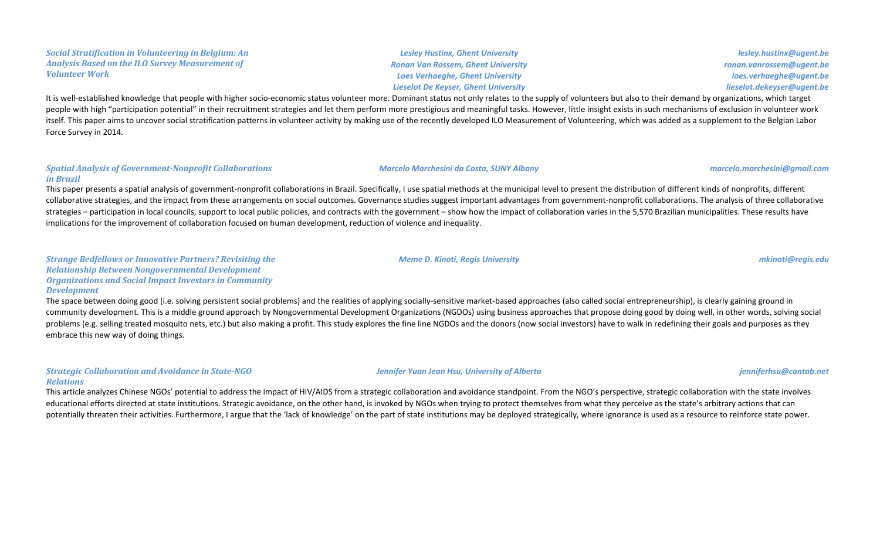### *Social Stratification in Volunteering in Belgium: An Analysis Based on the ILO Survey Measurement of Volunteer Work*

*Lesley Hustinx, Ghent University* — *lesley.hustinx@ugent.be*
*Ronan Van Rossem, Ghent University* — *ronan.vanrossem@ugent.be*
*Loes Verhaeghe, Ghent University* — *loes.verhaeghe@ugent.be*
*Lieselot De Keyser, Ghent University* — *lieselot.dekeyser@ugent.be*

It is well-established knowledge that people with higher socio-economic status volunteer more. Dominant status not only relates to the supply of volunteers but also to their demand by organizations, which target people with high "participation potential" in their recruitment strategies and let them perform more prestigious and meaningful tasks. However, little insight exists in such mechanisms of exclusion in volunteer work itself. This paper aims to uncover social stratification patterns in volunteer activity by making use of the recently developed ILO Measurement of Volunteering, which was added as a supplement to the Belgian Labor Force Survey in 2014.

### *Spatial Analysis of Government-Nonprofit Collaborations in Brazil*

*Marcelo Marchesini da Costa, SUNY Albany* — *marcelo.marchesini@gmail.com*

This paper presents a spatial analysis of government-nonprofit collaborations in Brazil. Specifically, I use spatial methods at the municipal level to present the distribution of different kinds of nonprofits, different collaborative strategies, and the impact from these arrangements on social outcomes. Governance studies suggest important advantages from government-nonprofit collaborations. The analysis of three collaborative strategies – participation in local councils, support to local public policies, and contracts with the government – show how the impact of collaboration varies in the 5,570 Brazilian municipalities. These results have implications for the improvement of collaboration focused on human development, reduction of violence and inequality.

### *Strange Bedfellows or Innovative Partners? Revisiting the Relationship Between Nongovernmental Development Organizations and Social Impact Investors in Community Development*

*Meme D. Kinoti, Regis University* — *mkinoti@regis.edu*

The space between doing good (i.e. solving persistent social problems) and the realities of applying socially-sensitive market-based approaches (also called social entrepreneurship), is clearly gaining ground in community development. This is a middle ground approach by Nongovernmental Development Organizations (NGDOs) using business approaches that propose doing good by doing well, in other words, solving social problems (e.g. selling treated mosquito nets, etc.) but also making a profit. This study explores the fine line NGDOs and the donors (now social investors) have to walk in redefining their goals and purposes as they embrace this new way of doing things.

### *Strategic Collaboration and Avoidance in State-NGO Relations*

*Jennifer Yuan Jean Hsu, University of Alberta* — *jenniferhsu@cantab.net*

This article analyzes Chinese NGOs' potential to address the impact of HIV/AIDS from a strategic collaboration and avoidance standpoint. From the NGO's perspective, strategic collaboration with the state involves educational efforts directed at state institutions. Strategic avoidance, on the other hand, is invoked by NGOs when trying to protect themselves from what they perceive as the state's arbitrary actions that can potentially threaten their activities. Furthermore, I argue that the 'lack of knowledge' on the part of state institutions may be deployed strategically, where ignorance is used as a resource to reinforce state power.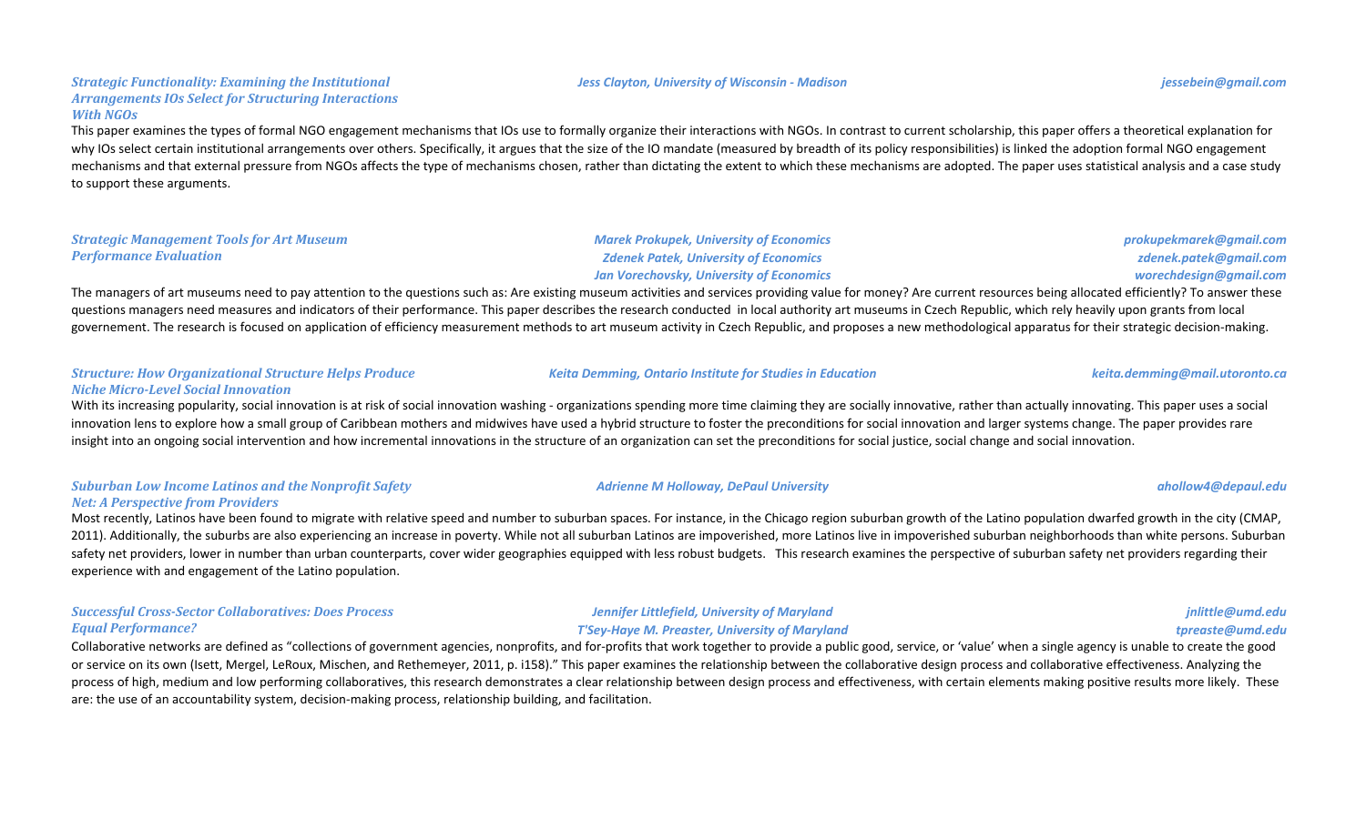### *Strategic Functionality: Examining the Institutional Arrangements IOs Select for Structuring Interactions With NGOs*

*Jess Clayton, University of Wisconsin - Madison* — *jessebein@gmail.com*

This paper examines the types of formal NGO engagement mechanisms that IOs use to formally organize their interactions with NGOs. In contrast to current scholarship, this paper offers a theoretical explanation for why IOs select certain institutional arrangements over others. Specifically, it argues that the size of the IO mandate (measured by breadth of its policy responsibilities) is linked the adoption formal NGO engagement mechanisms and that external pressure from NGOs affects the type of mechanisms chosen, rather than dictating the extent to which these mechanisms are adopted. The paper uses statistical analysis and a case study to support these arguments.

### *Strategic Management Tools for Art Museum Performance Evaluation*

*Marek Prokupek, University of Economics* — *prokupekmarek@gmail.com*
*Zdenek Patek, University of Economics* — *zdenek.patek@gmail.com*
*Jan Vorechovsky, University of Economics* — *worechdesign@gmail.com*

The managers of art museums need to pay attention to the questions such as: Are existing museum activities and services providing value for money? Are current resources being allocated efficiently? To answer these questions managers need measures and indicators of their performance. This paper describes the research conducted in local authority art museums in Czech Republic, which rely heavily upon grants from local governement. The research is focused on application of efficiency measurement methods to art museum activity in Czech Republic, and proposes a new methodological apparatus for their strategic decision-making.

### *Structure: How Organizational Structure Helps Produce Niche Micro-Level Social Innovation*

*Keita Demming, Ontario Institute for Studies in Education* — *keita.demming@mail.utoronto.ca*

With its increasing popularity, social innovation is at risk of social innovation washing - organizations spending more time claiming they are socially innovative, rather than actually innovating. This paper uses a social innovation lens to explore how a small group of Caribbean mothers and midwives have used a hybrid structure to foster the preconditions for social innovation and larger systems change. The paper provides rare insight into an ongoing social intervention and how incremental innovations in the structure of an organization can set the preconditions for social justice, social change and social innovation.

### *Suburban Low Income Latinos and the Nonprofit Safety Net: A Perspective from Providers*

*Adrienne M Holloway, DePaul University* — *ahollow4@depaul.edu*

Most recently, Latinos have been found to migrate with relative speed and number to suburban spaces. For instance, in the Chicago region suburban growth of the Latino population dwarfed growth in the city (CMAP, 2011). Additionally, the suburbs are also experiencing an increase in poverty. While not all suburban Latinos are impoverished, more Latinos live in impoverished suburban neighborhoods than white persons. Suburban safety net providers, lower in number than urban counterparts, cover wider geographies equipped with less robust budgets. This research examines the perspective of suburban safety net providers regarding their experience with and engagement of the Latino population.

### *Successful Cross-Sector Collaboratives: Does Process Equal Performance?*

*Jennifer Littlefield, University of Maryland* — *jnlittle@umd.edu*
*T'Sey-Haye M. Preaster, University of Maryland* — *tpreaste@umd.edu*

Collaborative networks are defined as "collections of government agencies, nonprofits, and for-profits that work together to provide a public good, service, or 'value' when a single agency is unable to create the good or service on its own (Isett, Mergel, LeRoux, Mischen, and Rethemeyer, 2011, p. i158)." This paper examines the relationship between the collaborative design process and collaborative effectiveness. Analyzing the process of high, medium and low performing collaboratives, this research demonstrates a clear relationship between design process and effectiveness, with certain elements making positive results more likely. These are: the use of an accountability system, decision-making process, relationship building, and facilitation.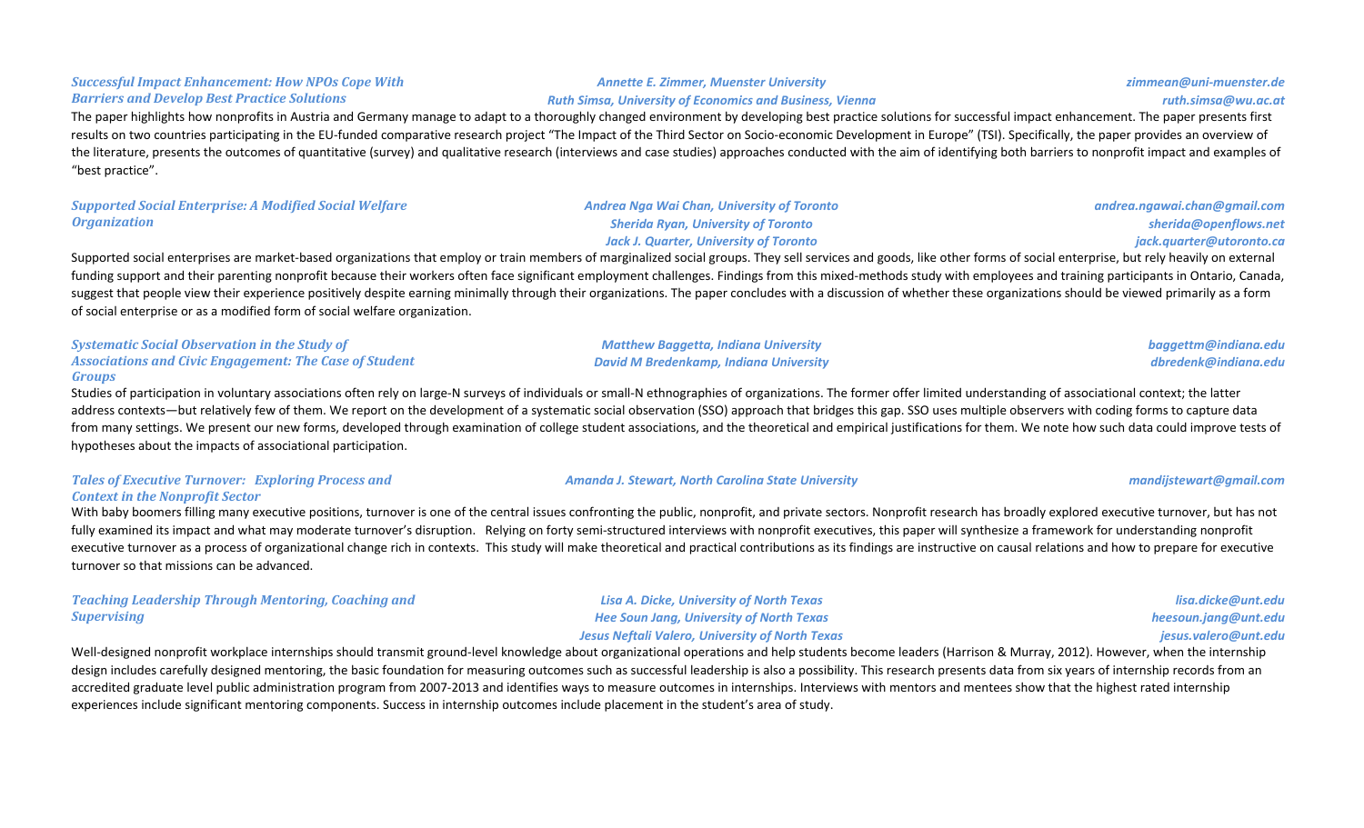### *Successful Impact Enhancement: How NPOs Cope With Barriers and Develop Best Practice Solutions*

*Annette E. Zimmer, Muenster University* — *zimmean@uni-muenster.de*
*Ruth Simsa, University of Economics and Business, Vienna* — *ruth.simsa@wu.ac.at*

The paper highlights how nonprofits in Austria and Germany manage to adapt to a thoroughly changed environment by developing best practice solutions for successful impact enhancement. The paper presents first results on two countries participating in the EU-funded comparative research project "The Impact of the Third Sector on Socio-economic Development in Europe" (TSI). Specifically, the paper provides an overview of the literature, presents the outcomes of quantitative (survey) and qualitative research (interviews and case studies) approaches conducted with the aim of identifying both barriers to nonprofit impact and examples of "best practice".

### *Supported Social Enterprise: A Modified Social Welfare Organization*

*Andrea Nga Wai Chan, University of Toronto* — *andrea.ngawai.chan@gmail.com*
*Sherida Ryan, University of Toronto* — *sherida@openflows.net*
*Jack J. Quarter, University of Toronto* — *jack.quarter@utoronto.ca*

Supported social enterprises are market-based organizations that employ or train members of marginalized social groups. They sell services and goods, like other forms of social enterprise, but rely heavily on external funding support and their parenting nonprofit because their workers often face significant employment challenges. Findings from this mixed-methods study with employees and training participants in Ontario, Canada, suggest that people view their experience positively despite earning minimally through their organizations. The paper concludes with a discussion of whether these organizations should be viewed primarily as a form of social enterprise or as a modified form of social welfare organization.

### *Systematic Social Observation in the Study of Associations and Civic Engagement: The Case of Student Groups*

*Matthew Baggetta, Indiana University* — *baggettm@indiana.edu*
*David M Bredenkamp, Indiana University* — *dbredenk@indiana.edu*

Studies of participation in voluntary associations often rely on large-N surveys of individuals or small-N ethnographies of organizations. The former offer limited understanding of associational context; the latter address contexts—but relatively few of them. We report on the development of a systematic social observation (SSO) approach that bridges this gap. SSO uses multiple observers with coding forms to capture data from many settings. We present our new forms, developed through examination of college student associations, and the theoretical and empirical justifications for them. We note how such data could improve tests of hypotheses about the impacts of associational participation.

### *Tales of Executive Turnover: Exploring Process and Context in the Nonprofit Sector*

*Amanda J. Stewart, North Carolina State University* — *mandijstewart@gmail.com*

With baby boomers filling many executive positions, turnover is one of the central issues confronting the public, nonprofit, and private sectors. Nonprofit research has broadly explored executive turnover, but has not fully examined its impact and what may moderate turnover's disruption. Relying on forty semi-structured interviews with nonprofit executives, this paper will synthesize a framework for understanding nonprofit executive turnover as a process of organizational change rich in contexts. This study will make theoretical and practical contributions as its findings are instructive on causal relations and how to prepare for executive turnover so that missions can be advanced.

### *Teaching Leadership Through Mentoring, Coaching and Supervising*

*Lisa A. Dicke, University of North Texas* — *lisa.dicke@unt.edu*
*Hee Soun Jang, University of North Texas* — *heesoun.jang@unt.edu*
*Jesus Neftali Valero, University of North Texas* — *jesus.valero@unt.edu*

Well-designed nonprofit workplace internships should transmit ground-level knowledge about organizational operations and help students become leaders (Harrison & Murray, 2012). However, when the internship design includes carefully designed mentoring, the basic foundation for measuring outcomes such as successful leadership is also a possibility. This research presents data from six years of internship records from an accredited graduate level public administration program from 2007-2013 and identifies ways to measure outcomes in internships. Interviews with mentors and mentees show that the highest rated internship experiences include significant mentoring components. Success in internship outcomes include placement in the student's area of study.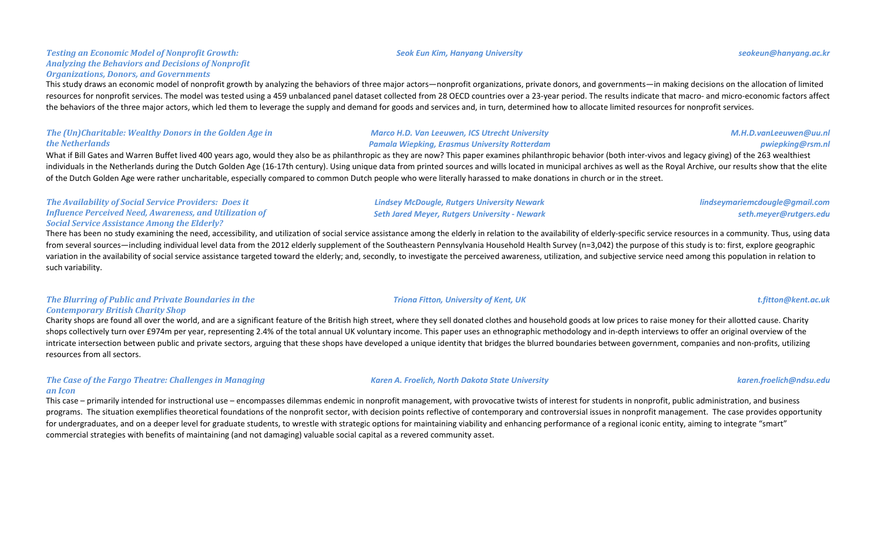### *Testing an Economic Model of Nonprofit Growth: Analyzing the Behaviors and Decisions of Nonprofit Organizations, Donors, and Governments*

*Seok Eun Kim, Hanyang University* — *seokeun@hanyang.ac.kr*

This study draws an economic model of nonprofit growth by analyzing the behaviors of three major actors—nonprofit organizations, private donors, and governments—in making decisions on the allocation of limited resources for nonprofit services. The model was tested using a 459 unbalanced panel dataset collected from 28 OECD countries over a 23-year period. The results indicate that macro- and micro-economic factors affect the behaviors of the three major actors, which led them to leverage the supply and demand for goods and services and, in turn, determined how to allocate limited resources for nonprofit services.

### *The (Un)Charitable: Wealthy Donors in the Golden Age in the Netherlands*

*Marco H.D. Van Leeuwen, ICS Utrecht University* — *M.H.D.vanLeeuwen@uu.nl*
*Pamala Wiepking, Erasmus University Rotterdam* — *pwiepking@rsm.nl*

What if Bill Gates and Warren Buffet lived 400 years ago, would they also be as philanthropic as they are now? This paper examines philanthropic behavior (both inter-vivos and legacy giving) of the 263 wealthiest individuals in the Netherlands during the Dutch Golden Age (16-17th century). Using unique data from printed sources and wills located in municipal archives as well as the Royal Archive, our results show that the elite of the Dutch Golden Age were rather uncharitable, especially compared to common Dutch people who were literally harassed to make donations in church or in the street.

### *The Availability of Social Service Providers: Does it Influence Perceived Need, Awareness, and Utilization of Social Service Assistance Among the Elderly?*

*Lindsey McDougle, Rutgers University Newark* — *lindseymariemcdougle@gmail.com*
*Seth Jared Meyer, Rutgers University - Newark* — *seth.meyer@rutgers.edu*

There has been no study examining the need, accessibility, and utilization of social service assistance among the elderly in relation to the availability of elderly-specific service resources in a community. Thus, using data from several sources—including individual level data from the 2012 elderly supplement of the Southeastern Pennsylvania Household Health Survey (n=3,042) the purpose of this study is to: first, explore geographic variation in the availability of social service assistance targeted toward the elderly; and, secondly, to investigate the perceived awareness, utilization, and subjective service need among this population in relation to such variability.

### *The Blurring of Public and Private Boundaries in the Contemporary British Charity Shop*

*Triona Fitton, University of Kent, UK* — *t.fitton@kent.ac.uk*

Charity shops are found all over the world, and are a significant feature of the British high street, where they sell donated clothes and household goods at low prices to raise money for their allotted cause. Charity shops collectively turn over £974m per year, representing 2.4% of the total annual UK voluntary income. This paper uses an ethnographic methodology and in-depth interviews to offer an original overview of the intricate intersection between public and private sectors, arguing that these shops have developed a unique identity that bridges the blurred boundaries between government, companies and non-profits, utilizing resources from all sectors.

### *The Case of the Fargo Theatre: Challenges in Managing an Icon*

*Karen A. Froelich, North Dakota State University* — *karen.froelich@ndsu.edu*

This case – primarily intended for instructional use – encompasses dilemmas endemic in nonprofit management, with provocative twists of interest for students in nonprofit, public administration, and business programs. The situation exemplifies theoretical foundations of the nonprofit sector, with decision points reflective of contemporary and controversial issues in nonprofit management. The case provides opportunity for undergraduates, and on a deeper level for graduate students, to wrestle with strategic options for maintaining viability and enhancing performance of a regional iconic entity, aiming to integrate "smart" commercial strategies with benefits of maintaining (and not damaging) valuable social capital as a revered community asset.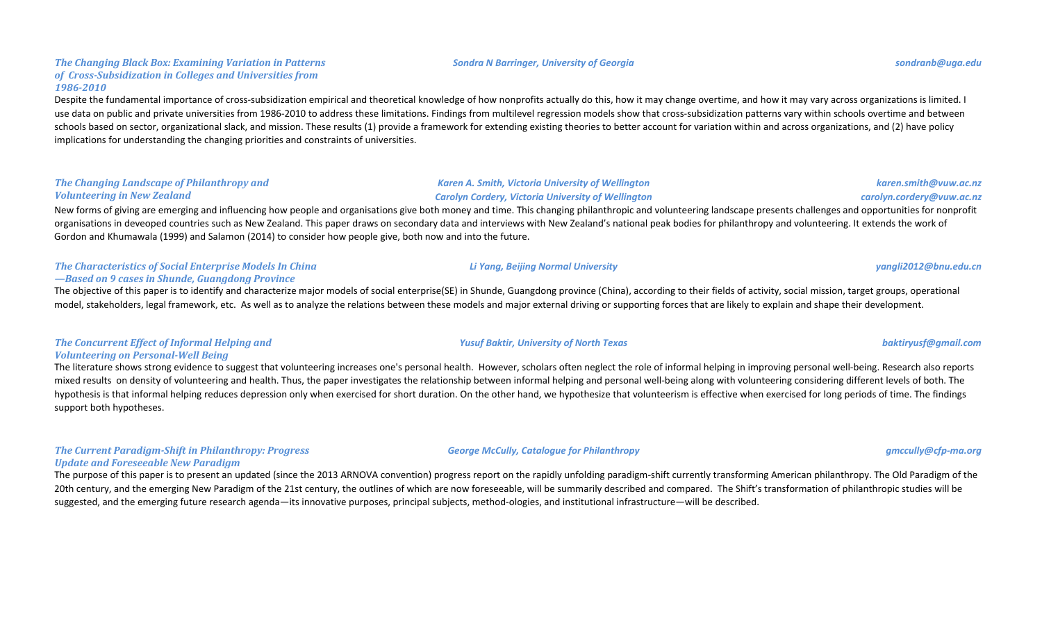### *The Changing Black Box: Examining Variation in Patterns of Cross-Subsidization in Colleges and Universities from 1986-2010*

*Sondra N Barringer, University of Georgia* — *sondranb@uga.edu*

Despite the fundamental importance of cross-subsidization empirical and theoretical knowledge of how nonprofits actually do this, how it may change overtime, and how it may vary across organizations is limited. I use data on public and private universities from 1986-2010 to address these limitations. Findings from multilevel regression models show that cross-subsidization patterns vary within schools overtime and between schools based on sector, organizational slack, and mission. These results (1) provide a framework for extending existing theories to better account for variation within and across organizations, and (2) have policy implications for understanding the changing priorities and constraints of universities.

### *The Changing Landscape of Philanthropy and Volunteering in New Zealand*

*Karen A. Smith, Victoria University of Wellington* — *karen.smith@vuw.ac.nz*
*Carolyn Cordery, Victoria University of Wellington* — *carolyn.cordery@vuw.ac.nz*

New forms of giving are emerging and influencing how people and organisations give both money and time. This changing philanthropic and volunteering landscape presents challenges and opportunities for nonprofit organisations in deveoped countries such as New Zealand. This paper draws on secondary data and interviews with New Zealand's national peak bodies for philanthropy and volunteering. It extends the work of Gordon and Khumawala (1999) and Salamon (2014) to consider how people give, both now and into the future.

### *The Characteristics of Social Enterprise Models In China —Based on 9 cases in Shunde, Guangdong Province*

*Li Yang, Beijing Normal University* — *yangli2012@bnu.edu.cn*

The objective of this paper is to identify and characterize major models of social enterprise(SE) in Shunde, Guangdong province (China), according to their fields of activity, social mission, target groups, operational model, stakeholders, legal framework, etc. As well as to analyze the relations between these models and major external driving or supporting forces that are likely to explain and shape their development.

### *The Concurrent Effect of Informal Helping and Volunteering on Personal-Well Being*

*Yusuf Baktir, University of North Texas* — *baktiryusf@gmail.com*

The literature shows strong evidence to suggest that volunteering increases one's personal health. However, scholars often neglect the role of informal helping in improving personal well-being. Research also reports mixed results on density of volunteering and health. Thus, the paper investigates the relationship between informal helping and personal well-being along with volunteering considering different levels of both. The hypothesis is that informal helping reduces depression only when exercised for short duration. On the other hand, we hypothesize that volunteerism is effective when exercised for long periods of time. The findings support both hypotheses.

### *The Current Paradigm-Shift in Philanthropy: Progress Update and Foreseeable New Paradigm*

*George McCully, Catalogue for Philanthropy* — *gmccully@cfp-ma.org*

The purpose of this paper is to present an updated (since the 2013 ARNOVA convention) progress report on the rapidly unfolding paradigm-shift currently transforming American philanthropy. The Old Paradigm of the 20th century, and the emerging New Paradigm of the 21st century, the outlines of which are now foreseeable, will be summarily described and compared. The Shift's transformation of philanthropic studies will be suggested, and the emerging future research agenda—its innovative purposes, principal subjects, method-ologies, and institutional infrastructure—will be described.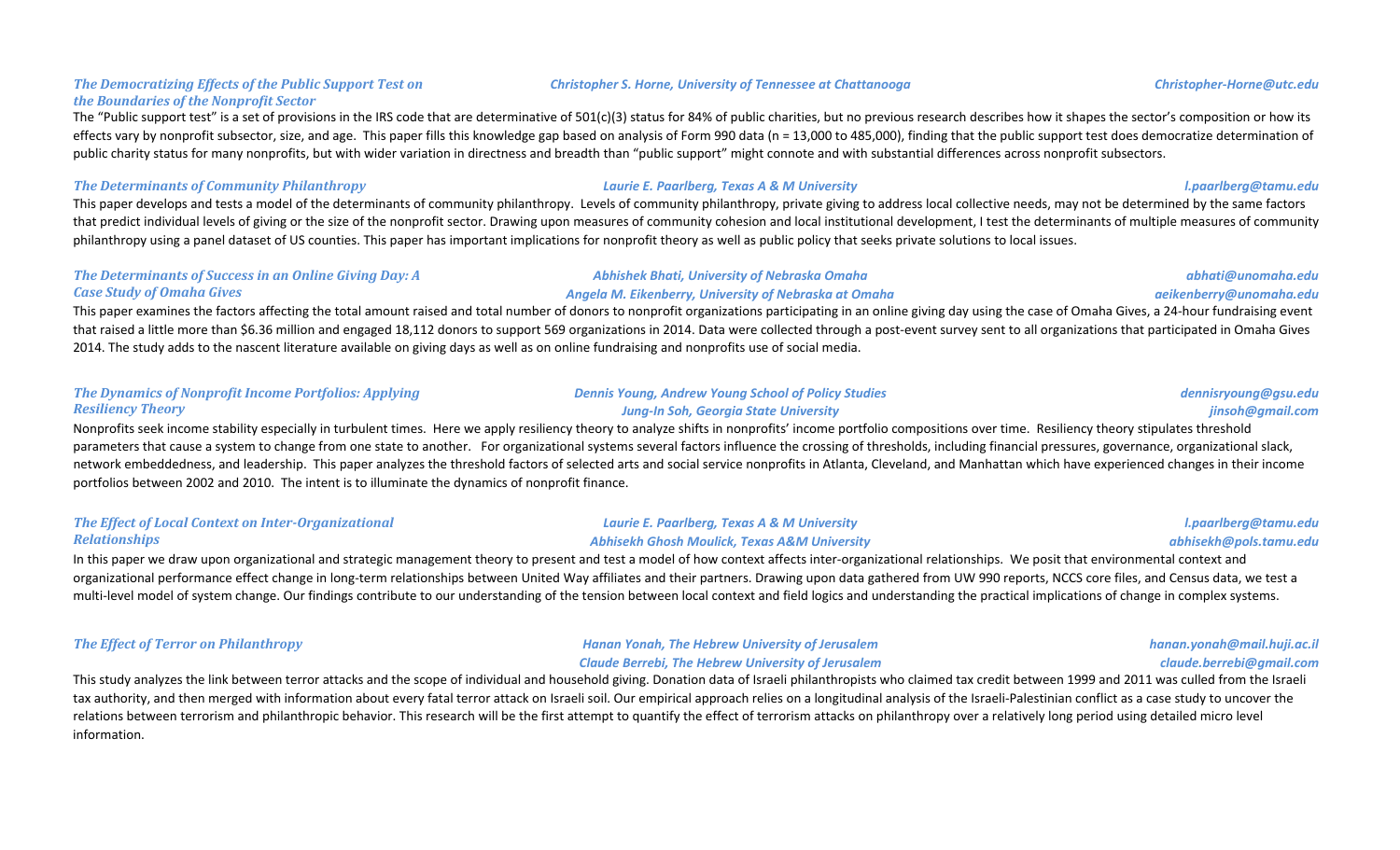### *The Democratizing Effects of the Public Support Test on the Boundaries of the Nonprofit Sector*

***Christopher S. Horne, University of Tennessee at Chattanooga*** — ***Christopher-Horne@utc.edu***

The "Public support test" is a set of provisions in the IRS code that are determinative of 501(c)(3) status for 84% of public charities, but no previous research describes how it shapes the sector's composition or how its effects vary by nonprofit subsector, size, and age. This paper fills this knowledge gap based on analysis of Form 990 data (n = 13,000 to 485,000), finding that the public support test does democratize determination of public charity status for many nonprofits, but with wider variation in directness and breadth than "public support" might connote and with substantial differences across nonprofit subsectors.

### *The Determinants of Community Philanthropy*

***Laurie E. Paarlberg, Texas A & M University*** — ***l.paarlberg@tamu.edu***

This paper develops and tests a model of the determinants of community philanthropy. Levels of community philanthropy, private giving to address local collective needs, may not be determined by the same factors that predict individual levels of giving or the size of the nonprofit sector. Drawing upon measures of community cohesion and local institutional development, I test the determinants of multiple measures of community philanthropy using a panel dataset of US counties. This paper has important implications for nonprofit theory as well as public policy that seeks private solutions to local issues.

### *The Determinants of Success in an Online Giving Day: A Case Study of Omaha Gives*

***Abhishek Bhati, University of Nebraska Omaha*** — ***abhati@unomaha.edu***
***Angela M. Eikenberry, University of Nebraska at Omaha*** — ***aeikenberry@unomaha.edu***

This paper examines the factors affecting the total amount raised and total number of donors to nonprofit organizations participating in an online giving day using the case of Omaha Gives, a 24-hour fundraising event that raised a little more than $6.36 million and engaged 18,112 donors to support 569 organizations in 2014. Data were collected through a post-event survey sent to all organizations that participated in Omaha Gives 2014. The study adds to the nascent literature available on giving days as well as on online fundraising and nonprofits use of social media.

### *The Dynamics of Nonprofit Income Portfolios: Applying Resiliency Theory*

***Dennis Young, Andrew Young School of Policy Studies*** — ***dennisryoung@gsu.edu***
***Jung-In Soh, Georgia State University*** — ***jinsoh@gmail.com***

Nonprofits seek income stability especially in turbulent times. Here we apply resiliency theory to analyze shifts in nonprofits' income portfolio compositions over time. Resiliency theory stipulates threshold parameters that cause a system to change from one state to another. For organizational systems several factors influence the crossing of thresholds, including financial pressures, governance, organizational slack, network embeddedness, and leadership. This paper analyzes the threshold factors of selected arts and social service nonprofits in Atlanta, Cleveland, and Manhattan which have experienced changes in their income portfolios between 2002 and 2010. The intent is to illuminate the dynamics of nonprofit finance.

### *The Effect of Local Context on Inter-Organizational Relationships*

***Laurie E. Paarlberg, Texas A & M University*** — ***l.paarlberg@tamu.edu***
***Abhisekh Ghosh Moulick, Texas A&M University*** — ***abhisekh@pols.tamu.edu***

In this paper we draw upon organizational and strategic management theory to present and test a model of how context affects inter-organizational relationships. We posit that environmental context and organizational performance effect change in long-term relationships between United Way affiliates and their partners. Drawing upon data gathered from UW 990 reports, NCCS core files, and Census data, we test a multi-level model of system change. Our findings contribute to our understanding of the tension between local context and field logics and understanding the practical implications of change in complex systems.

### *The Effect of Terror on Philanthropy*

***Hanan Yonah, The Hebrew University of Jerusalem*** — ***hanan.yonah@mail.huji.ac.il***
***Claude Berrebi, The Hebrew University of Jerusalem*** — ***claude.berrebi@gmail.com***

This study analyzes the link between terror attacks and the scope of individual and household giving. Donation data of Israeli philanthropists who claimed tax credit between 1999 and 2011 was culled from the Israeli tax authority, and then merged with information about every fatal terror attack on Israeli soil. Our empirical approach relies on a longitudinal analysis of the Israeli-Palestinian conflict as a case study to uncover the relations between terrorism and philanthropic behavior. This research will be the first attempt to quantify the effect of terrorism attacks on philanthropy over a relatively long period using detailed micro level information.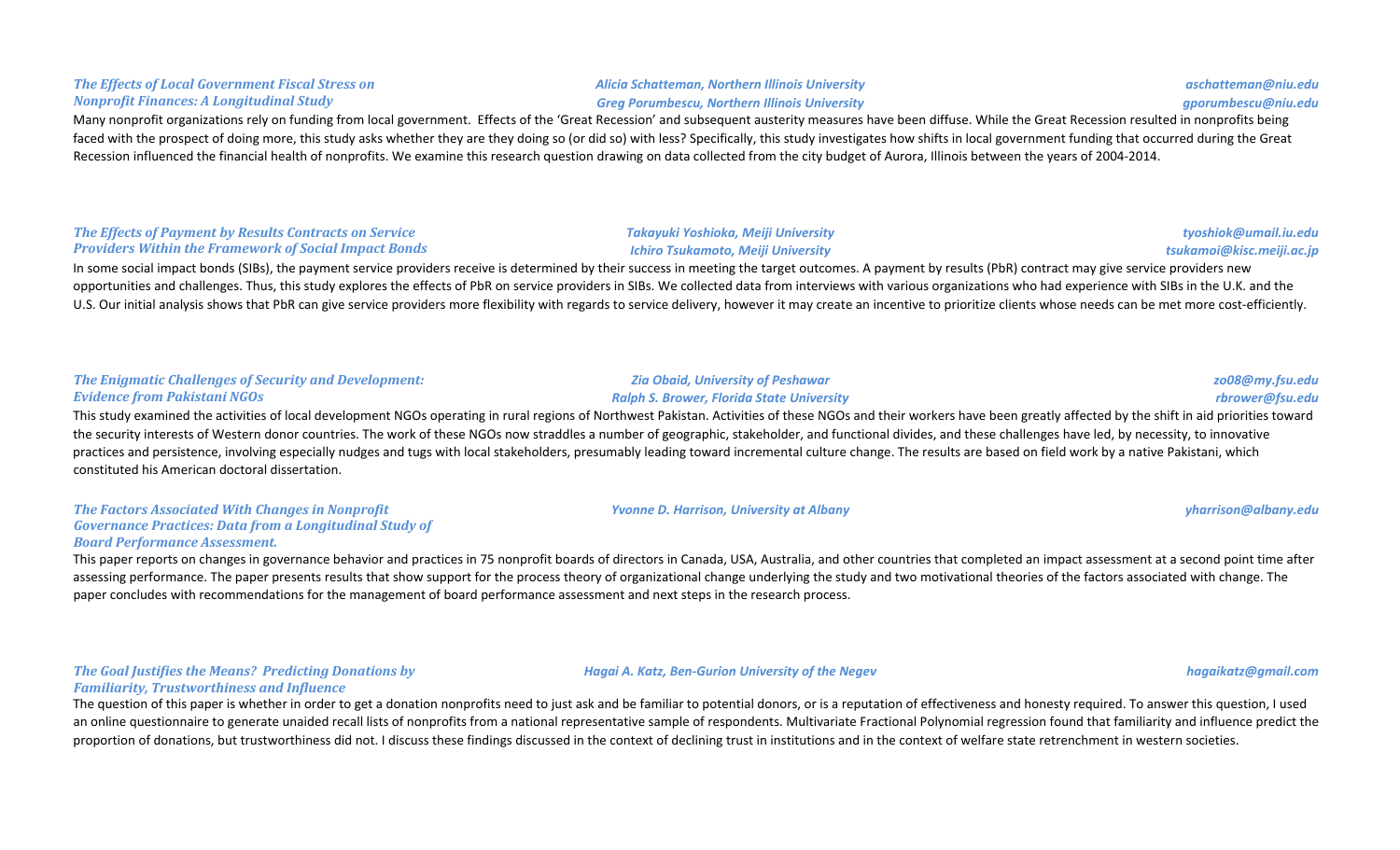### *The Effects of Local Government Fiscal Stress on Nonprofit Finances: A Longitudinal Study*

*Alicia Schatteman, Northern Illinois University* — *aschatteman@niu.edu*
*Greg Porumbescu, Northern Illinois University* — *gporumbescu@niu.edu*

Many nonprofit organizations rely on funding from local government. Effects of the 'Great Recession' and subsequent austerity measures have been diffuse. While the Great Recession resulted in nonprofits being faced with the prospect of doing more, this study asks whether they are they doing so (or did so) with less? Specifically, this study investigates how shifts in local government funding that occurred during the Great Recession influenced the financial health of nonprofits. We examine this research question drawing on data collected from the city budget of Aurora, Illinois between the years of 2004-2014.

### *The Effects of Payment by Results Contracts on Service Providers Within the Framework of Social Impact Bonds*

*Takayuki Yoshioka, Meiji University* — *tyoshiok@umail.iu.edu*
*Ichiro Tsukamoto, Meiji University* — *tsukamoi@kisc.meiji.ac.jp*

In some social impact bonds (SIBs), the payment service providers receive is determined by their success in meeting the target outcomes. A payment by results (PbR) contract may give service providers new opportunities and challenges. Thus, this study explores the effects of PbR on service providers in SIBs. We collected data from interviews with various organizations who had experience with SIBs in the U.K. and the U.S. Our initial analysis shows that PbR can give service providers more flexibility with regards to service delivery, however it may create an incentive to prioritize clients whose needs can be met more cost-efficiently.

### *The Enigmatic Challenges of Security and Development: Evidence from Pakistani NGOs*

*Zia Obaid, University of Peshawar* — *zo08@my.fsu.edu*
*Ralph S. Brower, Florida State University* — *rbrower@fsu.edu*

This study examined the activities of local development NGOs operating in rural regions of Northwest Pakistan. Activities of these NGOs and their workers have been greatly affected by the shift in aid priorities toward the security interests of Western donor countries. The work of these NGOs now straddles a number of geographic, stakeholder, and functional divides, and these challenges have led, by necessity, to innovative practices and persistence, involving especially nudges and tugs with local stakeholders, presumably leading toward incremental culture change. The results are based on field work by a native Pakistani, which constituted his American doctoral dissertation.

### *The Factors Associated With Changes in Nonprofit Governance Practices: Data from a Longitudinal Study of Board Performance Assessment.*

*Yvonne D. Harrison, University at Albany* — *yharrison@albany.edu*

This paper reports on changes in governance behavior and practices in 75 nonprofit boards of directors in Canada, USA, Australia, and other countries that completed an impact assessment at a second point time after assessing performance. The paper presents results that show support for the process theory of organizational change underlying the study and two motivational theories of the factors associated with change. The paper concludes with recommendations for the management of board performance assessment and next steps in the research process.

### *The Goal Justifies the Means? Predicting Donations by Familiarity, Trustworthiness and Influence*

*Hagai A. Katz, Ben-Gurion University of the Negev* — *hagaikatz@gmail.com*

The question of this paper is whether in order to get a donation nonprofits need to just ask and be familiar to potential donors, or is a reputation of effectiveness and honesty required. To answer this question, I used an online questionnaire to generate unaided recall lists of nonprofits from a national representative sample of respondents. Multivariate Fractional Polynomial regression found that familiarity and influence predict the proportion of donations, but trustworthiness did not. I discuss these findings discussed in the context of declining trust in institutions and in the context of welfare state retrenchment in western societies.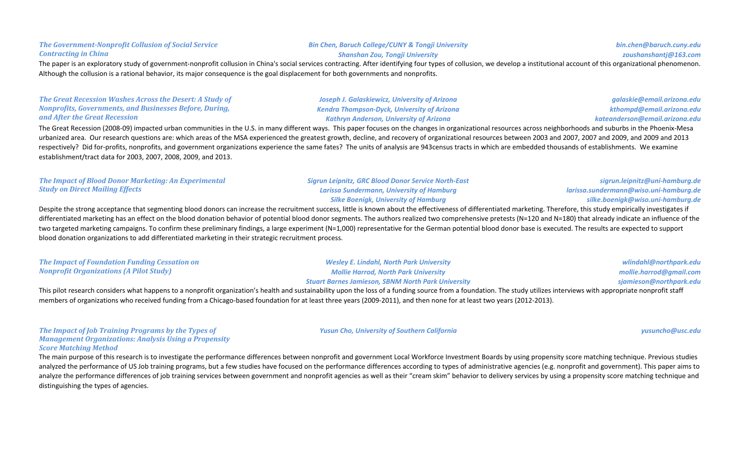### *The Government-Nonprofit Collusion of Social Service Contracting in China*

*Bin Chen, Baruch College/CUNY & Tongji University* — *bin.chen@baruch.cuny.edu*
*Shanshan Zou, Tongji University* — *zoushanshantj@163.com*

The paper is an exploratory study of government-nonprofit collusion in China's social services contracting. After identifying four types of collusion, we develop a institutional account of this organizational phenomenon. Although the collusion is a rational behavior, its major consequence is the goal displacement for both governments and nonprofits.

### *The Great Recession Washes Across the Desert: A Study of Nonprofits, Governments, and Businesses Before, During, and After the Great Recession*

*Joseph J. Galaskiewicz, University of Arizona* — *galaskie@email.arizona.edu*
*Kendra Thompson-Dyck, University of Arizona* — *kthompd@email.arizona.edu*
*Kathryn Anderson, University of Arizona* — *kateanderson@email.arizona.edu*

The Great Recession (2008-09) impacted urban communities in the U.S. in many different ways. This paper focuses on the changes in organizational resources across neighborhoods and suburbs in the Phoenix-Mesa urbanized area. Our research questions are: which areas of the MSA experienced the greatest growth, decline, and recovery of organizational resources between 2003 and 2007, 2007 and 2009, and 2009 and 2013 respectively? Did for-profits, nonprofits, and government organizations experience the same fates? The units of analysis are 943census tracts in which are embedded thousands of establishments. We examine establishment/tract data for 2003, 2007, 2008, 2009, and 2013.

### *The Impact of Blood Donor Marketing: An Experimental Study on Direct Mailing Effects*

*Sigrun Leipnitz, GRC Blood Donor Service North-East* — *sigrun.leipnitz@uni-hamburg.de*
*Larissa Sundermann, University of Hamburg* — *larissa.sundermann@wiso.uni-hamburg.de*
*Silke Boenigk, University of Hamburg* — *silke.boenigk@wiso.uni-hamburg.de*

Despite the strong acceptance that segmenting blood donors can increase the recruitment success, little is known about the effectiveness of differentiated marketing. Therefore, this study empirically investigates if differentiated marketing has an effect on the blood donation behavior of potential blood donor segments. The authors realized two comprehensive pretests (N=120 and N=180) that already indicate an influence of the two targeted marketing campaigns. To confirm these preliminary findings, a large experiment (N=1,000) representative for the German potential blood donor base is executed. The results are expected to support blood donation organizations to add differentiated marketing in their strategic recruitment process.

### *The Impact of Foundation Funding Cessation on Nonprofit Organizations (A Pilot Study)*

*Wesley E. Lindahl, North Park University* — *wlindahl@northpark.edu*
*Mollie Harrod, North Park University* — *mollie.harrod@gmail.com*
*Stuart Barnes Jamieson, SBNM North Park University* — *sjamieson@northpark.edu*

This pilot research considers what happens to a nonprofit organization's health and sustainability upon the loss of a funding source from a foundation. The study utilizes interviews with appropriate nonprofit staff members of organizations who received funding from a Chicago-based foundation for at least three years (2009-2011), and then none for at least two years (2012-2013).

### *The Impact of Job Training Programs by the Types of Management Organizations: Analysis Using a Propensity Score Matching Method*

*Yusun Cho, University of Southern California* — *yusuncho@usc.edu*

The main purpose of this research is to investigate the performance differences between nonprofit and government Local Workforce Investment Boards by using propensity score matching technique. Previous studies analyzed the performance of US Job training programs, but a few studies have focused on the performance differences according to types of administrative agencies (e.g. nonprofit and government). This paper aims to analyze the performance differences of job training services between government and nonprofit agencies as well as their "cream skim" behavior to delivery services by using a propensity score matching technique and distinguishing the types of agencies.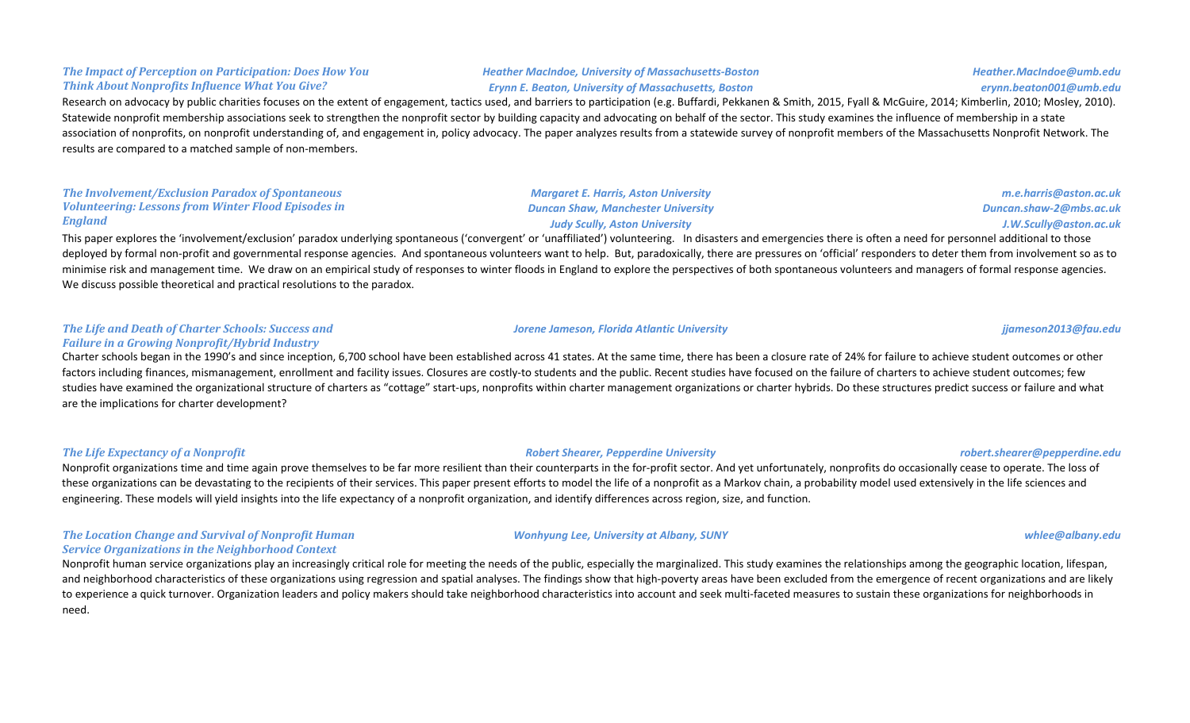### *The Impact of Perception on Participation: Does How You Think About Nonprofits Influence What You Give?*

*Heather MacIndoe, University of Massachusetts-Boston* — *Heather.MacIndoe@umb.edu*
*Erynn E. Beaton, University of Massachusetts, Boston* — *erynn.beaton001@umb.edu*

Research on advocacy by public charities focuses on the extent of engagement, tactics used, and barriers to participation (e.g. Buffardi, Pekkanen & Smith, 2015, Fyall & McGuire, 2014; Kimberlin, 2010; Mosley, 2010). Statewide nonprofit membership associations seek to strengthen the nonprofit sector by building capacity and advocating on behalf of the sector. This study examines the influence of membership in a state association of nonprofits, on nonprofit understanding of, and engagement in, policy advocacy. The paper analyzes results from a statewide survey of nonprofit members of the Massachusetts Nonprofit Network. The results are compared to a matched sample of non-members.

### *The Involvement/Exclusion Paradox of Spontaneous Volunteering: Lessons from Winter Flood Episodes in England*

*Margaret E. Harris, Aston University* — *m.e.harris@aston.ac.uk*
*Duncan Shaw, Manchester University* — *Duncan.shaw-2@mbs.ac.uk*
*Judy Scully, Aston University* — *J.W.Scully@aston.ac.uk*

This paper explores the 'involvement/exclusion' paradox underlying spontaneous ('convergent' or 'unaffiliated') volunteering. In disasters and emergencies there is often a need for personnel additional to those deployed by formal non-profit and governmental response agencies. And spontaneous volunteers want to help. But, paradoxically, there are pressures on 'official' responders to deter them from involvement so as to minimise risk and management time. We draw on an empirical study of responses to winter floods in England to explore the perspectives of both spontaneous volunteers and managers of formal response agencies. We discuss possible theoretical and practical resolutions to the paradox.

### *The Life and Death of Charter Schools: Success and Failure in a Growing Nonprofit/Hybrid Industry*

*Jorene Jameson, Florida Atlantic University* — *jjameson2013@fau.edu*

Charter schools began in the 1990's and since inception, 6,700 school have been established across 41 states. At the same time, there has been a closure rate of 24% for failure to achieve student outcomes or other factors including finances, mismanagement, enrollment and facility issues. Closures are costly-to students and the public. Recent studies have focused on the failure of charters to achieve student outcomes; few studies have examined the organizational structure of charters as "cottage" start-ups, nonprofits within charter management organizations or charter hybrids. Do these structures predict success or failure and what are the implications for charter development?

### *The Life Expectancy of a Nonprofit*

*Robert Shearer, Pepperdine University* — *robert.shearer@pepperdine.edu*

Nonprofit organizations time and time again prove themselves to be far more resilient than their counterparts in the for-profit sector. And yet unfortunately, nonprofits do occasionally cease to operate. The loss of these organizations can be devastating to the recipients of their services. This paper present efforts to model the life of a nonprofit as a Markov chain, a probability model used extensively in the life sciences and engineering. These models will yield insights into the life expectancy of a nonprofit organization, and identify differences across region, size, and function.

### *The Location Change and Survival of Nonprofit Human Service Organizations in the Neighborhood Context*

*Wonhyung Lee, University at Albany, SUNY* — *whlee@albany.edu*

Nonprofit human service organizations play an increasingly critical role for meeting the needs of the public, especially the marginalized. This study examines the relationships among the geographic location, lifespan, and neighborhood characteristics of these organizations using regression and spatial analyses. The findings show that high-poverty areas have been excluded from the emergence of recent organizations and are likely to experience a quick turnover. Organization leaders and policy makers should take neighborhood characteristics into account and seek multi-faceted measures to sustain these organizations for neighborhoods in need.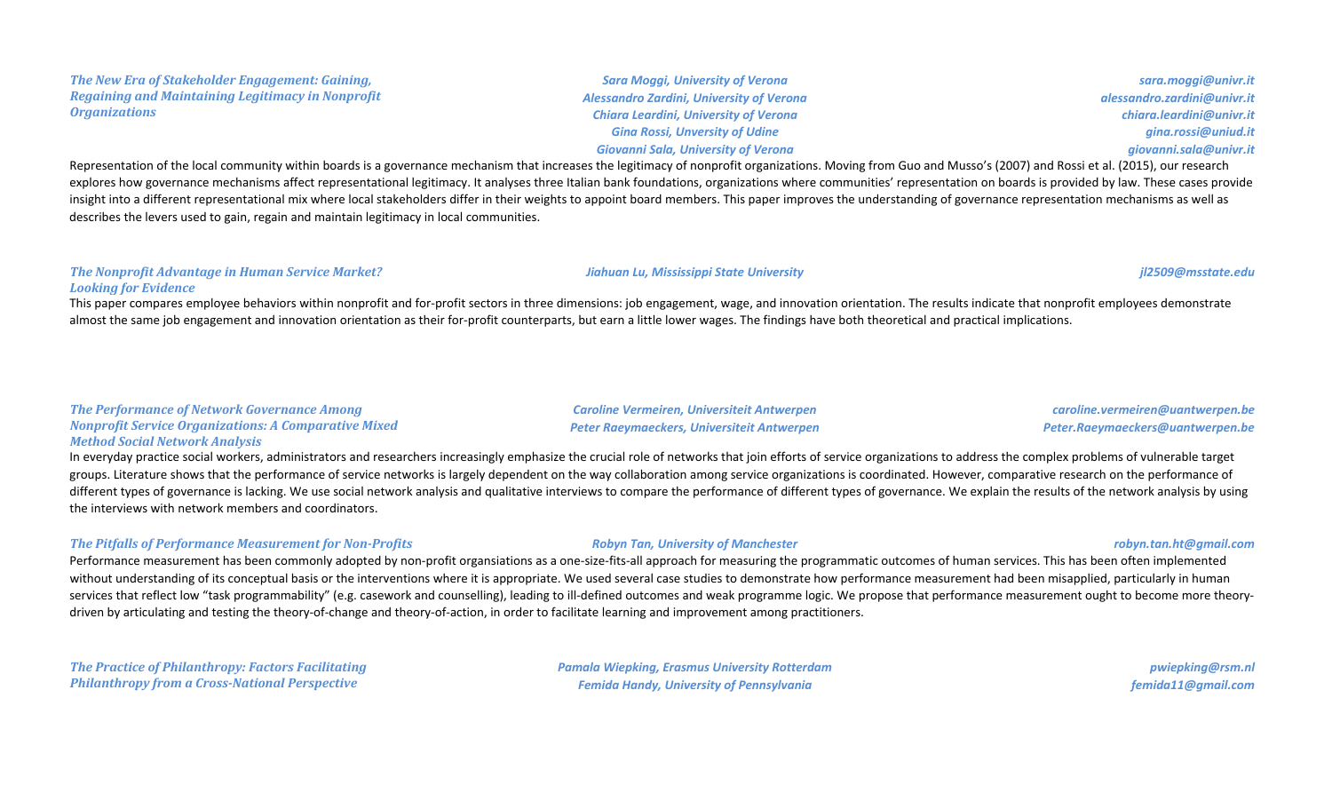***The New Era of Stakeholder Engagement: Gaining, Regaining and Maintaining Legitimacy in Nonprofit Organizations***

*Sara Moggi, University of Verona* — *sara.moggi@univr.it*
*Alessandro Zardini, University of Verona* — *alessandro.zardini@univr.it*
*Chiara Leardini, University of Verona* — *chiara.leardini@univr.it*
*Gina Rossi, Unversity of Udine* — *gina.rossi@uniud.it*
*Giovanni Sala, University of Verona* — *giovanni.sala@univr.it*

Representation of the local community within boards is a governance mechanism that increases the legitimacy of nonprofit organizations. Moving from Guo and Musso's (2007) and Rossi et al. (2015), our research explores how governance mechanisms affect representational legitimacy. It analyses three Italian bank foundations, organizations where communities' representation on boards is provided by law. These cases provide insight into a different representational mix where local stakeholders differ in their weights to appoint board members. This paper improves the understanding of governance representation mechanisms as well as describes the levers used to gain, regain and maintain legitimacy in local communities.

***The Nonprofit Advantage in Human Service Market? Looking for Evidence***

*Jiahuan Lu, Mississippi State University* — *jl2509@msstate.edu*

This paper compares employee behaviors within nonprofit and for-profit sectors in three dimensions: job engagement, wage, and innovation orientation. The results indicate that nonprofit employees demonstrate almost the same job engagement and innovation orientation as their for-profit counterparts, but earn a little lower wages. The findings have both theoretical and practical implications.

***The Performance of Network Governance Among Nonprofit Service Organizations: A Comparative Mixed Method Social Network Analysis***

*Caroline Vermeiren, Universiteit Antwerpen* — *caroline.vermeiren@uantwerpen.be*
*Peter Raeymaeckers, Universiteit Antwerpen* — *Peter.Raeymaeckers@uantwerpen.be*

In everyday practice social workers, administrators and researchers increasingly emphasize the crucial role of networks that join efforts of service organizations to address the complex problems of vulnerable target groups. Literature shows that the performance of service networks is largely dependent on the way collaboration among service organizations is coordinated. However, comparative research on the performance of different types of governance is lacking. We use social network analysis and qualitative interviews to compare the performance of different types of governance. We explain the results of the network analysis by using the interviews with network members and coordinators.

***The Pitfalls of Performance Measurement for Non-Profits***

*Robyn Tan, University of Manchester* — *robyn.tan.ht@gmail.com*

Performance measurement has been commonly adopted by non-profit organsiations as a one-size-fits-all approach for measuring the programmatic outcomes of human services. This has been often implemented without understanding of its conceptual basis or the interventions where it is appropriate. We used several case studies to demonstrate how performance measurement had been misapplied, particularly in human services that reflect low "task programmability" (e.g. casework and counselling), leading to ill-defined outcomes and weak programme logic. We propose that performance measurement ought to become more theory-driven by articulating and testing the theory-of-change and theory-of-action, in order to facilitate learning and improvement among practitioners.

***The Practice of Philanthropy: Factors Facilitating Philanthropy from a Cross-National Perspective***

*Pamala Wiepking, Erasmus University Rotterdam* — *pwiepking@rsm.nl*
*Femida Handy, University of Pennsylvania* — *femida11@gmail.com*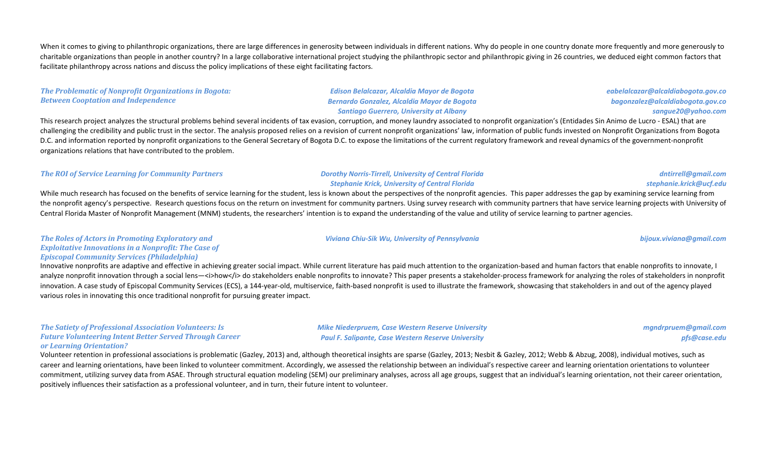When it comes to giving to philanthropic organizations, there are large differences in generosity between individuals in different nations. Why do people in one country donate more frequently and more generously to charitable organizations than people in another country? In a large collaborative international project studying the philanthropic sector and philanthropic giving in 26 countries, we deduced eight common factors that facilitate philanthropy across nations and discuss the policy implications of these eight facilitating factors.

***The Problematic of Nonprofit Organizations in Bogota: Between Cooptation and Independence***

*Edison Belalcazar, Alcaldia Mayor de Bogota* — *eabelalcazar@alcaldiabogota.gov.co*
*Bernardo Gonzalez, Alcaldia Mayor de Bogota* — *bagonzalez@alcaldiabogota.gov.co*
*Santiago Guerrero, University at Albany* — *sangue20@yahoo.com*

This research project analyzes the structural problems behind several incidents of tax evasion, corruption, and money laundry associated to nonprofit organization's (Entidades Sin Animo de Lucro - ESAL) that are challenging the credibility and public trust in the sector. The analysis proposed relies on a revision of current nonprofit organizations' law, information of public funds invested on Nonprofit Organizations from Bogota D.C. and information reported by nonprofit organizations to the General Secretary of Bogota D.C. to expose the limitations of the current regulatory framework and reveal dynamics of the government-nonprofit organizations relations that have contributed to the problem.

***The ROI of Service Learning for Community Partners***

*Dorothy Norris-Tirrell, University of Central Florida* — *dntirrell@gmail.com*
*Stephanie Krick, University of Central Florida* — *stephanie.krick@ucf.edu*

While much research has focused on the benefits of service learning for the student, less is known about the perspectives of the nonprofit agencies. This paper addresses the gap by examining service learning from the nonprofit agency's perspective. Research questions focus on the return on investment for community partners. Using survey research with community partners that have service learning projects with University of Central Florida Master of Nonprofit Management (MNM) students, the researchers' intention is to expand the understanding of the value and utility of service learning to partner agencies.

***The Roles of Actors in Promoting Exploratory and Exploitative Innovations in a Nonprofit: The Case of Episcopal Community Services (Philadelphia)***

*Viviana Chiu-Sik Wu, University of Pennsylvania* — *bijoux.viviana@gmail.com*

Innovative nonprofits are adaptive and effective in achieving greater social impact. While current literature has paid much attention to the organization-based and human factors that enable nonprofits to innovate, I analyze nonprofit innovation through a social lens—<i>how</i> do stakeholders enable nonprofits to innovate? This paper presents a stakeholder-process framework for analyzing the roles of stakeholders in nonprofit innovation. A case study of Episcopal Community Services (ECS), a 144-year-old, multiservice, faith-based nonprofit is used to illustrate the framework, showcasing that stakeholders in and out of the agency played various roles in innovating this once traditional nonprofit for pursuing greater impact.

***The Satiety of Professional Association Volunteers: Is Future Volunteering Intent Better Served Through Career or Learning Orientation?***

*Mike Niederpruem, Case Western Reserve University* — *mgndrpruem@gmail.com*
*Paul F. Salipante, Case Western Reserve University* — *pfs@case.edu*

Volunteer retention in professional associations is problematic (Gazley, 2013) and, although theoretical insights are sparse (Gazley, 2013; Nesbit & Gazley, 2012; Webb & Abzug, 2008), individual motives, such as career and learning orientations, have been linked to volunteer commitment. Accordingly, we assessed the relationship between an individual's respective career and learning orientation orientations to volunteer commitment, utilizing survey data from ASAE. Through structural equation modeling (SEM) our preliminary analyses, across all age groups, suggest that an individual's learning orientation, not their career orientation, positively influences their satisfaction as a professional volunteer, and in turn, their future intent to volunteer.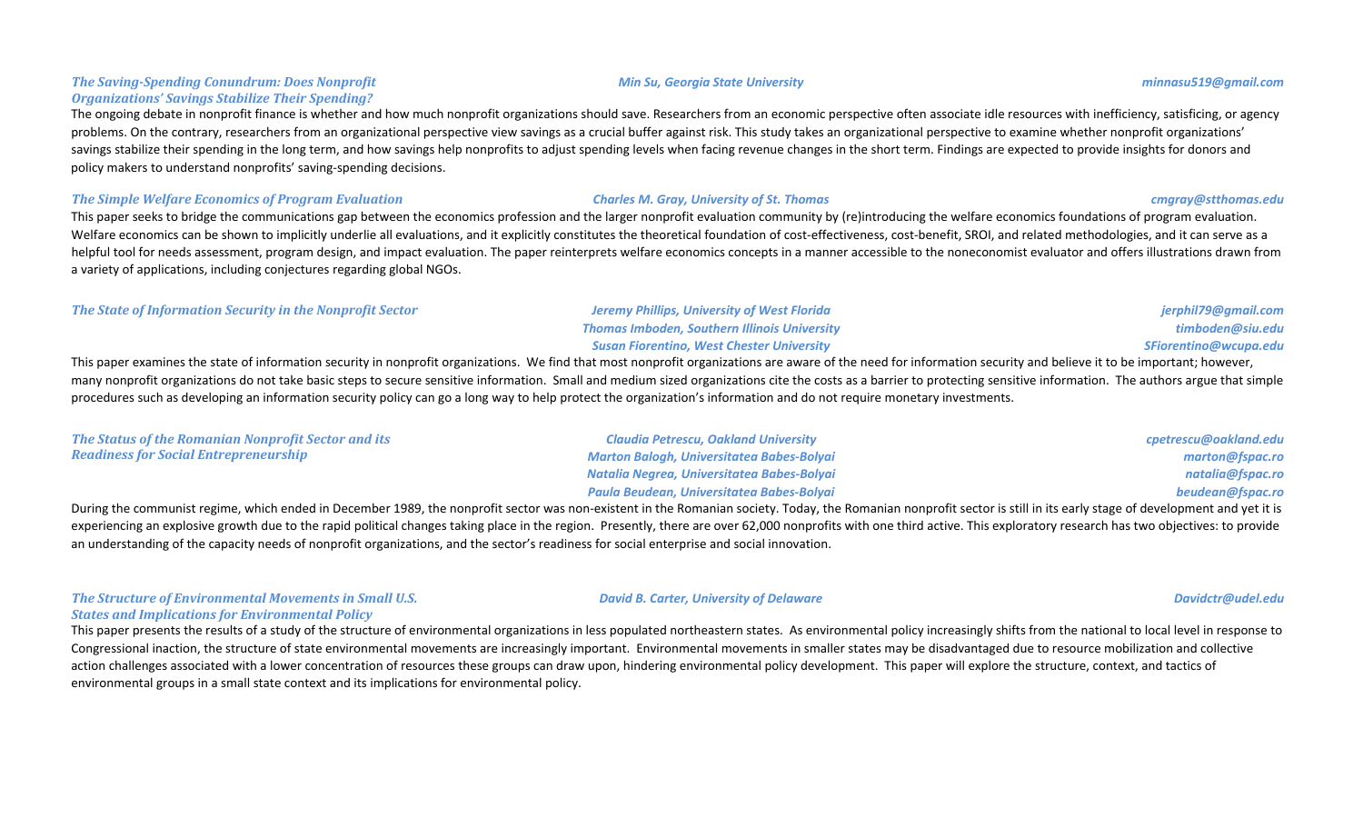***The Saving-Spending Conundrum: Does Nonprofit Organizations' Savings Stabilize Their Spending?***

***Min Su, Georgia State University*** — ***minnasu519@gmail.com***

The ongoing debate in nonprofit finance is whether and how much nonprofit organizations should save. Researchers from an economic perspective often associate idle resources with inefficiency, satisficing, or agency problems. On the contrary, researchers from an organizational perspective view savings as a crucial buffer against risk. This study takes an organizational perspective to examine whether nonprofit organizations' savings stabilize their spending in the long term, and how savings help nonprofits to adjust spending levels when facing revenue changes in the short term. Findings are expected to provide insights for donors and policy makers to understand nonprofits' saving-spending decisions.

***The Simple Welfare Economics of Program Evaluation***

***Charles M. Gray, University of St. Thomas*** — ***cmgray@stthomas.edu***

This paper seeks to bridge the communications gap between the economics profession and the larger nonprofit evaluation community by (re)introducing the welfare economics foundations of program evaluation. Welfare economics can be shown to implicitly underlie all evaluations, and it explicitly constitutes the theoretical foundation of cost-effectiveness, cost-benefit, SROI, and related methodologies, and it can serve as a helpful tool for needs assessment, program design, and impact evaluation. The paper reinterprets welfare economics concepts in a manner accessible to the noneconomist evaluator and offers illustrations drawn from a variety of applications, including conjectures regarding global NGOs.

***The State of Information Security in the Nonprofit Sector***

***Jeremy Phillips, University of West Florida*** — ***jerphil79@gmail.com***
***Thomas Imboden, Southern Illinois University*** — ***timboden@siu.edu***
***Susan Fiorentino, West Chester University*** — ***SFiorentino@wcupa.edu***

This paper examines the state of information security in nonprofit organizations. We find that most nonprofit organizations are aware of the need for information security and believe it to be important; however, many nonprofit organizations do not take basic steps to secure sensitive information. Small and medium sized organizations cite the costs as a barrier to protecting sensitive information. The authors argue that simple procedures such as developing an information security policy can go a long way to help protect the organization's information and do not require monetary investments.

***The Status of the Romanian Nonprofit Sector and its Readiness for Social Entrepreneurship***

***Claudia Petrescu, Oakland University*** — ***cpetrescu@oakland.edu***
***Marton Balogh, Universitatea Babes-Bolyai*** — ***marton@fspac.ro***
***Natalia Negrea, Universitatea Babes-Bolyai*** — ***natalia@fspac.ro***
***Paula Beudean, Universitatea Babes-Bolyai*** — ***beudean@fspac.ro***

During the communist regime, which ended in December 1989, the nonprofit sector was non-existent in the Romanian society. Today, the Romanian nonprofit sector is still in its early stage of development and yet it is experiencing an explosive growth due to the rapid political changes taking place in the region. Presently, there are over 62,000 nonprofits with one third active. This exploratory research has two objectives: to provide an understanding of the capacity needs of nonprofit organizations, and the sector's readiness for social enterprise and social innovation.

***The Structure of Environmental Movements in Small U.S. States and Implications for Environmental Policy***

***David B. Carter, University of Delaware*** — ***Davidctr@udel.edu***

This paper presents the results of a study of the structure of environmental organizations in less populated northeastern states. As environmental policy increasingly shifts from the national to local level in response to Congressional inaction, the structure of state environmental movements are increasingly important. Environmental movements in smaller states may be disadvantaged due to resource mobilization and collective action challenges associated with a lower concentration of resources these groups can draw upon, hindering environmental policy development. This paper will explore the structure, context, and tactics of environmental groups in a small state context and its implications for environmental policy.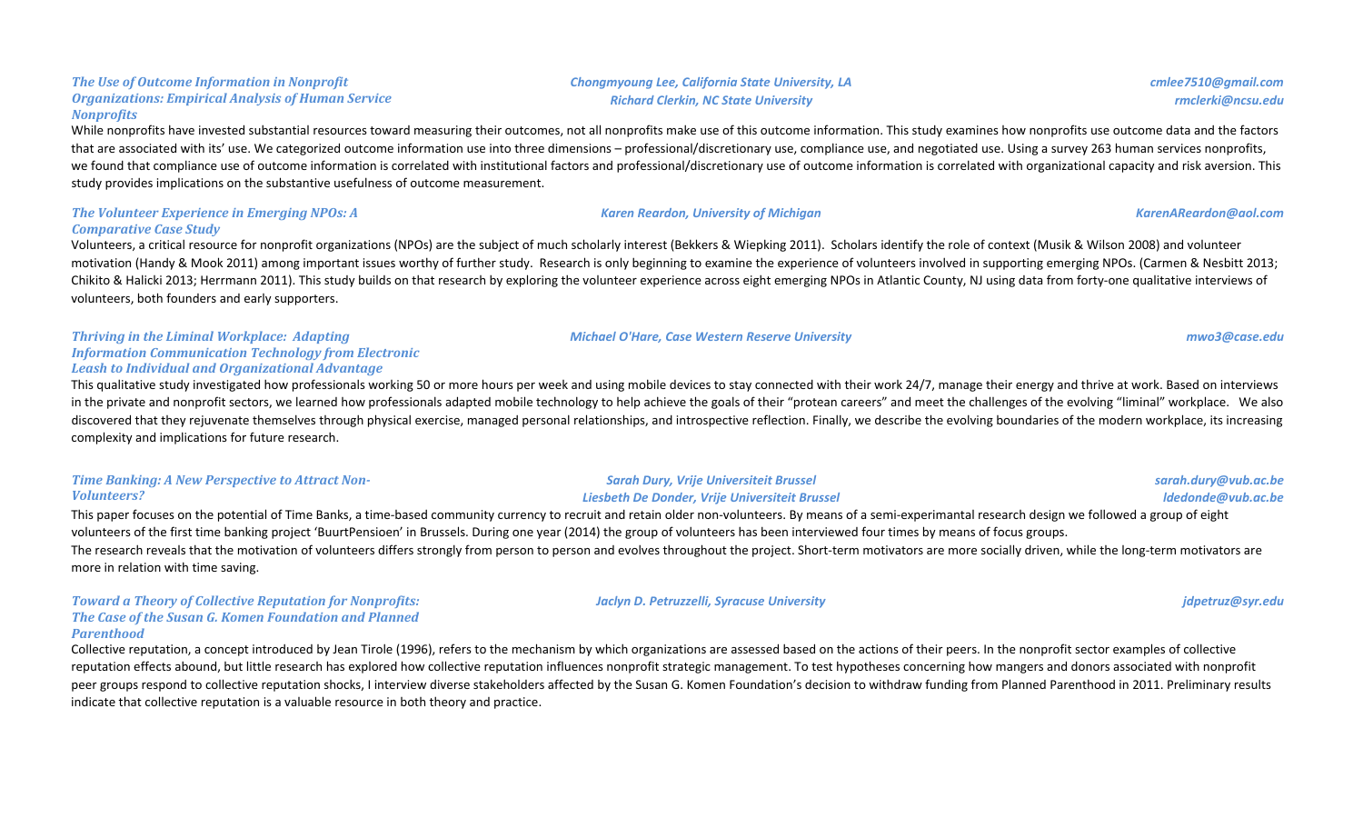### *The Use of Outcome Information in Nonprofit Organizations: Empirical Analysis of Human Service Nonprofits*

*Chongmyoung Lee, California State University, LA* — *cmlee7510@gmail.com*
*Richard Clerkin, NC State University* — *rmclerki@ncsu.edu*

While nonprofits have invested substantial resources toward measuring their outcomes, not all nonprofits make use of this outcome information. This study examines how nonprofits use outcome data and the factors that are associated with its' use. We categorized outcome information use into three dimensions – professional/discretionary use, compliance use, and negotiated use. Using a survey 263 human services nonprofits, we found that compliance use of outcome information is correlated with institutional factors and professional/discretionary use of outcome information is correlated with organizational capacity and risk aversion. This study provides implications on the substantive usefulness of outcome measurement.

### *The Volunteer Experience in Emerging NPOs: A Comparative Case Study*

*Karen Reardon, University of Michigan* — *KarenAReardon@aol.com*

Volunteers, a critical resource for nonprofit organizations (NPOs) are the subject of much scholarly interest (Bekkers & Wiepking 2011). Scholars identify the role of context (Musik & Wilson 2008) and volunteer motivation (Handy & Mook 2011) among important issues worthy of further study. Research is only beginning to examine the experience of volunteers involved in supporting emerging NPOs. (Carmen & Nesbitt 2013; Chikito & Halicki 2013; Herrmann 2011). This study builds on that research by exploring the volunteer experience across eight emerging NPOs in Atlantic County, NJ using data from forty-one qualitative interviews of volunteers, both founders and early supporters.

### *Thriving in the Liminal Workplace: Adapting Information Communication Technology from Electronic Leash to Individual and Organizational Advantage*

*Michael O'Hare, Case Western Reserve University* — *mwo3@case.edu*

This qualitative study investigated how professionals working 50 or more hours per week and using mobile devices to stay connected with their work 24/7, manage their energy and thrive at work. Based on interviews in the private and nonprofit sectors, we learned how professionals adapted mobile technology to help achieve the goals of their "protean careers" and meet the challenges of the evolving "liminal" workplace. We also discovered that they rejuvenate themselves through physical exercise, managed personal relationships, and introspective reflection. Finally, we describe the evolving boundaries of the modern workplace, its increasing complexity and implications for future research.

### *Time Banking: A New Perspective to Attract Non-Volunteers?*

*Sarah Dury, Vrije Universiteit Brussel* — *sarah.dury@vub.ac.be*
*Liesbeth De Donder, Vrije Universiteit Brussel* — *ldedonde@vub.ac.be*

This paper focuses on the potential of Time Banks, a time-based community currency to recruit and retain older non-volunteers. By means of a semi-experimantal research design we followed a group of eight volunteers of the first time banking project 'BuurtPensioen' in Brussels. During one year (2014) the group of volunteers has been interviewed four times by means of focus groups.

The research reveals that the motivation of volunteers differs strongly from person to person and evolves throughout the project. Short-term motivators are more socially driven, while the long-term motivators are more in relation with time saving.

### *Toward a Theory of Collective Reputation for Nonprofits: The Case of the Susan G. Komen Foundation and Planned Parenthood*

*Jaclyn D. Petruzzelli, Syracuse University* — *jdpetruz@syr.edu*

Collective reputation, a concept introduced by Jean Tirole (1996), refers to the mechanism by which organizations are assessed based on the actions of their peers. In the nonprofit sector examples of collective reputation effects abound, but little research has explored how collective reputation influences nonprofit strategic management. To test hypotheses concerning how mangers and donors associated with nonprofit peer groups respond to collective reputation shocks, I interview diverse stakeholders affected by the Susan G. Komen Foundation's decision to withdraw funding from Planned Parenthood in 2011. Preliminary results indicate that collective reputation is a valuable resource in both theory and practice.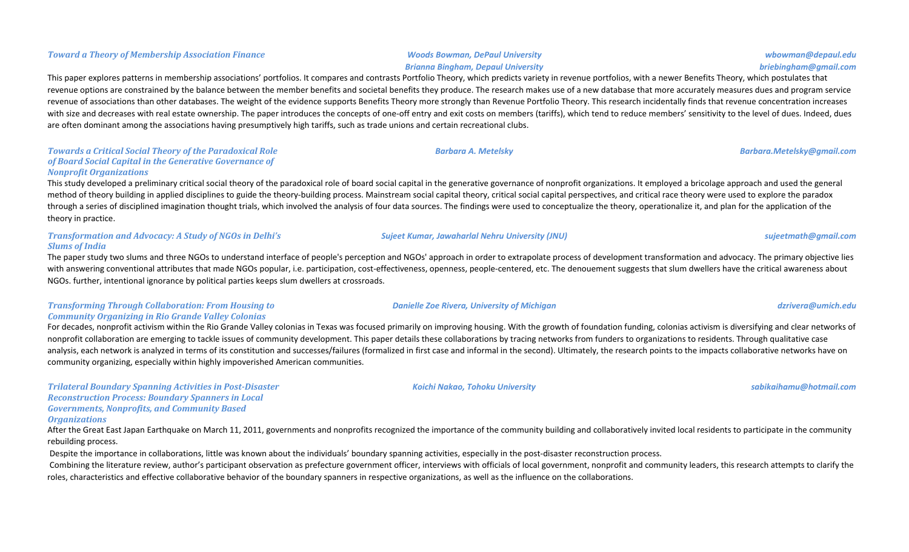### *Toward a Theory of Membership Association Finance*

*Woods Bowman, DePaul University* — *wbowman@depaul.edu*
*Brianna Bingham, Depaul University* — *briebingham@gmail.com*

This paper explores patterns in membership associations' portfolios. It compares and contrasts Portfolio Theory, which predicts variety in revenue portfolios, with a newer Benefits Theory, which postulates that revenue options are constrained by the balance between the member benefits and societal benefits they produce. The research makes use of a new database that more accurately measures dues and program service revenue of associations than other databases. The weight of the evidence supports Benefits Theory more strongly than Revenue Portfolio Theory. This research incidentally finds that revenue concentration increases with size and decreases with real estate ownership. The paper introduces the concepts of one-off entry and exit costs on members (tariffs), which tend to reduce members' sensitivity to the level of dues. Indeed, dues are often dominant among the associations having presumptively high tariffs, such as trade unions and certain recreational clubs.

### *Towards a Critical Social Theory of the Paradoxical Role of Board Social Capital in the Generative Governance of Nonprofit Organizations*

*Barbara A. Metelsky* — *Barbara.Metelsky@gmail.com*

This study developed a preliminary critical social theory of the paradoxical role of board social capital in the generative governance of nonprofit organizations. It employed a bricolage approach and used the general method of theory building in applied disciplines to guide the theory-building process. Mainstream social capital theory, critical social capital perspectives, and critical race theory were used to explore the paradox through a series of disciplined imagination thought trials, which involved the analysis of four data sources. The findings were used to conceptualize the theory, operationalize it, and plan for the application of the theory in practice.

### *Transformation and Advocacy: A Study of NGOs in Delhi's Slums of India*

*Sujeet Kumar, Jawaharlal Nehru University (JNU)* — *sujeetmath@gmail.com*

The paper study two slums and three NGOs to understand interface of people's perception and NGOs' approach in order to extrapolate process of development transformation and advocacy. The primary objective lies with answering conventional attributes that made NGOs popular, i.e. participation, cost-effectiveness, openness, people-centered, etc. The denouement suggests that slum dwellers have the critical awareness about NGOs. further, intentional ignorance by political parties keeps slum dwellers at crossroads.

### *Transforming Through Collaboration: From Housing to Community Organizing in Rio Grande Valley Colonias*

*Danielle Zoe Rivera, University of Michigan* — *dzrivera@umich.edu*

For decades, nonprofit activism within the Rio Grande Valley colonias in Texas was focused primarily on improving housing. With the growth of foundation funding, colonias activism is diversifying and clear networks of nonprofit collaboration are emerging to tackle issues of community development. This paper details these collaborations by tracing networks from funders to organizations to residents. Through qualitative case analysis, each network is analyzed in terms of its constitution and successes/failures (formalized in first case and informal in the second). Ultimately, the research points to the impacts collaborative networks have on community organizing, especially within highly impoverished American communities.

### *Trilateral Boundary Spanning Activities in Post-Disaster Reconstruction Process: Boundary Spanners in Local Governments, Nonprofits, and Community Based Organizations*

*Koichi Nakao, Tohoku University* — *sabikaihamu@hotmail.com*

After the Great East Japan Earthquake on March 11, 2011, governments and nonprofits recognized the importance of the community building and collaboratively invited local residents to participate in the community rebuilding process.

Despite the importance in collaborations, little was known about the individuals' boundary spanning activities, especially in the post-disaster reconstruction process.

Combining the literature review, author's participant observation as prefecture government officer, interviews with officials of local government, nonprofit and community leaders, this research attempts to clarify the roles, characteristics and effective collaborative behavior of the boundary spanners in respective organizations, as well as the influence on the collaborations.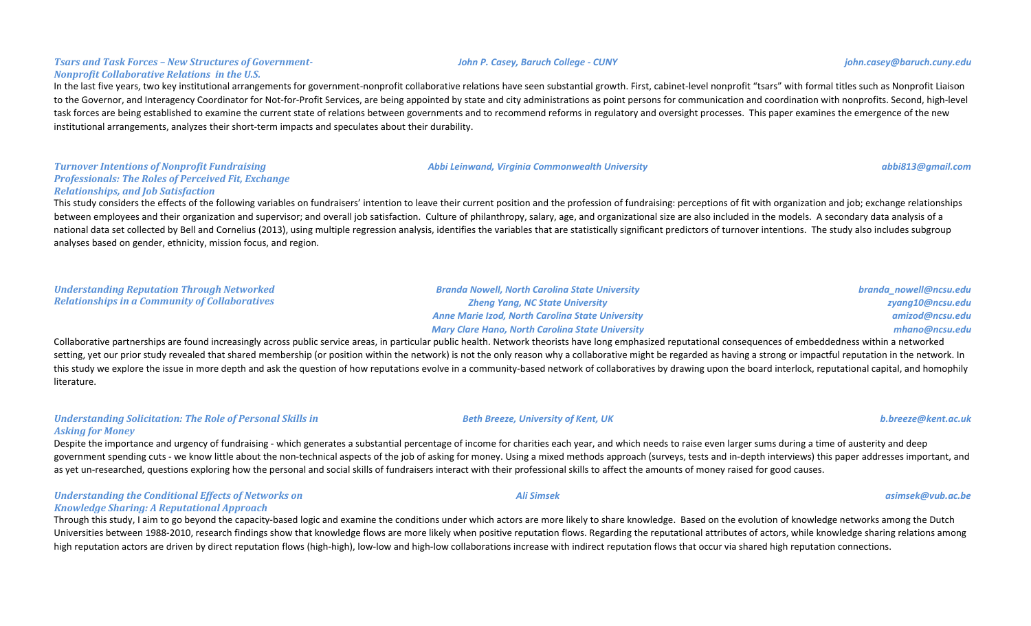### *Tsars and Task Forces – New Structures of Government-Nonprofit Collaborative Relations in the U.S.*

***John P. Casey, Baruch College - CUNY*** — *john.casey@baruch.cuny.edu*

In the last five years, two key institutional arrangements for government-nonprofit collaborative relations have seen substantial growth. First, cabinet-level nonprofit "tsars" with formal titles such as Nonprofit Liaison to the Governor, and Interagency Coordinator for Not-for-Profit Services, are being appointed by state and city administrations as point persons for communication and coordination with nonprofits. Second, high-level task forces are being established to examine the current state of relations between governments and to recommend reforms in regulatory and oversight processes. This paper examines the emergence of the new institutional arrangements, analyzes their short-term impacts and speculates about their durability.

### *Turnover Intentions of Nonprofit Fundraising Professionals: The Roles of Perceived Fit, Exchange Relationships, and Job Satisfaction*

***Abbi Leinwand, Virginia Commonwealth University*** — *abbi813@gmail.com*

This study considers the effects of the following variables on fundraisers' intention to leave their current position and the profession of fundraising: perceptions of fit with organization and job; exchange relationships between employees and their organization and supervisor; and overall job satisfaction. Culture of philanthropy, salary, age, and organizational size are also included in the models. A secondary data analysis of a national data set collected by Bell and Cornelius (2013), using multiple regression analysis, identifies the variables that are statistically significant predictors of turnover intentions. The study also includes subgroup analyses based on gender, ethnicity, mission focus, and region.

### *Understanding Reputation Through Networked Relationships in a Community of Collaboratives*

***Branda Nowell, North Carolina State University*** — *branda_nowell@ncsu.edu*
***Zheng Yang, NC State University*** — *zyang10@ncsu.edu*
***Anne Marie Izod, North Carolina State University*** — *amizod@ncsu.edu*
***Mary Clare Hano, North Carolina State University*** — *mhano@ncsu.edu*

Collaborative partnerships are found increasingly across public service areas, in particular public health. Network theorists have long emphasized reputational consequences of embeddedness within a networked setting, yet our prior study revealed that shared membership (or position within the network) is not the only reason why a collaborative might be regarded as having a strong or impactful reputation in the network. In this study we explore the issue in more depth and ask the question of how reputations evolve in a community-based network of collaboratives by drawing upon the board interlock, reputational capital, and homophily literature.

### *Understanding Solicitation: The Role of Personal Skills in Asking for Money*

***Beth Breeze, University of Kent, UK*** — *b.breeze@kent.ac.uk*

Despite the importance and urgency of fundraising - which generates a substantial percentage of income for charities each year, and which needs to raise even larger sums during a time of austerity and deep government spending cuts - we know little about the non-technical aspects of the job of asking for money. Using a mixed methods approach (surveys, tests and in-depth interviews) this paper addresses important, and as yet un-researched, questions exploring how the personal and social skills of fundraisers interact with their professional skills to affect the amounts of money raised for good causes.

### *Understanding the Conditional Effects of Networks on Knowledge Sharing: A Reputational Approach*

***Ali Simsek*** — *asimsek@vub.ac.be*

Through this study, I aim to go beyond the capacity-based logic and examine the conditions under which actors are more likely to share knowledge. Based on the evolution of knowledge networks among the Dutch Universities between 1988-2010, research findings show that knowledge flows are more likely when positive reputation flows. Regarding the reputational attributes of actors, while knowledge sharing relations among high reputation actors are driven by direct reputation flows (high-high), low-low and high-low collaborations increase with indirect reputation flows that occur via shared high reputation connections.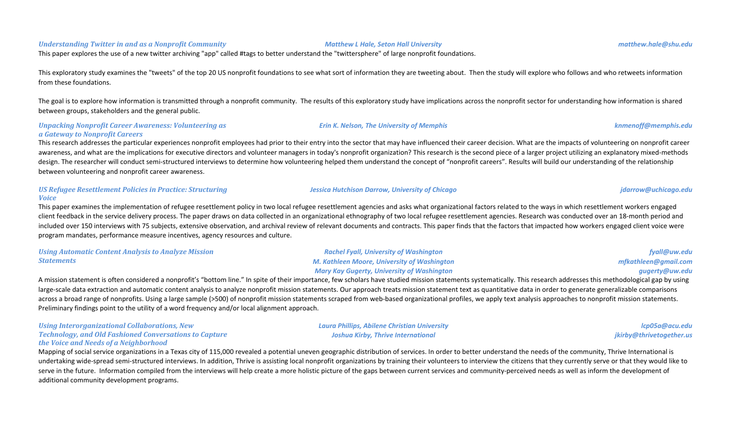### *Understanding Twitter in and as a Nonprofit Community*

*Matthew L Hale, Seton Hall University* — *matthew.hale@shu.edu*

This paper explores the use of a new twitter archiving "app" called #tags to better understand the "twittersphere" of large nonprofit foundations.

This exploratory study examines the "tweets" of the top 20 US nonprofit foundations to see what sort of information they are tweeting about. Then the study will explore who follows and who retweets information from these foundations.

The goal is to explore how information is transmitted through a nonprofit community. The results of this exploratory study have implications across the nonprofit sector for understanding how information is shared between groups, stakeholders and the general public.

### *Unpacking Nonprofit Career Awareness: Volunteering as a Gateway to Nonprofit Careers*

*Erin K. Nelson, The University of Memphis* — *knmenoff@memphis.edu*

This research addresses the particular experiences nonprofit employees had prior to their entry into the sector that may have influenced their career decision. What are the impacts of volunteering on nonprofit career awareness, and what are the implications for executive directors and volunteer managers in today's nonprofit organization? This research is the second piece of a larger project utilizing an explanatory mixed-methods design. The researcher will conduct semi-structured interviews to determine how volunteering helped them understand the concept of "nonprofit careers". Results will build our understanding of the relationship between volunteering and nonprofit career awareness.

### *US Refugee Resettlement Policies in Practice: Structuring Voice*

*Jessica Hutchison Darrow, University of Chicago* — *jdarrow@uchicago.edu*

This paper examines the implementation of refugee resettlement policy in two local refugee resettlement agencies and asks what organizational factors related to the ways in which resettlement workers engaged client feedback in the service delivery process. The paper draws on data collected in an organizational ethnography of two local refugee resettlement agencies. Research was conducted over an 18-month period and included over 150 interviews with 75 subjects, extensive observation, and archival review of relevant documents and contracts. This paper finds that the factors that impacted how workers engaged client voice were program mandates, performance measure incentives, agency resources and culture.

### *Using Automatic Content Analysis to Analyze Mission Statements*

*Rachel Fyall, University of Washington* — *fyall@uw.edu*
*M. Kathleen Moore, University of Washington* — *mfkathleen@gmail.com*
*Mary Kay Gugerty, University of Washington* — *gugerty@uw.edu*

A mission statement is often considered a nonprofit's "bottom line." In spite of their importance, few scholars have studied mission statements systematically. This research addresses this methodological gap by using large-scale data extraction and automatic content analysis to analyze nonprofit mission statements. Our approach treats mission statement text as quantitative data in order to generate generalizable comparisons across a broad range of nonprofits. Using a large sample (>500) of nonprofit mission statements scraped from web-based organizational profiles, we apply text analysis approaches to nonprofit mission statements. Preliminary findings point to the utility of a word frequency and/or local alignment approach.

### *Using Interorganizational Collaborations, New Technology, and Old Fashioned Conversations to Capture the Voice and Needs of a Neighborhood*

*Laura Phillips, Abilene Christian University* — *lcp05a@acu.edu*
*Joshua Kirby, Thrive International* — *jkirby@thrivetogether.us*

Mapping of social service organizations in a Texas city of 115,000 revealed a potential uneven geographic distribution of services. In order to better understand the needs of the community, Thrive International is undertaking wide-spread semi-structured interviews. In addition, Thrive is assisting local nonprofit organizations by training their volunteers to interview the citizens that they currently serve or that they would like to serve in the future. Information compiled from the interviews will help create a more holistic picture of the gaps between current services and community-perceived needs as well as inform the development of additional community development programs.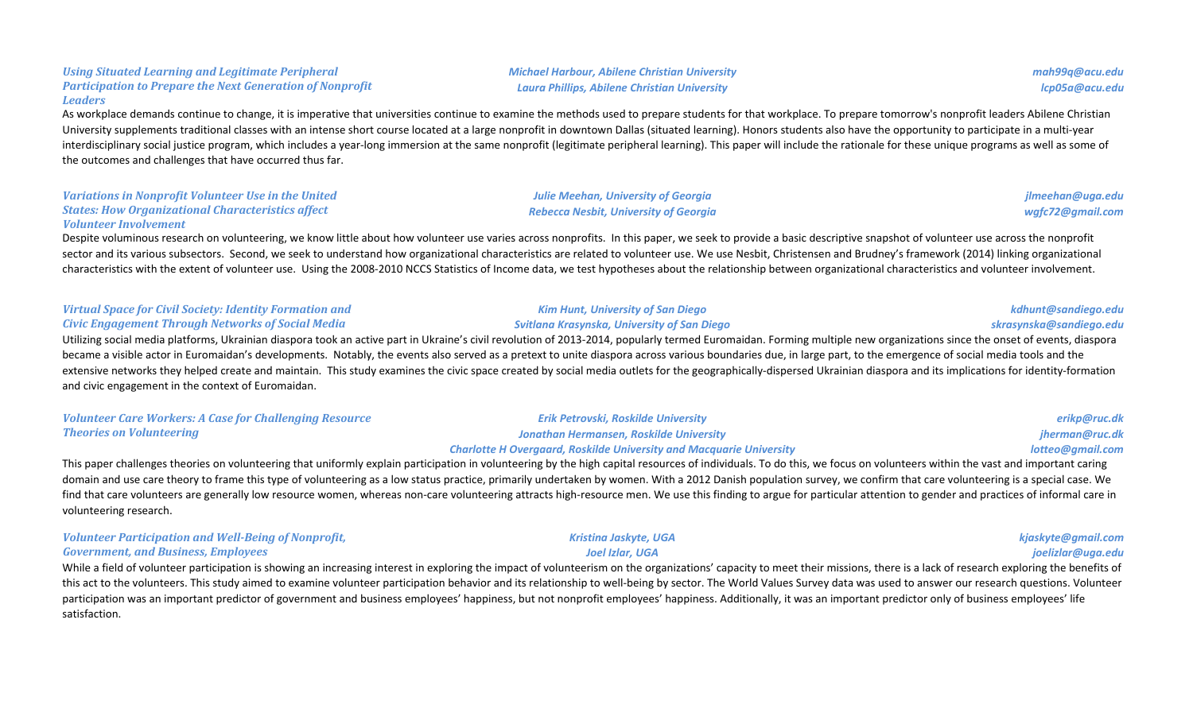### *Using Situated Learning and Legitimate Peripheral Participation to Prepare the Next Generation of Nonprofit Leaders*

*Michael Harbour, Abilene Christian University* — *mah99q@acu.edu*
*Laura Phillips, Abilene Christian University* — *lcp05a@acu.edu*

As workplace demands continue to change, it is imperative that universities continue to examine the methods used to prepare students for that workplace. To prepare tomorrow's nonprofit leaders Abilene Christian University supplements traditional classes with an intense short course located at a large nonprofit in downtown Dallas (situated learning). Honors students also have the opportunity to participate in a multi-year interdisciplinary social justice program, which includes a year-long immersion at the same nonprofit (legitimate peripheral learning). This paper will include the rationale for these unique programs as well as some of the outcomes and challenges that have occurred thus far.

### *Variations in Nonprofit Volunteer Use in the United States: How Organizational Characteristics affect Volunteer Involvement*

*Julie Meehan, University of Georgia* — *jlmeehan@uga.edu*
*Rebecca Nesbit, University of Georgia* — *wgfc72@gmail.com*

Despite voluminous research on volunteering, we know little about how volunteer use varies across nonprofits. In this paper, we seek to provide a basic descriptive snapshot of volunteer use across the nonprofit sector and its various subsectors. Second, we seek to understand how organizational characteristics are related to volunteer use. We use Nesbit, Christensen and Brudney's framework (2014) linking organizational characteristics with the extent of volunteer use. Using the 2008-2010 NCCS Statistics of Income data, we test hypotheses about the relationship between organizational characteristics and volunteer involvement.

### *Virtual Space for Civil Society: Identity Formation and Civic Engagement Through Networks of Social Media*

*Kim Hunt, University of San Diego* — *kdhunt@sandiego.edu*
*Svitlana Krasynska, University of San Diego* — *skrasynska@sandiego.edu*

Utilizing social media platforms, Ukrainian diaspora took an active part in Ukraine's civil revolution of 2013-2014, popularly termed Euromaidan. Forming multiple new organizations since the onset of events, diaspora became a visible actor in Euromaidan's developments. Notably, the events also served as a pretext to unite diaspora across various boundaries due, in large part, to the emergence of social media tools and the extensive networks they helped create and maintain. This study examines the civic space created by social media outlets for the geographically-dispersed Ukrainian diaspora and its implications for identity-formation and civic engagement in the context of Euromaidan.

### *Volunteer Care Workers: A Case for Challenging Resource Theories on Volunteering*

*Erik Petrovski, Roskilde University* — *erikp@ruc.dk*
*Jonathan Hermansen, Roskilde University* — *jherman@ruc.dk*
*Charlotte H Overgaard, Roskilde University and Macquarie University* — *lotteo@gmail.com*

This paper challenges theories on volunteering that uniformly explain participation in volunteering by the high capital resources of individuals. To do this, we focus on volunteers within the vast and important caring domain and use care theory to frame this type of volunteering as a low status practice, primarily undertaken by women. With a 2012 Danish population survey, we confirm that care volunteering is a special case. We find that care volunteers are generally low resource women, whereas non-care volunteering attracts high-resource men. We use this finding to argue for particular attention to gender and practices of informal care in volunteering research.

### *Volunteer Participation and Well-Being of Nonprofit, Government, and Business, Employees*

*Kristina Jaskyte, UGA* — *kjaskyte@gmail.com*
*Joel Izlar, UGA* — *joelizlar@uga.edu*

While a field of volunteer participation is showing an increasing interest in exploring the impact of volunteerism on the organizations' capacity to meet their missions, there is a lack of research exploring the benefits of this act to the volunteers. This study aimed to examine volunteer participation behavior and its relationship to well-being by sector. The World Values Survey data was used to answer our research questions. Volunteer participation was an important predictor of government and business employees' happiness, but not nonprofit employees' happiness. Additionally, it was an important predictor only of business employees' life satisfaction.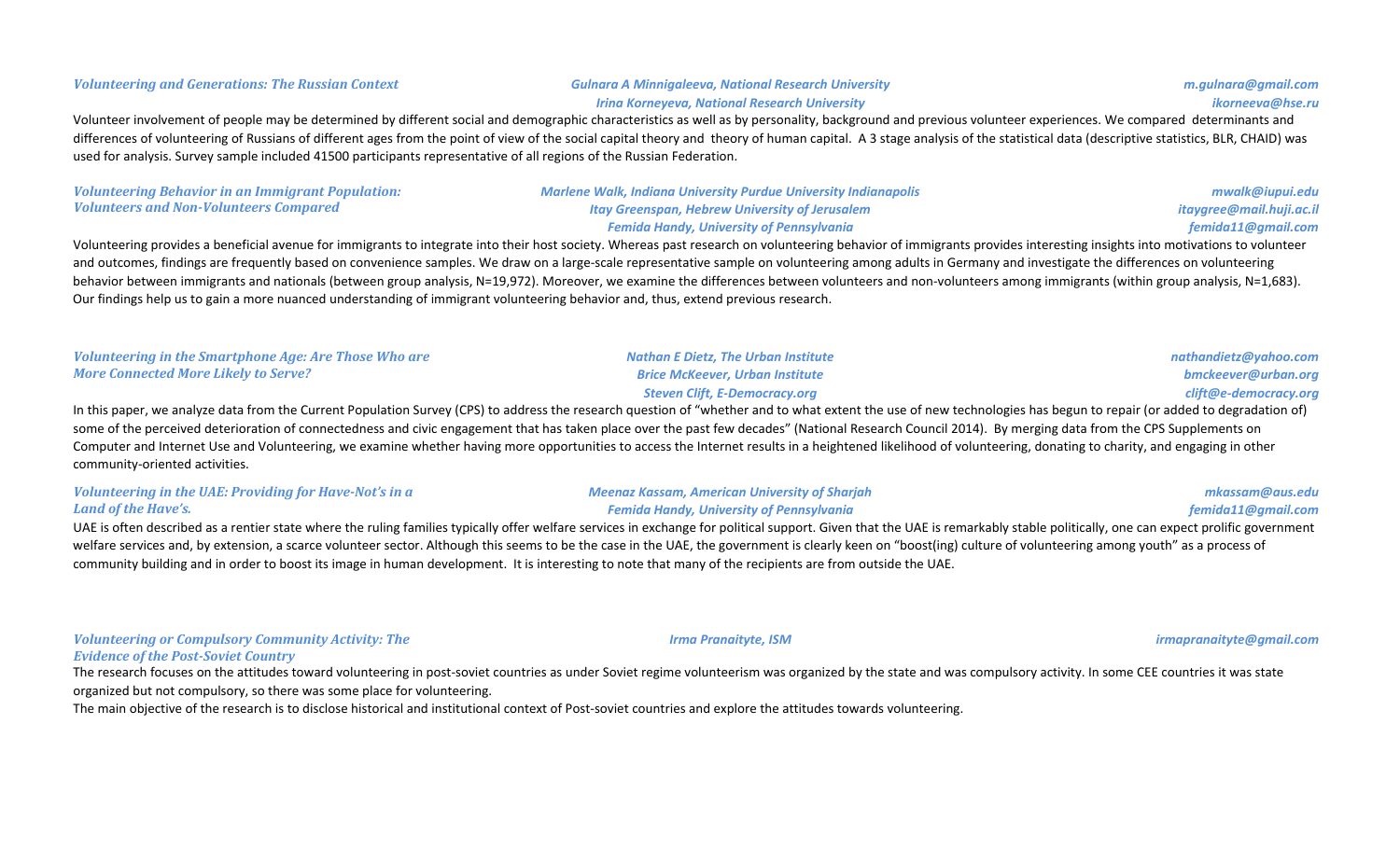### *Volunteering and Generations: The Russian Context*

*Gulnara A Minnigaleeva, National Research University* — *m.gulnara@gmail.com*
*Irina Korneyeva, National Research University* — *ikorneeva@hse.ru*

Volunteer involvement of people may be determined by different social and demographic characteristics as well as by personality, background and previous volunteer experiences. We compared determinants and differences of volunteering of Russians of different ages from the point of view of the social capital theory and theory of human capital. A 3 stage analysis of the statistical data (descriptive statistics, BLR, CHAID) was used for analysis. Survey sample included 41500 participants representative of all regions of the Russian Federation.

### *Volunteering Behavior in an Immigrant Population: Volunteers and Non-Volunteers Compared*

*Marlene Walk, Indiana University Purdue University Indianapolis* — *mwalk@iupui.edu*
*Itay Greenspan, Hebrew University of Jerusalem* — *itaygree@mail.huji.ac.il*
*Femida Handy, University of Pennsylvania* — *femida11@gmail.com*

Volunteering provides a beneficial avenue for immigrants to integrate into their host society. Whereas past research on volunteering behavior of immigrants provides interesting insights into motivations to volunteer and outcomes, findings are frequently based on convenience samples. We draw on a large-scale representative sample on volunteering among adults in Germany and investigate the differences on volunteering behavior between immigrants and nationals (between group analysis, N=19,972). Moreover, we examine the differences between volunteers and non-volunteers among immigrants (within group analysis, N=1,683). Our findings help us to gain a more nuanced understanding of immigrant volunteering behavior and, thus, extend previous research.

### *Volunteering in the Smartphone Age: Are Those Who are More Connected More Likely to Serve?*

*Nathan E Dietz, The Urban Institute* — *nathandietz@yahoo.com*
*Brice McKeever, Urban Institute* — *bmckeever@urban.org*
*Steven Clift, E-Democracy.org* — *clift@e-democracy.org*

In this paper, we analyze data from the Current Population Survey (CPS) to address the research question of "whether and to what extent the use of new technologies has begun to repair (or added to degradation of) some of the perceived deterioration of connectedness and civic engagement that has taken place over the past few decades" (National Research Council 2014). By merging data from the CPS Supplements on Computer and Internet Use and Volunteering, we examine whether having more opportunities to access the Internet results in a heightened likelihood of volunteering, donating to charity, and engaging in other community-oriented activities.

### *Volunteering in the UAE: Providing for Have-Not's in a Land of the Have's.*

*Meenaz Kassam, American University of Sharjah* — *mkassam@aus.edu*
*Femida Handy, University of Pennsylvania* — *femida11@gmail.com*

UAE is often described as a rentier state where the ruling families typically offer welfare services in exchange for political support. Given that the UAE is remarkably stable politically, one can expect prolific government welfare services and, by extension, a scarce volunteer sector. Although this seems to be the case in the UAE, the government is clearly keen on "boost(ing) culture of volunteering among youth" as a process of community building and in order to boost its image in human development. It is interesting to note that many of the recipients are from outside the UAE.

### *Volunteering or Compulsory Community Activity: The Evidence of the Post-Soviet Country*

*Irma Pranaityte, ISM* — *irmapranaityte@gmail.com*

The research focuses on the attitudes toward volunteering in post-soviet countries as under Soviet regime volunteerism was organized by the state and was compulsory activity. In some CEE countries it was state organized but not compulsory, so there was some place for volunteering.

The main objective of the research is to disclose historical and institutional context of Post-soviet countries and explore the attitudes towards volunteering.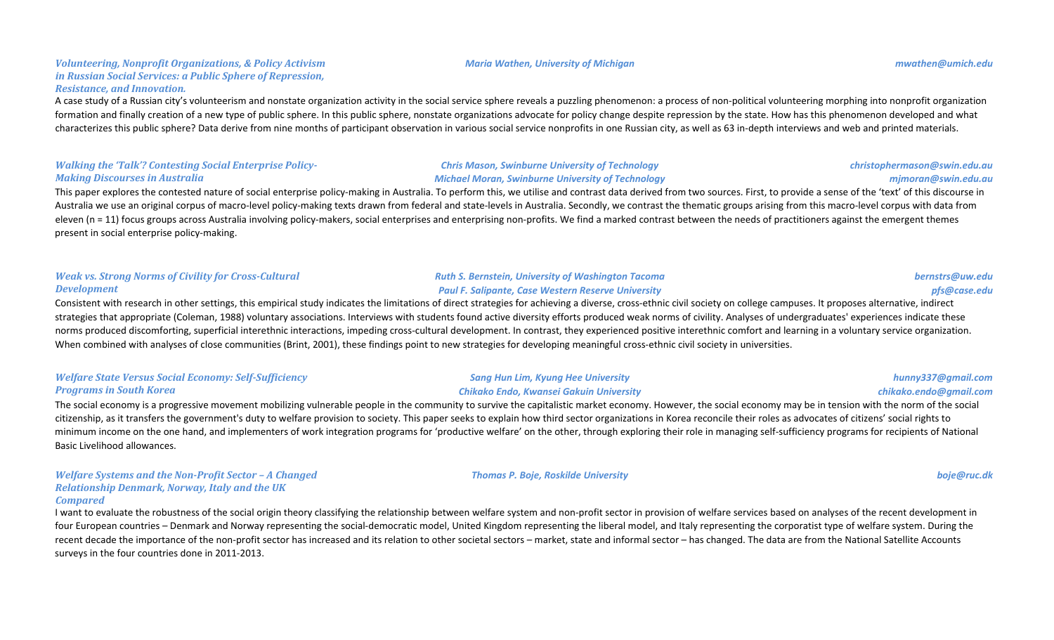### *Volunteering, Nonprofit Organizations, & Policy Activism in Russian Social Services: a Public Sphere of Repression, Resistance, and Innovation.*

***Maria Wathen, University of Michigan*** — ***mwathen@umich.edu***

A case study of a Russian city's volunteerism and nonstate organization activity in the social service sphere reveals a puzzling phenomenon: a process of non-political volunteering morphing into nonprofit organization formation and finally creation of a new type of public sphere. In this public sphere, nonstate organizations advocate for policy change despite repression by the state. How has this phenomenon developed and what characterizes this public sphere? Data derive from nine months of participant observation in various social service nonprofits in one Russian city, as well as 63 in-depth interviews and web and printed materials.

### *Walking the 'Talk'? Contesting Social Enterprise Policy-Making Discourses in Australia*

***Chris Mason, Swinburne University of Technology*** — ***christophermason@swin.edu.au***
***Michael Moran, Swinburne University of Technology*** — ***mjmoran@swin.edu.au***

This paper explores the contested nature of social enterprise policy-making in Australia. To perform this, we utilise and contrast data derived from two sources. First, to provide a sense of the 'text' of this discourse in Australia we use an original corpus of macro-level policy-making texts drawn from federal and state-levels in Australia. Secondly, we contrast the thematic groups arising from this macro-level corpus with data from eleven (n = 11) focus groups across Australia involving policy-makers, social enterprises and enterprising non-profits. We find a marked contrast between the needs of practitioners against the emergent themes present in social enterprise policy-making.

### *Weak vs. Strong Norms of Civility for Cross-Cultural Development*

***Ruth S. Bernstein, University of Washington Tacoma*** — ***bernstrs@uw.edu***
***Paul F. Salipante, Case Western Reserve University*** — ***pfs@case.edu***

Consistent with research in other settings, this empirical study indicates the limitations of direct strategies for achieving a diverse, cross-ethnic civil society on college campuses. It proposes alternative, indirect strategies that appropriate (Coleman, 1988) voluntary associations. Interviews with students found active diversity efforts produced weak norms of civility. Analyses of undergraduates' experiences indicate these norms produced discomforting, superficial interethnic interactions, impeding cross-cultural development. In contrast, they experienced positive interethnic comfort and learning in a voluntary service organization. When combined with analyses of close communities (Brint, 2001), these findings point to new strategies for developing meaningful cross-ethnic civil society in universities.

### *Welfare State Versus Social Economy: Self-Sufficiency Programs in South Korea*

***Sang Hun Lim, Kyung Hee University*** — ***hunny337@gmail.com***
***Chikako Endo, Kwansei Gakuin University*** — ***chikako.endo@gmail.com***

The social economy is a progressive movement mobilizing vulnerable people in the community to survive the capitalistic market economy. However, the social economy may be in tension with the norm of the social citizenship, as it transfers the government's duty to welfare provision to society. This paper seeks to explain how third sector organizations in Korea reconcile their roles as advocates of citizens' social rights to minimum income on the one hand, and implementers of work integration programs for 'productive welfare' on the other, through exploring their role in managing self-sufficiency programs for recipients of National Basic Livelihood allowances.

### *Welfare Systems and the Non-Profit Sector – A Changed Relationship Denmark, Norway, Italy and the UK Compared*

***Thomas P. Boje, Roskilde University*** — ***boje@ruc.dk***

I want to evaluate the robustness of the social origin theory classifying the relationship between welfare system and non-profit sector in provision of welfare services based on analyses of the recent development in four European countries – Denmark and Norway representing the social-democratic model, United Kingdom representing the liberal model, and Italy representing the corporatist type of welfare system. During the recent decade the importance of the non-profit sector has increased and its relation to other societal sectors – market, state and informal sector – has changed. The data are from the National Satellite Accounts surveys in the four countries done in 2011-2013.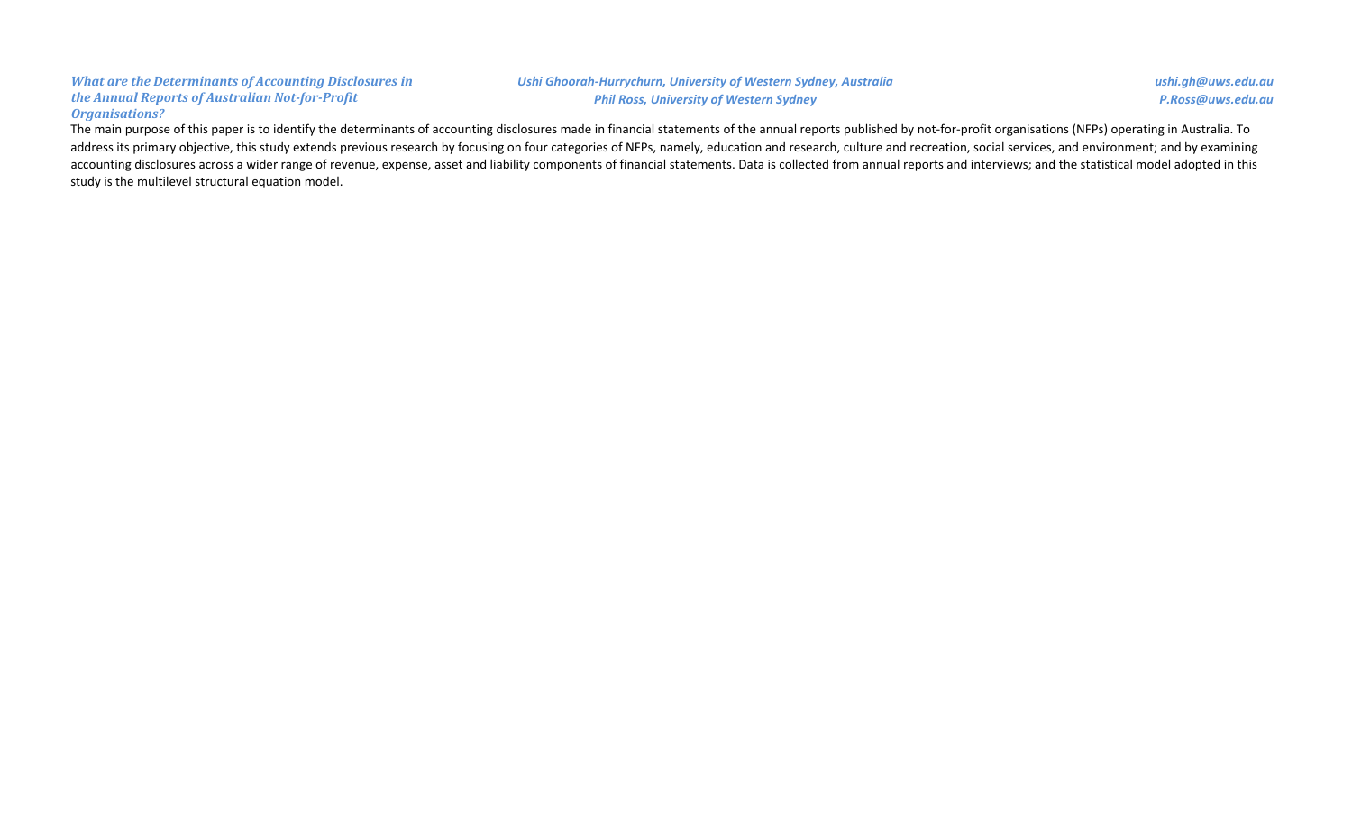***What are the Determinants of Accounting Disclosures in the Annual Reports of Australian Not-for-Profit Organisations?***

***Ushi Ghoorah-Hurrychurn, University of Western Sydney, Australia***
***Phil Ross, University of Western Sydney***

***ushi.gh@uws.edu.au***
***P.Ross@uws.edu.au***

The main purpose of this paper is to identify the determinants of accounting disclosures made in financial statements of the annual reports published by not-for-profit organisations (NFPs) operating in Australia. To address its primary objective, this study extends previous research by focusing on four categories of NFPs, namely, education and research, culture and recreation, social services, and environment; and by examining accounting disclosures across a wider range of revenue, expense, asset and liability components of financial statements. Data is collected from annual reports and interviews; and the statistical model adopted in this study is the multilevel structural equation model.